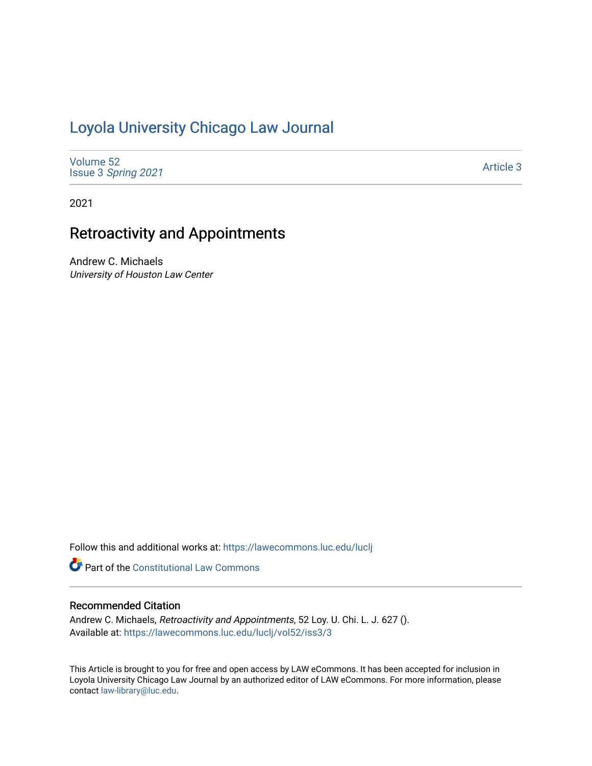# Loyola University Chicago Law Journal

Volume 52
Issue 3 *Spring 2021*

Article 3

2021

## Retroactivity and Appointments

Andrew C. Michaels
*University of Houston Law Center*

Follow this and additional works at: https://lawecommons.luc.edu/luclj

Part of the Constitutional Law Commons

### Recommended Citation

Andrew C. Michaels, *Retroactivity and Appointments*, 52 Loy. U. Chi. L. J. 627 ().
Available at: https://lawecommons.luc.edu/luclj/vol52/iss3/3

This Article is brought to you for free and open access by LAW eCommons. It has been accepted for inclusion in Loyola University Chicago Law Journal by an authorized editor of LAW eCommons. For more information, please contact law-library@luc.edu.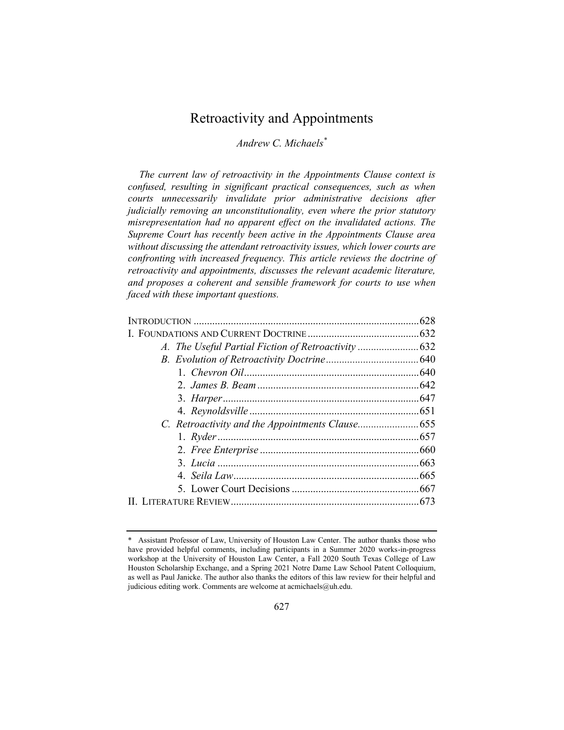# Retroactivity and Appointments

*Andrew C. Michaels*[*]

*The current law of retroactivity in the Appointments Clause context is confused, resulting in significant practical consequences, such as when courts unnecessarily invalidate prior administrative decisions after judicially removing an unconstitutionality, even where the prior statutory misrepresentation had no apparent effect on the invalidated actions. The Supreme Court has recently been active in the Appointments Clause area without discussing the attendant retroactivity issues, which lower courts are confronting with increased frequency. This article reviews the doctrine of retroactivity and appointments, discusses the relevant academic literature, and proposes a coherent and sensible framework for courts to use when faced with these important questions.*

| | |
|---|---|
| INTRODUCTION | 628 |
| I. FOUNDATIONS AND CURRENT DOCTRINE | 632 |
| A. *The Useful Partial Fiction of Retroactivity* | 632 |
| B. *Evolution of Retroactivity Doctrine* | 640 |
| 1. *Chevron Oil* | 640 |
| 2. *James B. Beam* | 642 |
| 3. *Harper* | 647 |
| 4. *Reynoldsville* | 651 |
| C. *Retroactivity and the Appointments Clause* | 655 |
| 1. *Ryder* | 657 |
| 2. *Free Enterprise* | 660 |
| 3. *Lucia* | 663 |
| 4. *Seila Law* | 665 |
| 5. Lower Court Decisions | 667 |
| II. LITERATURE REVIEW | 673 |

[*] Assistant Professor of Law, University of Houston Law Center. The author thanks those who have provided helpful comments, including participants in a Summer 2020 works-in-progress workshop at the University of Houston Law Center, a Fall 2020 South Texas College of Law Houston Scholarship Exchange, and a Spring 2021 Notre Dame Law School Patent Colloquium, as well as Paul Janicke. The author also thanks the editors of this law review for their helpful and judicious editing work. Comments are welcome at acmichaels@uh.edu.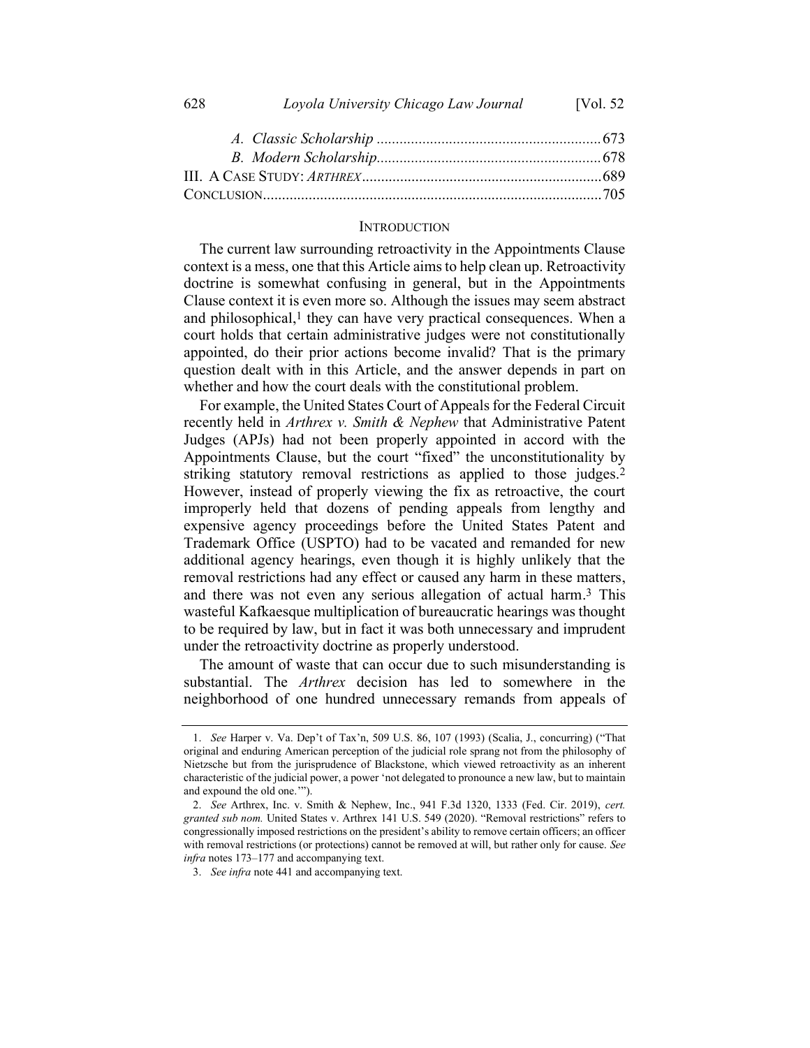| | |
|---|---|
| *A. Classic Scholarship* | 673 |
| *B. Modern Scholarship* | 678 |
| III. A CASE STUDY: *ARTHREX* | 689 |
| CONCLUSION | 705 |

## INTRODUCTION

The current law surrounding retroactivity in the Appointments Clause context is a mess, one that this Article aims to help clean up. Retroactivity doctrine is somewhat confusing in general, but in the Appointments Clause context it is even more so. Although the issues may seem abstract and philosophical,[1] they can have very practical consequences. When a court holds that certain administrative judges were not constitutionally appointed, do their prior actions become invalid? That is the primary question dealt with in this Article, and the answer depends in part on whether and how the court deals with the constitutional problem.

For example, the United States Court of Appeals for the Federal Circuit recently held in *Arthrex v. Smith & Nephew* that Administrative Patent Judges (APJs) had not been properly appointed in accord with the Appointments Clause, but the court "fixed" the unconstitutionality by striking statutory removal restrictions as applied to those judges.[2] However, instead of properly viewing the fix as retroactive, the court improperly held that dozens of pending appeals from lengthy and expensive agency proceedings before the United States Patent and Trademark Office (USPTO) had to be vacated and remanded for new additional agency hearings, even though it is highly unlikely that the removal restrictions had any effect or caused any harm in these matters, and there was not even any serious allegation of actual harm.[3] This wasteful Kafkaesque multiplication of bureaucratic hearings was thought to be required by law, but in fact it was both unnecessary and imprudent under the retroactivity doctrine as properly understood.

The amount of waste that can occur due to such misunderstanding is substantial. The *Arthrex* decision has led to somewhere in the neighborhood of one hundred unnecessary remands from appeals of

---

1. *See* Harper v. Va. Dep't of Tax'n, 509 U.S. 86, 107 (1993) (Scalia, J., concurring) ("That original and enduring American perception of the judicial role sprang not from the philosophy of Nietzsche but from the jurisprudence of Blackstone, which viewed retroactivity as an inherent characteristic of the judicial power, a power 'not delegated to pronounce a new law, but to maintain and expound the old one.'").

2. *See* Arthrex, Inc. v. Smith & Nephew, Inc., 941 F.3d 1320, 1333 (Fed. Cir. 2019), *cert. granted sub nom.* United States v. Arthrex 141 U.S. 549 (2020). "Removal restrictions" refers to congressionally imposed restrictions on the president's ability to remove certain officers; an officer with removal restrictions (or protections) cannot be removed at will, but rather only for cause. *See infra* notes 173–177 and accompanying text.

3. *See infra* note 441 and accompanying text.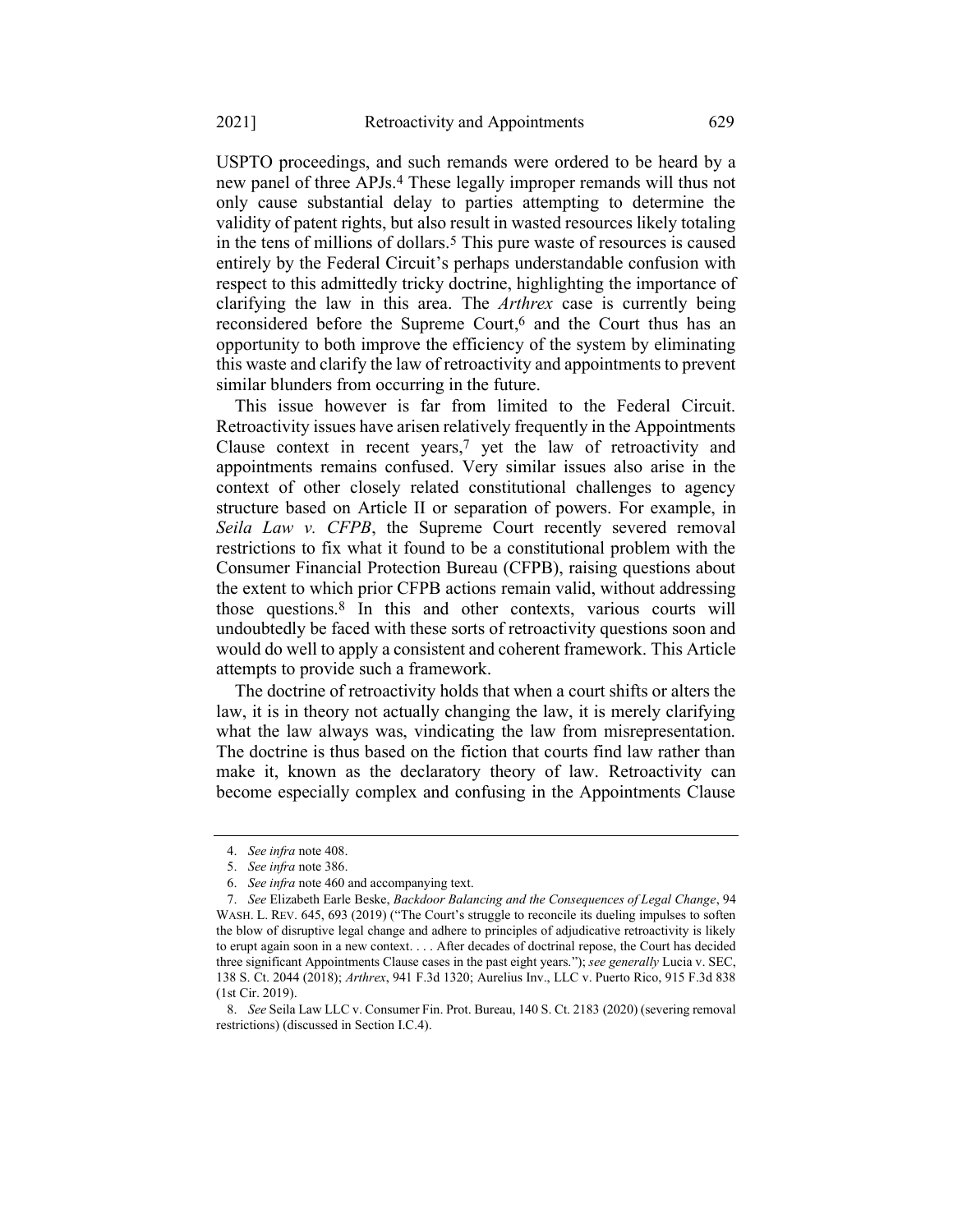USPTO proceedings, and such remands were ordered to be heard by a new panel of three APJs.[4] These legally improper remands will thus not only cause substantial delay to parties attempting to determine the validity of patent rights, but also result in wasted resources likely totaling in the tens of millions of dollars.[5] This pure waste of resources is caused entirely by the Federal Circuit's perhaps understandable confusion with respect to this admittedly tricky doctrine, highlighting the importance of clarifying the law in this area. The *Arthrex* case is currently being reconsidered before the Supreme Court,[6] and the Court thus has an opportunity to both improve the efficiency of the system by eliminating this waste and clarify the law of retroactivity and appointments to prevent similar blunders from occurring in the future.

This issue however is far from limited to the Federal Circuit. Retroactivity issues have arisen relatively frequently in the Appointments Clause context in recent years,[7] yet the law of retroactivity and appointments remains confused. Very similar issues also arise in the context of other closely related constitutional challenges to agency structure based on Article II or separation of powers. For example, in *Seila Law v. CFPB*, the Supreme Court recently severed removal restrictions to fix what it found to be a constitutional problem with the Consumer Financial Protection Bureau (CFPB), raising questions about the extent to which prior CFPB actions remain valid, without addressing those questions.[8] In this and other contexts, various courts will undoubtedly be faced with these sorts of retroactivity questions soon and would do well to apply a consistent and coherent framework. This Article attempts to provide such a framework.

The doctrine of retroactivity holds that when a court shifts or alters the law, it is in theory not actually changing the law, it is merely clarifying what the law always was, vindicating the law from misrepresentation. The doctrine is thus based on the fiction that courts find law rather than make it, known as the declaratory theory of law. Retroactivity can become especially complex and confusing in the Appointments Clause

4. *See infra* note 408.

5. *See infra* note 386.

6. *See infra* note 460 and accompanying text.

7. *See* Elizabeth Earle Beske, *Backdoor Balancing and the Consequences of Legal Change*, 94 WASH. L. REV. 645, 693 (2019) ("The Court's struggle to reconcile its dueling impulses to soften the blow of disruptive legal change and adhere to principles of adjudicative retroactivity is likely to erupt again soon in a new context. . . . After decades of doctrinal repose, the Court has decided three significant Appointments Clause cases in the past eight years."); *see generally* Lucia v. SEC, 138 S. Ct. 2044 (2018); *Arthrex*, 941 F.3d 1320; Aurelius Inv., LLC v. Puerto Rico, 915 F.3d 838 (1st Cir. 2019).

8. *See* Seila Law LLC v. Consumer Fin. Prot. Bureau, 140 S. Ct. 2183 (2020) (severing removal restrictions) (discussed in Section I.C.4).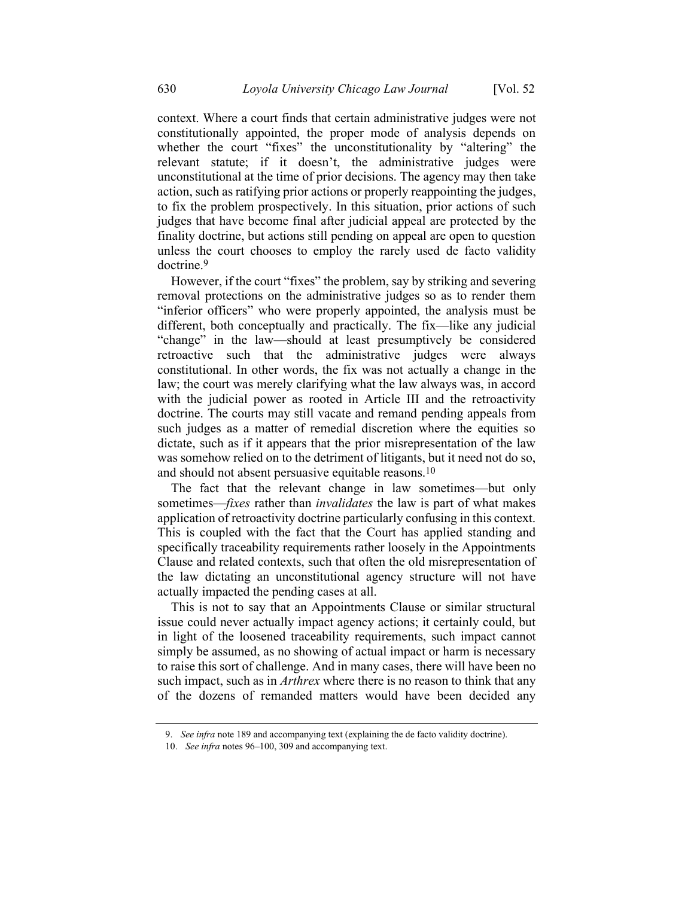context. Where a court finds that certain administrative judges were not constitutionally appointed, the proper mode of analysis depends on whether the court "fixes" the unconstitutionality by "altering" the relevant statute; if it doesn't, the administrative judges were unconstitutional at the time of prior decisions. The agency may then take action, such as ratifying prior actions or properly reappointing the judges, to fix the problem prospectively. In this situation, prior actions of such judges that have become final after judicial appeal are protected by the finality doctrine, but actions still pending on appeal are open to question unless the court chooses to employ the rarely used de facto validity doctrine.[9]

However, if the court "fixes" the problem, say by striking and severing removal protections on the administrative judges so as to render them "inferior officers" who were properly appointed, the analysis must be different, both conceptually and practically. The fix—like any judicial "change" in the law—should at least presumptively be considered retroactive such that the administrative judges were always constitutional. In other words, the fix was not actually a change in the law; the court was merely clarifying what the law always was, in accord with the judicial power as rooted in Article III and the retroactivity doctrine. The courts may still vacate and remand pending appeals from such judges as a matter of remedial discretion where the equities so dictate, such as if it appears that the prior misrepresentation of the law was somehow relied on to the detriment of litigants, but it need not do so, and should not absent persuasive equitable reasons.[10]

The fact that the relevant change in law sometimes—but only sometimes—*fixes* rather than *invalidates* the law is part of what makes application of retroactivity doctrine particularly confusing in this context. This is coupled with the fact that the Court has applied standing and specifically traceability requirements rather loosely in the Appointments Clause and related contexts, such that often the old misrepresentation of the law dictating an unconstitutional agency structure will not have actually impacted the pending cases at all.

This is not to say that an Appointments Clause or similar structural issue could never actually impact agency actions; it certainly could, but in light of the loosened traceability requirements, such impact cannot simply be assumed, as no showing of actual impact or harm is necessary to raise this sort of challenge. And in many cases, there will have been no such impact, such as in *Arthrex* where there is no reason to think that any of the dozens of remanded matters would have been decided any

9. *See infra* note 189 and accompanying text (explaining the de facto validity doctrine).

10. *See infra* notes 96–100, 309 and accompanying text.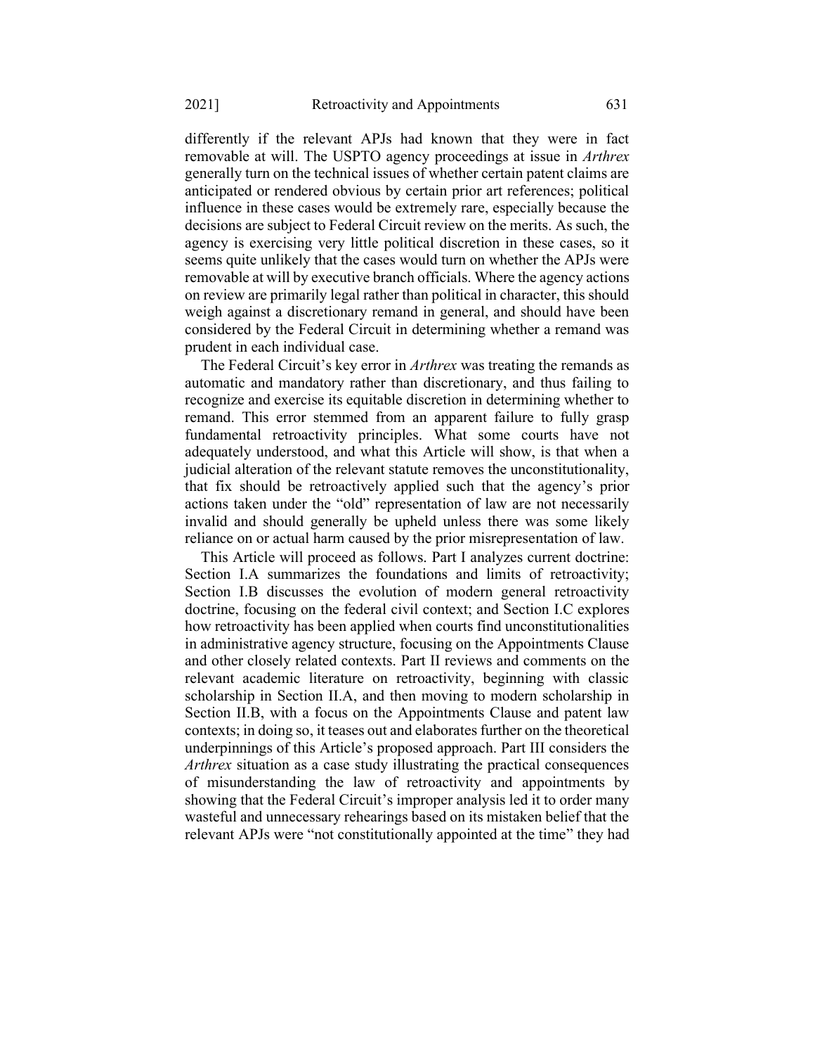differently if the relevant APJs had known that they were in fact removable at will. The USPTO agency proceedings at issue in *Arthrex* generally turn on the technical issues of whether certain patent claims are anticipated or rendered obvious by certain prior art references; political influence in these cases would be extremely rare, especially because the decisions are subject to Federal Circuit review on the merits. As such, the agency is exercising very little political discretion in these cases, so it seems quite unlikely that the cases would turn on whether the APJs were removable at will by executive branch officials. Where the agency actions on review are primarily legal rather than political in character, this should weigh against a discretionary remand in general, and should have been considered by the Federal Circuit in determining whether a remand was prudent in each individual case.

The Federal Circuit's key error in *Arthrex* was treating the remands as automatic and mandatory rather than discretionary, and thus failing to recognize and exercise its equitable discretion in determining whether to remand. This error stemmed from an apparent failure to fully grasp fundamental retroactivity principles. What some courts have not adequately understood, and what this Article will show, is that when a judicial alteration of the relevant statute removes the unconstitutionality, that fix should be retroactively applied such that the agency's prior actions taken under the "old" representation of law are not necessarily invalid and should generally be upheld unless there was some likely reliance on or actual harm caused by the prior misrepresentation of law.

This Article will proceed as follows. Part I analyzes current doctrine: Section I.A summarizes the foundations and limits of retroactivity; Section I.B discusses the evolution of modern general retroactivity doctrine, focusing on the federal civil context; and Section I.C explores how retroactivity has been applied when courts find unconstitutionalities in administrative agency structure, focusing on the Appointments Clause and other closely related contexts. Part II reviews and comments on the relevant academic literature on retroactivity, beginning with classic scholarship in Section II.A, and then moving to modern scholarship in Section II.B, with a focus on the Appointments Clause and patent law contexts; in doing so, it teases out and elaborates further on the theoretical underpinnings of this Article's proposed approach. Part III considers the *Arthrex* situation as a case study illustrating the practical consequences of misunderstanding the law of retroactivity and appointments by showing that the Federal Circuit's improper analysis led it to order many wasteful and unnecessary rehearings based on its mistaken belief that the relevant APJs were "not constitutionally appointed at the time" they had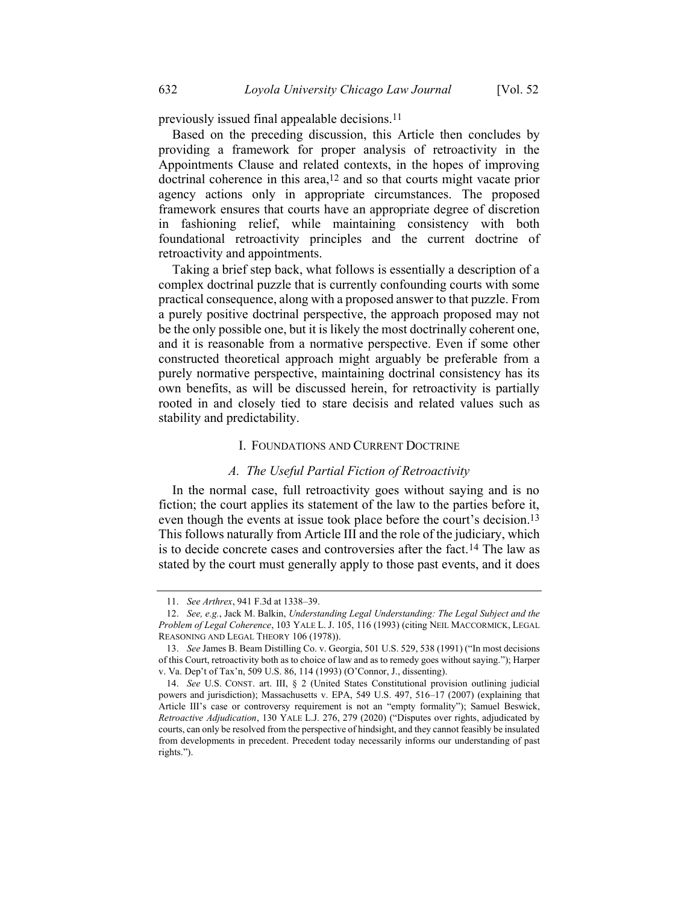previously issued final appealable decisions.[11]

Based on the preceding discussion, this Article then concludes by providing a framework for proper analysis of retroactivity in the Appointments Clause and related contexts, in the hopes of improving doctrinal coherence in this area,[12] and so that courts might vacate prior agency actions only in appropriate circumstances. The proposed framework ensures that courts have an appropriate degree of discretion in fashioning relief, while maintaining consistency with both foundational retroactivity principles and the current doctrine of retroactivity and appointments.

Taking a brief step back, what follows is essentially a description of a complex doctrinal puzzle that is currently confounding courts with some practical consequence, along with a proposed answer to that puzzle. From a purely positive doctrinal perspective, the approach proposed may not be the only possible one, but it is likely the most doctrinally coherent one, and it is reasonable from a normative perspective. Even if some other constructed theoretical approach might arguably be preferable from a purely normative perspective, maintaining doctrinal consistency has its own benefits, as will be discussed herein, for retroactivity is partially rooted in and closely tied to stare decisis and related values such as stability and predictability.

## I. Foundations and Current Doctrine

### *A. The Useful Partial Fiction of Retroactivity*

In the normal case, full retroactivity goes without saying and is no fiction; the court applies its statement of the law to the parties before it, even though the events at issue took place before the court's decision.[13] This follows naturally from Article III and the role of the judiciary, which is to decide concrete cases and controversies after the fact.[14] The law as stated by the court must generally apply to those past events, and it does

---

11. *See Arthrex*, 941 F.3d at 1338–39.

12. *See, e.g.*, Jack M. Balkin, *Understanding Legal Understanding: The Legal Subject and the Problem of Legal Coherence*, 103 YALE L. J. 105, 116 (1993) (citing NEIL MACCORMICK, LEGAL REASONING AND LEGAL THEORY 106 (1978)).

13. *See* James B. Beam Distilling Co. v. Georgia, 501 U.S. 529, 538 (1991) ("In most decisions of this Court, retroactivity both as to choice of law and as to remedy goes without saying."); Harper v. Va. Dep't of Tax'n, 509 U.S. 86, 114 (1993) (O'Connor, J., dissenting).

14. *See* U.S. CONST. art. III, § 2 (United States Constitutional provision outlining judicial powers and jurisdiction); Massachusetts v. EPA, 549 U.S. 497, 516–17 (2007) (explaining that Article III's case or controversy requirement is not an "empty formality"); Samuel Beswick, *Retroactive Adjudication*, 130 YALE L.J. 276, 279 (2020) ("Disputes over rights, adjudicated by courts, can only be resolved from the perspective of hindsight, and they cannot feasibly be insulated from developments in precedent. Precedent today necessarily informs our understanding of past rights.").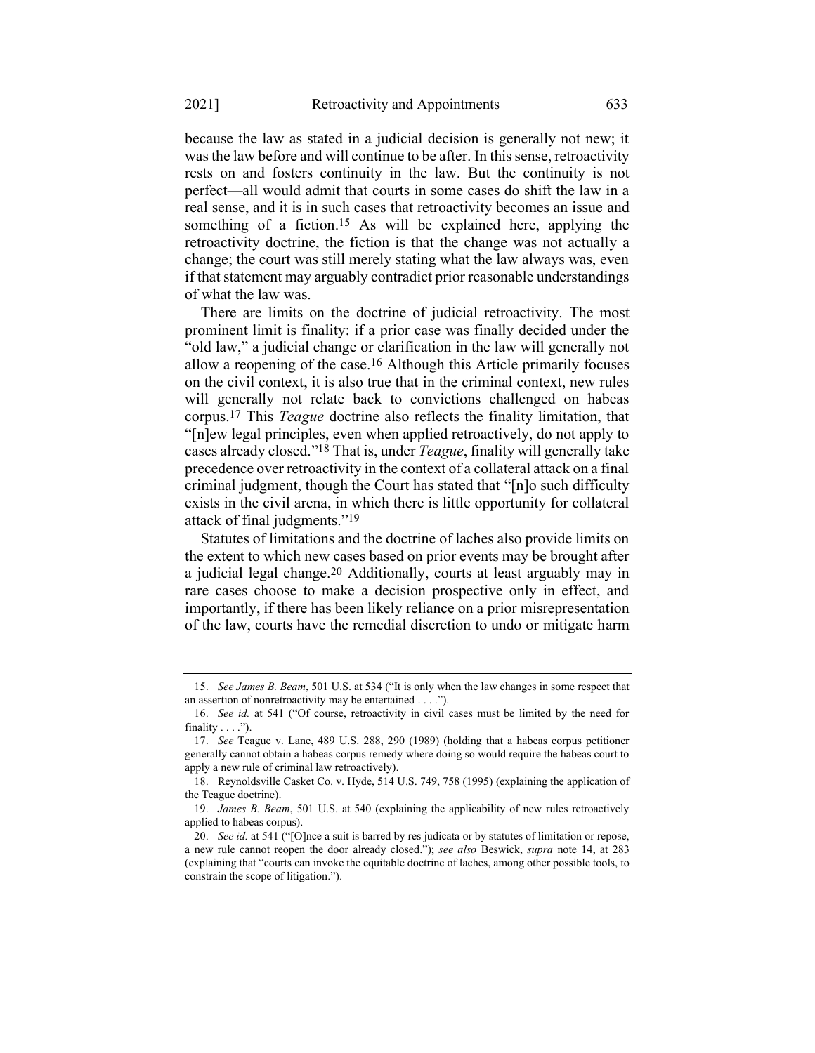because the law as stated in a judicial decision is generally not new; it was the law before and will continue to be after. In this sense, retroactivity rests on and fosters continuity in the law. But the continuity is not perfect—all would admit that courts in some cases do shift the law in a real sense, and it is in such cases that retroactivity becomes an issue and something of a fiction.[15] As will be explained here, applying the retroactivity doctrine, the fiction is that the change was not actually a change; the court was still merely stating what the law always was, even if that statement may arguably contradict prior reasonable understandings of what the law was.

There are limits on the doctrine of judicial retroactivity. The most prominent limit is finality: if a prior case was finally decided under the "old law," a judicial change or clarification in the law will generally not allow a reopening of the case.[16] Although this Article primarily focuses on the civil context, it is also true that in the criminal context, new rules will generally not relate back to convictions challenged on habeas corpus.[17] This *Teague* doctrine also reflects the finality limitation, that "[n]ew legal principles, even when applied retroactively, do not apply to cases already closed."[18] That is, under *Teague*, finality will generally take precedence over retroactivity in the context of a collateral attack on a final criminal judgment, though the Court has stated that "[n]o such difficulty exists in the civil arena, in which there is little opportunity for collateral attack of final judgments."[19]

Statutes of limitations and the doctrine of laches also provide limits on the extent to which new cases based on prior events may be brought after a judicial legal change.[20] Additionally, courts at least arguably may in rare cases choose to make a decision prospective only in effect, and importantly, if there has been likely reliance on a prior misrepresentation of the law, courts have the remedial discretion to undo or mitigate harm

---

15. *See James B. Beam*, 501 U.S. at 534 ("It is only when the law changes in some respect that an assertion of nonretroactivity may be entertained . . . .").

16. *See id.* at 541 ("Of course, retroactivity in civil cases must be limited by the need for finality . . . .").

17. *See* Teague v. Lane, 489 U.S. 288, 290 (1989) (holding that a habeas corpus petitioner generally cannot obtain a habeas corpus remedy where doing so would require the habeas court to apply a new rule of criminal law retroactively).

18. Reynoldsville Casket Co. v. Hyde, 514 U.S. 749, 758 (1995) (explaining the application of the Teague doctrine).

19. *James B. Beam*, 501 U.S. at 540 (explaining the applicability of new rules retroactively applied to habeas corpus).

20. *See id.* at 541 ("[O]nce a suit is barred by res judicata or by statutes of limitation or repose, a new rule cannot reopen the door already closed."); *see also* Beswick, *supra* note 14, at 283 (explaining that "courts can invoke the equitable doctrine of laches, among other possible tools, to constrain the scope of litigation.").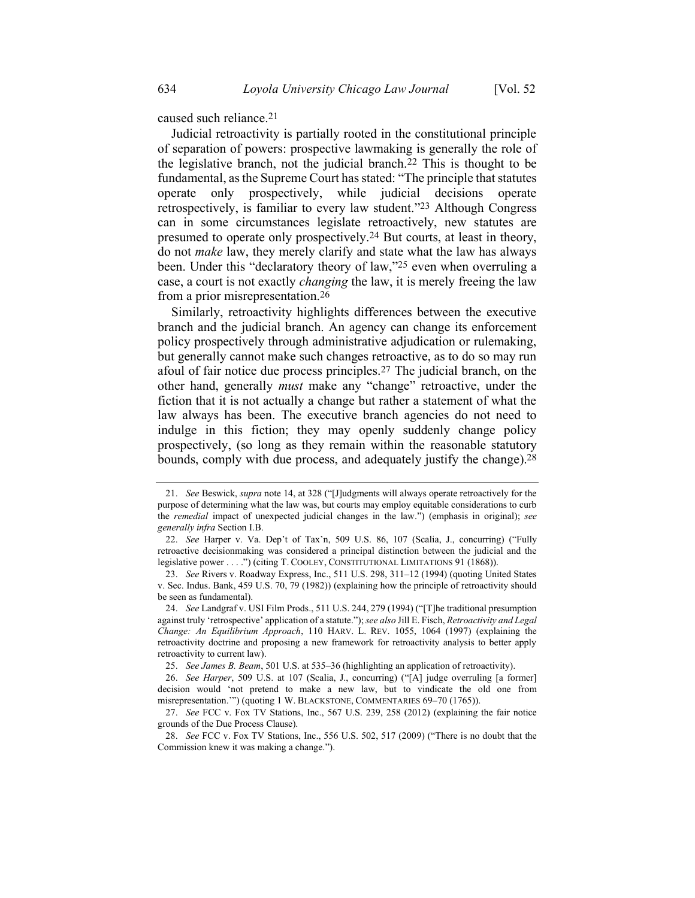caused such reliance.[21]

Judicial retroactivity is partially rooted in the constitutional principle of separation of powers: prospective lawmaking is generally the role of the legislative branch, not the judicial branch.[22] This is thought to be fundamental, as the Supreme Court has stated: "The principle that statutes operate only prospectively, while judicial decisions operate retrospectively, is familiar to every law student."[23] Although Congress can in some circumstances legislate retroactively, new statutes are presumed to operate only prospectively.[24] But courts, at least in theory, do not *make* law, they merely clarify and state what the law has always been. Under this "declaratory theory of law,"[25] even when overruling a case, a court is not exactly *changing* the law, it is merely freeing the law from a prior misrepresentation.[26]

Similarly, retroactivity highlights differences between the executive branch and the judicial branch. An agency can change its enforcement policy prospectively through administrative adjudication or rulemaking, but generally cannot make such changes retroactive, as to do so may run afoul of fair notice due process principles.[27] The judicial branch, on the other hand, generally *must* make any "change" retroactive, under the fiction that it is not actually a change but rather a statement of what the law always has been. The executive branch agencies do not need to indulge in this fiction; they may openly suddenly change policy prospectively, (so long as they remain within the reasonable statutory bounds, comply with due process, and adequately justify the change).[28]

---

21. *See* Beswick, *supra* note 14, at 328 ("[J]udgments will always operate retroactively for the purpose of determining what the law was, but courts may employ equitable considerations to curb the *remedial* impact of unexpected judicial changes in the law.") (emphasis in original); *see generally infra* Section I.B.

22. *See* Harper v. Va. Dep't of Tax'n, 509 U.S. 86, 107 (Scalia, J., concurring) ("Fully retroactive decisionmaking was considered a principal distinction between the judicial and the legislative power . . . .") (citing T. COOLEY, CONSTITUTIONAL LIMITATIONS 91 (1868)).

23. *See* Rivers v. Roadway Express, Inc., 511 U.S. 298, 311–12 (1994) (quoting United States v. Sec. Indus. Bank, 459 U.S. 70, 79 (1982)) (explaining how the principle of retroactivity should be seen as fundamental).

24. *See* Landgraf v. USI Film Prods., 511 U.S. 244, 279 (1994) ("[T]he traditional presumption against truly 'retrospective' application of a statute."); *see also* Jill E. Fisch, *Retroactivity and Legal Change: An Equilibrium Approach*, 110 HARV. L. REV. 1055, 1064 (1997) (explaining the retroactivity doctrine and proposing a new framework for retroactivity analysis to better apply retroactivity to current law).

25. *See James B. Beam*, 501 U.S. at 535–36 (highlighting an application of retroactivity).

26. *See Harper*, 509 U.S. at 107 (Scalia, J., concurring) ("[A] judge overruling [a former] decision would 'not pretend to make a new law, but to vindicate the old one from misrepresentation.'") (quoting 1 W. BLACKSTONE, COMMENTARIES 69–70 (1765)).

27. *See* FCC v. Fox TV Stations, Inc., 567 U.S. 239, 258 (2012) (explaining the fair notice grounds of the Due Process Clause).

28. *See* FCC v. Fox TV Stations, Inc., 556 U.S. 502, 517 (2009) ("There is no doubt that the Commission knew it was making a change.").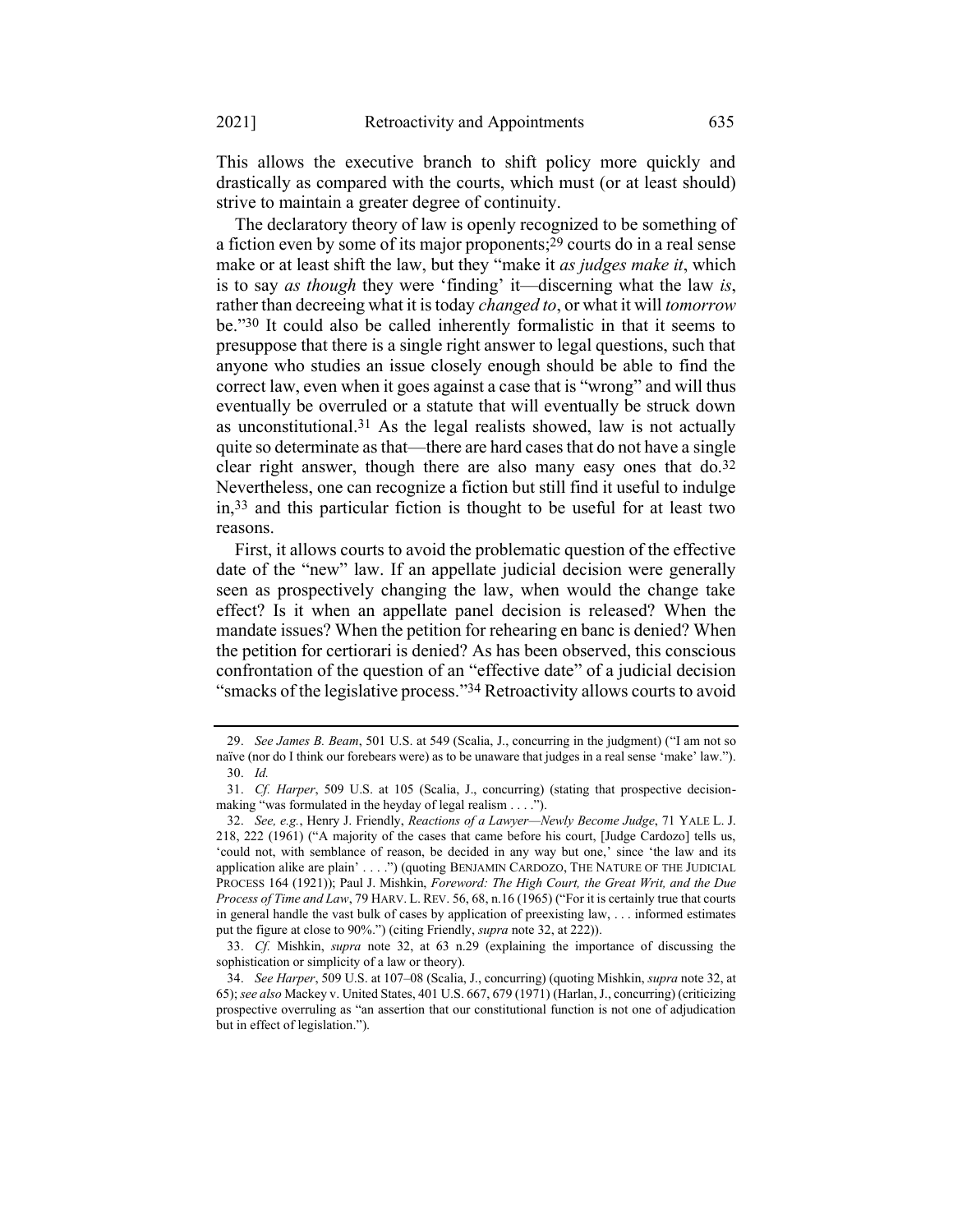This allows the executive branch to shift policy more quickly and drastically as compared with the courts, which must (or at least should) strive to maintain a greater degree of continuity.

The declaratory theory of law is openly recognized to be something of a fiction even by some of its major proponents;[29] courts do in a real sense make or at least shift the law, but they "make it *as judges make it*, which is to say *as though* they were 'finding' it—discerning what the law *is*, rather than decreeing what it is today *changed to*, or what it will *tomorrow* be."[30] It could also be called inherently formalistic in that it seems to presuppose that there is a single right answer to legal questions, such that anyone who studies an issue closely enough should be able to find the correct law, even when it goes against a case that is "wrong" and will thus eventually be overruled or a statute that will eventually be struck down as unconstitutional.[31] As the legal realists showed, law is not actually quite so determinate as that—there are hard cases that do not have a single clear right answer, though there are also many easy ones that do.[32] Nevertheless, one can recognize a fiction but still find it useful to indulge in,[33] and this particular fiction is thought to be useful for at least two reasons.

First, it allows courts to avoid the problematic question of the effective date of the "new" law. If an appellate judicial decision were generally seen as prospectively changing the law, when would the change take effect? Is it when an appellate panel decision is released? When the mandate issues? When the petition for rehearing en banc is denied? When the petition for certiorari is denied? As has been observed, this conscious confrontation of the question of an "effective date" of a judicial decision "smacks of the legislative process."[34] Retroactivity allows courts to avoid

---

29. *See James B. Beam*, 501 U.S. at 549 (Scalia, J., concurring in the judgment) ("I am not so naïve (nor do I think our forebears were) as to be unaware that judges in a real sense 'make' law.").

30. *Id.*

31. *Cf. Harper*, 509 U.S. at 105 (Scalia, J., concurring) (stating that prospective decision-making "was formulated in the heyday of legal realism . . . .").

32. *See, e.g.*, Henry J. Friendly, *Reactions of a Lawyer—Newly Become Judge*, 71 YALE L. J. 218, 222 (1961) ("A majority of the cases that came before his court, [Judge Cardozo] tells us, 'could not, with semblance of reason, be decided in any way but one,' since 'the law and its application alike are plain' . . . .") (quoting BENJAMIN CARDOZO, THE NATURE OF THE JUDICIAL PROCESS 164 (1921)); Paul J. Mishkin, *Foreword: The High Court, the Great Writ, and the Due Process of Time and Law*, 79 HARV. L. REV. 56, 68, n.16 (1965) ("For it is certainly true that courts in general handle the vast bulk of cases by application of preexisting law, . . . informed estimates put the figure at close to 90%.") (citing Friendly, *supra* note 32, at 222)).

33. *Cf.* Mishkin, *supra* note 32, at 63 n.29 (explaining the importance of discussing the sophistication or simplicity of a law or theory).

34. *See Harper*, 509 U.S. at 107–08 (Scalia, J., concurring) (quoting Mishkin, *supra* note 32, at 65); *see also* Mackey v. United States, 401 U.S. 667, 679 (1971) (Harlan, J., concurring) (criticizing prospective overruling as "an assertion that our constitutional function is not one of adjudication but in effect of legislation.").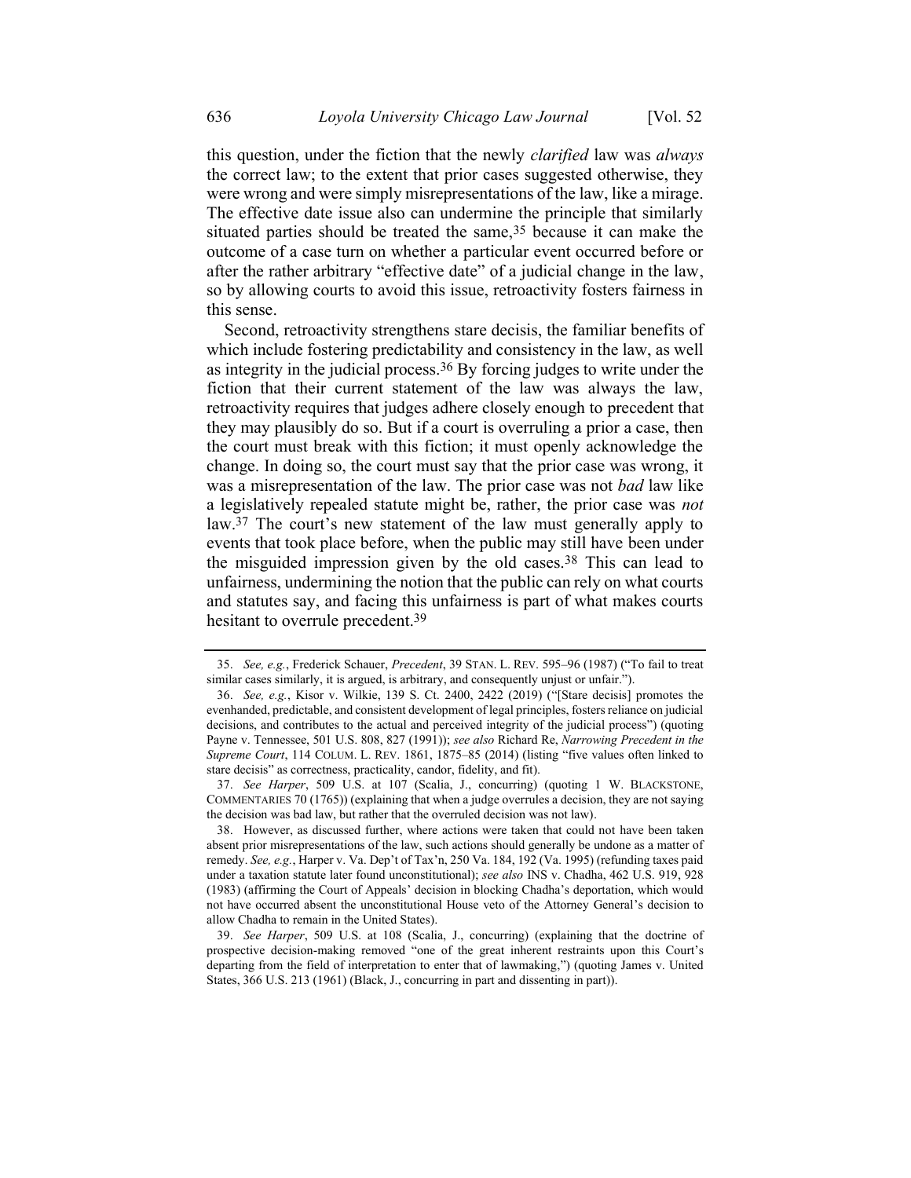this question, under the fiction that the newly *clarified* law was *always* the correct law; to the extent that prior cases suggested otherwise, they were wrong and were simply misrepresentations of the law, like a mirage. The effective date issue also can undermine the principle that similarly situated parties should be treated the same,[35] because it can make the outcome of a case turn on whether a particular event occurred before or after the rather arbitrary "effective date" of a judicial change in the law, so by allowing courts to avoid this issue, retroactivity fosters fairness in this sense.

Second, retroactivity strengthens stare decisis, the familiar benefits of which include fostering predictability and consistency in the law, as well as integrity in the judicial process.[36] By forcing judges to write under the fiction that their current statement of the law was always the law, retroactivity requires that judges adhere closely enough to precedent that they may plausibly do so. But if a court is overruling a prior a case, then the court must break with this fiction; it must openly acknowledge the change. In doing so, the court must say that the prior case was wrong, it was a misrepresentation of the law. The prior case was not *bad* law like a legislatively repealed statute might be, rather, the prior case was *not* law.[37] The court's new statement of the law must generally apply to events that took place before, when the public may still have been under the misguided impression given by the old cases.[38] This can lead to unfairness, undermining the notion that the public can rely on what courts and statutes say, and facing this unfairness is part of what makes courts hesitant to overrule precedent.[39]

---

35. *See, e.g.*, Frederick Schauer, *Precedent*, 39 STAN. L. REV. 595–96 (1987) ("To fail to treat similar cases similarly, it is argued, is arbitrary, and consequently unjust or unfair.").

36. *See, e.g.*, Kisor v. Wilkie, 139 S. Ct. 2400, 2422 (2019) ("[Stare decisis] promotes the evenhanded, predictable, and consistent development of legal principles, fosters reliance on judicial decisions, and contributes to the actual and perceived integrity of the judicial process") (quoting Payne v. Tennessee, 501 U.S. 808, 827 (1991)); *see also* Richard Re, *Narrowing Precedent in the Supreme Court*, 114 COLUM. L. REV. 1861, 1875–85 (2014) (listing "five values often linked to stare decisis" as correctness, practicality, candor, fidelity, and fit).

37. *See Harper*, 509 U.S. at 107 (Scalia, J., concurring) (quoting 1 W. BLACKSTONE, COMMENTARIES 70 (1765)) (explaining that when a judge overrules a decision, they are not saying the decision was bad law, but rather that the overruled decision was not law).

38. However, as discussed further, where actions were taken that could not have been taken absent prior misrepresentations of the law, such actions should generally be undone as a matter of remedy. *See, e.g.*, Harper v. Va. Dep't of Tax'n, 250 Va. 184, 192 (Va. 1995) (refunding taxes paid under a taxation statute later found unconstitutional); *see also* INS v. Chadha, 462 U.S. 919, 928 (1983) (affirming the Court of Appeals' decision in blocking Chadha's deportation, which would not have occurred absent the unconstitutional House veto of the Attorney General's decision to allow Chadha to remain in the United States).

39. *See Harper*, 509 U.S. at 108 (Scalia, J., concurring) (explaining that the doctrine of prospective decision-making removed "one of the great inherent restraints upon this Court's departing from the field of interpretation to enter that of lawmaking,") (quoting James v. United States, 366 U.S. 213 (1961) (Black, J., concurring in part and dissenting in part)).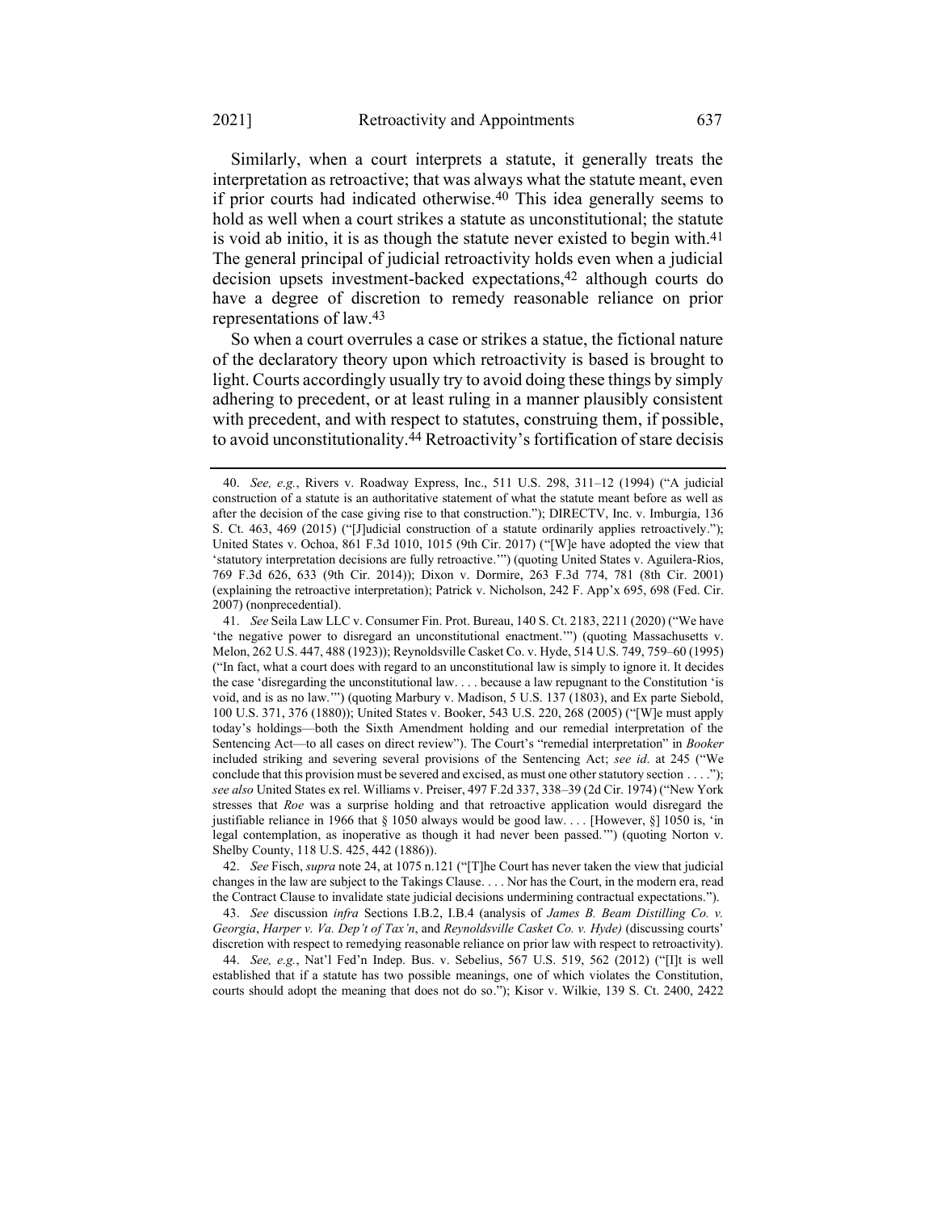Similarly, when a court interprets a statute, it generally treats the interpretation as retroactive; that was always what the statute meant, even if prior courts had indicated otherwise.[40] This idea generally seems to hold as well when a court strikes a statute as unconstitutional; the statute is void ab initio, it is as though the statute never existed to begin with.[41] The general principal of judicial retroactivity holds even when a judicial decision upsets investment-backed expectations,[42] although courts do have a degree of discretion to remedy reasonable reliance on prior representations of law.[43]

So when a court overrules a case or strikes a statue, the fictional nature of the declaratory theory upon which retroactivity is based is brought to light. Courts accordingly usually try to avoid doing these things by simply adhering to precedent, or at least ruling in a manner plausibly consistent with precedent, and with respect to statutes, construing them, if possible, to avoid unconstitutionality.[44] Retroactivity's fortification of stare decisis

---

40. *See, e.g.*, Rivers v. Roadway Express, Inc., 511 U.S. 298, 311–12 (1994) ("A judicial construction of a statute is an authoritative statement of what the statute meant before as well as after the decision of the case giving rise to that construction."); DIRECTV, Inc. v. Imburgia, 136 S. Ct. 463, 469 (2015) ("[J]udicial construction of a statute ordinarily applies retroactively."); United States v. Ochoa, 861 F.3d 1010, 1015 (9th Cir. 2017) ("[W]e have adopted the view that 'statutory interpretation decisions are fully retroactive.'") (quoting United States v. Aguilera-Rios, 769 F.3d 626, 633 (9th Cir. 2014)); Dixon v. Dormire, 263 F.3d 774, 781 (8th Cir. 2001) (explaining the retroactive interpretation); Patrick v. Nicholson, 242 F. App'x 695, 698 (Fed. Cir. 2007) (nonprecedential).

41. *See* Seila Law LLC v. Consumer Fin. Prot. Bureau, 140 S. Ct. 2183, 2211 (2020) ("We have 'the negative power to disregard an unconstitutional enactment.'") (quoting Massachusetts v. Melon, 262 U.S. 447, 488 (1923)); Reynoldsville Casket Co. v. Hyde, 514 U.S. 749, 759–60 (1995) ("In fact, what a court does with regard to an unconstitutional law is simply to ignore it. It decides the case 'disregarding the unconstitutional law. . . . because a law repugnant to the Constitution 'is void, and is as no law.'") (quoting Marbury v. Madison, 5 U.S. 137 (1803), and Ex parte Siebold, 100 U.S. 371, 376 (1880)); United States v. Booker, 543 U.S. 220, 268 (2005) ("[W]e must apply today's holdings—both the Sixth Amendment holding and our remedial interpretation of the Sentencing Act—to all cases on direct review"). The Court's "remedial interpretation" in *Booker* included striking and severing several provisions of the Sentencing Act; *see id*. at 245 ("We conclude that this provision must be severed and excised, as must one other statutory section . . . ."); *see also* United States ex rel. Williams v. Preiser, 497 F.2d 337, 338–39 (2d Cir. 1974) ("New York stresses that *Roe* was a surprise holding and that retroactive application would disregard the justifiable reliance in 1966 that § 1050 always would be good law. . . . [However, §] 1050 is, 'in legal contemplation, as inoperative as though it had never been passed.'") (quoting Norton v. Shelby County, 118 U.S. 425, 442 (1886)).

42. *See* Fisch, *supra* note 24, at 1075 n.121 ("[T]he Court has never taken the view that judicial changes in the law are subject to the Takings Clause. . . . Nor has the Court, in the modern era, read the Contract Clause to invalidate state judicial decisions undermining contractual expectations.").

43. *See* discussion *infra* Sections I.B.2, I.B.4 (analysis of *James B. Beam Distilling Co. v. Georgia*, *Harper v. Va. Dep't of Tax'n*, and *Reynoldsville Casket Co. v. Hyde)* (discussing courts' discretion with respect to remedying reasonable reliance on prior law with respect to retroactivity).

44. *See, e.g.*, Nat'l Fed'n Indep. Bus. v. Sebelius, 567 U.S. 519, 562 (2012) ("[I]t is well established that if a statute has two possible meanings, one of which violates the Constitution, courts should adopt the meaning that does not do so."); Kisor v. Wilkie, 139 S. Ct. 2400, 2422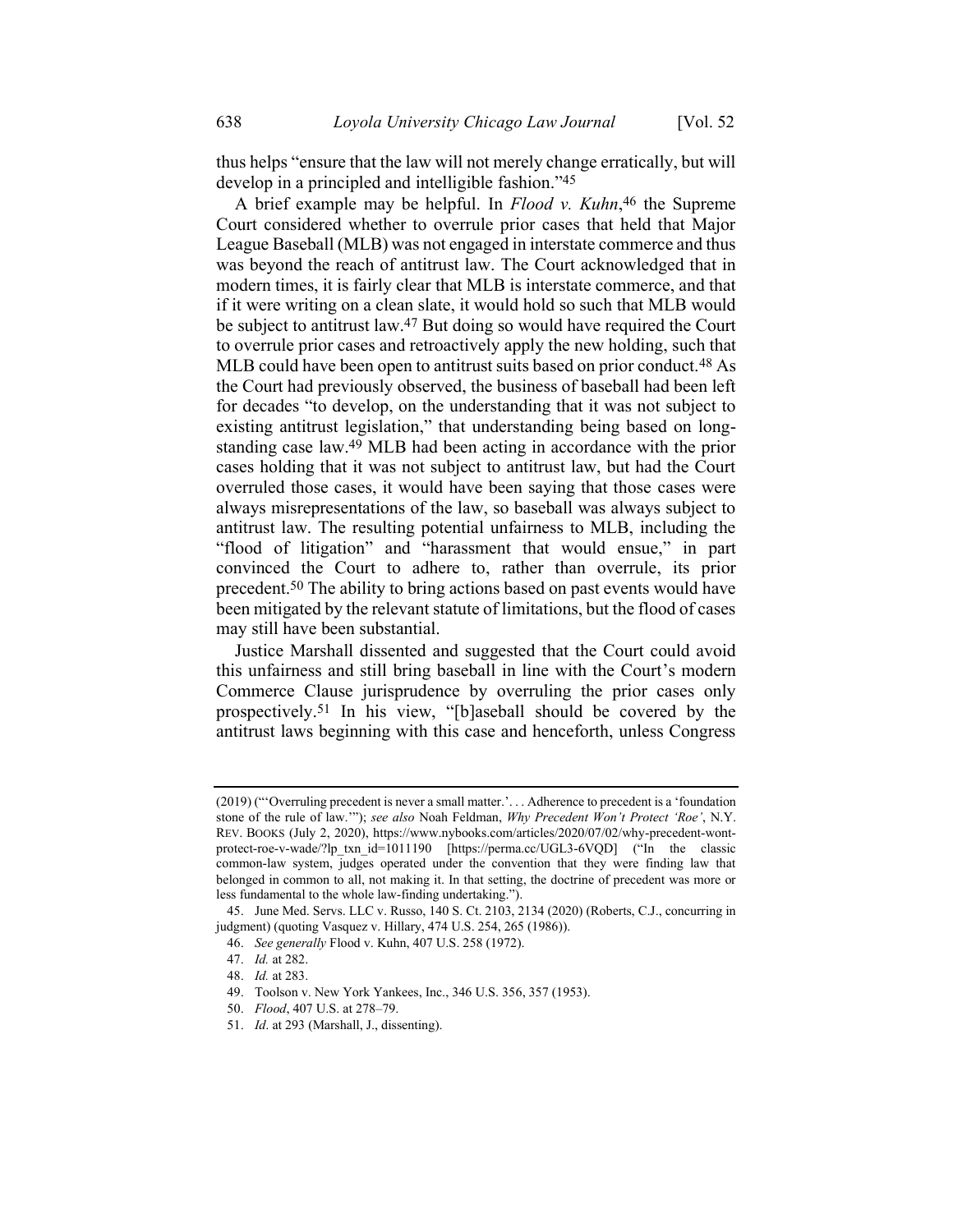thus helps "ensure that the law will not merely change erratically, but will develop in a principled and intelligible fashion."[45]

A brief example may be helpful. In *Flood v. Kuhn*,[46] the Supreme Court considered whether to overrule prior cases that held that Major League Baseball (MLB) was not engaged in interstate commerce and thus was beyond the reach of antitrust law. The Court acknowledged that in modern times, it is fairly clear that MLB is interstate commerce, and that if it were writing on a clean slate, it would hold so such that MLB would be subject to antitrust law.[47] But doing so would have required the Court to overrule prior cases and retroactively apply the new holding, such that MLB could have been open to antitrust suits based on prior conduct.[48] As the Court had previously observed, the business of baseball had been left for decades "to develop, on the understanding that it was not subject to existing antitrust legislation," that understanding being based on long-standing case law.[49] MLB had been acting in accordance with the prior cases holding that it was not subject to antitrust law, but had the Court overruled those cases, it would have been saying that those cases were always misrepresentations of the law, so baseball was always subject to antitrust law. The resulting potential unfairness to MLB, including the "flood of litigation" and "harassment that would ensue," in part convinced the Court to adhere to, rather than overrule, its prior precedent.[50] The ability to bring actions based on past events would have been mitigated by the relevant statute of limitations, but the flood of cases may still have been substantial.

Justice Marshall dissented and suggested that the Court could avoid this unfairness and still bring baseball in line with the Court's modern Commerce Clause jurisprudence by overruling the prior cases only prospectively.[51] In his view, "[b]aseball should be covered by the antitrust laws beginning with this case and henceforth, unless Congress

---

(2019) ("'Overruling precedent is never a small matter.'. . . Adherence to precedent is a 'foundation stone of the rule of law.'"); *see also* Noah Feldman, *Why Precedent Won't Protect 'Roe'*, N.Y. REV. BOOKS (July 2, 2020), https://www.nybooks.com/articles/2020/07/02/why-precedent-wont-protect-roe-v-wade/?lp_txn_id=1011190 [https://perma.cc/UGL3-6VQD] ("In the classic common-law system, judges operated under the convention that they were finding law that belonged in common to all, not making it. In that setting, the doctrine of precedent was more or less fundamental to the whole law-finding undertaking.").

45. June Med. Servs. LLC v. Russo, 140 S. Ct. 2103, 2134 (2020) (Roberts, C.J., concurring in judgment) (quoting Vasquez v. Hillary, 474 U.S. 254, 265 (1986)).

46. *See generally* Flood v. Kuhn, 407 U.S. 258 (1972).

47. *Id.* at 282.

48. *Id.* at 283.

49. Toolson v. New York Yankees, Inc., 346 U.S. 356, 357 (1953).

50. *Flood*, 407 U.S. at 278–79.

51. *Id*. at 293 (Marshall, J., dissenting).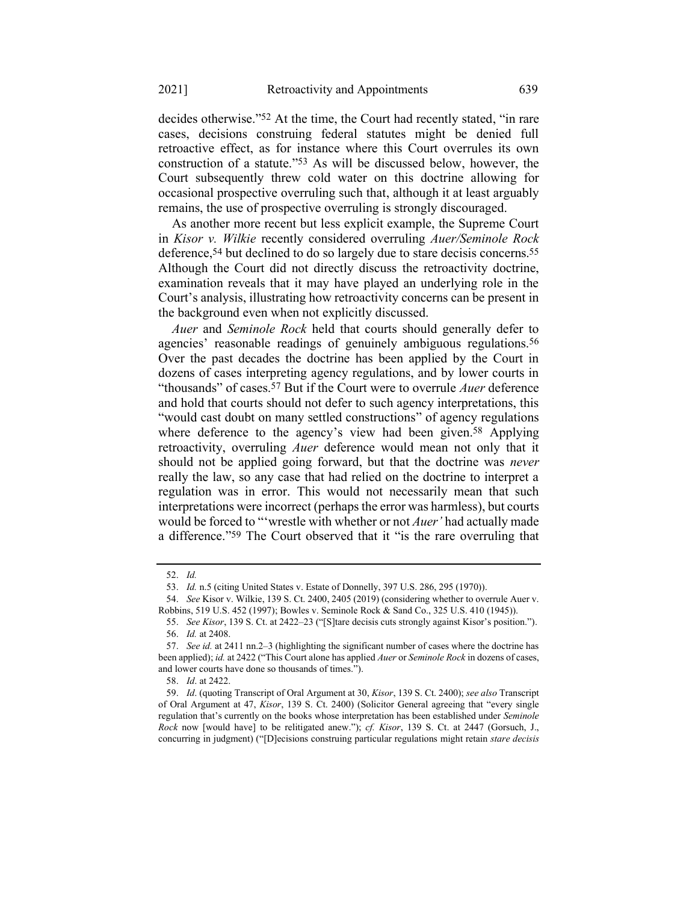decides otherwise."[52] At the time, the Court had recently stated, "in rare cases, decisions construing federal statutes might be denied full retroactive effect, as for instance where this Court overrules its own construction of a statute."[53] As will be discussed below, however, the Court subsequently threw cold water on this doctrine allowing for occasional prospective overruling such that, although it at least arguably remains, the use of prospective overruling is strongly discouraged.

As another more recent but less explicit example, the Supreme Court in *Kisor v. Wilkie* recently considered overruling *Auer/Seminole Rock* deference,[54] but declined to do so largely due to stare decisis concerns.[55] Although the Court did not directly discuss the retroactivity doctrine, examination reveals that it may have played an underlying role in the Court's analysis, illustrating how retroactivity concerns can be present in the background even when not explicitly discussed.

*Auer* and *Seminole Rock* held that courts should generally defer to agencies' reasonable readings of genuinely ambiguous regulations.[56] Over the past decades the doctrine has been applied by the Court in dozens of cases interpreting agency regulations, and by lower courts in "thousands" of cases.[57] But if the Court were to overrule *Auer* deference and hold that courts should not defer to such agency interpretations, this "would cast doubt on many settled constructions" of agency regulations where deference to the agency's view had been given.[58] Applying retroactivity, overruling *Auer* deference would mean not only that it should not be applied going forward, but that the doctrine was *never* really the law, so any case that had relied on the doctrine to interpret a regulation was in error. This would not necessarily mean that such interpretations were incorrect (perhaps the error was harmless), but courts would be forced to "'wrestle with whether or not *Auer'* had actually made a difference."[59] The Court observed that it "is the rare overruling that

---

52. *Id.*

53. *Id.* n.5 (citing United States v. Estate of Donnelly, 397 U.S. 286, 295 (1970)).

54. *See* Kisor v. Wilkie, 139 S. Ct. 2400, 2405 (2019) (considering whether to overrule Auer v. Robbins, 519 U.S. 452 (1997); Bowles v. Seminole Rock & Sand Co., 325 U.S. 410 (1945)).

55. *See Kisor*, 139 S. Ct. at 2422–23 ("[S]tare decisis cuts strongly against Kisor's position.").

56. *Id.* at 2408.

57. *See id.* at 2411 nn.2–3 (highlighting the significant number of cases where the doctrine has been applied); *id.* at 2422 ("This Court alone has applied *Auer* or *Seminole Rock* in dozens of cases, and lower courts have done so thousands of times.").

58. *Id*. at 2422.

59. *Id*. (quoting Transcript of Oral Argument at 30, *Kisor*, 139 S. Ct. 2400); *see also* Transcript of Oral Argument at 47, *Kisor*, 139 S. Ct. 2400) (Solicitor General agreeing that "every single regulation that's currently on the books whose interpretation has been established under *Seminole Rock* now [would have] to be relitigated anew."); *cf. Kisor*, 139 S. Ct. at 2447 (Gorsuch, J., concurring in judgment) ("[D]ecisions construing particular regulations might retain *stare decisis*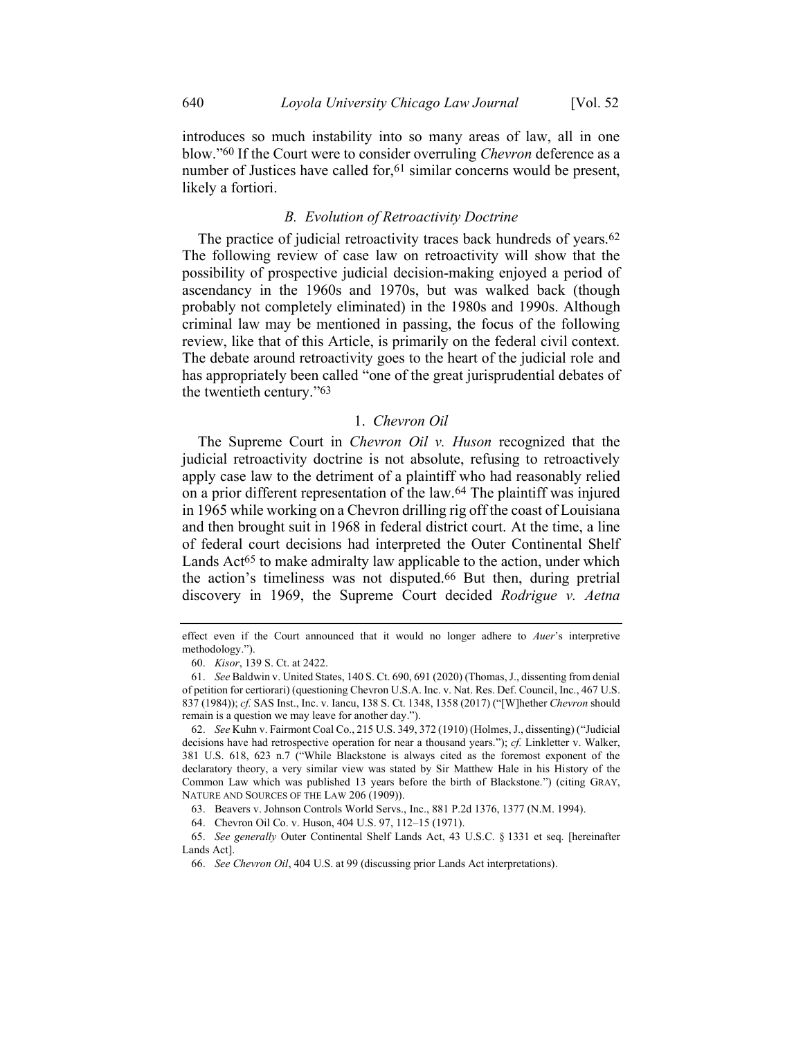introduces so much instability into so many areas of law, all in one blow."[60] If the Court were to consider overruling *Chevron* deference as a number of Justices have called for,[61] similar concerns would be present, likely a fortiori.

### *B. Evolution of Retroactivity Doctrine*

The practice of judicial retroactivity traces back hundreds of years.[62] The following review of case law on retroactivity will show that the possibility of prospective judicial decision-making enjoyed a period of ascendancy in the 1960s and 1970s, but was walked back (though probably not completely eliminated) in the 1980s and 1990s. Although criminal law may be mentioned in passing, the focus of the following review, like that of this Article, is primarily on the federal civil context. The debate around retroactivity goes to the heart of the judicial role and has appropriately been called "one of the great jurisprudential debates of the twentieth century."[63]

#### 1. *Chevron Oil*

The Supreme Court in *Chevron Oil v. Huson* recognized that the judicial retroactivity doctrine is not absolute, refusing to retroactively apply case law to the detriment of a plaintiff who had reasonably relied on a prior different representation of the law.[64] The plaintiff was injured in 1965 while working on a Chevron drilling rig off the coast of Louisiana and then brought suit in 1968 in federal district court. At the time, a line of federal court decisions had interpreted the Outer Continental Shelf Lands Act[65] to make admiralty law applicable to the action, under which the action's timeliness was not disputed.[66] But then, during pretrial discovery in 1969, the Supreme Court decided *Rodrigue v. Aetna*

---

effect even if the Court announced that it would no longer adhere to *Auer*'s interpretive methodology.").

60. *Kisor*, 139 S. Ct. at 2422.

61. *See* Baldwin v. United States, 140 S. Ct. 690, 691 (2020) (Thomas, J., dissenting from denial of petition for certiorari) (questioning Chevron U.S.A. Inc. v. Nat. Res. Def. Council, Inc., 467 U.S. 837 (1984)); *cf.* SAS Inst., Inc. v. Iancu, 138 S. Ct. 1348, 1358 (2017) ("[W]hether *Chevron* should remain is a question we may leave for another day.").

62. *See* Kuhn v. Fairmont Coal Co., 215 U.S. 349, 372 (1910) (Holmes, J., dissenting) ("Judicial decisions have had retrospective operation for near a thousand years."); *cf.* Linkletter v. Walker, 381 U.S. 618, 623 n.7 ("While Blackstone is always cited as the foremost exponent of the declaratory theory, a very similar view was stated by Sir Matthew Hale in his History of the Common Law which was published 13 years before the birth of Blackstone.") (citing GRAY, NATURE AND SOURCES OF THE LAW 206 (1909)).

63. Beavers v. Johnson Controls World Servs., Inc., 881 P.2d 1376, 1377 (N.M. 1994).

64. Chevron Oil Co. v. Huson, 404 U.S. 97, 112–15 (1971).

65. *See generally* Outer Continental Shelf Lands Act, 43 U.S.C. § 1331 et seq. [hereinafter Lands Act].

66. *See Chevron Oil*, 404 U.S. at 99 (discussing prior Lands Act interpretations).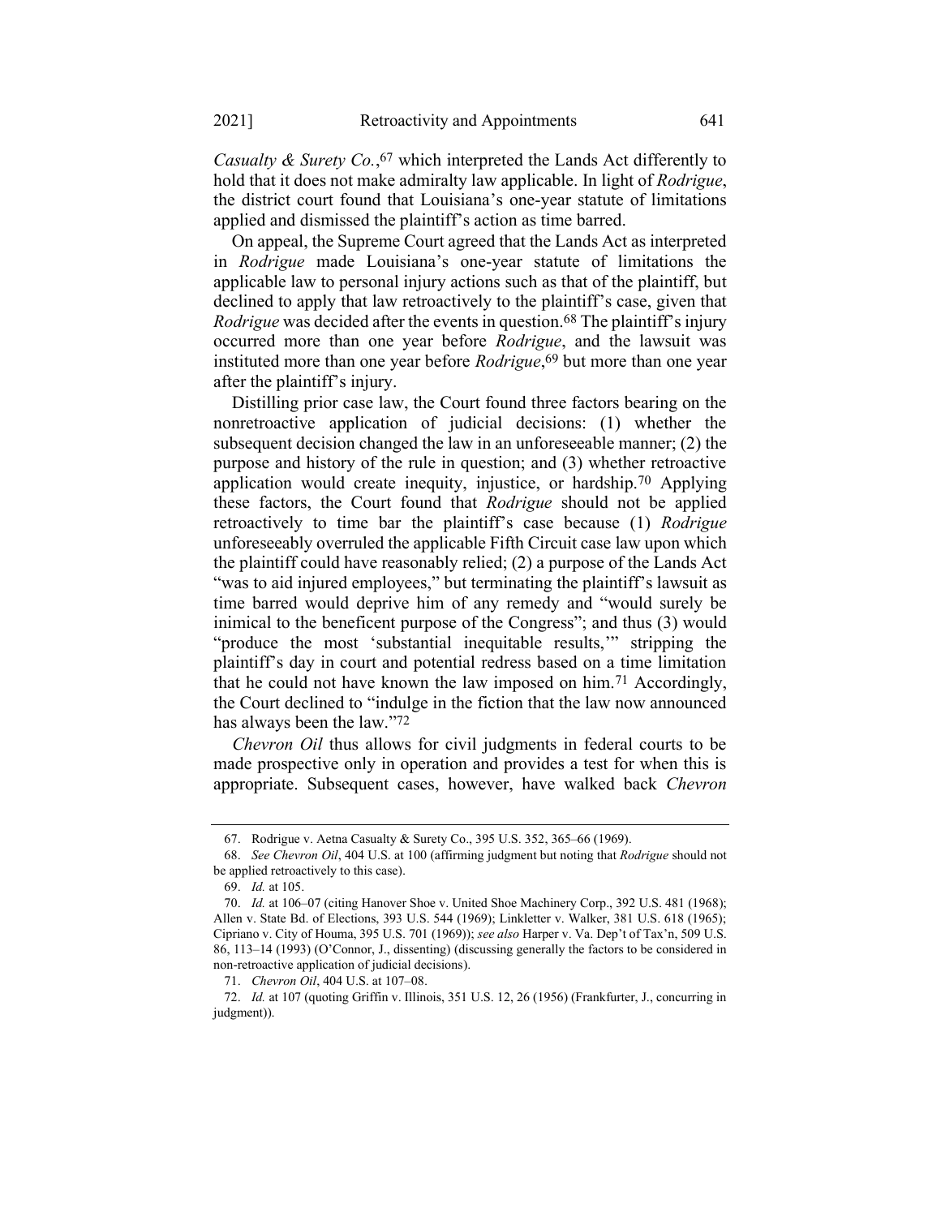*Casualty & Surety Co.*,[67] which interpreted the Lands Act differently to hold that it does not make admiralty law applicable. In light of *Rodrigue*, the district court found that Louisiana's one-year statute of limitations applied and dismissed the plaintiff's action as time barred.

On appeal, the Supreme Court agreed that the Lands Act as interpreted in *Rodrigue* made Louisiana's one-year statute of limitations the applicable law to personal injury actions such as that of the plaintiff, but declined to apply that law retroactively to the plaintiff's case, given that *Rodrigue* was decided after the events in question.[68] The plaintiff's injury occurred more than one year before *Rodrigue*, and the lawsuit was instituted more than one year before *Rodrigue*,[69] but more than one year after the plaintiff's injury.

Distilling prior case law, the Court found three factors bearing on the nonretroactive application of judicial decisions: (1) whether the subsequent decision changed the law in an unforeseeable manner; (2) the purpose and history of the rule in question; and (3) whether retroactive application would create inequity, injustice, or hardship.[70] Applying these factors, the Court found that *Rodrigue* should not be applied retroactively to time bar the plaintiff's case because (1) *Rodrigue* unforeseeably overruled the applicable Fifth Circuit case law upon which the plaintiff could have reasonably relied; (2) a purpose of the Lands Act "was to aid injured employees," but terminating the plaintiff's lawsuit as time barred would deprive him of any remedy and "would surely be inimical to the beneficent purpose of the Congress"; and thus (3) would "produce the most 'substantial inequitable results,'" stripping the plaintiff's day in court and potential redress based on a time limitation that he could not have known the law imposed on him.[71] Accordingly, the Court declined to "indulge in the fiction that the law now announced has always been the law."[72]

*Chevron Oil* thus allows for civil judgments in federal courts to be made prospective only in operation and provides a test for when this is appropriate. Subsequent cases, however, have walked back *Chevron*

---

67. Rodrigue v. Aetna Casualty & Surety Co., 395 U.S. 352, 365–66 (1969).

68. *See Chevron Oil*, 404 U.S. at 100 (affirming judgment but noting that *Rodrigue* should not be applied retroactively to this case).

69. *Id.* at 105.

70. *Id.* at 106–07 (citing Hanover Shoe v. United Shoe Machinery Corp., 392 U.S. 481 (1968); Allen v. State Bd. of Elections, 393 U.S. 544 (1969); Linkletter v. Walker, 381 U.S. 618 (1965); Cipriano v. City of Houma, 395 U.S. 701 (1969)); *see also* Harper v. Va. Dep't of Tax'n, 509 U.S. 86, 113–14 (1993) (O'Connor, J., dissenting) (discussing generally the factors to be considered in non-retroactive application of judicial decisions).

71. *Chevron Oil*, 404 U.S. at 107–08.

72. *Id.* at 107 (quoting Griffin v. Illinois, 351 U.S. 12, 26 (1956) (Frankfurter, J., concurring in judgment)).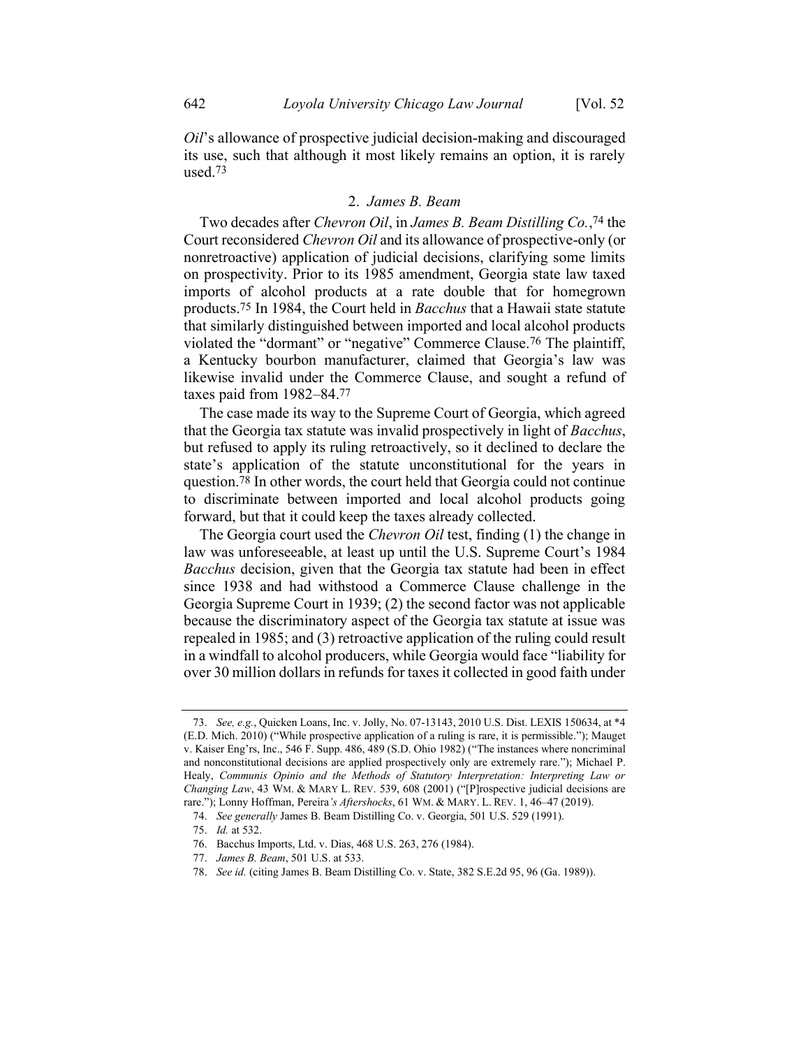*Oil*'s allowance of prospective judicial decision-making and discouraged its use, such that although it most likely remains an option, it is rarely used.[73]

### 2. *James B. Beam*

Two decades after *Chevron Oil*, in *James B. Beam Distilling Co.*,[74] the Court reconsidered *Chevron Oil* and its allowance of prospective-only (or nonretroactive) application of judicial decisions, clarifying some limits on prospectivity. Prior to its 1985 amendment, Georgia state law taxed imports of alcohol products at a rate double that for homegrown products.[75] In 1984, the Court held in *Bacchus* that a Hawaii state statute that similarly distinguished between imported and local alcohol products violated the "dormant" or "negative" Commerce Clause.[76] The plaintiff, a Kentucky bourbon manufacturer, claimed that Georgia's law was likewise invalid under the Commerce Clause, and sought a refund of taxes paid from 1982–84.[77]

The case made its way to the Supreme Court of Georgia, which agreed that the Georgia tax statute was invalid prospectively in light of *Bacchus*, but refused to apply its ruling retroactively, so it declined to declare the state's application of the statute unconstitutional for the years in question.[78] In other words, the court held that Georgia could not continue to discriminate between imported and local alcohol products going forward, but that it could keep the taxes already collected.

The Georgia court used the *Chevron Oil* test, finding (1) the change in law was unforeseeable, at least up until the U.S. Supreme Court's 1984 *Bacchus* decision, given that the Georgia tax statute had been in effect since 1938 and had withstood a Commerce Clause challenge in the Georgia Supreme Court in 1939; (2) the second factor was not applicable because the discriminatory aspect of the Georgia tax statute at issue was repealed in 1985; and (3) retroactive application of the ruling could result in a windfall to alcohol producers, while Georgia would face "liability for over 30 million dollars in refunds for taxes it collected in good faith under

---

73. *See, e.g.*, Quicken Loans, Inc. v. Jolly, No. 07-13143, 2010 U.S. Dist. LEXIS 150634, at *4 (E.D. Mich. 2010) ("While prospective application of a ruling is rare, it is permissible."); Mauget v. Kaiser Eng'rs, Inc., 546 F. Supp. 486, 489 (S.D. Ohio 1982) ("The instances where noncriminal and nonconstitutional decisions are applied prospectively only are extremely rare."); Michael P. Healy, *Communis Opinio and the Methods of Statutory Interpretation: Interpreting Law or Changing Law*, 43 WM. & MARY L. REV. 539, 608 (2001) ("[P]rospective judicial decisions are rare."); Lonny Hoffman, Pereira*'s Aftershocks*, 61 WM. & MARY. L. REV. 1, 46–47 (2019).

74. *See generally* James B. Beam Distilling Co. v. Georgia, 501 U.S. 529 (1991).

75. *Id.* at 532.

76. Bacchus Imports, Ltd. v. Dias, 468 U.S. 263, 276 (1984).

77. *James B. Beam*, 501 U.S. at 533.

78. *See id.* (citing James B. Beam Distilling Co. v. State, 382 S.E.2d 95, 96 (Ga. 1989)).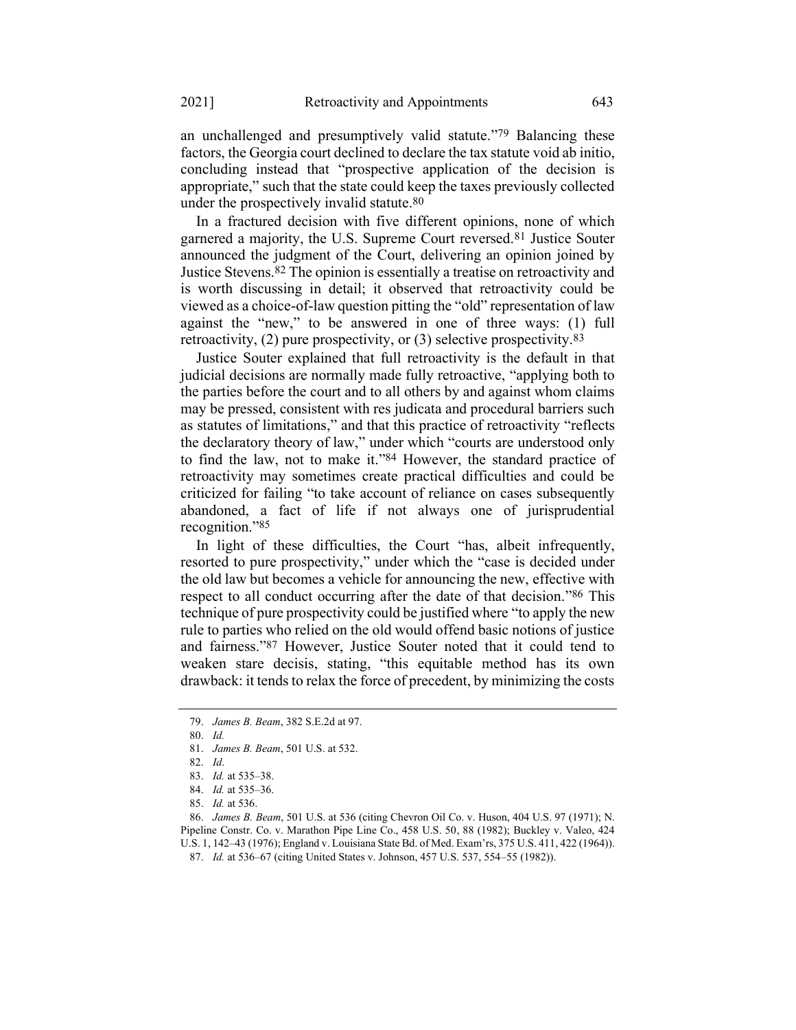an unchallenged and presumptively valid statute."[79] Balancing these factors, the Georgia court declined to declare the tax statute void ab initio, concluding instead that "prospective application of the decision is appropriate," such that the state could keep the taxes previously collected under the prospectively invalid statute.[80]

In a fractured decision with five different opinions, none of which garnered a majority, the U.S. Supreme Court reversed.[81] Justice Souter announced the judgment of the Court, delivering an opinion joined by Justice Stevens.[82] The opinion is essentially a treatise on retroactivity and is worth discussing in detail; it observed that retroactivity could be viewed as a choice-of-law question pitting the "old" representation of law against the "new," to be answered in one of three ways: (1) full retroactivity, (2) pure prospectivity, or (3) selective prospectivity.[83]

Justice Souter explained that full retroactivity is the default in that judicial decisions are normally made fully retroactive, "applying both to the parties before the court and to all others by and against whom claims may be pressed, consistent with res judicata and procedural barriers such as statutes of limitations," and that this practice of retroactivity "reflects the declaratory theory of law," under which "courts are understood only to find the law, not to make it."[84] However, the standard practice of retroactivity may sometimes create practical difficulties and could be criticized for failing "to take account of reliance on cases subsequently abandoned, a fact of life if not always one of jurisprudential recognition."[85]

In light of these difficulties, the Court "has, albeit infrequently, resorted to pure prospectivity," under which the "case is decided under the old law but becomes a vehicle for announcing the new, effective with respect to all conduct occurring after the date of that decision."[86] This technique of pure prospectivity could be justified where "to apply the new rule to parties who relied on the old would offend basic notions of justice and fairness."[87] However, Justice Souter noted that it could tend to weaken stare decisis, stating, "this equitable method has its own drawback: it tends to relax the force of precedent, by minimizing the costs

---

79. *James B. Beam*, 382 S.E.2d at 97.

80. *Id.*

81. *James B. Beam*, 501 U.S. at 532.

82. *Id*.

83. *Id.* at 535–38.

84. *Id.* at 535–36.

85. *Id.* at 536.

86. *James B. Beam*, 501 U.S. at 536 (citing Chevron Oil Co. v. Huson, 404 U.S. 97 (1971); N. Pipeline Constr. Co. v. Marathon Pipe Line Co., 458 U.S. 50, 88 (1982); Buckley v. Valeo, 424 U.S. 1, 142–43 (1976); England v. Louisiana State Bd. of Med. Exam'rs, 375 U.S. 411, 422 (1964)).

87. *Id.* at 536–67 (citing United States v. Johnson, 457 U.S. 537, 554–55 (1982)).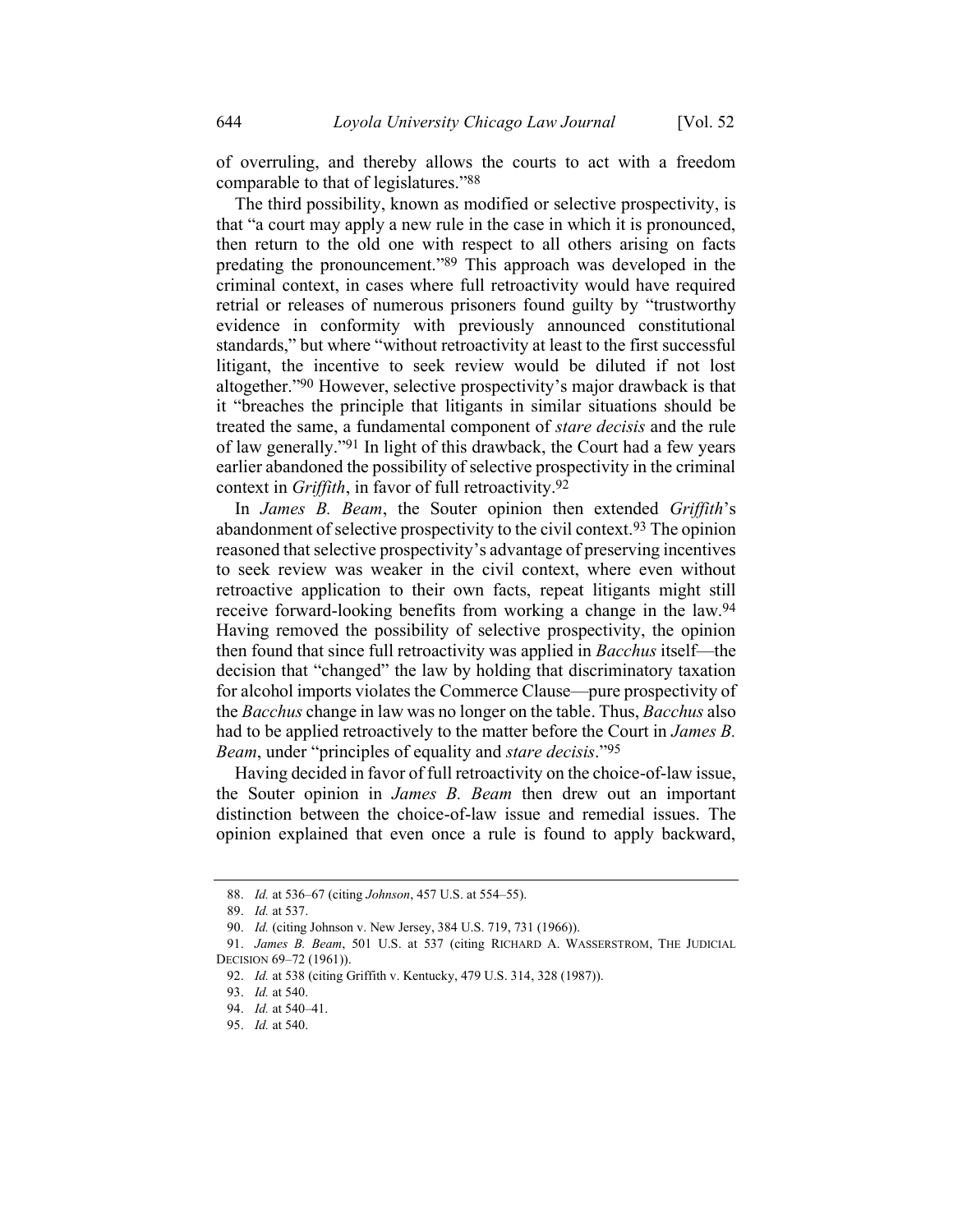of overruling, and thereby allows the courts to act with a freedom comparable to that of legislatures."[88]

The third possibility, known as modified or selective prospectivity, is that "a court may apply a new rule in the case in which it is pronounced, then return to the old one with respect to all others arising on facts predating the pronouncement."[89] This approach was developed in the criminal context, in cases where full retroactivity would have required retrial or releases of numerous prisoners found guilty by "trustworthy evidence in conformity with previously announced constitutional standards," but where "without retroactivity at least to the first successful litigant, the incentive to seek review would be diluted if not lost altogether."[90] However, selective prospectivity's major drawback is that it "breaches the principle that litigants in similar situations should be treated the same, a fundamental component of *stare decisis* and the rule of law generally."[91] In light of this drawback, the Court had a few years earlier abandoned the possibility of selective prospectivity in the criminal context in *Griffith*, in favor of full retroactivity.[92]

In *James B. Beam*, the Souter opinion then extended *Griffith*'s abandonment of selective prospectivity to the civil context.[93] The opinion reasoned that selective prospectivity's advantage of preserving incentives to seek review was weaker in the civil context, where even without retroactive application to their own facts, repeat litigants might still receive forward-looking benefits from working a change in the law.[94] Having removed the possibility of selective prospectivity, the opinion then found that since full retroactivity was applied in *Bacchus* itself—the decision that "changed" the law by holding that discriminatory taxation for alcohol imports violates the Commerce Clause—pure prospectivity of the *Bacchus* change in law was no longer on the table. Thus, *Bacchus* also had to be applied retroactively to the matter before the Court in *James B. Beam*, under "principles of equality and *stare decisis*."[95]

Having decided in favor of full retroactivity on the choice-of-law issue, the Souter opinion in *James B. Beam* then drew out an important distinction between the choice-of-law issue and remedial issues. The opinion explained that even once a rule is found to apply backward,

---

88. *Id.* at 536–67 (citing *Johnson*, 457 U.S. at 554–55).

89. *Id.* at 537.

90. *Id.* (citing Johnson v. New Jersey, 384 U.S. 719, 731 (1966)).

91. *James B. Beam*, 501 U.S. at 537 (citing RICHARD A. WASSERSTROM, THE JUDICIAL DECISION 69–72 (1961)).

92. *Id.* at 538 (citing Griffith v. Kentucky, 479 U.S. 314, 328 (1987)).

93. *Id.* at 540.

94. *Id.* at 540–41.

95. *Id.* at 540.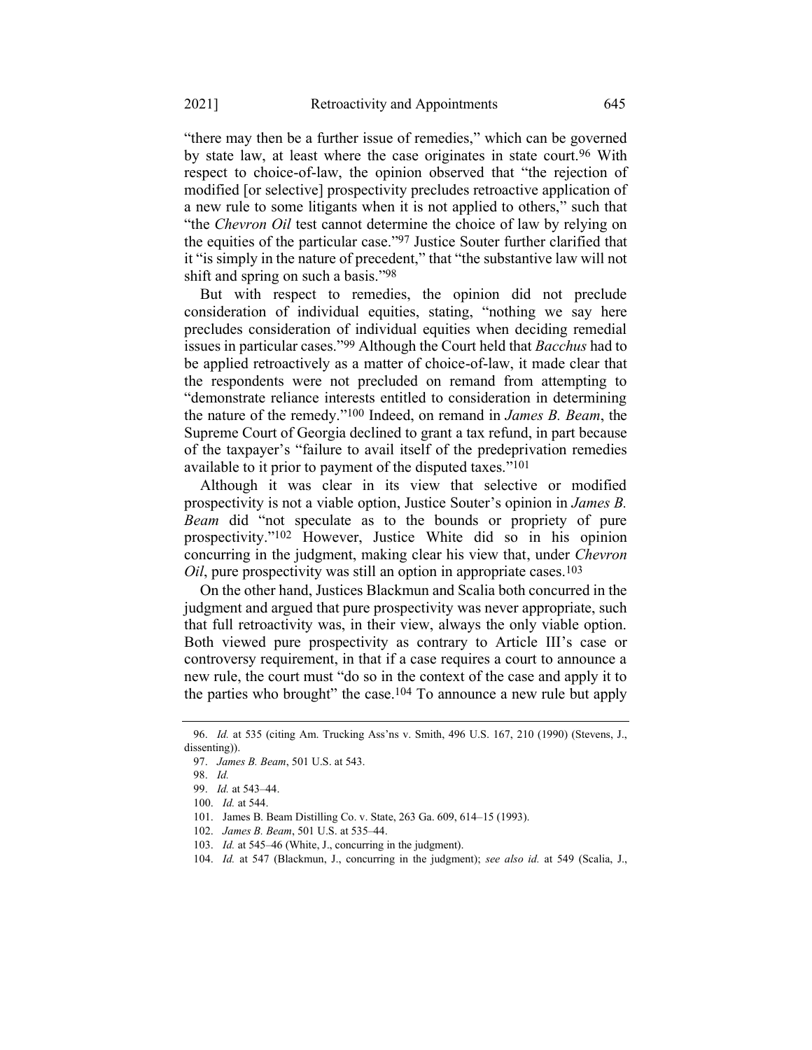"there may then be a further issue of remedies," which can be governed by state law, at least where the case originates in state court.[96] With respect to choice-of-law, the opinion observed that "the rejection of modified [or selective] prospectivity precludes retroactive application of a new rule to some litigants when it is not applied to others," such that "the *Chevron Oil* test cannot determine the choice of law by relying on the equities of the particular case."[97] Justice Souter further clarified that it "is simply in the nature of precedent," that "the substantive law will not shift and spring on such a basis."[98]

But with respect to remedies, the opinion did not preclude consideration of individual equities, stating, "nothing we say here precludes consideration of individual equities when deciding remedial issues in particular cases."[99] Although the Court held that *Bacchus* had to be applied retroactively as a matter of choice-of-law, it made clear that the respondents were not precluded on remand from attempting to "demonstrate reliance interests entitled to consideration in determining the nature of the remedy."[100] Indeed, on remand in *James B. Beam*, the Supreme Court of Georgia declined to grant a tax refund, in part because of the taxpayer's "failure to avail itself of the predeprivation remedies available to it prior to payment of the disputed taxes."[101]

Although it was clear in its view that selective or modified prospectivity is not a viable option, Justice Souter's opinion in *James B. Beam* did "not speculate as to the bounds or propriety of pure prospectivity."[102] However, Justice White did so in his opinion concurring in the judgment, making clear his view that, under *Chevron Oil*, pure prospectivity was still an option in appropriate cases.[103]

On the other hand, Justices Blackmun and Scalia both concurred in the judgment and argued that pure prospectivity was never appropriate, such that full retroactivity was, in their view, always the only viable option. Both viewed pure prospectivity as contrary to Article III's case or controversy requirement, in that if a case requires a court to announce a new rule, the court must "do so in the context of the case and apply it to the parties who brought" the case.[104] To announce a new rule but apply

---

96. *Id.* at 535 (citing Am. Trucking Ass'ns v. Smith, 496 U.S. 167, 210 (1990) (Stevens, J., dissenting)).

97. *James B. Beam*, 501 U.S. at 543.

98. *Id.*

99. *Id.* at 543–44.

100. *Id.* at 544.

101. James B. Beam Distilling Co. v. State, 263 Ga. 609, 614–15 (1993).

102. *James B. Beam*, 501 U.S. at 535–44.

103. *Id.* at 545–46 (White, J., concurring in the judgment).

104. *Id.* at 547 (Blackmun, J., concurring in the judgment); *see also id.* at 549 (Scalia, J.,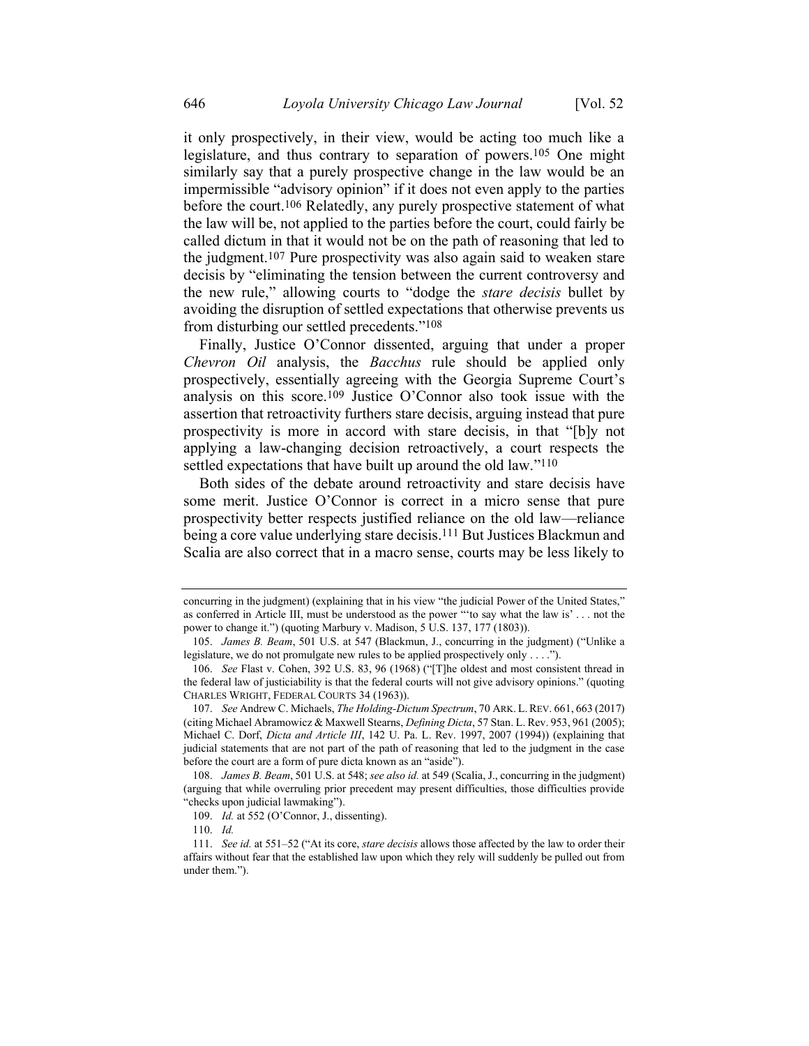it only prospectively, in their view, would be acting too much like a legislature, and thus contrary to separation of powers.[105] One might similarly say that a purely prospective change in the law would be an impermissible "advisory opinion" if it does not even apply to the parties before the court.[106] Relatedly, any purely prospective statement of what the law will be, not applied to the parties before the court, could fairly be called dictum in that it would not be on the path of reasoning that led to the judgment.[107] Pure prospectivity was also again said to weaken stare decisis by "eliminating the tension between the current controversy and the new rule," allowing courts to "dodge the *stare decisis* bullet by avoiding the disruption of settled expectations that otherwise prevents us from disturbing our settled precedents."[108]

Finally, Justice O'Connor dissented, arguing that under a proper *Chevron Oil* analysis, the *Bacchus* rule should be applied only prospectively, essentially agreeing with the Georgia Supreme Court's analysis on this score.[109] Justice O'Connor also took issue with the assertion that retroactivity furthers stare decisis, arguing instead that pure prospectivity is more in accord with stare decisis, in that "[b]y not applying a law-changing decision retroactively, a court respects the settled expectations that have built up around the old law."[110]

Both sides of the debate around retroactivity and stare decisis have some merit. Justice O'Connor is correct in a micro sense that pure prospectivity better respects justified reliance on the old law—reliance being a core value underlying stare decisis.[111] But Justices Blackmun and Scalia are also correct that in a macro sense, courts may be less likely to

---

concurring in the judgment) (explaining that in his view "the judicial Power of the United States," as conferred in Article III, must be understood as the power "'to say what the law is' . . . not the power to change it.") (quoting Marbury v. Madison, 5 U.S. 137, 177 (1803)).

105. *James B. Beam*, 501 U.S. at 547 (Blackmun, J., concurring in the judgment) ("Unlike a legislature, we do not promulgate new rules to be applied prospectively only . . . .").

106. *See* Flast v. Cohen, 392 U.S. 83, 96 (1968) ("[T]he oldest and most consistent thread in the federal law of justiciability is that the federal courts will not give advisory opinions." (quoting CHARLES WRIGHT, FEDERAL COURTS 34 (1963)).

107. *See* Andrew C. Michaels, *The Holding-Dictum Spectrum*, 70 ARK. L. REV. 661, 663 (2017) (citing Michael Abramowicz & Maxwell Stearns, *Defining Dicta*, 57 Stan. L. Rev. 953, 961 (2005); Michael C. Dorf, *Dicta and Article III*, 142 U. Pa. L. Rev. 1997, 2007 (1994)) (explaining that judicial statements that are not part of the path of reasoning that led to the judgment in the case before the court are a form of pure dicta known as an "aside").

108. *James B. Beam*, 501 U.S. at 548; *see also id.* at 549 (Scalia, J., concurring in the judgment) (arguing that while overruling prior precedent may present difficulties, those difficulties provide "checks upon judicial lawmaking").

109. *Id.* at 552 (O'Connor, J., dissenting).

110. *Id.*

111. *See id.* at 551–52 ("At its core, *stare decisis* allows those affected by the law to order their affairs without fear that the established law upon which they rely will suddenly be pulled out from under them.").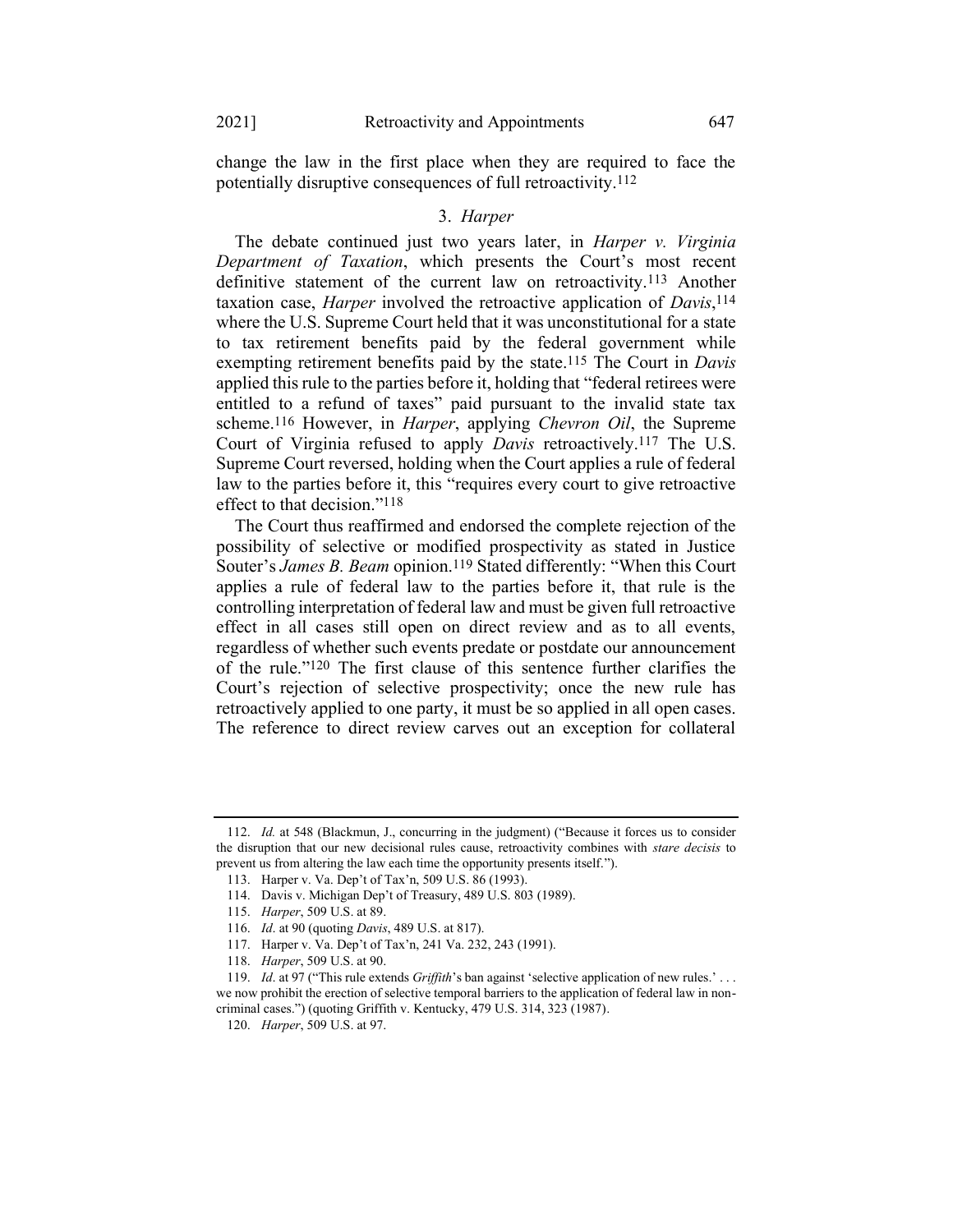change the law in the first place when they are required to face the potentially disruptive consequences of full retroactivity.[112]

### 3. *Harper*

The debate continued just two years later, in *Harper v. Virginia Department of Taxation*, which presents the Court's most recent definitive statement of the current law on retroactivity.[113] Another taxation case, *Harper* involved the retroactive application of *Davis*,[114] where the U.S. Supreme Court held that it was unconstitutional for a state to tax retirement benefits paid by the federal government while exempting retirement benefits paid by the state.[115] The Court in *Davis* applied this rule to the parties before it, holding that "federal retirees were entitled to a refund of taxes" paid pursuant to the invalid state tax scheme.[116] However, in *Harper*, applying *Chevron Oil*, the Supreme Court of Virginia refused to apply *Davis* retroactively.[117] The U.S. Supreme Court reversed, holding when the Court applies a rule of federal law to the parties before it, this "requires every court to give retroactive effect to that decision."[118]

The Court thus reaffirmed and endorsed the complete rejection of the possibility of selective or modified prospectivity as stated in Justice Souter's *James B. Beam* opinion.[119] Stated differently: "When this Court applies a rule of federal law to the parties before it, that rule is the controlling interpretation of federal law and must be given full retroactive effect in all cases still open on direct review and as to all events, regardless of whether such events predate or postdate our announcement of the rule."[120] The first clause of this sentence further clarifies the Court's rejection of selective prospectivity; once the new rule has retroactively applied to one party, it must be so applied in all open cases. The reference to direct review carves out an exception for collateral

---

112. *Id.* at 548 (Blackmun, J., concurring in the judgment) ("Because it forces us to consider the disruption that our new decisional rules cause, retroactivity combines with *stare decisis* to prevent us from altering the law each time the opportunity presents itself.").

113. Harper v. Va. Dep't of Tax'n, 509 U.S. 86 (1993).

114. Davis v. Michigan Dep't of Treasury, 489 U.S. 803 (1989).

115. *Harper*, 509 U.S. at 89.

116. *Id*. at 90 (quoting *Davis*, 489 U.S. at 817).

117. Harper v. Va. Dep't of Tax'n, 241 Va. 232, 243 (1991).

118. *Harper*, 509 U.S. at 90.

119. *Id*. at 97 ("This rule extends *Griffith*'s ban against 'selective application of new rules.' . . . we now prohibit the erection of selective temporal barriers to the application of federal law in noncriminal cases.") (quoting Griffith v. Kentucky, 479 U.S. 314, 323 (1987).

120. *Harper*, 509 U.S. at 97.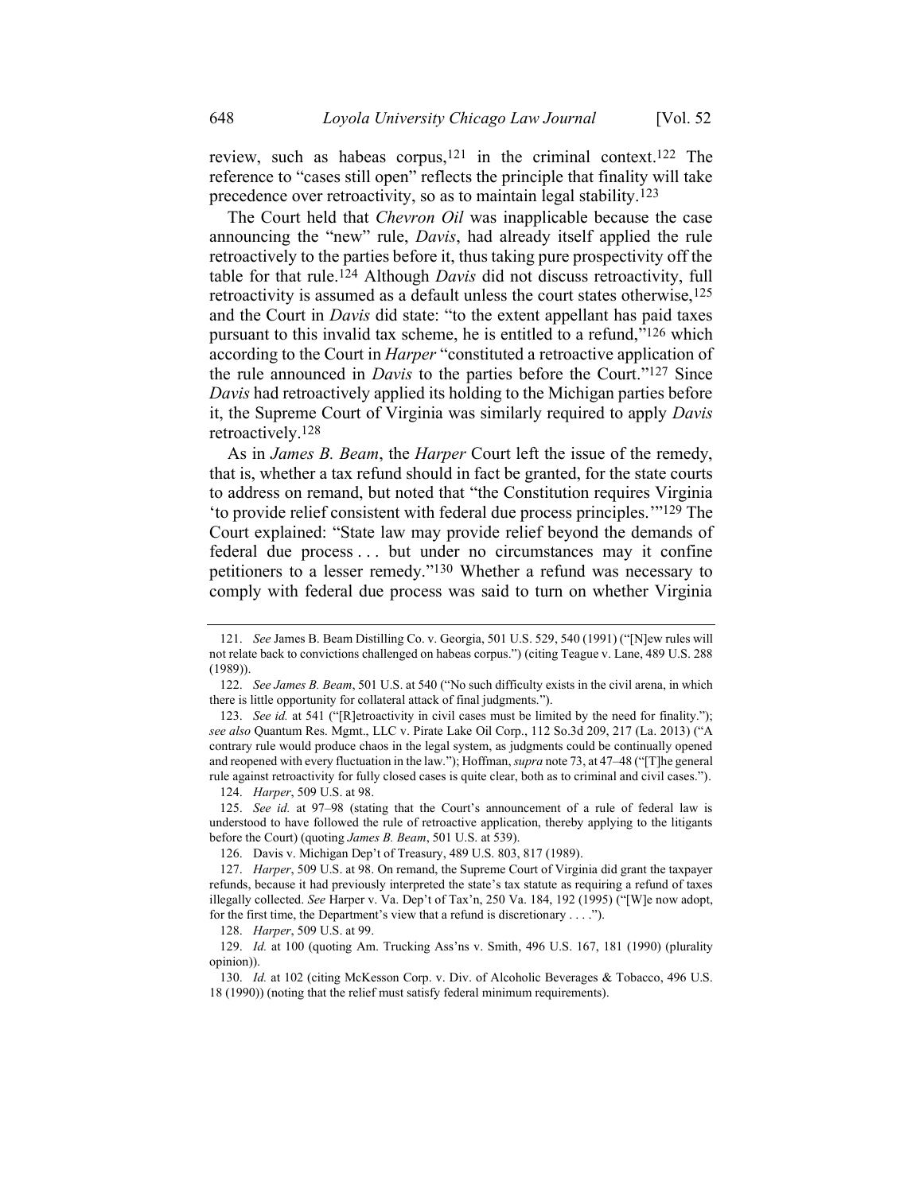review, such as habeas corpus,[121] in the criminal context.[122] The reference to "cases still open" reflects the principle that finality will take precedence over retroactivity, so as to maintain legal stability.[123]

The Court held that *Chevron Oil* was inapplicable because the case announcing the "new" rule, *Davis*, had already itself applied the rule retroactively to the parties before it, thus taking pure prospectivity off the table for that rule.[124] Although *Davis* did not discuss retroactivity, full retroactivity is assumed as a default unless the court states otherwise,[125] and the Court in *Davis* did state: "to the extent appellant has paid taxes pursuant to this invalid tax scheme, he is entitled to a refund,"[126] which according to the Court in *Harper* "constituted a retroactive application of the rule announced in *Davis* to the parties before the Court."[127] Since *Davis* had retroactively applied its holding to the Michigan parties before it, the Supreme Court of Virginia was similarly required to apply *Davis* retroactively.[128]

As in *James B. Beam*, the *Harper* Court left the issue of the remedy, that is, whether a tax refund should in fact be granted, for the state courts to address on remand, but noted that "the Constitution requires Virginia 'to provide relief consistent with federal due process principles.'"[129] The Court explained: "State law may provide relief beyond the demands of federal due process . . . but under no circumstances may it confine petitioners to a lesser remedy."[130] Whether a refund was necessary to comply with federal due process was said to turn on whether Virginia

---

121. *See* James B. Beam Distilling Co. v. Georgia, 501 U.S. 529, 540 (1991) ("[N]ew rules will not relate back to convictions challenged on habeas corpus.") (citing Teague v. Lane, 489 U.S. 288 (1989)).

122. *See James B. Beam*, 501 U.S. at 540 ("No such difficulty exists in the civil arena, in which there is little opportunity for collateral attack of final judgments.").

123. *See id.* at 541 ("[R]etroactivity in civil cases must be limited by the need for finality."); *see also* Quantum Res. Mgmt., LLC v. Pirate Lake Oil Corp., 112 So.3d 209, 217 (La. 2013) ("A contrary rule would produce chaos in the legal system, as judgments could be continually opened and reopened with every fluctuation in the law."); Hoffman, *supra* note 73, at 47–48 ("[T]he general rule against retroactivity for fully closed cases is quite clear, both as to criminal and civil cases.").

124. *Harper*, 509 U.S. at 98.

125. *See id.* at 97–98 (stating that the Court's announcement of a rule of federal law is understood to have followed the rule of retroactive application, thereby applying to the litigants before the Court) (quoting *James B. Beam*, 501 U.S. at 539).

126. Davis v. Michigan Dep't of Treasury, 489 U.S. 803, 817 (1989).

127. *Harper*, 509 U.S. at 98. On remand, the Supreme Court of Virginia did grant the taxpayer refunds, because it had previously interpreted the state's tax statute as requiring a refund of taxes illegally collected. *See* Harper v. Va. Dep't of Tax'n, 250 Va. 184, 192 (1995) ("[W]e now adopt, for the first time, the Department's view that a refund is discretionary . . . .").

128. *Harper*, 509 U.S. at 99.

129. *Id.* at 100 (quoting Am. Trucking Ass'ns v. Smith, 496 U.S. 167, 181 (1990) (plurality opinion)).

130. *Id.* at 102 (citing McKesson Corp. v. Div. of Alcoholic Beverages & Tobacco, 496 U.S. 18 (1990)) (noting that the relief must satisfy federal minimum requirements).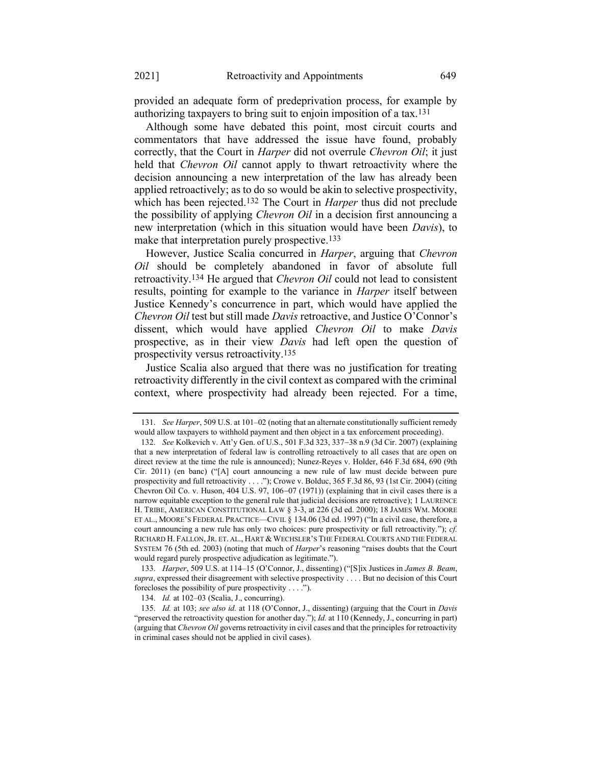provided an adequate form of predeprivation process, for example by authorizing taxpayers to bring suit to enjoin imposition of a tax.[131]

Although some have debated this point, most circuit courts and commentators that have addressed the issue have found, probably correctly, that the Court in *Harper* did not overrule *Chevron Oil*; it just held that *Chevron Oil* cannot apply to thwart retroactivity where the decision announcing a new interpretation of the law has already been applied retroactively; as to do so would be akin to selective prospectivity, which has been rejected.[132] The Court in *Harper* thus did not preclude the possibility of applying *Chevron Oil* in a decision first announcing a new interpretation (which in this situation would have been *Davis*), to make that interpretation purely prospective.[133]

However, Justice Scalia concurred in *Harper*, arguing that *Chevron Oil* should be completely abandoned in favor of absolute full retroactivity.[134] He argued that *Chevron Oil* could not lead to consistent results, pointing for example to the variance in *Harper* itself between Justice Kennedy's concurrence in part, which would have applied the *Chevron Oil* test but still made *Davis* retroactive, and Justice O'Connor's dissent, which would have applied *Chevron Oil* to make *Davis* prospective, as in their view *Davis* had left open the question of prospectivity versus retroactivity.[135]

Justice Scalia also argued that there was no justification for treating retroactivity differently in the civil context as compared with the criminal context, where prospectivity had already been rejected. For a time,

---

131. *See Harper*, 509 U.S. at 101–02 (noting that an alternate constitutionally sufficient remedy would allow taxpayers to withhold payment and then object in a tax enforcement proceeding).

132. *See* Kolkevich v. Att'y Gen. of U.S., 501 F.3d 323, 337–38 n.9 (3d Cir. 2007) (explaining that a new interpretation of federal law is controlling retroactively to all cases that are open on direct review at the time the rule is announced); Nunez-Reyes v. Holder, 646 F.3d 684, 690 (9th Cir. 2011) (en banc) ("[A] court announcing a new rule of law must decide between pure prospectivity and full retroactivity . . . ."); Crowe v. Bolduc, 365 F.3d 86, 93 (1st Cir. 2004) (citing Chevron Oil Co. v. Huson, 404 U.S. 97, 106–07 (1971)) (explaining that in civil cases there is a narrow equitable exception to the general rule that judicial decisions are retroactive); 1 LAURENCE H. TRIBE, AMERICAN CONSTITUTIONAL LAW § 3-3, at 226 (3d ed. 2000); 18 JAMES WM. MOORE ET AL., MOORE'S FEDERAL PRACTICE—CIVIL § 134.06 (3d ed. 1997) ("In a civil case, therefore, a court announcing a new rule has only two choices: pure prospectivity or full retroactivity."); *cf.* RICHARD H. FALLON, JR. ET. AL., HART & WECHSLER'S THE FEDERAL COURTS AND THE FEDERAL SYSTEM 76 (5th ed. 2003) (noting that much of *Harper*'s reasoning "raises doubts that the Court would regard purely prospective adjudication as legitimate.").

133. *Harper*, 509 U.S. at 114–15 (O'Connor, J., dissenting) ("[S]ix Justices in *James B. Beam*, *supra*, expressed their disagreement with selective prospectivity . . . . But no decision of this Court forecloses the possibility of pure prospectivity . . . .").

134. *Id.* at 102–03 (Scalia, J., concurring).

135. *Id.* at 103; *see also id.* at 118 (O'Connor, J., dissenting) (arguing that the Court in *Davis* "preserved the retroactivity question for another day."); *Id.* at 110 (Kennedy, J., concurring in part) (arguing that *Chevron Oil* governs retroactivity in civil cases and that the principles for retroactivity in criminal cases should not be applied in civil cases).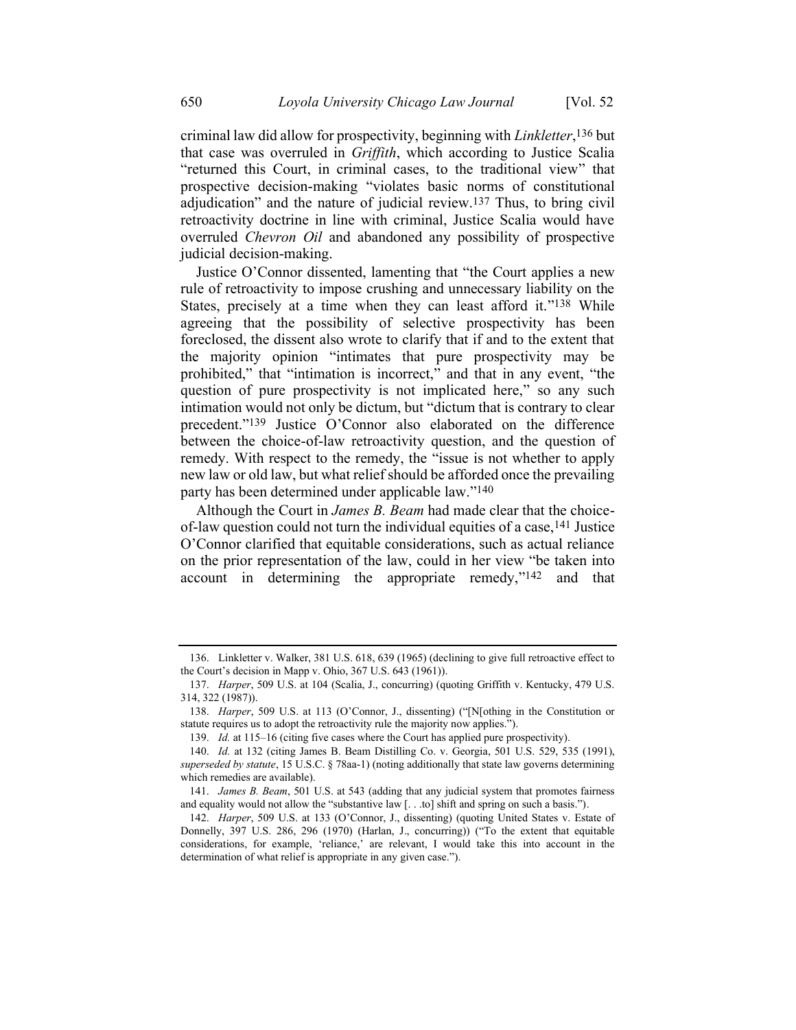criminal law did allow for prospectivity, beginning with *Linkletter*,[136] but that case was overruled in *Griffith*, which according to Justice Scalia "returned this Court, in criminal cases, to the traditional view" that prospective decision-making "violates basic norms of constitutional adjudication" and the nature of judicial review.[137] Thus, to bring civil retroactivity doctrine in line with criminal, Justice Scalia would have overruled *Chevron Oil* and abandoned any possibility of prospective judicial decision-making.

Justice O'Connor dissented, lamenting that "the Court applies a new rule of retroactivity to impose crushing and unnecessary liability on the States, precisely at a time when they can least afford it."[138] While agreeing that the possibility of selective prospectivity has been foreclosed, the dissent also wrote to clarify that if and to the extent that the majority opinion "intimates that pure prospectivity may be prohibited," that "intimation is incorrect," and that in any event, "the question of pure prospectivity is not implicated here," so any such intimation would not only be dictum, but "dictum that is contrary to clear precedent."[139] Justice O'Connor also elaborated on the difference between the choice-of-law retroactivity question, and the question of remedy. With respect to the remedy, the "issue is not whether to apply new law or old law, but what relief should be afforded once the prevailing party has been determined under applicable law."[140]

Although the Court in *James B. Beam* had made clear that the choice-of-law question could not turn the individual equities of a case,[141] Justice O'Connor clarified that equitable considerations, such as actual reliance on the prior representation of the law, could in her view "be taken into account in determining the appropriate remedy,"[142] and that

---

136. Linkletter v. Walker, 381 U.S. 618, 639 (1965) (declining to give full retroactive effect to the Court's decision in Mapp v. Ohio, 367 U.S. 643 (1961)).

137. *Harper*, 509 U.S. at 104 (Scalia, J., concurring) (quoting Griffith v. Kentucky, 479 U.S. 314, 322 (1987)).

138. *Harper*, 509 U.S. at 113 (O'Connor, J., dissenting) ("[N[othing in the Constitution or statute requires us to adopt the retroactivity rule the majority now applies.").

139. *Id.* at 115–16 (citing five cases where the Court has applied pure prospectivity).

140. *Id.* at 132 (citing James B. Beam Distilling Co. v. Georgia, 501 U.S. 529, 535 (1991), *superseded by statute*, 15 U.S.C. § 78aa-1) (noting additionally that state law governs determining which remedies are available).

141. *James B. Beam*, 501 U.S. at 543 (adding that any judicial system that promotes fairness and equality would not allow the "substantive law [. . .to] shift and spring on such a basis.").

142. *Harper*, 509 U.S. at 133 (O'Connor, J., dissenting) (quoting United States v. Estate of Donnelly, 397 U.S. 286, 296 (1970) (Harlan, J., concurring)) ("To the extent that equitable considerations, for example, 'reliance,' are relevant, I would take this into account in the determination of what relief is appropriate in any given case.").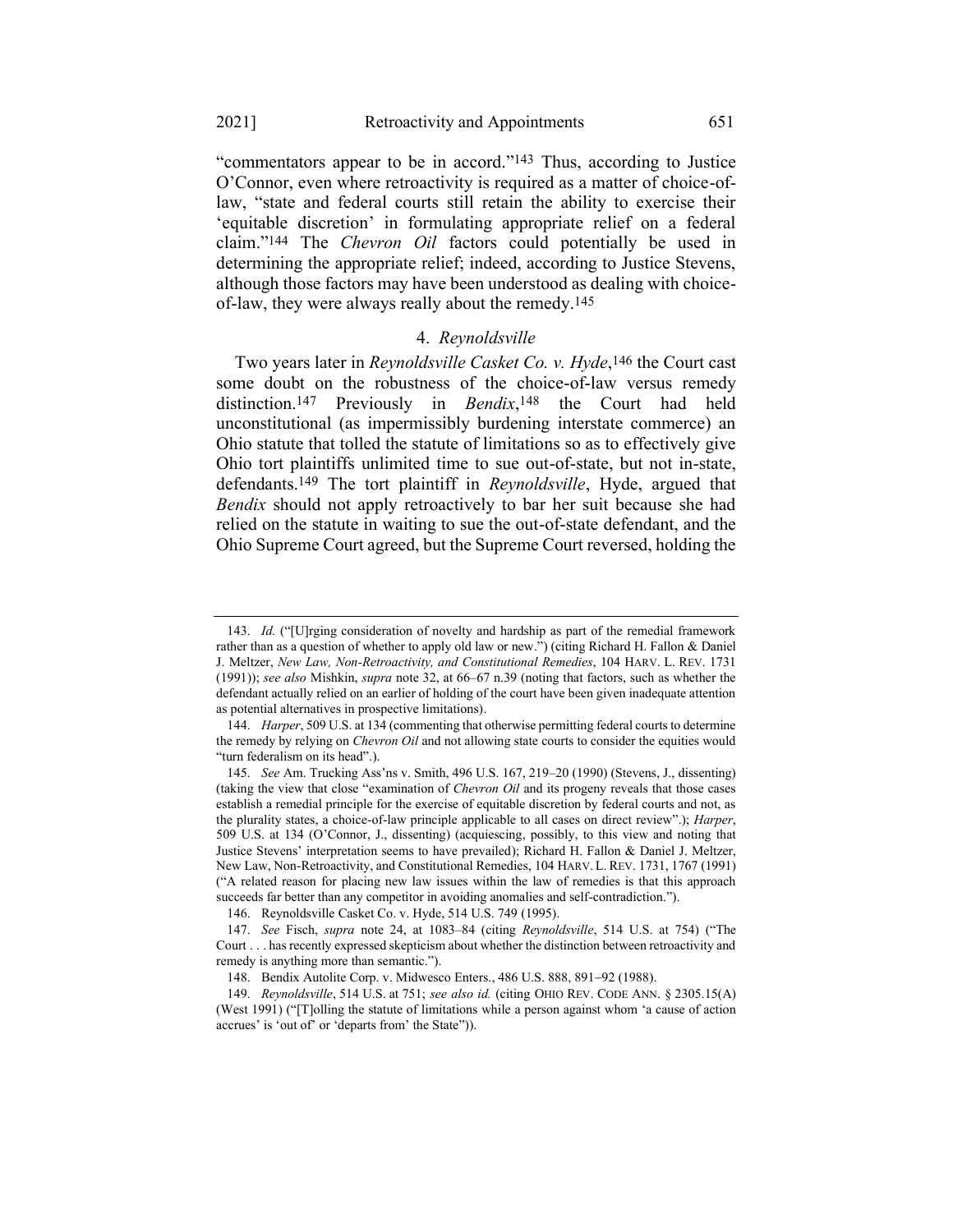"commentators appear to be in accord."[143] Thus, according to Justice O'Connor, even where retroactivity is required as a matter of choice-of-law, "state and federal courts still retain the ability to exercise their 'equitable discretion' in formulating appropriate relief on a federal claim."[144] The *Chevron Oil* factors could potentially be used in determining the appropriate relief; indeed, according to Justice Stevens, although those factors may have been understood as dealing with choice-of-law, they were always really about the remedy.[145]

#### 4. *Reynoldsville*

Two years later in *Reynoldsville Casket Co. v. Hyde*,[146] the Court cast some doubt on the robustness of the choice-of-law versus remedy distinction.[147] Previously in *Bendix*,[148] the Court had held unconstitutional (as impermissibly burdening interstate commerce) an Ohio statute that tolled the statute of limitations so as to effectively give Ohio tort plaintiffs unlimited time to sue out-of-state, but not in-state, defendants.[149] The tort plaintiff in *Reynoldsville*, Hyde, argued that *Bendix* should not apply retroactively to bar her suit because she had relied on the statute in waiting to sue the out-of-state defendant, and the Ohio Supreme Court agreed, but the Supreme Court reversed, holding the

---

143. *Id.* ("[U]rging consideration of novelty and hardship as part of the remedial framework rather than as a question of whether to apply old law or new.") (citing Richard H. Fallon & Daniel J. Meltzer, *New Law, Non-Retroactivity, and Constitutional Remedies*, 104 HARV. L. REV. 1731 (1991)); *see also* Mishkin, *supra* note 32, at 66–67 n.39 (noting that factors, such as whether the defendant actually relied on an earlier of holding of the court have been given inadequate attention as potential alternatives in prospective limitations).

144. *Harper*, 509 U.S. at 134 (commenting that otherwise permitting federal courts to determine the remedy by relying on *Chevron Oil* and not allowing state courts to consider the equities would "turn federalism on its head".).

145. *See* Am. Trucking Ass'ns v. Smith, 496 U.S. 167, 219–20 (1990) (Stevens, J., dissenting) (taking the view that close "examination of *Chevron Oil* and its progeny reveals that those cases establish a remedial principle for the exercise of equitable discretion by federal courts and not, as the plurality states, a choice-of-law principle applicable to all cases on direct review".); *Harper*, 509 U.S. at 134 (O'Connor, J., dissenting) (acquiescing, possibly, to this view and noting that Justice Stevens' interpretation seems to have prevailed); Richard H. Fallon & Daniel J. Meltzer, New Law, Non-Retroactivity, and Constitutional Remedies, 104 HARV. L. REV. 1731, 1767 (1991) ("A related reason for placing new law issues within the law of remedies is that this approach succeeds far better than any competitor in avoiding anomalies and self-contradiction.").

146. Reynoldsville Casket Co. v. Hyde, 514 U.S. 749 (1995).

147. *See* Fisch, *supra* note 24, at 1083–84 (citing *Reynoldsville*, 514 U.S. at 754) ("The Court . . . has recently expressed skepticism about whether the distinction between retroactivity and remedy is anything more than semantic.").

148. Bendix Autolite Corp. v. Midwesco Enters., 486 U.S. 888, 891–92 (1988).

149. *Reynoldsville*, 514 U.S. at 751; *see also id.* (citing OHIO REV. CODE ANN. § 2305.15(A) (West 1991) ("[T]olling the statute of limitations while a person against whom 'a cause of action accrues' is 'out of' or 'departs from' the State")).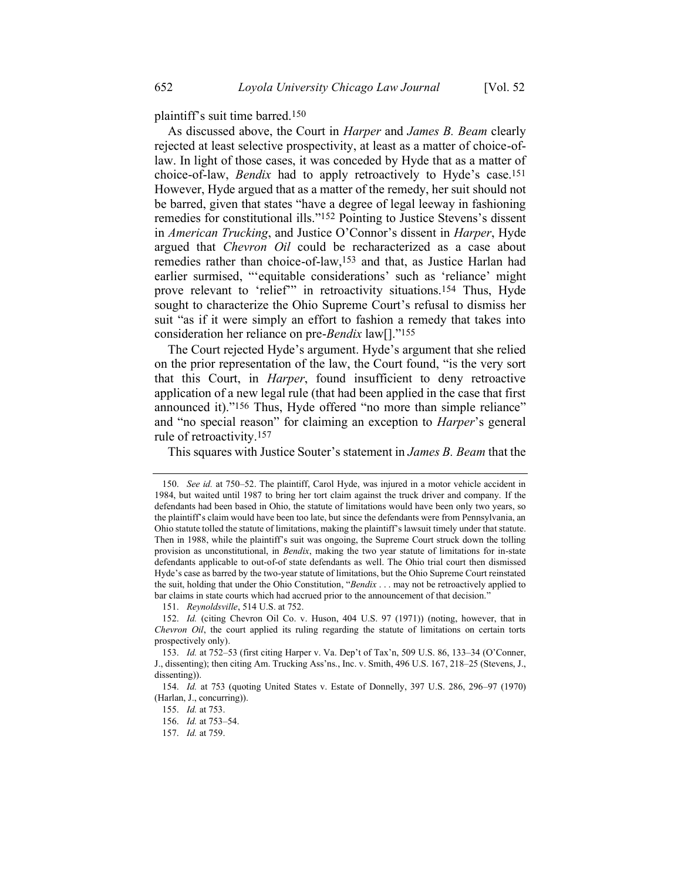plaintiff's suit time barred.[150]

As discussed above, the Court in *Harper* and *James B. Beam* clearly rejected at least selective prospectivity, at least as a matter of choice-of-law. In light of those cases, it was conceded by Hyde that as a matter of choice-of-law, *Bendix* had to apply retroactively to Hyde's case.[151] However, Hyde argued that as a matter of the remedy, her suit should not be barred, given that states "have a degree of legal leeway in fashioning remedies for constitutional ills."[152] Pointing to Justice Stevens's dissent in *American Trucking*, and Justice O'Connor's dissent in *Harper*, Hyde argued that *Chevron Oil* could be recharacterized as a case about remedies rather than choice-of-law,[153] and that, as Justice Harlan had earlier surmised, "'equitable considerations' such as 'reliance' might prove relevant to 'relief'" in retroactivity situations.[154] Thus, Hyde sought to characterize the Ohio Supreme Court's refusal to dismiss her suit "as if it were simply an effort to fashion a remedy that takes into consideration her reliance on pre-*Bendix* law[]."[155]

The Court rejected Hyde's argument. Hyde's argument that she relied on the prior representation of the law, the Court found, "is the very sort that this Court, in *Harper*, found insufficient to deny retroactive application of a new legal rule (that had been applied in the case that first announced it)."[156] Thus, Hyde offered "no more than simple reliance" and "no special reason" for claiming an exception to *Harper*'s general rule of retroactivity.[157]

This squares with Justice Souter's statement in *James B. Beam* that the

---

150. *See id.* at 750–52. The plaintiff, Carol Hyde, was injured in a motor vehicle accident in 1984, but waited until 1987 to bring her tort claim against the truck driver and company. If the defendants had been based in Ohio, the statute of limitations would have been only two years, so the plaintiff's claim would have been too late, but since the defendants were from Pennsylvania, an Ohio statute tolled the statute of limitations, making the plaintiff's lawsuit timely under that statute. Then in 1988, while the plaintiff's suit was ongoing, the Supreme Court struck down the tolling provision as unconstitutional, in *Bendix*, making the two year statute of limitations for in-state defendants applicable to out-of-of state defendants as well. The Ohio trial court then dismissed Hyde's case as barred by the two-year statute of limitations, but the Ohio Supreme Court reinstated the suit, holding that under the Ohio Constitution, "*Bendix* . . . may not be retroactively applied to bar claims in state courts which had accrued prior to the announcement of that decision."

151. *Reynoldsville*, 514 U.S. at 752.

152. *Id.* (citing Chevron Oil Co. v. Huson, 404 U.S. 97 (1971)) (noting, however, that in *Chevron Oil*, the court applied its ruling regarding the statute of limitations on certain torts prospectively only).

153. *Id.* at 752–53 (first citing Harper v. Va. Dep't of Tax'n, 509 U.S. 86, 133–34 (O'Conner, J., dissenting); then citing Am. Trucking Ass'ns., Inc. v. Smith, 496 U.S. 167, 218–25 (Stevens, J., dissenting)).

154. *Id.* at 753 (quoting United States v. Estate of Donnelly, 397 U.S. 286, 296–97 (1970) (Harlan, J., concurring)).

155. *Id.* at 753.

156. *Id.* at 753–54.

157. *Id.* at 759.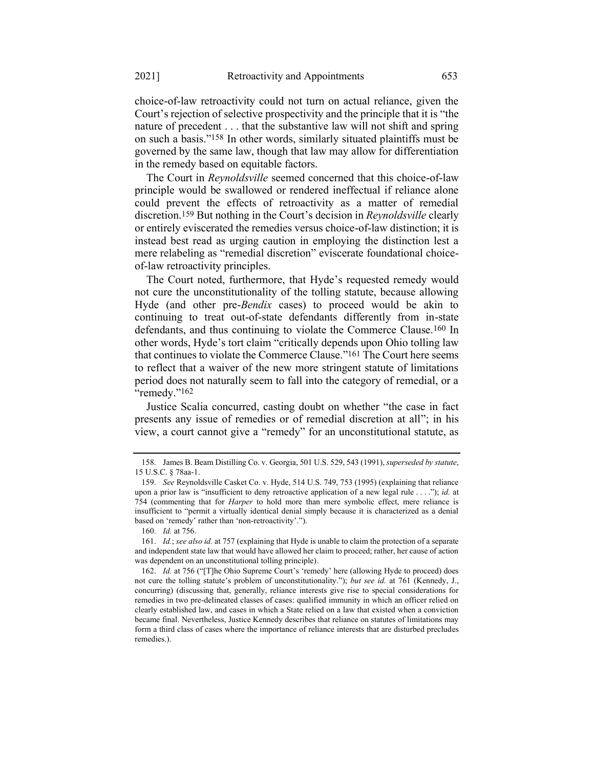choice-of-law retroactivity could not turn on actual reliance, given the Court's rejection of selective prospectivity and the principle that it is "the nature of precedent . . . that the substantive law will not shift and spring on such a basis."[158] In other words, similarly situated plaintiffs must be governed by the same law, though that law may allow for differentiation in the remedy based on equitable factors.

The Court in *Reynoldsville* seemed concerned that this choice-of-law principle would be swallowed or rendered ineffectual if reliance alone could prevent the effects of retroactivity as a matter of remedial discretion.[159] But nothing in the Court's decision in *Reynoldsville* clearly or entirely eviscerated the remedies versus choice-of-law distinction; it is instead best read as urging caution in employing the distinction lest a mere relabeling as "remedial discretion" eviscerate foundational choice-of-law retroactivity principles.

The Court noted, furthermore, that Hyde's requested remedy would not cure the unconstitutionality of the tolling statute, because allowing Hyde (and other pre-*Bendix* cases) to proceed would be akin to continuing to treat out-of-state defendants differently from in-state defendants, and thus continuing to violate the Commerce Clause.[160] In other words, Hyde's tort claim "critically depends upon Ohio tolling law that continues to violate the Commerce Clause."[161] The Court here seems to reflect that a waiver of the new more stringent statute of limitations period does not naturally seem to fall into the category of remedial, or a "remedy."[162]

Justice Scalia concurred, casting doubt on whether "the case in fact presents any issue of remedies or of remedial discretion at all"; in his view, a court cannot give a "remedy" for an unconstitutional statute, as

---

158. James B. Beam Distilling Co. v. Georgia, 501 U.S. 529, 543 (1991), *superseded by statute*, 15 U.S.C. § 78aa-1.

159. *See* Reynoldsville Casket Co. v. Hyde, 514 U.S. 749, 753 (1995) (explaining that reliance upon a prior law is "insufficient to deny retroactive application of a new legal rule . . . ."); *id.* at 754 (commenting that for *Harper* to hold more than mere symbolic effect, mere reliance is insufficient to "permit a virtually identical denial simply because it is characterized as a denial based on 'remedy' rather than 'non-retroactivity'.").

160. *Id.* at 756.

161. *Id.*; *see also id.* at 757 (explaining that Hyde is unable to claim the protection of a separate and independent state law that would have allowed her claim to proceed; rather, her cause of action was dependent on an unconstitutional tolling principle).

162. *Id.* at 756 ("[T]he Ohio Supreme Court's 'remedy' here (allowing Hyde to proceed) does not cure the tolling statute's problem of unconstitutionality."); *but see id.* at 761 (Kennedy, J., concurring) (discussing that, generally, reliance interests give rise to special considerations for remedies in two pre-delineated classes of cases: qualified immunity in which an officer relied on clearly established law, and cases in which a State relied on a law that existed when a conviction became final. Nevertheless, Justice Kennedy describes that reliance on statutes of limitations may form a third class of cases where the importance of reliance interests that are disturbed precludes remedies.).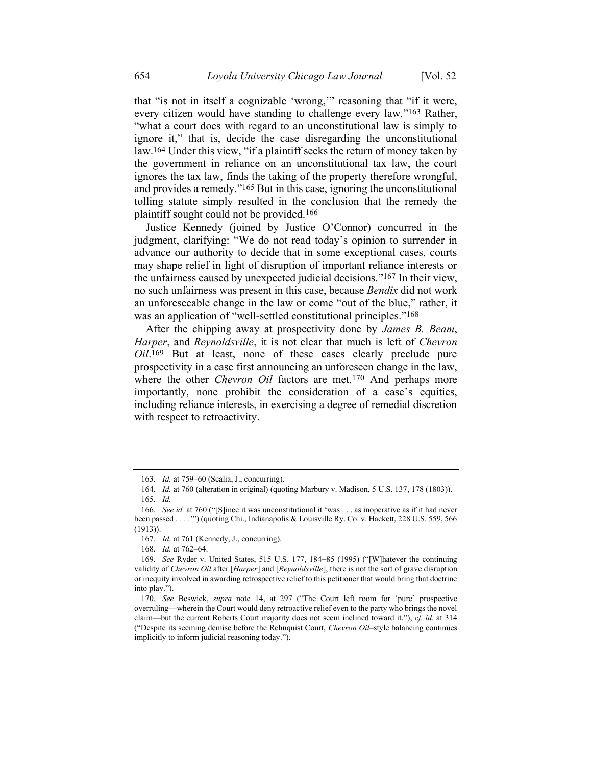that "is not in itself a cognizable 'wrong,'" reasoning that "if it were, every citizen would have standing to challenge every law."[163] Rather, "what a court does with regard to an unconstitutional law is simply to ignore it," that is, decide the case disregarding the unconstitutional law.[164] Under this view, "if a plaintiff seeks the return of money taken by the government in reliance on an unconstitutional tax law, the court ignores the tax law, finds the taking of the property therefore wrongful, and provides a remedy."[165] But in this case, ignoring the unconstitutional tolling statute simply resulted in the conclusion that the remedy the plaintiff sought could not be provided.[166]

Justice Kennedy (joined by Justice O'Connor) concurred in the judgment, clarifying: "We do not read today's opinion to surrender in advance our authority to decide that in some exceptional cases, courts may shape relief in light of disruption of important reliance interests or the unfairness caused by unexpected judicial decisions."[167] In their view, no such unfairness was present in this case, because *Bendix* did not work an unforeseeable change in the law or come "out of the blue," rather, it was an application of "well-settled constitutional principles."[168]

After the chipping away at prospectivity done by *James B. Beam*, *Harper*, and *Reynoldsville*, it is not clear that much is left of *Chevron Oil*.[169] But at least, none of these cases clearly preclude pure prospectivity in a case first announcing an unforeseen change in the law, where the other *Chevron Oil* factors are met.[170] And perhaps more importantly, none prohibit the consideration of a case's equities, including reliance interests, in exercising a degree of remedial discretion with respect to retroactivity.

---

163. *Id.* at 759–60 (Scalia, J., concurring).

164. *Id.* at 760 (alteration in original) (quoting Marbury v. Madison, 5 U.S. 137, 178 (1803)).

165. *Id.*

166. *See id.* at 760 ("[S]ince it was unconstitutional it 'was . . . as inoperative as if it had never been passed . . . .'") (quoting Chi., Indianapolis & Louisville Ry. Co. v. Hackett, 228 U.S. 559, 566 (1913)).

167. *Id.* at 761 (Kennedy, J., concurring).

168. *Id.* at 762–64.

169. *See* Ryder v. United States, 515 U.S. 177, 184–85 (1995) ("[W]hatever the continuing validity of *Chevron Oil* after [*Harper*] and [*Reynoldsville*], there is not the sort of grave disruption or inequity involved in awarding retrospective relief to this petitioner that would bring that doctrine into play.").

170. *See* Beswick, *supra* note 14, at 297 ("The Court left room for 'pure' prospective overruling—wherein the Court would deny retroactive relief even to the party who brings the novel claim—but the current Roberts Court majority does not seem inclined toward it."); *cf. id.* at 314 ("Despite its seeming demise before the Rehnquist Court, *Chevron Oil*–style balancing continues implicitly to inform judicial reasoning today.").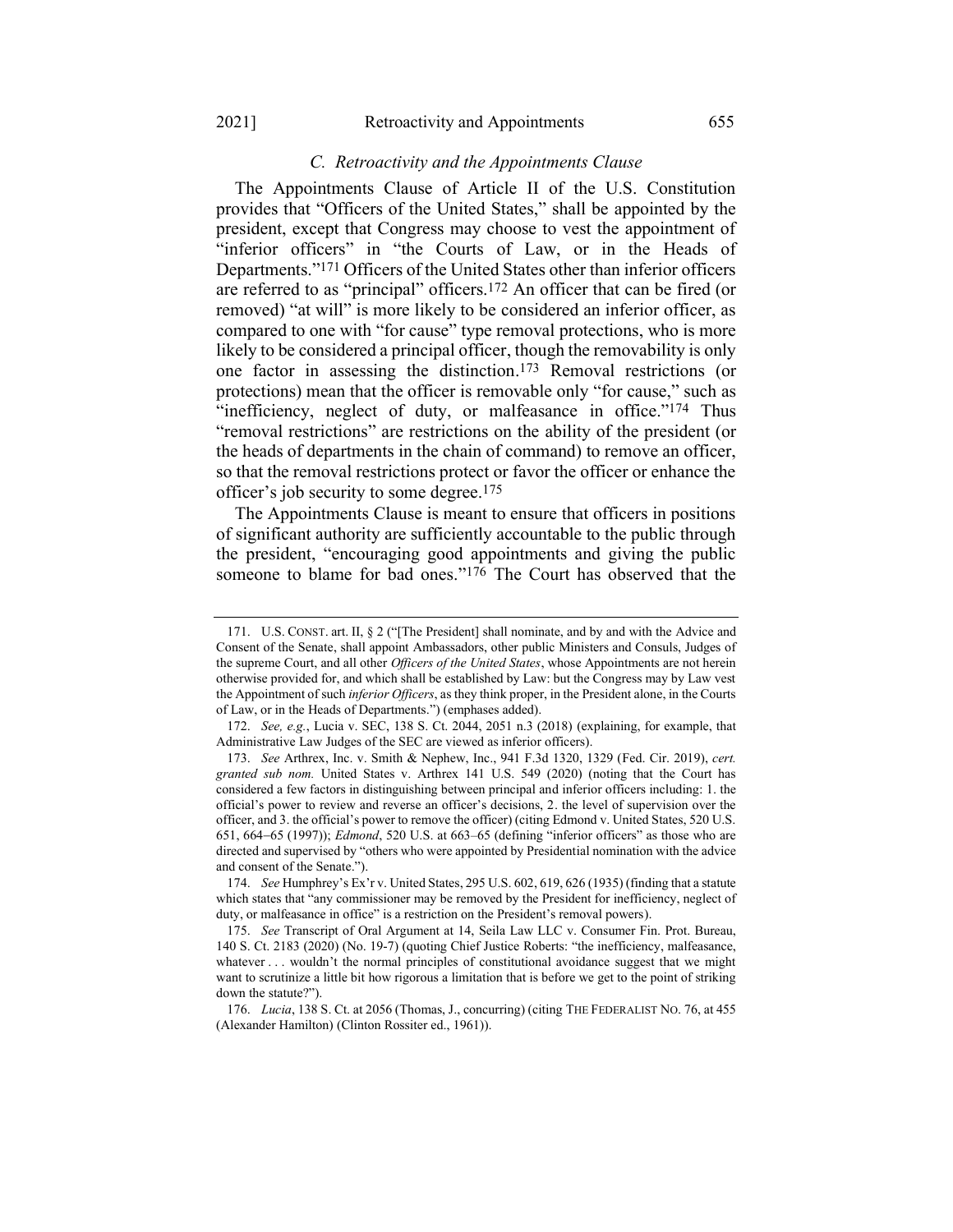### *C. Retroactivity and the Appointments Clause*

The Appointments Clause of Article II of the U.S. Constitution provides that "Officers of the United States," shall be appointed by the president, except that Congress may choose to vest the appointment of "inferior officers" in "the Courts of Law, or in the Heads of Departments."[171] Officers of the United States other than inferior officers are referred to as "principal" officers.[172] An officer that can be fired (or removed) "at will" is more likely to be considered an inferior officer, as compared to one with "for cause" type removal protections, who is more likely to be considered a principal officer, though the removability is only one factor in assessing the distinction.[173] Removal restrictions (or protections) mean that the officer is removable only "for cause," such as "inefficiency, neglect of duty, or malfeasance in office."[174] Thus "removal restrictions" are restrictions on the ability of the president (or the heads of departments in the chain of command) to remove an officer, so that the removal restrictions protect or favor the officer or enhance the officer's job security to some degree.[175]

The Appointments Clause is meant to ensure that officers in positions of significant authority are sufficiently accountable to the public through the president, "encouraging good appointments and giving the public someone to blame for bad ones."[176] The Court has observed that the

---

171. U.S. CONST. art. II, § 2 ("[The President] shall nominate, and by and with the Advice and Consent of the Senate, shall appoint Ambassadors, other public Ministers and Consuls, Judges of the supreme Court, and all other *Officers of the United States*, whose Appointments are not herein otherwise provided for, and which shall be established by Law: but the Congress may by Law vest the Appointment of such *inferior Officers*, as they think proper, in the President alone, in the Courts of Law, or in the Heads of Departments.") (emphases added).

172. *See, e.g.*, Lucia v. SEC, 138 S. Ct. 2044, 2051 n.3 (2018) (explaining, for example, that Administrative Law Judges of the SEC are viewed as inferior officers).

173. *See* Arthrex, Inc. v. Smith & Nephew, Inc., 941 F.3d 1320, 1329 (Fed. Cir. 2019), *cert. granted sub nom.* United States v. Arthrex 141 U.S. 549 (2020) (noting that the Court has considered a few factors in distinguishing between principal and inferior officers including: 1. the official's power to review and reverse an officer's decisions, 2. the level of supervision over the officer, and 3. the official's power to remove the officer) (citing Edmond v. United States, 520 U.S. 651, 664–65 (1997)); *Edmond*, 520 U.S. at 663–65 (defining "inferior officers" as those who are directed and supervised by "others who were appointed by Presidential nomination with the advice and consent of the Senate.").

174. *See* Humphrey's Ex'r v. United States, 295 U.S. 602, 619, 626 (1935) (finding that a statute which states that "any commissioner may be removed by the President for inefficiency, neglect of duty, or malfeasance in office" is a restriction on the President's removal powers).

175. *See* Transcript of Oral Argument at 14, Seila Law LLC v. Consumer Fin. Prot. Bureau, 140 S. Ct. 2183 (2020) (No. 19-7) (quoting Chief Justice Roberts: "the inefficiency, malfeasance, whatever . . . wouldn't the normal principles of constitutional avoidance suggest that we might want to scrutinize a little bit how rigorous a limitation that is before we get to the point of striking down the statute?").

176. *Lucia*, 138 S. Ct. at 2056 (Thomas, J., concurring) (citing THE FEDERALIST NO. 76, at 455 (Alexander Hamilton) (Clinton Rossiter ed., 1961)).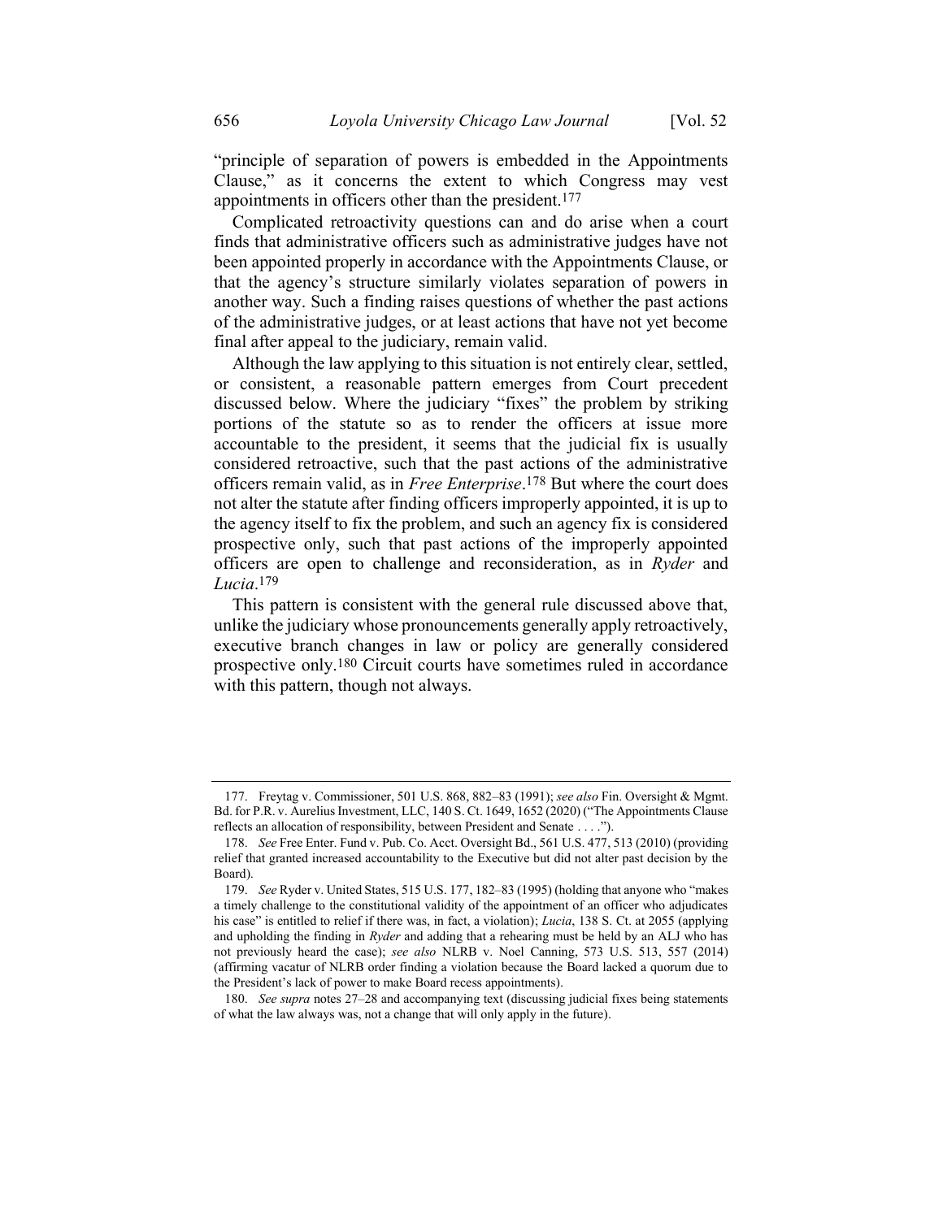"principle of separation of powers is embedded in the Appointments Clause," as it concerns the extent to which Congress may vest appointments in officers other than the president.[177]

Complicated retroactivity questions can and do arise when a court finds that administrative officers such as administrative judges have not been appointed properly in accordance with the Appointments Clause, or that the agency's structure similarly violates separation of powers in another way. Such a finding raises questions of whether the past actions of the administrative judges, or at least actions that have not yet become final after appeal to the judiciary, remain valid.

Although the law applying to this situation is not entirely clear, settled, or consistent, a reasonable pattern emerges from Court precedent discussed below. Where the judiciary "fixes" the problem by striking portions of the statute so as to render the officers at issue more accountable to the president, it seems that the judicial fix is usually considered retroactive, such that the past actions of the administrative officers remain valid, as in *Free Enterprise*.[178] But where the court does not alter the statute after finding officers improperly appointed, it is up to the agency itself to fix the problem, and such an agency fix is considered prospective only, such that past actions of the improperly appointed officers are open to challenge and reconsideration, as in *Ryder* and *Lucia*.[179]

This pattern is consistent with the general rule discussed above that, unlike the judiciary whose pronouncements generally apply retroactively, executive branch changes in law or policy are generally considered prospective only.[180] Circuit courts have sometimes ruled in accordance with this pattern, though not always.

---

177. Freytag v. Commissioner, 501 U.S. 868, 882–83 (1991); *see also* Fin. Oversight & Mgmt. Bd. for P.R. v. Aurelius Investment, LLC, 140 S. Ct. 1649, 1652 (2020) ("The Appointments Clause reflects an allocation of responsibility, between President and Senate . . . .").

178. *See* Free Enter. Fund v. Pub. Co. Acct. Oversight Bd., 561 U.S. 477, 513 (2010) (providing relief that granted increased accountability to the Executive but did not alter past decision by the Board).

179. *See* Ryder v. United States, 515 U.S. 177, 182–83 (1995) (holding that anyone who "makes a timely challenge to the constitutional validity of the appointment of an officer who adjudicates his case" is entitled to relief if there was, in fact, a violation); *Lucia*, 138 S. Ct. at 2055 (applying and upholding the finding in *Ryder* and adding that a rehearing must be held by an ALJ who has not previously heard the case); *see also* NLRB v. Noel Canning, 573 U.S. 513, 557 (2014) (affirming vacatur of NLRB order finding a violation because the Board lacked a quorum due to the President's lack of power to make Board recess appointments).

180. *See supra* notes 27–28 and accompanying text (discussing judicial fixes being statements of what the law always was, not a change that will only apply in the future).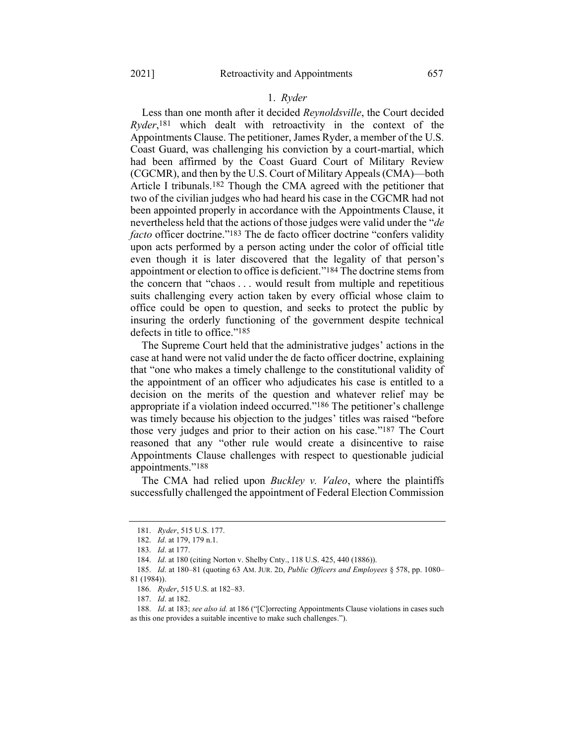### 1. *Ryder*

Less than one month after it decided *Reynoldsville*, the Court decided *Ryder*,[181] which dealt with retroactivity in the context of the Appointments Clause. The petitioner, James Ryder, a member of the U.S. Coast Guard, was challenging his conviction by a court-martial, which had been affirmed by the Coast Guard Court of Military Review (CGCMR), and then by the U.S. Court of Military Appeals (CMA)—both Article I tribunals.[182] Though the CMA agreed with the petitioner that two of the civilian judges who had heard his case in the CGCMR had not been appointed properly in accordance with the Appointments Clause, it nevertheless held that the actions of those judges were valid under the "*de facto* officer doctrine."[183] The de facto officer doctrine "confers validity upon acts performed by a person acting under the color of official title even though it is later discovered that the legality of that person's appointment or election to office is deficient."[184] The doctrine stems from the concern that "chaos . . . would result from multiple and repetitious suits challenging every action taken by every official whose claim to office could be open to question, and seeks to protect the public by insuring the orderly functioning of the government despite technical defects in title to office."[185]

The Supreme Court held that the administrative judges' actions in the case at hand were not valid under the de facto officer doctrine, explaining that "one who makes a timely challenge to the constitutional validity of the appointment of an officer who adjudicates his case is entitled to a decision on the merits of the question and whatever relief may be appropriate if a violation indeed occurred."[186] The petitioner's challenge was timely because his objection to the judges' titles was raised "before those very judges and prior to their action on his case."[187] The Court reasoned that any "other rule would create a disincentive to raise Appointments Clause challenges with respect to questionable judicial appointments."[188]

The CMA had relied upon *Buckley v. Valeo*, where the plaintiffs successfully challenged the appointment of Federal Election Commission

---

181. *Ryder*, 515 U.S. 177.

182. *Id*. at 179, 179 n.1.

183. *Id*. at 177.

184. *Id*. at 180 (citing Norton v. Shelby Cnty., 118 U.S. 425, 440 (1886)).

185. *Id*. at 180–81 (quoting 63 AM. JUR. 2D, *Public Officers and Employees* § 578, pp. 1080–81 (1984)).

186. *Ryder*, 515 U.S. at 182–83.

187. *Id*. at 182.

188. *Id*. at 183; *see also id.* at 186 ("[C]orrecting Appointments Clause violations in cases such as this one provides a suitable incentive to make such challenges.").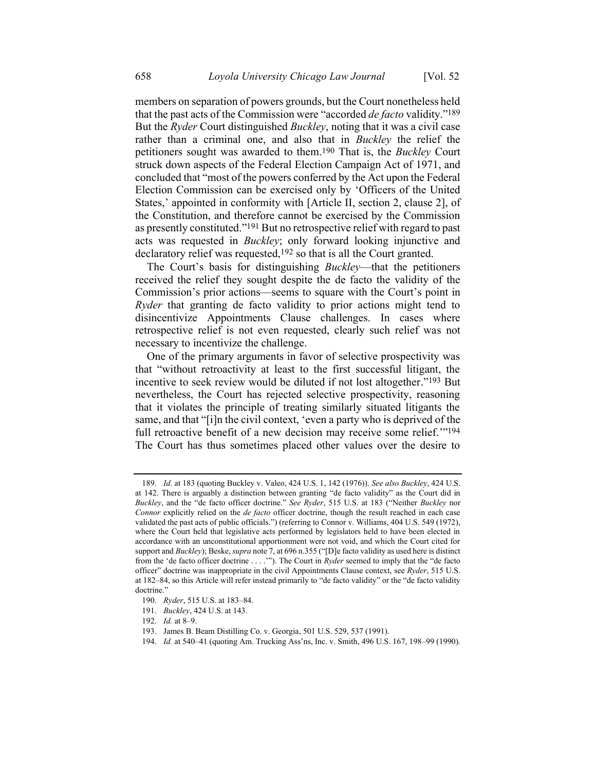members on separation of powers grounds, but the Court nonetheless held that the past acts of the Commission were "accorded *de facto* validity."[189] But the *Ryder* Court distinguished *Buckley*, noting that it was a civil case rather than a criminal one, and also that in *Buckley* the relief the petitioners sought was awarded to them.[190] That is, the *Buckley* Court struck down aspects of the Federal Election Campaign Act of 1971, and concluded that "most of the powers conferred by the Act upon the Federal Election Commission can be exercised only by 'Officers of the United States,' appointed in conformity with [Article II, section 2, clause 2], of the Constitution, and therefore cannot be exercised by the Commission as presently constituted."[191] But no retrospective relief with regard to past acts was requested in *Buckley*; only forward looking injunctive and declaratory relief was requested,[192] so that is all the Court granted.

The Court's basis for distinguishing *Buckley*—that the petitioners received the relief they sought despite the de facto the validity of the Commission's prior actions—seems to square with the Court's point in *Ryder* that granting de facto validity to prior actions might tend to disincentivize Appointments Clause challenges. In cases where retrospective relief is not even requested, clearly such relief was not necessary to incentivize the challenge.

One of the primary arguments in favor of selective prospectivity was that "without retroactivity at least to the first successful litigant, the incentive to seek review would be diluted if not lost altogether."[193] But nevertheless, the Court has rejected selective prospectivity, reasoning that it violates the principle of treating similarly situated litigants the same, and that "[i]n the civil context, 'even a party who is deprived of the full retroactive benefit of a new decision may receive some relief.'"[194] The Court has thus sometimes placed other values over the desire to

---

189. *Id*. at 183 (quoting Buckley v. Valeo, 424 U.S. 1, 142 (1976)). *See also Buckley*, 424 U.S. at 142. There is arguably a distinction between granting "de facto validity" as the Court did in *Buckley*, and the "de facto officer doctrine." *See Ryder*, 515 U.S. at 183 ("Neither *Buckley* nor *Connor* explicitly relied on the *de facto* officer doctrine, though the result reached in each case validated the past acts of public officials.") (referring to Connor v. Williams, 404 U.S. 549 (1972), where the Court held that legislative acts performed by legislators held to have been elected in accordance with an unconstitutional apportionment were not void, and which the Court cited for support and *Buckley*); Beske, *supra* note 7, at 696 n.355 ("[D]e facto validity as used here is distinct from the 'de facto officer doctrine . . . .'"). The Court in *Ryder* seemed to imply that the "de facto officer" doctrine was inappropriate in the civil Appointments Clause context, see *Ryder*, 515 U.S. at 182–84, so this Article will refer instead primarily to "de facto validity" or the "de facto validity doctrine."

190. *Ryder*, 515 U.S. at 183–84.

191. *Buckley*, 424 U.S. at 143.

192. *Id.* at 8–9.

193. James B. Beam Distilling Co. v. Georgia, 501 U.S. 529, 537 (1991).

194. *Id.* at 540–41 (quoting Am. Trucking Ass'ns, Inc. v. Smith, 496 U.S. 167, 198–99 (1990).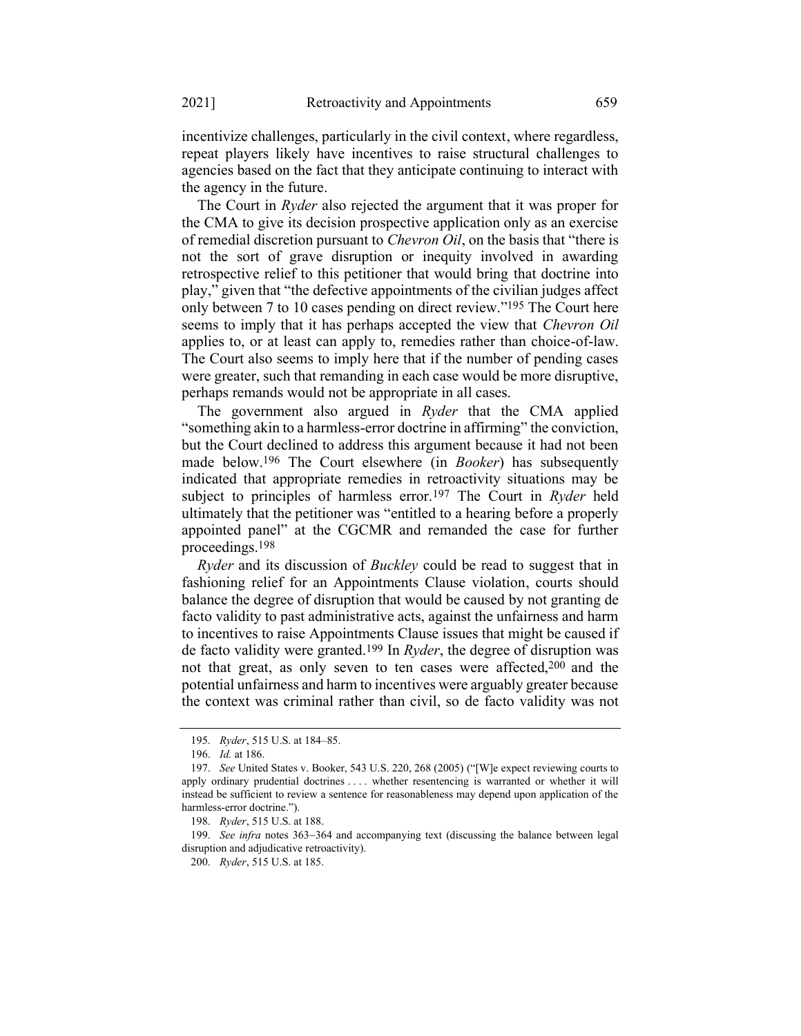incentivize challenges, particularly in the civil context, where regardless, repeat players likely have incentives to raise structural challenges to agencies based on the fact that they anticipate continuing to interact with the agency in the future.

The Court in *Ryder* also rejected the argument that it was proper for the CMA to give its decision prospective application only as an exercise of remedial discretion pursuant to *Chevron Oil*, on the basis that "there is not the sort of grave disruption or inequity involved in awarding retrospective relief to this petitioner that would bring that doctrine into play," given that "the defective appointments of the civilian judges affect only between 7 to 10 cases pending on direct review."[195] The Court here seems to imply that it has perhaps accepted the view that *Chevron Oil* applies to, or at least can apply to, remedies rather than choice-of-law. The Court also seems to imply here that if the number of pending cases were greater, such that remanding in each case would be more disruptive, perhaps remands would not be appropriate in all cases.

The government also argued in *Ryder* that the CMA applied "something akin to a harmless-error doctrine in affirming" the conviction, but the Court declined to address this argument because it had not been made below.[196] The Court elsewhere (in *Booker*) has subsequently indicated that appropriate remedies in retroactivity situations may be subject to principles of harmless error.[197] The Court in *Ryder* held ultimately that the petitioner was "entitled to a hearing before a properly appointed panel" at the CGCMR and remanded the case for further proceedings.[198]

*Ryder* and its discussion of *Buckley* could be read to suggest that in fashioning relief for an Appointments Clause violation, courts should balance the degree of disruption that would be caused by not granting de facto validity to past administrative acts, against the unfairness and harm to incentives to raise Appointments Clause issues that might be caused if de facto validity were granted.[199] In *Ryder*, the degree of disruption was not that great, as only seven to ten cases were affected,[200] and the potential unfairness and harm to incentives were arguably greater because the context was criminal rather than civil, so de facto validity was not

---

195. *Ryder*, 515 U.S. at 184–85.

196. *Id.* at 186.

197. *See* United States v. Booker, 543 U.S. 220, 268 (2005) ("[W]e expect reviewing courts to apply ordinary prudential doctrines . . . . whether resentencing is warranted or whether it will instead be sufficient to review a sentence for reasonableness may depend upon application of the harmless-error doctrine.").

198. *Ryder*, 515 U.S. at 188.

199. *See infra* notes 363–364 and accompanying text (discussing the balance between legal disruption and adjudicative retroactivity).

200. *Ryder*, 515 U.S. at 185.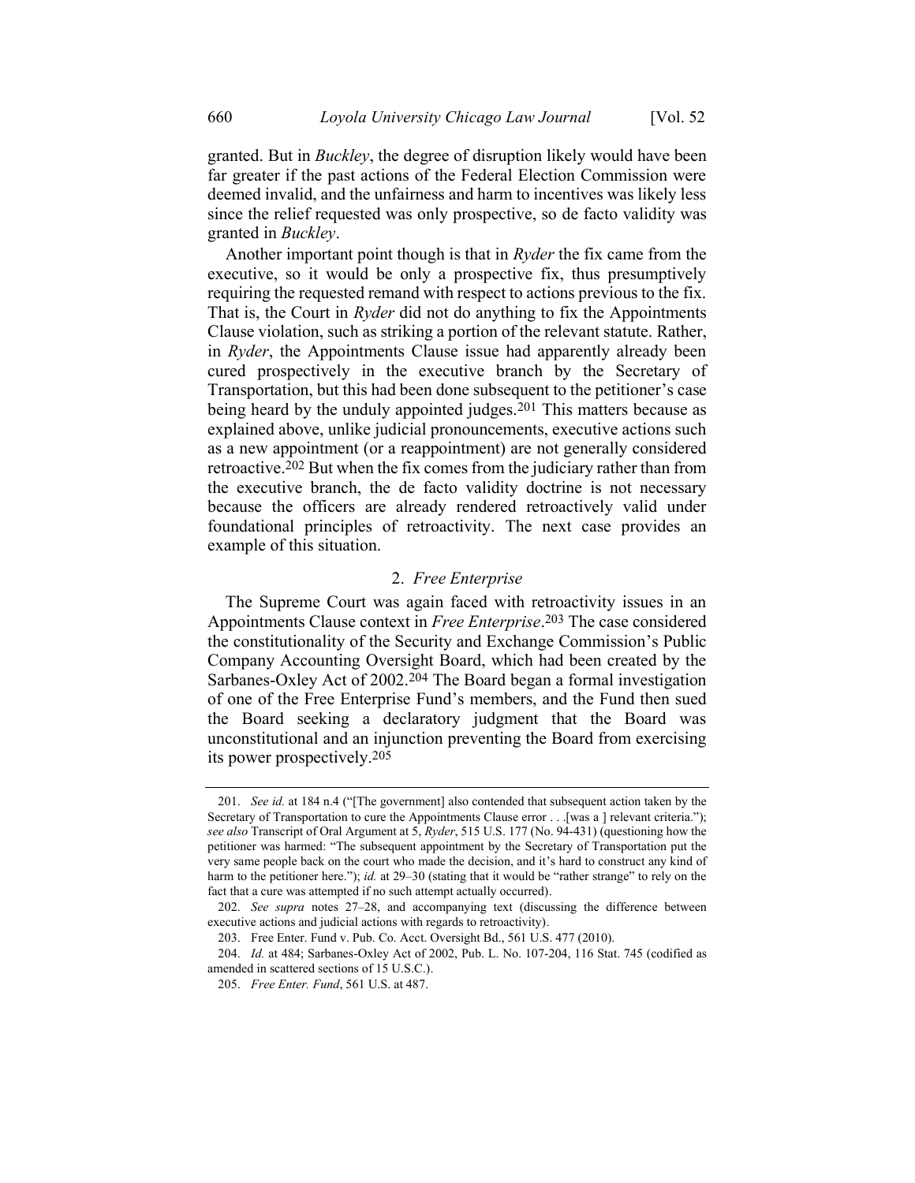granted. But in *Buckley*, the degree of disruption likely would have been far greater if the past actions of the Federal Election Commission were deemed invalid, and the unfairness and harm to incentives was likely less since the relief requested was only prospective, so de facto validity was granted in *Buckley*.

Another important point though is that in *Ryder* the fix came from the executive, so it would be only a prospective fix, thus presumptively requiring the requested remand with respect to actions previous to the fix. That is, the Court in *Ryder* did not do anything to fix the Appointments Clause violation, such as striking a portion of the relevant statute. Rather, in *Ryder*, the Appointments Clause issue had apparently already been cured prospectively in the executive branch by the Secretary of Transportation, but this had been done subsequent to the petitioner's case being heard by the unduly appointed judges.[201] This matters because as explained above, unlike judicial pronouncements, executive actions such as a new appointment (or a reappointment) are not generally considered retroactive.[202] But when the fix comes from the judiciary rather than from the executive branch, the de facto validity doctrine is not necessary because the officers are already rendered retroactively valid under foundational principles of retroactivity. The next case provides an example of this situation.

### 2. *Free Enterprise*

The Supreme Court was again faced with retroactivity issues in an Appointments Clause context in *Free Enterprise*.[203] The case considered the constitutionality of the Security and Exchange Commission's Public Company Accounting Oversight Board, which had been created by the Sarbanes-Oxley Act of 2002.[204] The Board began a formal investigation of one of the Free Enterprise Fund's members, and the Fund then sued the Board seeking a declaratory judgment that the Board was unconstitutional and an injunction preventing the Board from exercising its power prospectively.[205]

---

201. *See id.* at 184 n.4 ("[The government] also contended that subsequent action taken by the Secretary of Transportation to cure the Appointments Clause error . . .[was a ] relevant criteria."); *see also* Transcript of Oral Argument at 5, *Ryder*, 515 U.S. 177 (No. 94-431) (questioning how the petitioner was harmed: "The subsequent appointment by the Secretary of Transportation put the very same people back on the court who made the decision, and it's hard to construct any kind of harm to the petitioner here."); *id.* at 29–30 (stating that it would be "rather strange" to rely on the fact that a cure was attempted if no such attempt actually occurred).

202. *See supra* notes 27–28, and accompanying text (discussing the difference between executive actions and judicial actions with regards to retroactivity).

203. Free Enter. Fund v. Pub. Co. Acct. Oversight Bd., 561 U.S. 477 (2010).

204. *Id.* at 484; Sarbanes-Oxley Act of 2002, Pub. L. No. 107-204, 116 Stat. 745 (codified as amended in scattered sections of 15 U.S.C.).

205. *Free Enter. Fund*, 561 U.S. at 487.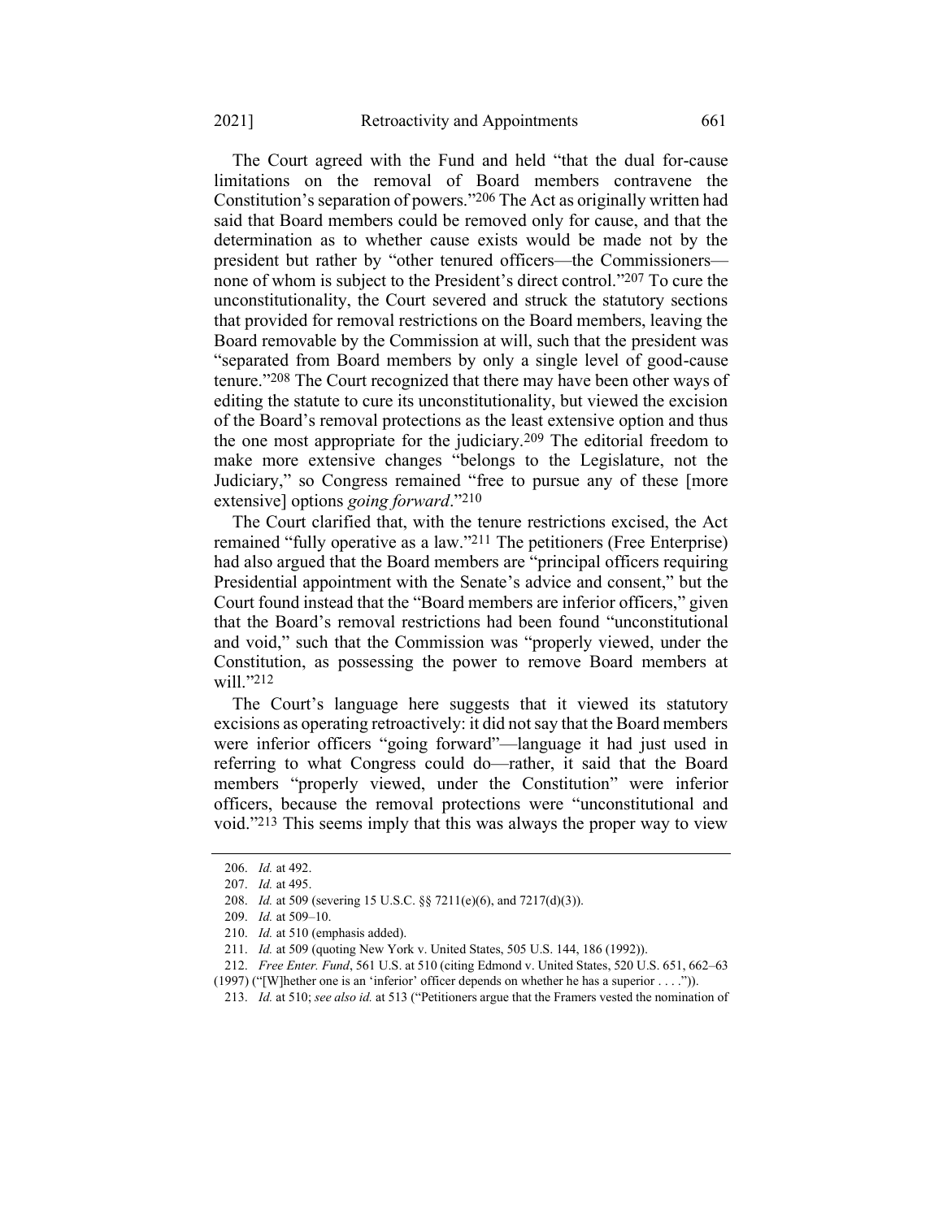The Court agreed with the Fund and held "that the dual for-cause limitations on the removal of Board members contravene the Constitution's separation of powers."[206] The Act as originally written had said that Board members could be removed only for cause, and that the determination as to whether cause exists would be made not by the president but rather by "other tenured officers—the Commissioners—none of whom is subject to the President's direct control."[207] To cure the unconstitutionality, the Court severed and struck the statutory sections that provided for removal restrictions on the Board members, leaving the Board removable by the Commission at will, such that the president was "separated from Board members by only a single level of good-cause tenure."[208] The Court recognized that there may have been other ways of editing the statute to cure its unconstitutionality, but viewed the excision of the Board's removal protections as the least extensive option and thus the one most appropriate for the judiciary.[209] The editorial freedom to make more extensive changes "belongs to the Legislature, not the Judiciary," so Congress remained "free to pursue any of these [more extensive] options *going forward*."[210]

The Court clarified that, with the tenure restrictions excised, the Act remained "fully operative as a law."[211] The petitioners (Free Enterprise) had also argued that the Board members are "principal officers requiring Presidential appointment with the Senate's advice and consent," but the Court found instead that the "Board members are inferior officers," given that the Board's removal restrictions had been found "unconstitutional and void," such that the Commission was "properly viewed, under the Constitution, as possessing the power to remove Board members at will."[212]

The Court's language here suggests that it viewed its statutory excisions as operating retroactively: it did not say that the Board members were inferior officers "going forward"—language it had just used in referring to what Congress could do—rather, it said that the Board members "properly viewed, under the Constitution" were inferior officers, because the removal protections were "unconstitutional and void."[213] This seems imply that this was always the proper way to view

---

206. *Id.* at 492.

207. *Id.* at 495.

208. *Id.* at 509 (severing 15 U.S.C. §§ 7211(e)(6), and 7217(d)(3)).

209. *Id.* at 509–10.

210. *Id.* at 510 (emphasis added).

211. *Id.* at 509 (quoting New York v. United States, 505 U.S. 144, 186 (1992)).

212. *Free Enter. Fund*, 561 U.S. at 510 (citing Edmond v. United States, 520 U.S. 651, 662–63 (1997) ("[W]hether one is an 'inferior' officer depends on whether he has a superior . . . .")).

213. *Id.* at 510; *see also id.* at 513 ("Petitioners argue that the Framers vested the nomination of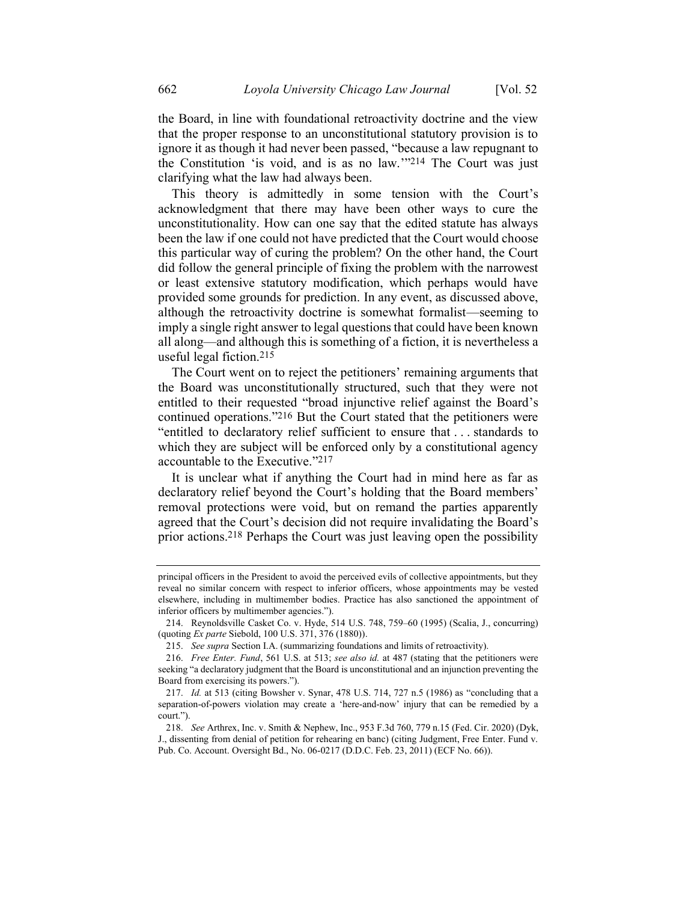the Board, in line with foundational retroactivity doctrine and the view that the proper response to an unconstitutional statutory provision is to ignore it as though it had never been passed, "because a law repugnant to the Constitution 'is void, and is as no law.'"[214] The Court was just clarifying what the law had always been.

This theory is admittedly in some tension with the Court's acknowledgment that there may have been other ways to cure the unconstitutionality. How can one say that the edited statute has always been the law if one could not have predicted that the Court would choose this particular way of curing the problem? On the other hand, the Court did follow the general principle of fixing the problem with the narrowest or least extensive statutory modification, which perhaps would have provided some grounds for prediction. In any event, as discussed above, although the retroactivity doctrine is somewhat formalist—seeming to imply a single right answer to legal questions that could have been known all along—and although this is something of a fiction, it is nevertheless a useful legal fiction.[215]

The Court went on to reject the petitioners' remaining arguments that the Board was unconstitutionally structured, such that they were not entitled to their requested "broad injunctive relief against the Board's continued operations."[216] But the Court stated that the petitioners were "entitled to declaratory relief sufficient to ensure that . . . standards to which they are subject will be enforced only by a constitutional agency accountable to the Executive."[217]

It is unclear what if anything the Court had in mind here as far as declaratory relief beyond the Court's holding that the Board members' removal protections were void, but on remand the parties apparently agreed that the Court's decision did not require invalidating the Board's prior actions.[218] Perhaps the Court was just leaving open the possibility

---

principal officers in the President to avoid the perceived evils of collective appointments, but they reveal no similar concern with respect to inferior officers, whose appointments may be vested elsewhere, including in multimember bodies. Practice has also sanctioned the appointment of inferior officers by multimember agencies.").

214. Reynoldsville Casket Co. v. Hyde, 514 U.S. 748, 759–60 (1995) (Scalia, J., concurring) (quoting *Ex parte* Siebold, 100 U.S. 371, 376 (1880)).

215. *See supra* Section I.A. (summarizing foundations and limits of retroactivity).

216. *Free Enter. Fund*, 561 U.S. at 513; *see also id.* at 487 (stating that the petitioners were seeking "a declaratory judgment that the Board is unconstitutional and an injunction preventing the Board from exercising its powers.").

217. *Id.* at 513 (citing Bowsher v. Synar, 478 U.S. 714, 727 n.5 (1986) as "concluding that a separation-of-powers violation may create a 'here-and-now' injury that can be remedied by a court.").

218. *See* Arthrex, Inc. v. Smith & Nephew, Inc., 953 F.3d 760, 779 n.15 (Fed. Cir. 2020) (Dyk, J., dissenting from denial of petition for rehearing en banc) (citing Judgment, Free Enter. Fund v. Pub. Co. Account. Oversight Bd., No. 06-0217 (D.D.C. Feb. 23, 2011) (ECF No. 66)).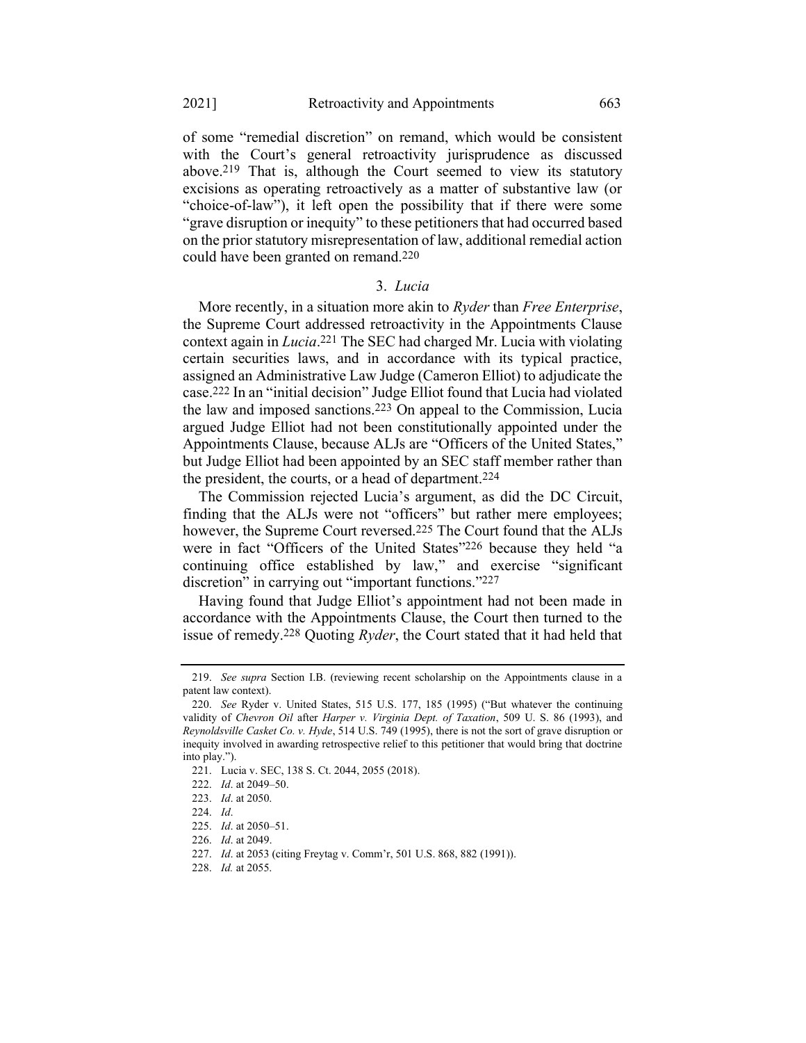of some "remedial discretion" on remand, which would be consistent with the Court's general retroactivity jurisprudence as discussed above.[219] That is, although the Court seemed to view its statutory excisions as operating retroactively as a matter of substantive law (or "choice-of-law"), it left open the possibility that if there were some "grave disruption or inequity" to these petitioners that had occurred based on the prior statutory misrepresentation of law, additional remedial action could have been granted on remand.[220]

### 3. *Lucia*

More recently, in a situation more akin to *Ryder* than *Free Enterprise*, the Supreme Court addressed retroactivity in the Appointments Clause context again in *Lucia*.[221] The SEC had charged Mr. Lucia with violating certain securities laws, and in accordance with its typical practice, assigned an Administrative Law Judge (Cameron Elliot) to adjudicate the case.[222] In an "initial decision" Judge Elliot found that Lucia had violated the law and imposed sanctions.[223] On appeal to the Commission, Lucia argued Judge Elliot had not been constitutionally appointed under the Appointments Clause, because ALJs are "Officers of the United States," but Judge Elliot had been appointed by an SEC staff member rather than the president, the courts, or a head of department.[224]

The Commission rejected Lucia's argument, as did the DC Circuit, finding that the ALJs were not "officers" but rather mere employees; however, the Supreme Court reversed.[225] The Court found that the ALJs were in fact "Officers of the United States"[226] because they held "a continuing office established by law," and exercise "significant discretion" in carrying out "important functions."[227]

Having found that Judge Elliot's appointment had not been made in accordance with the Appointments Clause, the Court then turned to the issue of remedy.[228] Quoting *Ryder*, the Court stated that it had held that

---

219. *See supra* Section I.B. (reviewing recent scholarship on the Appointments clause in a patent law context).

220. *See* Ryder v. United States, 515 U.S. 177, 185 (1995) ("But whatever the continuing validity of *Chevron Oil* after *Harper v. Virginia Dept. of Taxation*, 509 U. S. 86 (1993), and *Reynoldsville Casket Co. v. Hyde*, 514 U.S. 749 (1995), there is not the sort of grave disruption or inequity involved in awarding retrospective relief to this petitioner that would bring that doctrine into play.").

221. Lucia v. SEC, 138 S. Ct. 2044, 2055 (2018).

222. *Id*. at 2049–50.

223. *Id*. at 2050.

224. *Id*.

225. *Id*. at 2050–51.

226. *Id*. at 2049.

227. *Id*. at 2053 (citing Freytag v. Comm'r, 501 U.S. 868, 882 (1991)).

228. *Id.* at 2055.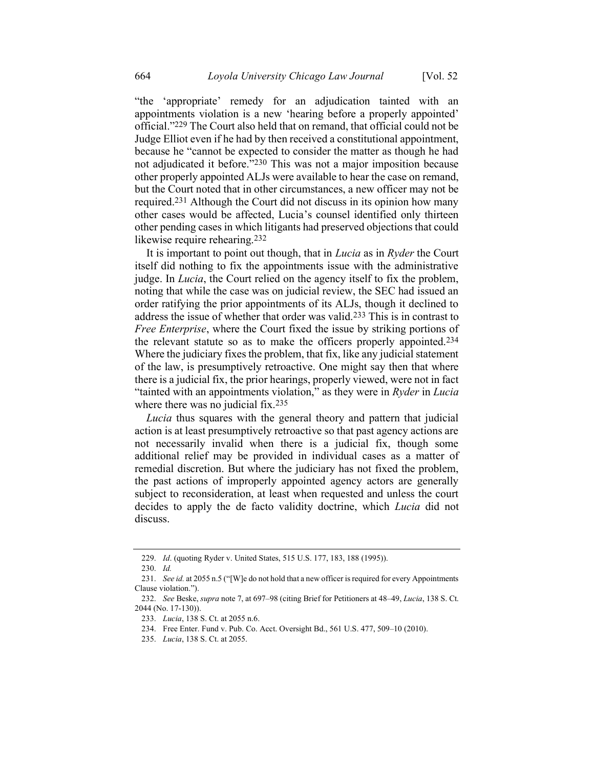"the 'appropriate' remedy for an adjudication tainted with an appointments violation is a new 'hearing before a properly appointed' official."[229] The Court also held that on remand, that official could not be Judge Elliot even if he had by then received a constitutional appointment, because he "cannot be expected to consider the matter as though he had not adjudicated it before."[230] This was not a major imposition because other properly appointed ALJs were available to hear the case on remand, but the Court noted that in other circumstances, a new officer may not be required.[231] Although the Court did not discuss in its opinion how many other cases would be affected, Lucia's counsel identified only thirteen other pending cases in which litigants had preserved objections that could likewise require rehearing.[232]

It is important to point out though, that in *Lucia* as in *Ryder* the Court itself did nothing to fix the appointments issue with the administrative judge. In *Lucia*, the Court relied on the agency itself to fix the problem, noting that while the case was on judicial review, the SEC had issued an order ratifying the prior appointments of its ALJs, though it declined to address the issue of whether that order was valid.[233] This is in contrast to *Free Enterprise*, where the Court fixed the issue by striking portions of the relevant statute so as to make the officers properly appointed.[234] Where the judiciary fixes the problem, that fix, like any judicial statement of the law, is presumptively retroactive. One might say then that where there is a judicial fix, the prior hearings, properly viewed, were not in fact "tainted with an appointments violation," as they were in *Ryder* in *Lucia* where there was no judicial fix.[235]

*Lucia* thus squares with the general theory and pattern that judicial action is at least presumptively retroactive so that past agency actions are not necessarily invalid when there is a judicial fix, though some additional relief may be provided in individual cases as a matter of remedial discretion. But where the judiciary has not fixed the problem, the past actions of improperly appointed agency actors are generally subject to reconsideration, at least when requested and unless the court decides to apply the de facto validity doctrine, which *Lucia* did not discuss.

---

229. *Id*. (quoting Ryder v. United States, 515 U.S. 177, 183, 188 (1995)).

230. *Id.*

231. *See id.* at 2055 n.5 ("[W]e do not hold that a new officer is required for every Appointments Clause violation.").

232. *See* Beske, *supra* note 7, at 697–98 (citing Brief for Petitioners at 48–49, *Lucia*, 138 S. Ct. 2044 (No. 17-130)).

233. *Lucia*, 138 S. Ct. at 2055 n.6.

234. Free Enter. Fund v. Pub. Co. Acct. Oversight Bd., 561 U.S. 477, 509–10 (2010).

235. *Lucia*, 138 S. Ct. at 2055.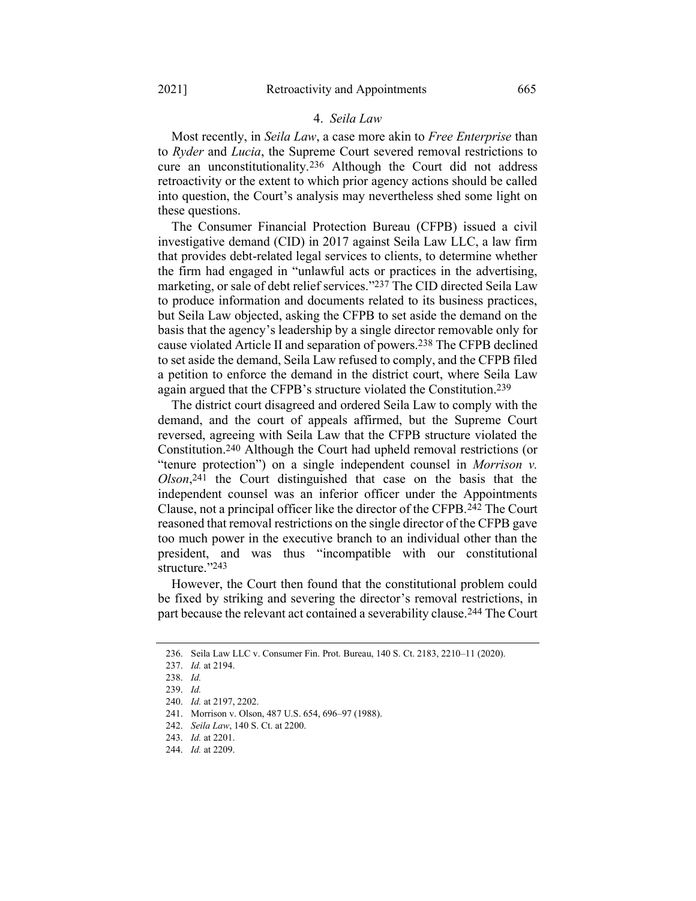#### 4. *Seila Law*

Most recently, in *Seila Law*, a case more akin to *Free Enterprise* than to *Ryder* and *Lucia*, the Supreme Court severed removal restrictions to cure an unconstitutionality.[236] Although the Court did not address retroactivity or the extent to which prior agency actions should be called into question, the Court's analysis may nevertheless shed some light on these questions.

The Consumer Financial Protection Bureau (CFPB) issued a civil investigative demand (CID) in 2017 against Seila Law LLC, a law firm that provides debt-related legal services to clients, to determine whether the firm had engaged in "unlawful acts or practices in the advertising, marketing, or sale of debt relief services."[237] The CID directed Seila Law to produce information and documents related to its business practices, but Seila Law objected, asking the CFPB to set aside the demand on the basis that the agency's leadership by a single director removable only for cause violated Article II and separation of powers.[238] The CFPB declined to set aside the demand, Seila Law refused to comply, and the CFPB filed a petition to enforce the demand in the district court, where Seila Law again argued that the CFPB's structure violated the Constitution.[239]

The district court disagreed and ordered Seila Law to comply with the demand, and the court of appeals affirmed, but the Supreme Court reversed, agreeing with Seila Law that the CFPB structure violated the Constitution.[240] Although the Court had upheld removal restrictions (or "tenure protection") on a single independent counsel in *Morrison v. Olson*,[241] the Court distinguished that case on the basis that the independent counsel was an inferior officer under the Appointments Clause, not a principal officer like the director of the CFPB.[242] The Court reasoned that removal restrictions on the single director of the CFPB gave too much power in the executive branch to an individual other than the president, and was thus "incompatible with our constitutional structure."[243]

However, the Court then found that the constitutional problem could be fixed by striking and severing the director's removal restrictions, in part because the relevant act contained a severability clause.[244] The Court

---

236. Seila Law LLC v. Consumer Fin. Prot. Bureau, 140 S. Ct. 2183, 2210–11 (2020).

237. *Id.* at 2194.

238. *Id.*

239. *Id.*

240. *Id.* at 2197, 2202.

241. Morrison v. Olson, 487 U.S. 654, 696–97 (1988).

242. *Seila Law*, 140 S. Ct. at 2200.

243. *Id.* at 2201.

244. *Id.* at 2209.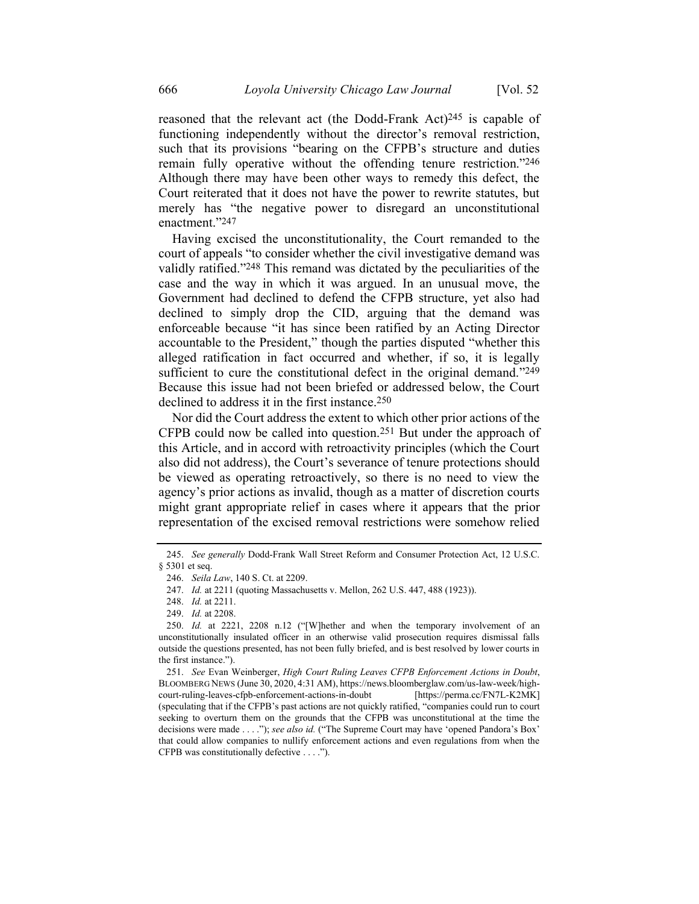reasoned that the relevant act (the Dodd-Frank Act)[245] is capable of functioning independently without the director's removal restriction, such that its provisions "bearing on the CFPB's structure and duties remain fully operative without the offending tenure restriction."[246] Although there may have been other ways to remedy this defect, the Court reiterated that it does not have the power to rewrite statutes, but merely has "the negative power to disregard an unconstitutional enactment."[247]

Having excised the unconstitutionality, the Court remanded to the court of appeals "to consider whether the civil investigative demand was validly ratified."[248] This remand was dictated by the peculiarities of the case and the way in which it was argued. In an unusual move, the Government had declined to defend the CFPB structure, yet also had declined to simply drop the CID, arguing that the demand was enforceable because "it has since been ratified by an Acting Director accountable to the President," though the parties disputed "whether this alleged ratification in fact occurred and whether, if so, it is legally sufficient to cure the constitutional defect in the original demand."[249] Because this issue had not been briefed or addressed below, the Court declined to address it in the first instance.[250]

Nor did the Court address the extent to which other prior actions of the CFPB could now be called into question.[251] But under the approach of this Article, and in accord with retroactivity principles (which the Court also did not address), the Court's severance of tenure protections should be viewed as operating retroactively, so there is no need to view the agency's prior actions as invalid, though as a matter of discretion courts might grant appropriate relief in cases where it appears that the prior representation of the excised removal restrictions were somehow relied

---

245. *See generally* Dodd-Frank Wall Street Reform and Consumer Protection Act, 12 U.S.C. § 5301 et seq.

246. *Seila Law*, 140 S. Ct. at 2209.

247. *Id.* at 2211 (quoting Massachusetts v. Mellon, 262 U.S. 447, 488 (1923)).

248. *Id.* at 2211.

249. *Id.* at 2208.

250. *Id.* at 2221, 2208 n.12 ("[W]hether and when the temporary involvement of an unconstitutionally insulated officer in an otherwise valid prosecution requires dismissal falls outside the questions presented, has not been fully briefed, and is best resolved by lower courts in the first instance.").

251. *See* Evan Weinberger, *High Court Ruling Leaves CFPB Enforcement Actions in Doubt*, BLOOMBERG NEWS (June 30, 2020, 4:31 AM), https://news.bloomberglaw.com/us-law-week/high-court-ruling-leaves-cfpb-enforcement-actions-in-doubt [https://perma.cc/FN7L-K2MK] (speculating that if the CFPB's past actions are not quickly ratified, "companies could run to court seeking to overturn them on the grounds that the CFPB was unconstitutional at the time the decisions were made . . . ."); *see also id.* ("The Supreme Court may have 'opened Pandora's Box' that could allow companies to nullify enforcement actions and even regulations from when the CFPB was constitutionally defective . . . .").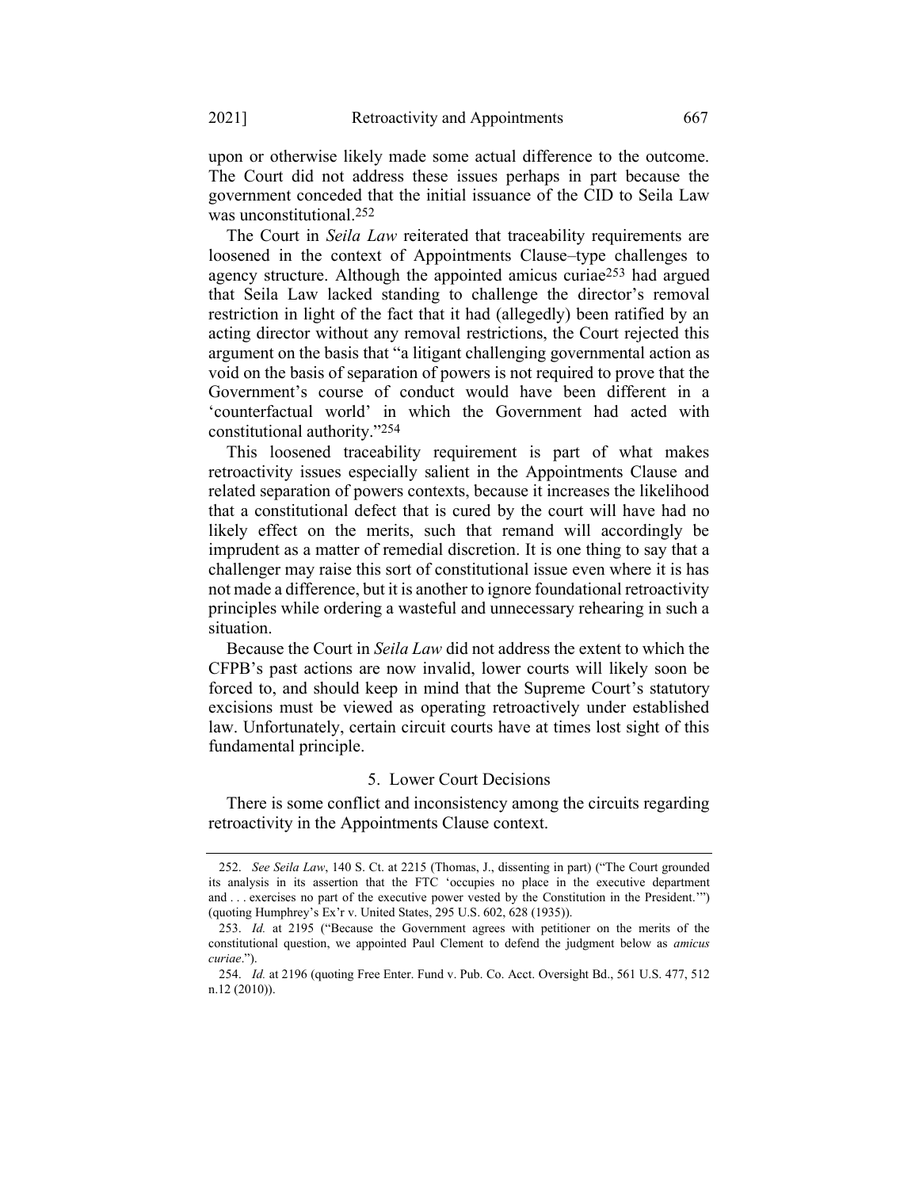upon or otherwise likely made some actual difference to the outcome. The Court did not address these issues perhaps in part because the government conceded that the initial issuance of the CID to Seila Law was unconstitutional.[252]

The Court in *Seila Law* reiterated that traceability requirements are loosened in the context of Appointments Clause–type challenges to agency structure. Although the appointed amicus curiae[253] had argued that Seila Law lacked standing to challenge the director's removal restriction in light of the fact that it had (allegedly) been ratified by an acting director without any removal restrictions, the Court rejected this argument on the basis that "a litigant challenging governmental action as void on the basis of separation of powers is not required to prove that the Government's course of conduct would have been different in a 'counterfactual world' in which the Government had acted with constitutional authority."[254]

This loosened traceability requirement is part of what makes retroactivity issues especially salient in the Appointments Clause and related separation of powers contexts, because it increases the likelihood that a constitutional defect that is cured by the court will have had no likely effect on the merits, such that remand will accordingly be imprudent as a matter of remedial discretion. It is one thing to say that a challenger may raise this sort of constitutional issue even where it is has not made a difference, but it is another to ignore foundational retroactivity principles while ordering a wasteful and unnecessary rehearing in such a situation.

Because the Court in *Seila Law* did not address the extent to which the CFPB's past actions are now invalid, lower courts will likely soon be forced to, and should keep in mind that the Supreme Court's statutory excisions must be viewed as operating retroactively under established law. Unfortunately, certain circuit courts have at times lost sight of this fundamental principle.

### 5. Lower Court Decisions

There is some conflict and inconsistency among the circuits regarding retroactivity in the Appointments Clause context.

---

252. *See Seila Law*, 140 S. Ct. at 2215 (Thomas, J., dissenting in part) ("The Court grounded its analysis in its assertion that the FTC 'occupies no place in the executive department and . . . exercises no part of the executive power vested by the Constitution in the President.'") (quoting Humphrey's Ex'r v. United States, 295 U.S. 602, 628 (1935)).

253. *Id.* at 2195 ("Because the Government agrees with petitioner on the merits of the constitutional question, we appointed Paul Clement to defend the judgment below as *amicus curiae*.").

254. *Id.* at 2196 (quoting Free Enter. Fund v. Pub. Co. Acct. Oversight Bd., 561 U.S. 477, 512 n.12 (2010)).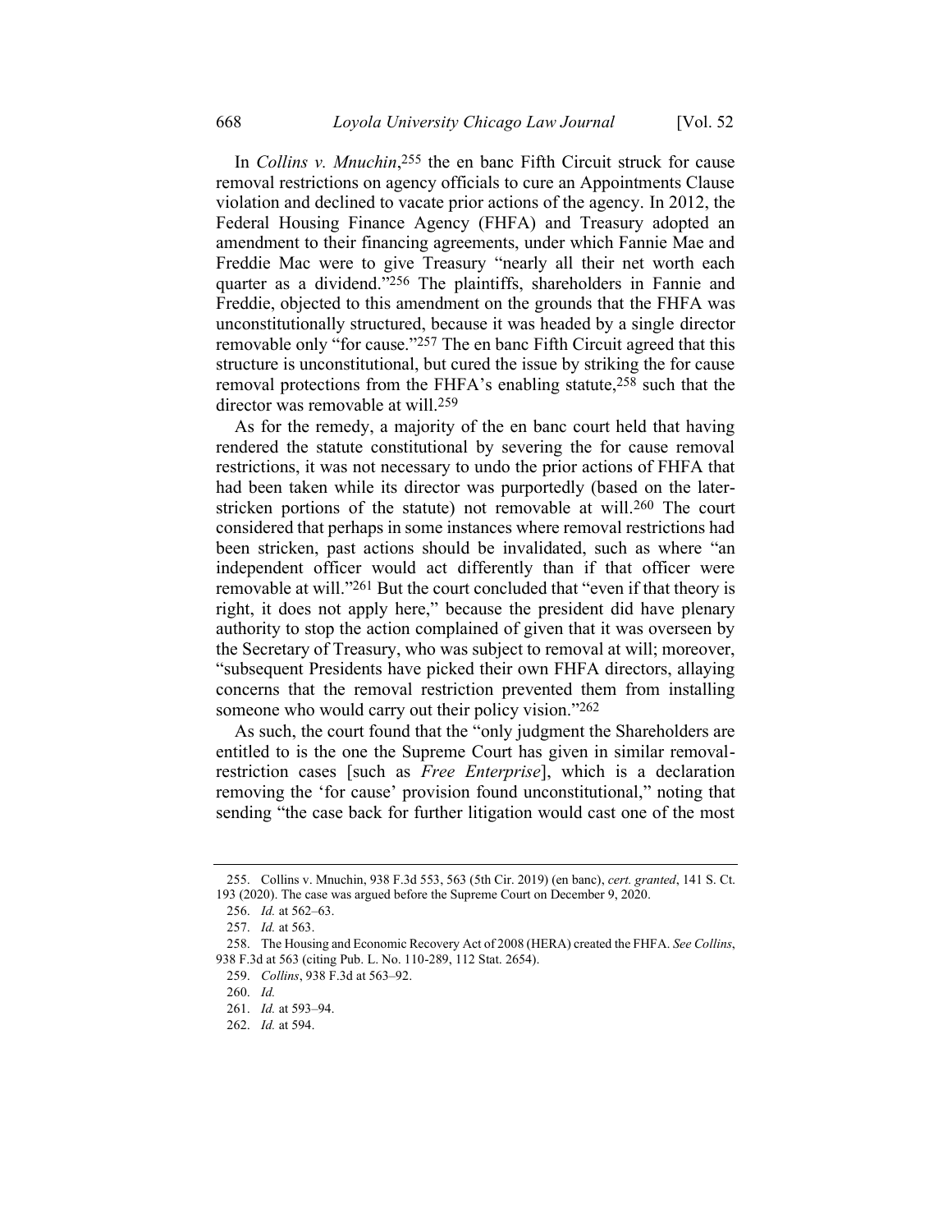In *Collins v. Mnuchin*,[255] the en banc Fifth Circuit struck for cause removal restrictions on agency officials to cure an Appointments Clause violation and declined to vacate prior actions of the agency. In 2012, the Federal Housing Finance Agency (FHFA) and Treasury adopted an amendment to their financing agreements, under which Fannie Mae and Freddie Mac were to give Treasury "nearly all their net worth each quarter as a dividend."[256] The plaintiffs, shareholders in Fannie and Freddie, objected to this amendment on the grounds that the FHFA was unconstitutionally structured, because it was headed by a single director removable only "for cause."[257] The en banc Fifth Circuit agreed that this structure is unconstitutional, but cured the issue by striking the for cause removal protections from the FHFA's enabling statute,[258] such that the director was removable at will.[259]

As for the remedy, a majority of the en banc court held that having rendered the statute constitutional by severing the for cause removal restrictions, it was not necessary to undo the prior actions of FHFA that had been taken while its director was purportedly (based on the later-stricken portions of the statute) not removable at will.[260] The court considered that perhaps in some instances where removal restrictions had been stricken, past actions should be invalidated, such as where "an independent officer would act differently than if that officer were removable at will."[261] But the court concluded that "even if that theory is right, it does not apply here," because the president did have plenary authority to stop the action complained of given that it was overseen by the Secretary of Treasury, who was subject to removal at will; moreover, "subsequent Presidents have picked their own FHFA directors, allaying concerns that the removal restriction prevented them from installing someone who would carry out their policy vision."[262]

As such, the court found that the "only judgment the Shareholders are entitled to is the one the Supreme Court has given in similar removal-restriction cases [such as *Free Enterprise*], which is a declaration removing the 'for cause' provision found unconstitutional," noting that sending "the case back for further litigation would cast one of the most

---

255. Collins v. Mnuchin, 938 F.3d 553, 563 (5th Cir. 2019) (en banc), *cert. granted*, 141 S. Ct. 193 (2020). The case was argued before the Supreme Court on December 9, 2020.

256. *Id.* at 562–63.

257. *Id.* at 563.

258. The Housing and Economic Recovery Act of 2008 (HERA) created the FHFA. *See Collins*, 938 F.3d at 563 (citing Pub. L. No. 110-289, 112 Stat. 2654).

259. *Collins*, 938 F.3d at 563–92.

260. *Id.*

261. *Id.* at 593–94.

262. *Id.* at 594.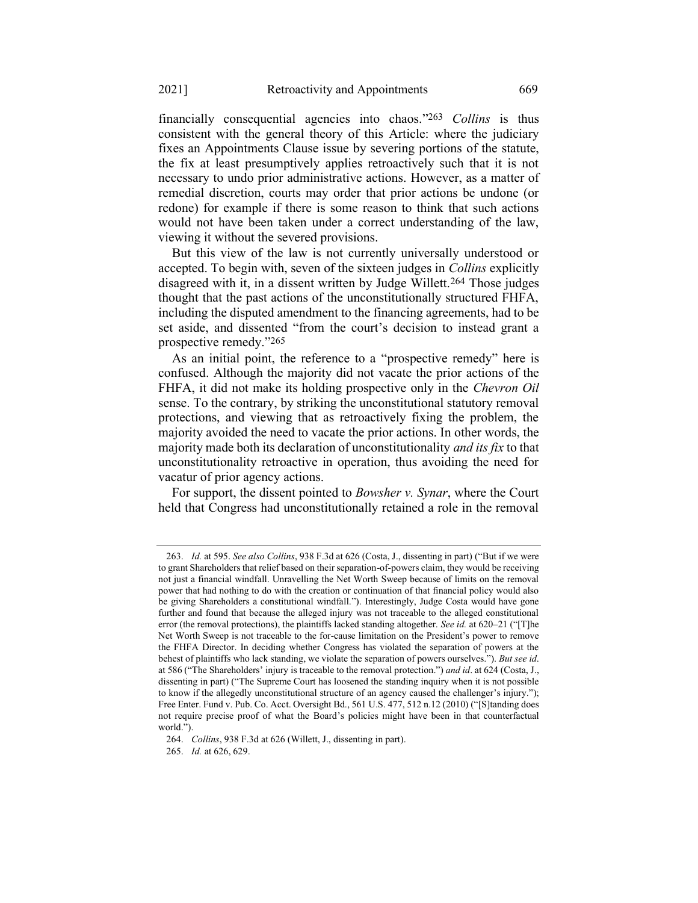financially consequential agencies into chaos."[263] *Collins* is thus consistent with the general theory of this Article: where the judiciary fixes an Appointments Clause issue by severing portions of the statute, the fix at least presumptively applies retroactively such that it is not necessary to undo prior administrative actions. However, as a matter of remedial discretion, courts may order that prior actions be undone (or redone) for example if there is some reason to think that such actions would not have been taken under a correct understanding of the law, viewing it without the severed provisions.

But this view of the law is not currently universally understood or accepted. To begin with, seven of the sixteen judges in *Collins* explicitly disagreed with it, in a dissent written by Judge Willett.[264] Those judges thought that the past actions of the unconstitutionally structured FHFA, including the disputed amendment to the financing agreements, had to be set aside, and dissented "from the court's decision to instead grant a prospective remedy."[265]

As an initial point, the reference to a "prospective remedy" here is confused. Although the majority did not vacate the prior actions of the FHFA, it did not make its holding prospective only in the *Chevron Oil* sense. To the contrary, by striking the unconstitutional statutory removal protections, and viewing that as retroactively fixing the problem, the majority avoided the need to vacate the prior actions. In other words, the majority made both its declaration of unconstitutionality *and its fix* to that unconstitutionality retroactive in operation, thus avoiding the need for vacatur of prior agency actions.

For support, the dissent pointed to *Bowsher v. Synar*, where the Court held that Congress had unconstitutionally retained a role in the removal

---

263. *Id.* at 595. *See also Collins*, 938 F.3d at 626 (Costa, J., dissenting in part) ("But if we were to grant Shareholders that relief based on their separation-of-powers claim, they would be receiving not just a financial windfall. Unravelling the Net Worth Sweep because of limits on the removal power that had nothing to do with the creation or continuation of that financial policy would also be giving Shareholders a constitutional windfall."). Interestingly, Judge Costa would have gone further and found that because the alleged injury was not traceable to the alleged constitutional error (the removal protections), the plaintiffs lacked standing altogether. *See id.* at 620–21 ("[T]he Net Worth Sweep is not traceable to the for-cause limitation on the President's power to remove the FHFA Director. In deciding whether Congress has violated the separation of powers at the behest of plaintiffs who lack standing, we violate the separation of powers ourselves."). *But see id*. at 586 ("The Shareholders' injury is traceable to the removal protection.") *and id*. at 624 (Costa, J., dissenting in part) ("The Supreme Court has loosened the standing inquiry when it is not possible to know if the allegedly unconstitutional structure of an agency caused the challenger's injury."); Free Enter. Fund v. Pub. Co. Acct. Oversight Bd., 561 U.S. 477, 512 n.12 (2010) ("[S]tanding does not require precise proof of what the Board's policies might have been in that counterfactual world.").

264. *Collins*, 938 F.3d at 626 (Willett, J., dissenting in part).

265. *Id.* at 626, 629.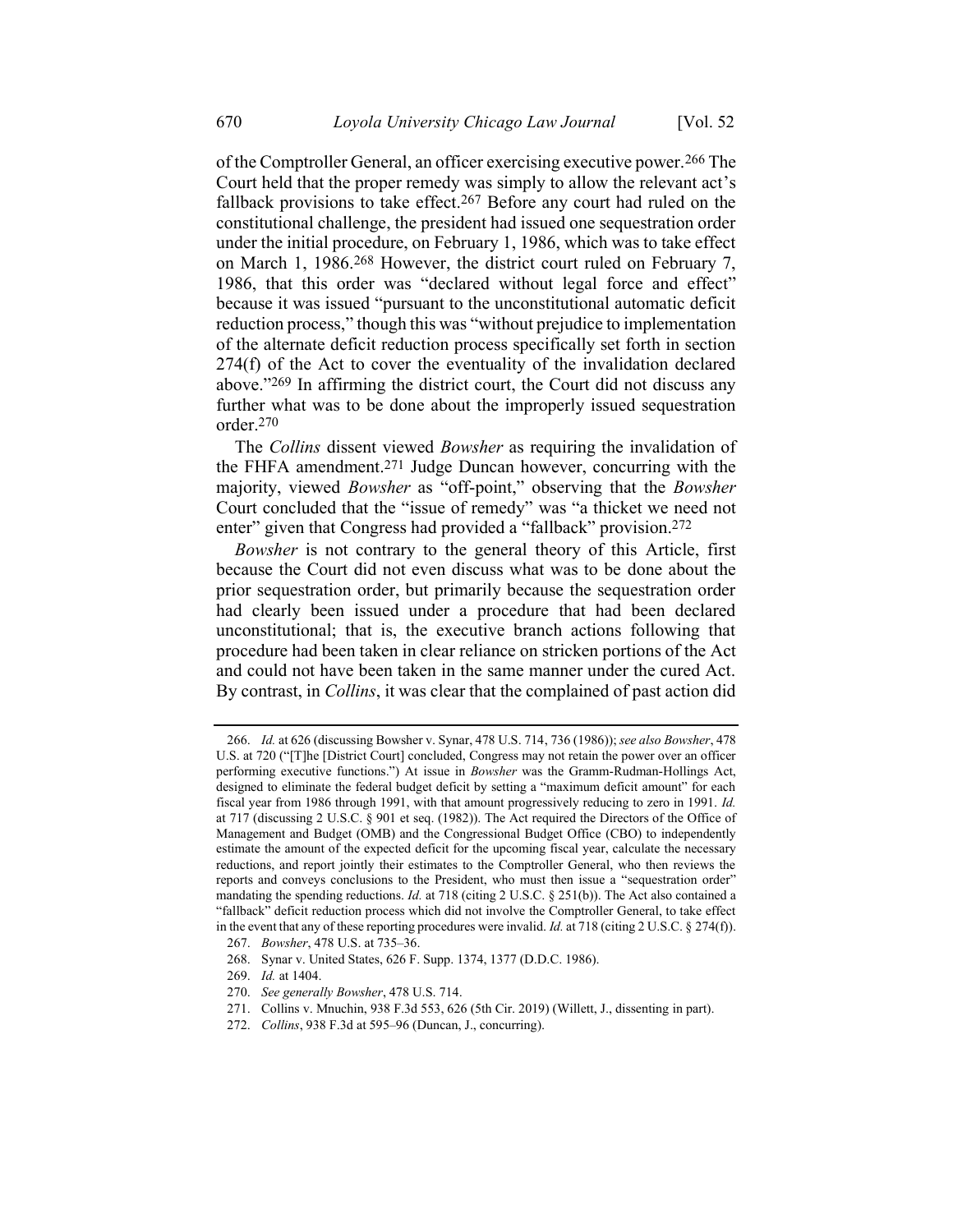of the Comptroller General, an officer exercising executive power.[266] The Court held that the proper remedy was simply to allow the relevant act's fallback provisions to take effect.[267] Before any court had ruled on the constitutional challenge, the president had issued one sequestration order under the initial procedure, on February 1, 1986, which was to take effect on March 1, 1986.[268] However, the district court ruled on February 7, 1986, that this order was "declared without legal force and effect" because it was issued "pursuant to the unconstitutional automatic deficit reduction process," though this was "without prejudice to implementation of the alternate deficit reduction process specifically set forth in section 274(f) of the Act to cover the eventuality of the invalidation declared above."[269] In affirming the district court, the Court did not discuss any further what was to be done about the improperly issued sequestration order.[270]

The *Collins* dissent viewed *Bowsher* as requiring the invalidation of the FHFA amendment.[271] Judge Duncan however, concurring with the majority, viewed *Bowsher* as "off-point," observing that the *Bowsher* Court concluded that the "issue of remedy" was "a thicket we need not enter" given that Congress had provided a "fallback" provision.[272]

*Bowsher* is not contrary to the general theory of this Article, first because the Court did not even discuss what was to be done about the prior sequestration order, but primarily because the sequestration order had clearly been issued under a procedure that had been declared unconstitutional; that is, the executive branch actions following that procedure had been taken in clear reliance on stricken portions of the Act and could not have been taken in the same manner under the cured Act. By contrast, in *Collins*, it was clear that the complained of past action did

---

266. *Id.* at 626 (discussing Bowsher v. Synar, 478 U.S. 714, 736 (1986)); *see also Bowsher*, 478 U.S. at 720 ("[T]he [District Court] concluded, Congress may not retain the power over an officer performing executive functions.") At issue in *Bowsher* was the Gramm-Rudman-Hollings Act, designed to eliminate the federal budget deficit by setting a "maximum deficit amount" for each fiscal year from 1986 through 1991, with that amount progressively reducing to zero in 1991. *Id.* at 717 (discussing 2 U.S.C. § 901 et seq. (1982)). The Act required the Directors of the Office of Management and Budget (OMB) and the Congressional Budget Office (CBO) to independently estimate the amount of the expected deficit for the upcoming fiscal year, calculate the necessary reductions, and report jointly their estimates to the Comptroller General, who then reviews the reports and conveys conclusions to the President, who must then issue a "sequestration order" mandating the spending reductions. *Id.* at 718 (citing 2 U.S.C. § 251(b)). The Act also contained a "fallback" deficit reduction process which did not involve the Comptroller General, to take effect in the event that any of these reporting procedures were invalid. *Id.* at 718 (citing 2 U.S.C. § 274(f)).

267. *Bowsher*, 478 U.S. at 735–36.

268. Synar v. United States, 626 F. Supp. 1374, 1377 (D.D.C. 1986).

269. *Id.* at 1404.

270. *See generally Bowsher*, 478 U.S. 714.

271. Collins v. Mnuchin, 938 F.3d 553, 626 (5th Cir. 2019) (Willett, J., dissenting in part).

272. *Collins*, 938 F.3d at 595–96 (Duncan, J., concurring).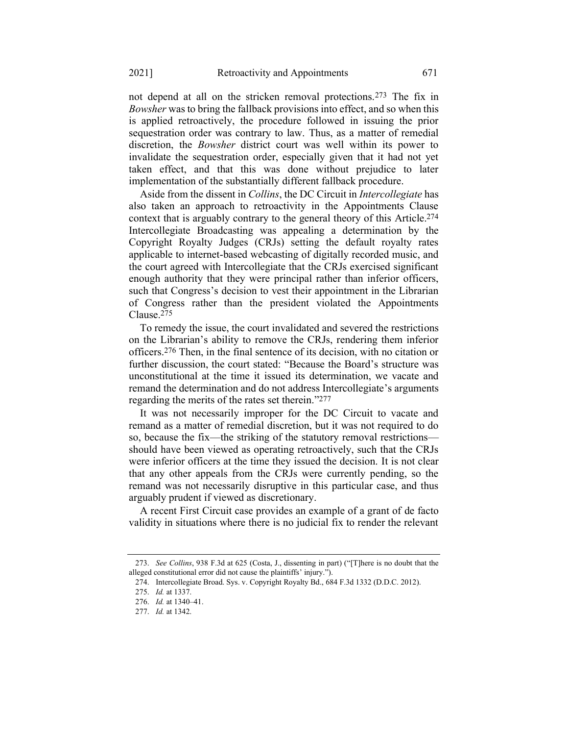not depend at all on the stricken removal protections.[273] The fix in *Bowsher* was to bring the fallback provisions into effect, and so when this is applied retroactively, the procedure followed in issuing the prior sequestration order was contrary to law. Thus, as a matter of remedial discretion, the *Bowsher* district court was well within its power to invalidate the sequestration order, especially given that it had not yet taken effect, and that this was done without prejudice to later implementation of the substantially different fallback procedure.

Aside from the dissent in *Collins*, the DC Circuit in *Intercollegiate* has also taken an approach to retroactivity in the Appointments Clause context that is arguably contrary to the general theory of this Article.[274] Intercollegiate Broadcasting was appealing a determination by the Copyright Royalty Judges (CRJs) setting the default royalty rates applicable to internet-based webcasting of digitally recorded music, and the court agreed with Intercollegiate that the CRJs exercised significant enough authority that they were principal rather than inferior officers, such that Congress's decision to vest their appointment in the Librarian of Congress rather than the president violated the Appointments Clause.[275]

To remedy the issue, the court invalidated and severed the restrictions on the Librarian's ability to remove the CRJs, rendering them inferior officers.[276] Then, in the final sentence of its decision, with no citation or further discussion, the court stated: "Because the Board's structure was unconstitutional at the time it issued its determination, we vacate and remand the determination and do not address Intercollegiate's arguments regarding the merits of the rates set therein."[277]

It was not necessarily improper for the DC Circuit to vacate and remand as a matter of remedial discretion, but it was not required to do so, because the fix—the striking of the statutory removal restrictions—should have been viewed as operating retroactively, such that the CRJs were inferior officers at the time they issued the decision. It is not clear that any other appeals from the CRJs were currently pending, so the remand was not necessarily disruptive in this particular case, and thus arguably prudent if viewed as discretionary.

A recent First Circuit case provides an example of a grant of de facto validity in situations where there is no judicial fix to render the relevant

---

273. *See Collins*, 938 F.3d at 625 (Costa, J., dissenting in part) ("[T]here is no doubt that the alleged constitutional error did not cause the plaintiffs' injury.").

274. Intercollegiate Broad. Sys. v. Copyright Royalty Bd., 684 F.3d 1332 (D.D.C. 2012).

275. *Id.* at 1337.

276. *Id.* at 1340–41.

277. *Id.* at 1342.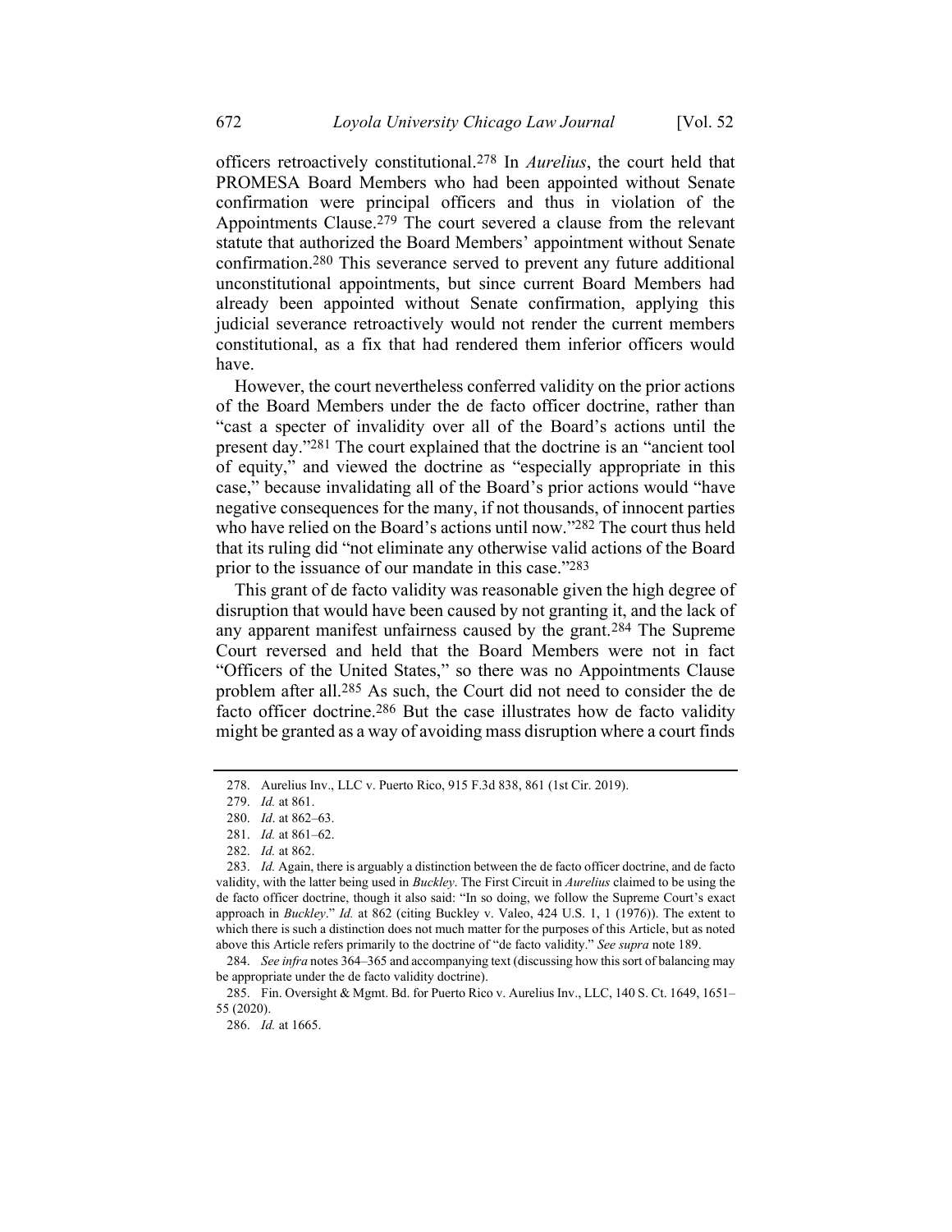officers retroactively constitutional.[278] In *Aurelius*, the court held that PROMESA Board Members who had been appointed without Senate confirmation were principal officers and thus in violation of the Appointments Clause.[279] The court severed a clause from the relevant statute that authorized the Board Members' appointment without Senate confirmation.[280] This severance served to prevent any future additional unconstitutional appointments, but since current Board Members had already been appointed without Senate confirmation, applying this judicial severance retroactively would not render the current members constitutional, as a fix that had rendered them inferior officers would have.

However, the court nevertheless conferred validity on the prior actions of the Board Members under the de facto officer doctrine, rather than "cast a specter of invalidity over all of the Board's actions until the present day."[281] The court explained that the doctrine is an "ancient tool of equity," and viewed the doctrine as "especially appropriate in this case," because invalidating all of the Board's prior actions would "have negative consequences for the many, if not thousands, of innocent parties who have relied on the Board's actions until now."[282] The court thus held that its ruling did "not eliminate any otherwise valid actions of the Board prior to the issuance of our mandate in this case."[283]

This grant of de facto validity was reasonable given the high degree of disruption that would have been caused by not granting it, and the lack of any apparent manifest unfairness caused by the grant.[284] The Supreme Court reversed and held that the Board Members were not in fact "Officers of the United States," so there was no Appointments Clause problem after all.[285] As such, the Court did not need to consider the de facto officer doctrine.[286] But the case illustrates how de facto validity might be granted as a way of avoiding mass disruption where a court finds

---

278. Aurelius Inv., LLC v. Puerto Rico, 915 F.3d 838, 861 (1st Cir. 2019).

279. *Id.* at 861.

280. *Id*. at 862–63.

281. *Id.* at 861–62.

282. *Id.* at 862.

283. *Id.* Again, there is arguably a distinction between the de facto officer doctrine, and de facto validity, with the latter being used in *Buckley*. The First Circuit in *Aurelius* claimed to be using the de facto officer doctrine, though it also said: "In so doing, we follow the Supreme Court's exact approach in *Buckley*." *Id.* at 862 (citing Buckley v. Valeo, 424 U.S. 1, 1 (1976)). The extent to which there is such a distinction does not much matter for the purposes of this Article, but as noted above this Article refers primarily to the doctrine of "de facto validity." *See supra* note 189.

284. *See infra* notes 364–365 and accompanying text (discussing how this sort of balancing may be appropriate under the de facto validity doctrine).

285. Fin. Oversight & Mgmt. Bd. for Puerto Rico v. Aurelius Inv., LLC, 140 S. Ct. 1649, 1651–55 (2020).

286. *Id.* at 1665.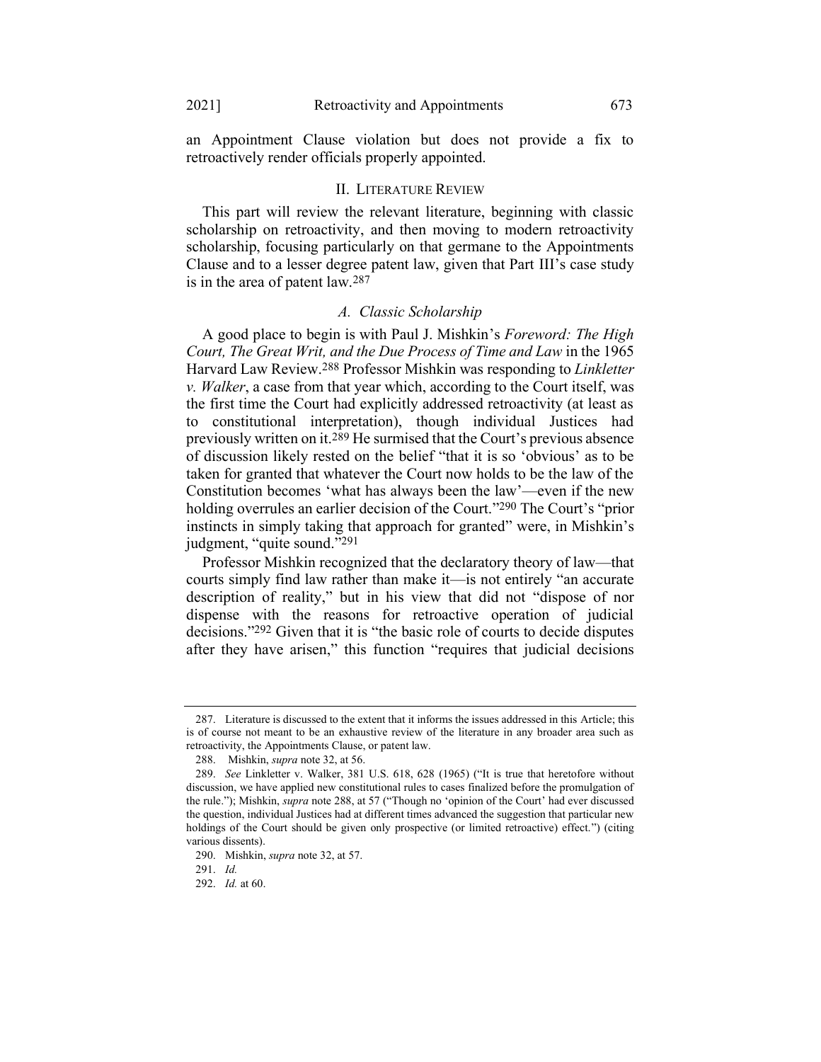an Appointment Clause violation but does not provide a fix to retroactively render officials properly appointed.

## II. Literature Review

This part will review the relevant literature, beginning with classic scholarship on retroactivity, and then moving to modern retroactivity scholarship, focusing particularly on that germane to the Appointments Clause and to a lesser degree patent law, given that Part III's case study is in the area of patent law.[287]

### *A. Classic Scholarship*

A good place to begin is with Paul J. Mishkin's *Foreword: The High Court, The Great Writ, and the Due Process of Time and Law* in the 1965 Harvard Law Review.[288] Professor Mishkin was responding to *Linkletter v. Walker*, a case from that year which, according to the Court itself, was the first time the Court had explicitly addressed retroactivity (at least as to constitutional interpretation), though individual Justices had previously written on it.[289] He surmised that the Court's previous absence of discussion likely rested on the belief "that it is so 'obvious' as to be taken for granted that whatever the Court now holds to be the law of the Constitution becomes 'what has always been the law'—even if the new holding overrules an earlier decision of the Court."[290] The Court's "prior instincts in simply taking that approach for granted" were, in Mishkin's judgment, "quite sound."[291]

Professor Mishkin recognized that the declaratory theory of law—that courts simply find law rather than make it—is not entirely "an accurate description of reality," but in his view that did not "dispose of nor dispense with the reasons for retroactive operation of judicial decisions."[292] Given that it is "the basic role of courts to decide disputes after they have arisen," this function "requires that judicial decisions

---

287. Literature is discussed to the extent that it informs the issues addressed in this Article; this is of course not meant to be an exhaustive review of the literature in any broader area such as retroactivity, the Appointments Clause, or patent law.

288. Mishkin, *supra* note 32, at 56.

289. *See* Linkletter v. Walker, 381 U.S. 618, 628 (1965) ("It is true that heretofore without discussion, we have applied new constitutional rules to cases finalized before the promulgation of the rule."); Mishkin, *supra* note 288, at 57 ("Though no 'opinion of the Court' had ever discussed the question, individual Justices had at different times advanced the suggestion that particular new holdings of the Court should be given only prospective (or limited retroactive) effect.") (citing various dissents).

290. Mishkin, *supra* note 32, at 57.

291. *Id.*

292. *Id.* at 60.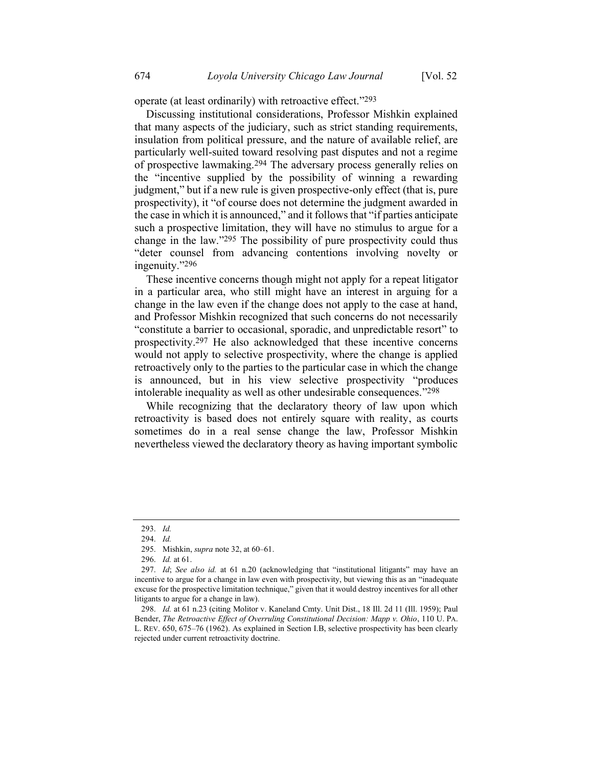operate (at least ordinarily) with retroactive effect."[293]

Discussing institutional considerations, Professor Mishkin explained that many aspects of the judiciary, such as strict standing requirements, insulation from political pressure, and the nature of available relief, are particularly well-suited toward resolving past disputes and not a regime of prospective lawmaking.[294] The adversary process generally relies on the "incentive supplied by the possibility of winning a rewarding judgment," but if a new rule is given prospective-only effect (that is, pure prospectivity), it "of course does not determine the judgment awarded in the case in which it is announced," and it follows that "if parties anticipate such a prospective limitation, they will have no stimulus to argue for a change in the law."[295] The possibility of pure prospectivity could thus "deter counsel from advancing contentions involving novelty or ingenuity."[296]

These incentive concerns though might not apply for a repeat litigator in a particular area, who still might have an interest in arguing for a change in the law even if the change does not apply to the case at hand, and Professor Mishkin recognized that such concerns do not necessarily "constitute a barrier to occasional, sporadic, and unpredictable resort" to prospectivity.[297] He also acknowledged that these incentive concerns would not apply to selective prospectivity, where the change is applied retroactively only to the parties to the particular case in which the change is announced, but in his view selective prospectivity "produces intolerable inequality as well as other undesirable consequences."[298]

While recognizing that the declaratory theory of law upon which retroactivity is based does not entirely square with reality, as courts sometimes do in a real sense change the law, Professor Mishkin nevertheless viewed the declaratory theory as having important symbolic

---

293. *Id.*

294. *Id.*

295. Mishkin, *supra* note 32, at 60–61.

296. *Id.* at 61.

297. *Id*; *See also id.* at 61 n.20 (acknowledging that "institutional litigants" may have an incentive to argue for a change in law even with prospectivity, but viewing this as an "inadequate excuse for the prospective limitation technique," given that it would destroy incentives for all other litigants to argue for a change in law).

298. *Id.* at 61 n.23 (citing Molitor v. Kaneland Cmty. Unit Dist., 18 Ill. 2d 11 (Ill. 1959); Paul Bender, *The Retroactive Effect of Overruling Constitutional Decision: Mapp v. Ohio*, 110 U. PA. L. REV. 650, 675–76 (1962). As explained in Section I.B, selective prospectivity has been clearly rejected under current retroactivity doctrine.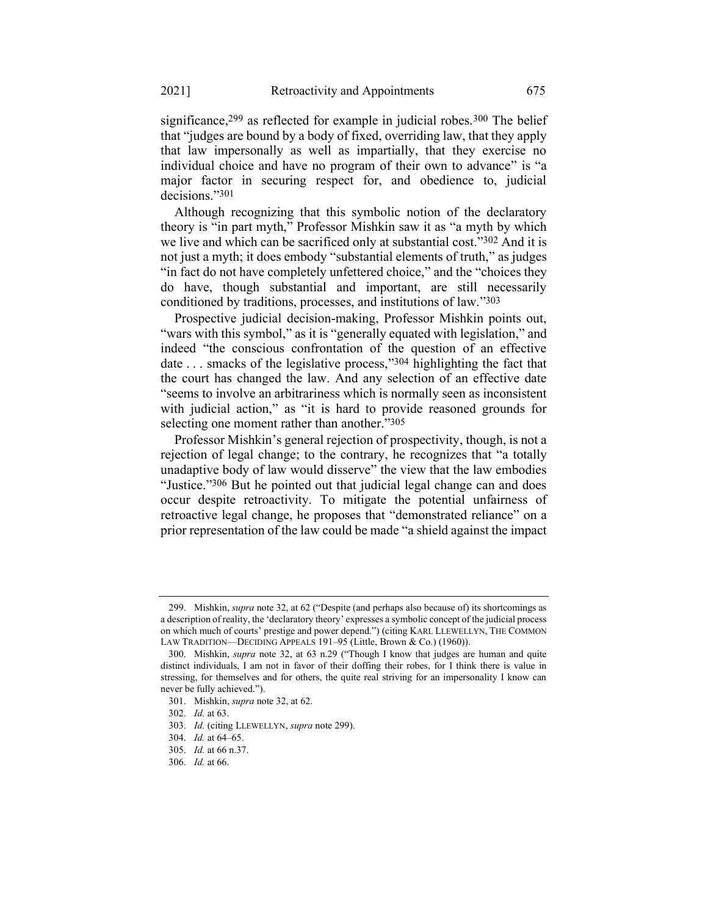significance,[299] as reflected for example in judicial robes.[300] The belief that "judges are bound by a body of fixed, overriding law, that they apply that law impersonally as well as impartially, that they exercise no individual choice and have no program of their own to advance" is "a major factor in securing respect for, and obedience to, judicial decisions."[301]

Although recognizing that this symbolic notion of the declaratory theory is "in part myth," Professor Mishkin saw it as "a myth by which we live and which can be sacrificed only at substantial cost."[302] And it is not just a myth; it does embody "substantial elements of truth," as judges "in fact do not have completely unfettered choice," and the "choices they do have, though substantial and important, are still necessarily conditioned by traditions, processes, and institutions of law."[303]

Prospective judicial decision-making, Professor Mishkin points out, "wars with this symbol," as it is "generally equated with legislation," and indeed "the conscious confrontation of the question of an effective date . . . smacks of the legislative process,"[304] highlighting the fact that the court has changed the law. And any selection of an effective date "seems to involve an arbitrariness which is normally seen as inconsistent with judicial action," as "it is hard to provide reasoned grounds for selecting one moment rather than another."[305]

Professor Mishkin's general rejection of prospectivity, though, is not a rejection of legal change; to the contrary, he recognizes that "a totally unadaptive body of law would disserve" the view that the law embodies "Justice."[306] But he pointed out that judicial legal change can and does occur despite retroactivity. To mitigate the potential unfairness of retroactive legal change, he proposes that "demonstrated reliance" on a prior representation of the law could be made "a shield against the impact

---

299. Mishkin, *supra* note 32, at 62 ("Despite (and perhaps also because of) its shortcomings as a description of reality, the 'declaratory theory' expresses a symbolic concept of the judicial process on which much of courts' prestige and power depend.") (citing KARL LLEWELLYN, THE COMMON LAW TRADITION—DECIDING APPEALS 191–95 (Little, Brown & Co.) (1960)).

300. Mishkin, *supra* note 32, at 63 n.29 ("Though I know that judges are human and quite distinct individuals, I am not in favor of their doffing their robes, for I think there is value in stressing, for themselves and for others, the quite real striving for an impersonality I know can never be fully achieved.").

301. Mishkin, *supra* note 32, at 62.

302. *Id.* at 63.

303. *Id.* (citing LLEWELLYN, *supra* note 299).

304. *Id.* at 64–65.

305. *Id.* at 66 n.37.

306. *Id.* at 66.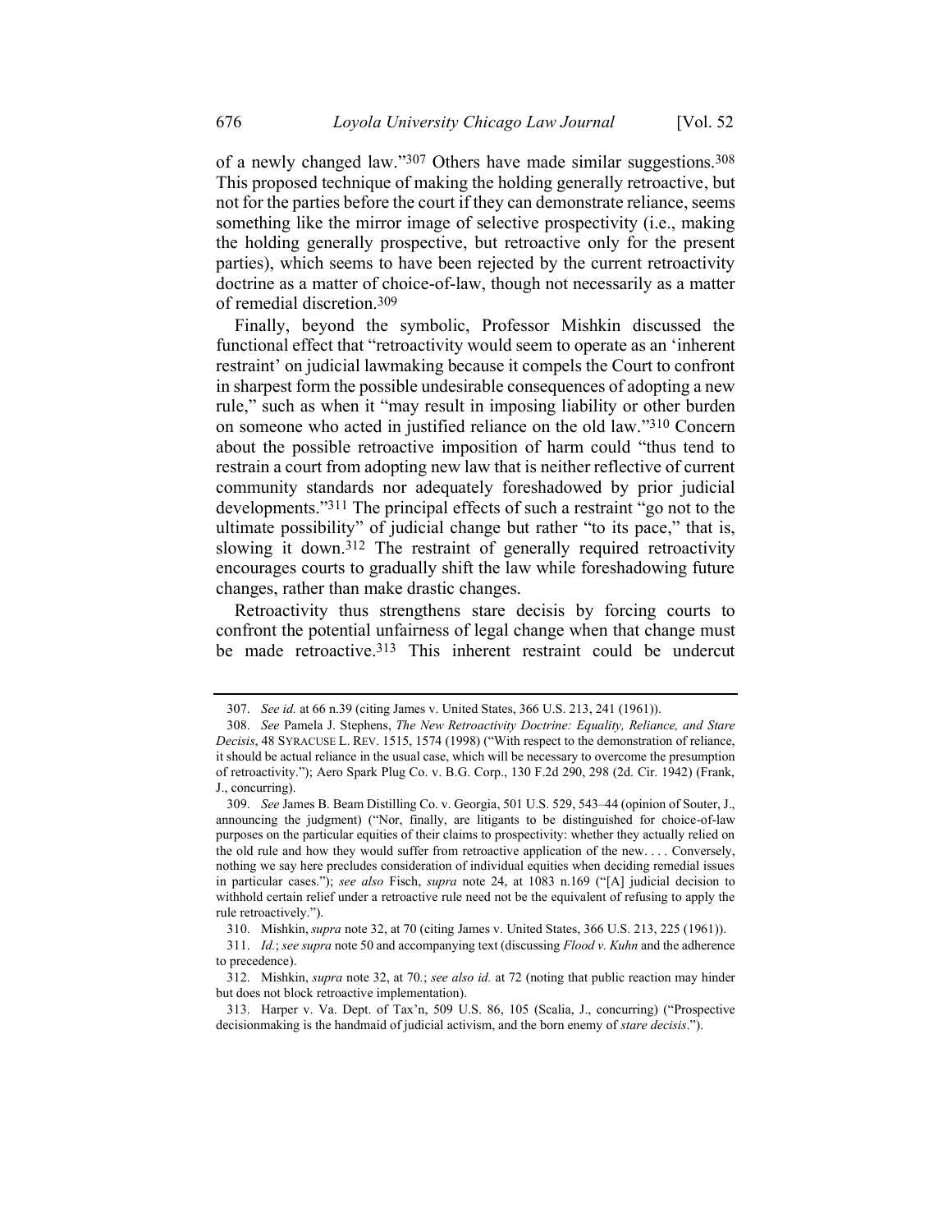of a newly changed law."[307] Others have made similar suggestions.[308] This proposed technique of making the holding generally retroactive, but not for the parties before the court if they can demonstrate reliance, seems something like the mirror image of selective prospectivity (i.e., making the holding generally prospective, but retroactive only for the present parties), which seems to have been rejected by the current retroactivity doctrine as a matter of choice-of-law, though not necessarily as a matter of remedial discretion.[309]

Finally, beyond the symbolic, Professor Mishkin discussed the functional effect that "retroactivity would seem to operate as an 'inherent restraint' on judicial lawmaking because it compels the Court to confront in sharpest form the possible undesirable consequences of adopting a new rule," such as when it "may result in imposing liability or other burden on someone who acted in justified reliance on the old law."[310] Concern about the possible retroactive imposition of harm could "thus tend to restrain a court from adopting new law that is neither reflective of current community standards nor adequately foreshadowed by prior judicial developments."[311] The principal effects of such a restraint "go not to the ultimate possibility" of judicial change but rather "to its pace," that is, slowing it down.[312] The restraint of generally required retroactivity encourages courts to gradually shift the law while foreshadowing future changes, rather than make drastic changes.

Retroactivity thus strengthens stare decisis by forcing courts to confront the potential unfairness of legal change when that change must be made retroactive.[313] This inherent restraint could be undercut

---

307. *See id.* at 66 n.39 (citing James v. United States, 366 U.S. 213, 241 (1961)).

308. *See* Pamela J. Stephens, *The New Retroactivity Doctrine: Equality, Reliance, and Stare Decisis*, 48 SYRACUSE L. REV. 1515, 1574 (1998) ("With respect to the demonstration of reliance, it should be actual reliance in the usual case, which will be necessary to overcome the presumption of retroactivity."); Aero Spark Plug Co. v. B.G. Corp., 130 F.2d 290, 298 (2d. Cir. 1942) (Frank, J., concurring).

309. *See* James B. Beam Distilling Co. v. Georgia, 501 U.S. 529, 543–44 (opinion of Souter, J., announcing the judgment) ("Nor, finally, are litigants to be distinguished for choice-of-law purposes on the particular equities of their claims to prospectivity: whether they actually relied on the old rule and how they would suffer from retroactive application of the new. . . . Conversely, nothing we say here precludes consideration of individual equities when deciding remedial issues in particular cases."); *see also* Fisch, *supra* note 24, at 1083 n.169 ("[A] judicial decision to withhold certain relief under a retroactive rule need not be the equivalent of refusing to apply the rule retroactively.").

310. Mishkin, *supra* note 32, at 70 (citing James v. United States, 366 U.S. 213, 225 (1961)).

311. *Id.*; *see supra* note 50 and accompanying text (discussing *Flood v. Kuhn* and the adherence to precedence).

312. Mishkin, *supra* note 32, at 70.; *see also id.* at 72 (noting that public reaction may hinder but does not block retroactive implementation).

313. Harper v. Va. Dept. of Tax'n, 509 U.S. 86, 105 (Scalia, J., concurring) ("Prospective decisionmaking is the handmaid of judicial activism, and the born enemy of *stare decisis*.").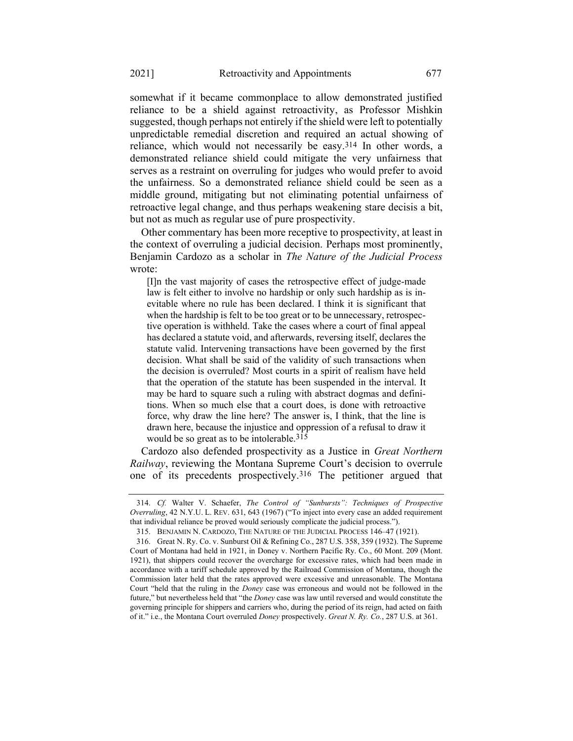somewhat if it became commonplace to allow demonstrated justified reliance to be a shield against retroactivity, as Professor Mishkin suggested, though perhaps not entirely if the shield were left to potentially unpredictable remedial discretion and required an actual showing of reliance, which would not necessarily be easy.[314] In other words, a demonstrated reliance shield could mitigate the very unfairness that serves as a restraint on overruling for judges who would prefer to avoid the unfairness. So a demonstrated reliance shield could be seen as a middle ground, mitigating but not eliminating potential unfairness of retroactive legal change, and thus perhaps weakening stare decisis a bit, but not as much as regular use of pure prospectivity.

Other commentary has been more receptive to prospectivity, at least in the context of overruling a judicial decision. Perhaps most prominently, Benjamin Cardozo as a scholar in *The Nature of the Judicial Process* wrote:

> [I]n the vast majority of cases the retrospective effect of judge-made law is felt either to involve no hardship or only such hardship as is inevitable where no rule has been declared. I think it is significant that when the hardship is felt to be too great or to be unnecessary, retrospective operation is withheld. Take the cases where a court of final appeal has declared a statute void, and afterwards, reversing itself, declares the statute valid. Intervening transactions have been governed by the first decision. What shall be said of the validity of such transactions when the decision is overruled? Most courts in a spirit of realism have held that the operation of the statute has been suspended in the interval. It may be hard to square such a ruling with abstract dogmas and definitions. When so much else that a court does, is done with retroactive force, why draw the line here? The answer is, I think, that the line is drawn here, because the injustice and oppression of a refusal to draw it would be so great as to be intolerable.[315]

Cardozo also defended prospectivity as a Justice in *Great Northern Railway*, reviewing the Montana Supreme Court's decision to overrule one of its precedents prospectively.[316] The petitioner argued that

---

314. *Cf.* Walter V. Schaefer, *The Control of "Sunbursts": Techniques of Prospective Overruling*, 42 N.Y.U. L. REV. 631, 643 (1967) ("To inject into every case an added requirement that individual reliance be proved would seriously complicate the judicial process.").

315. BENJAMIN N. CARDOZO, THE NATURE OF THE JUDICIAL PROCESS 146–47 (1921).

316. Great N. Ry. Co. v. Sunburst Oil & Refining Co., 287 U.S. 358, 359 (1932). The Supreme Court of Montana had held in 1921, in Doney v. Northern Pacific Ry. Co., 60 Mont. 209 (Mont. 1921), that shippers could recover the overcharge for excessive rates, which had been made in accordance with a tariff schedule approved by the Railroad Commission of Montana, though the Commission later held that the rates approved were excessive and unreasonable. The Montana Court "held that the ruling in the *Doney* case was erroneous and would not be followed in the future," but nevertheless held that "the *Doney* case was law until reversed and would constitute the governing principle for shippers and carriers who, during the period of its reign, had acted on faith of it." i.e., the Montana Court overruled *Doney* prospectively. *Great N. Ry. Co.*, 287 U.S. at 361.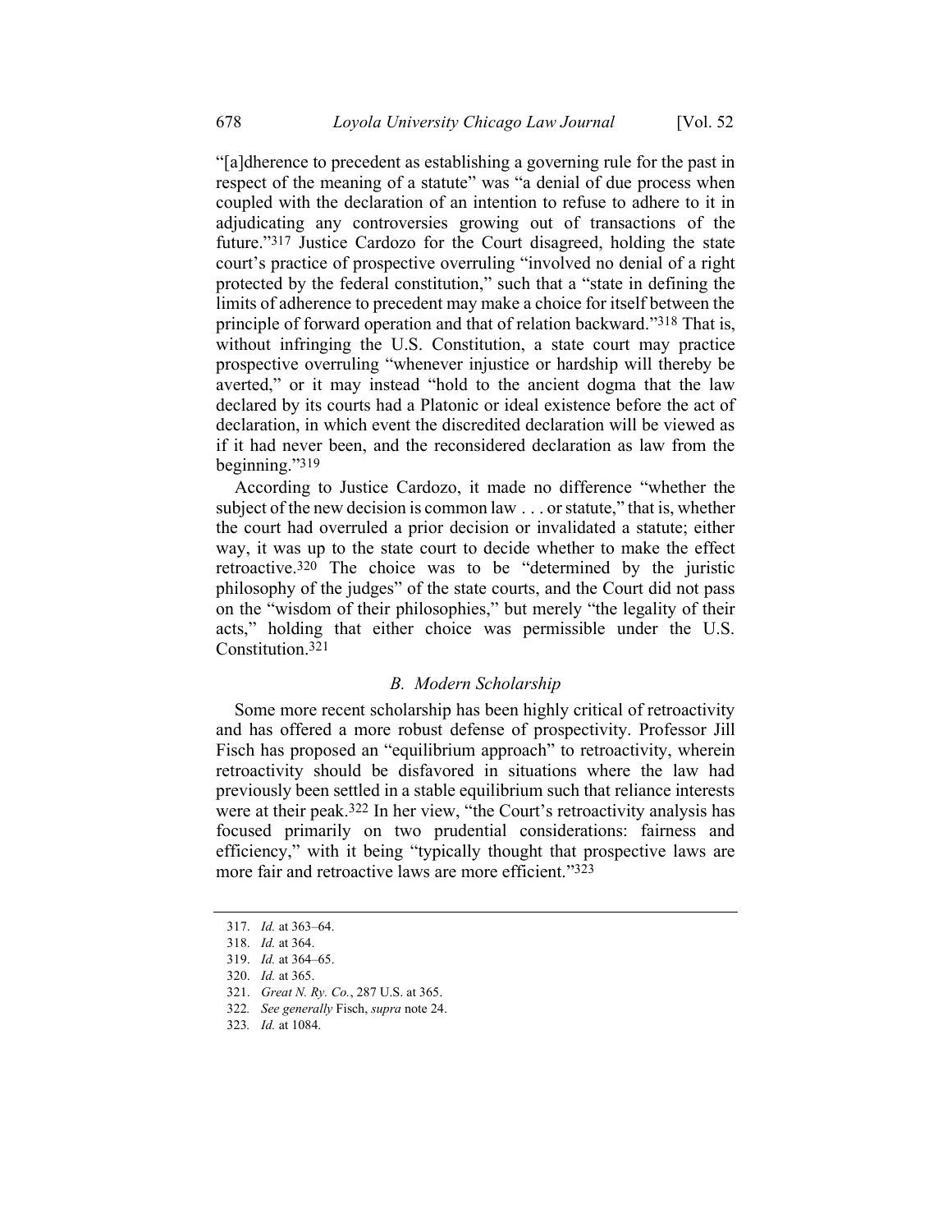"[a]dherence to precedent as establishing a governing rule for the past in respect of the meaning of a statute" was "a denial of due process when coupled with the declaration of an intention to refuse to adhere to it in adjudicating any controversies growing out of transactions of the future."[317] Justice Cardozo for the Court disagreed, holding the state court's practice of prospective overruling "involved no denial of a right protected by the federal constitution," such that a "state in defining the limits of adherence to precedent may make a choice for itself between the principle of forward operation and that of relation backward."[318] That is, without infringing the U.S. Constitution, a state court may practice prospective overruling "whenever injustice or hardship will thereby be averted," or it may instead "hold to the ancient dogma that the law declared by its courts had a Platonic or ideal existence before the act of declaration, in which event the discredited declaration will be viewed as if it had never been, and the reconsidered declaration as law from the beginning."[319]

According to Justice Cardozo, it made no difference "whether the subject of the new decision is common law . . . or statute," that is, whether the court had overruled a prior decision or invalidated a statute; either way, it was up to the state court to decide whether to make the effect retroactive.[320] The choice was to be "determined by the juristic philosophy of the judges" of the state courts, and the Court did not pass on the "wisdom of their philosophies," but merely "the legality of their acts," holding that either choice was permissible under the U.S. Constitution.[321]

### *B. Modern Scholarship*

Some more recent scholarship has been highly critical of retroactivity and has offered a more robust defense of prospectivity. Professor Jill Fisch has proposed an "equilibrium approach" to retroactivity, wherein retroactivity should be disfavored in situations where the law had previously been settled in a stable equilibrium such that reliance interests were at their peak.[322] In her view, "the Court's retroactivity analysis has focused primarily on two prudential considerations: fairness and efficiency," with it being "typically thought that prospective laws are more fair and retroactive laws are more efficient."[323]

---

317. *Id.* at 363–64.

318. *Id.* at 364.

319. *Id.* at 364–65.

320. *Id.* at 365.

321. *Great N. Ry. Co.*, 287 U.S. at 365.

322. *See generally* Fisch, *supra* note 24.

323. *Id.* at 1084.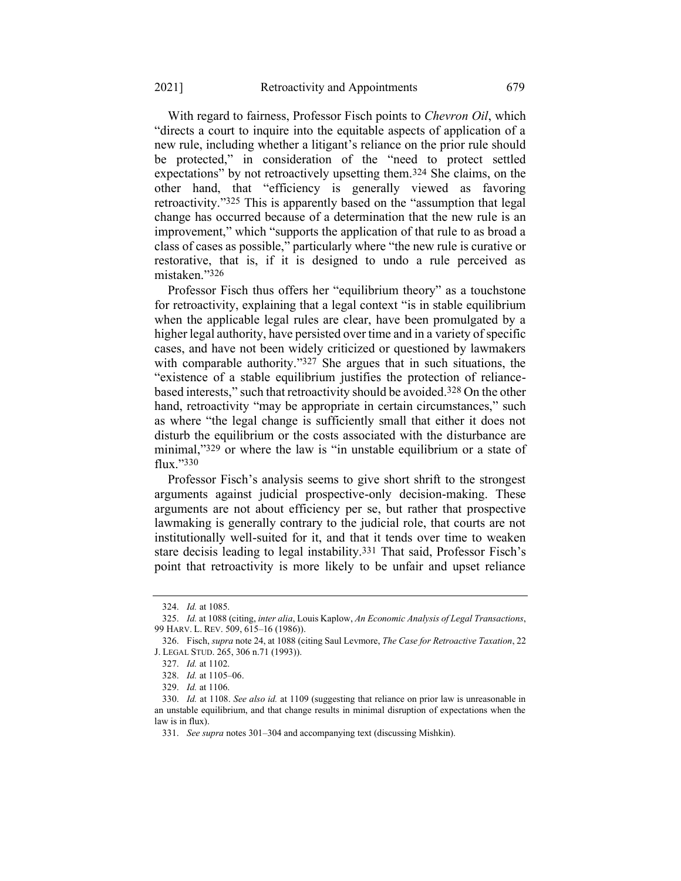With regard to fairness, Professor Fisch points to *Chevron Oil*, which "directs a court to inquire into the equitable aspects of application of a new rule, including whether a litigant's reliance on the prior rule should be protected," in consideration of the "need to protect settled expectations" by not retroactively upsetting them.[324] She claims, on the other hand, that "efficiency is generally viewed as favoring retroactivity."[325] This is apparently based on the "assumption that legal change has occurred because of a determination that the new rule is an improvement," which "supports the application of that rule to as broad a class of cases as possible," particularly where "the new rule is curative or restorative, that is, if it is designed to undo a rule perceived as mistaken."[326]

Professor Fisch thus offers her "equilibrium theory" as a touchstone for retroactivity, explaining that a legal context "is in stable equilibrium when the applicable legal rules are clear, have been promulgated by a higher legal authority, have persisted over time and in a variety of specific cases, and have not been widely criticized or questioned by lawmakers with comparable authority."[327] She argues that in such situations, the "existence of a stable equilibrium justifies the protection of reliance-based interests," such that retroactivity should be avoided.[328] On the other hand, retroactivity "may be appropriate in certain circumstances," such as where "the legal change is sufficiently small that either it does not disturb the equilibrium or the costs associated with the disturbance are minimal,"[329] or where the law is "in unstable equilibrium or a state of flux."[330]

Professor Fisch's analysis seems to give short shrift to the strongest arguments against judicial prospective-only decision-making. These arguments are not about efficiency per se, but rather that prospective lawmaking is generally contrary to the judicial role, that courts are not institutionally well-suited for it, and that it tends over time to weaken stare decisis leading to legal instability.[331] That said, Professor Fisch's point that retroactivity is more likely to be unfair and upset reliance

---

324. *Id.* at 1085.

325. *Id.* at 1088 (citing, *inter alia*, Louis Kaplow, *An Economic Analysis of Legal Transactions*, 99 HARV. L. REV. 509, 615–16 (1986)).

326. Fisch, *supra* note 24, at 1088 (citing Saul Levmore, *The Case for Retroactive Taxation*, 22 J. LEGAL STUD. 265, 306 n.71 (1993)).

327. *Id.* at 1102.

328. *Id.* at 1105–06.

329. *Id.* at 1106.

330. *Id.* at 1108. *See also id.* at 1109 (suggesting that reliance on prior law is unreasonable in an unstable equilibrium, and that change results in minimal disruption of expectations when the law is in flux).

331. *See supra* notes 301–304 and accompanying text (discussing Mishkin).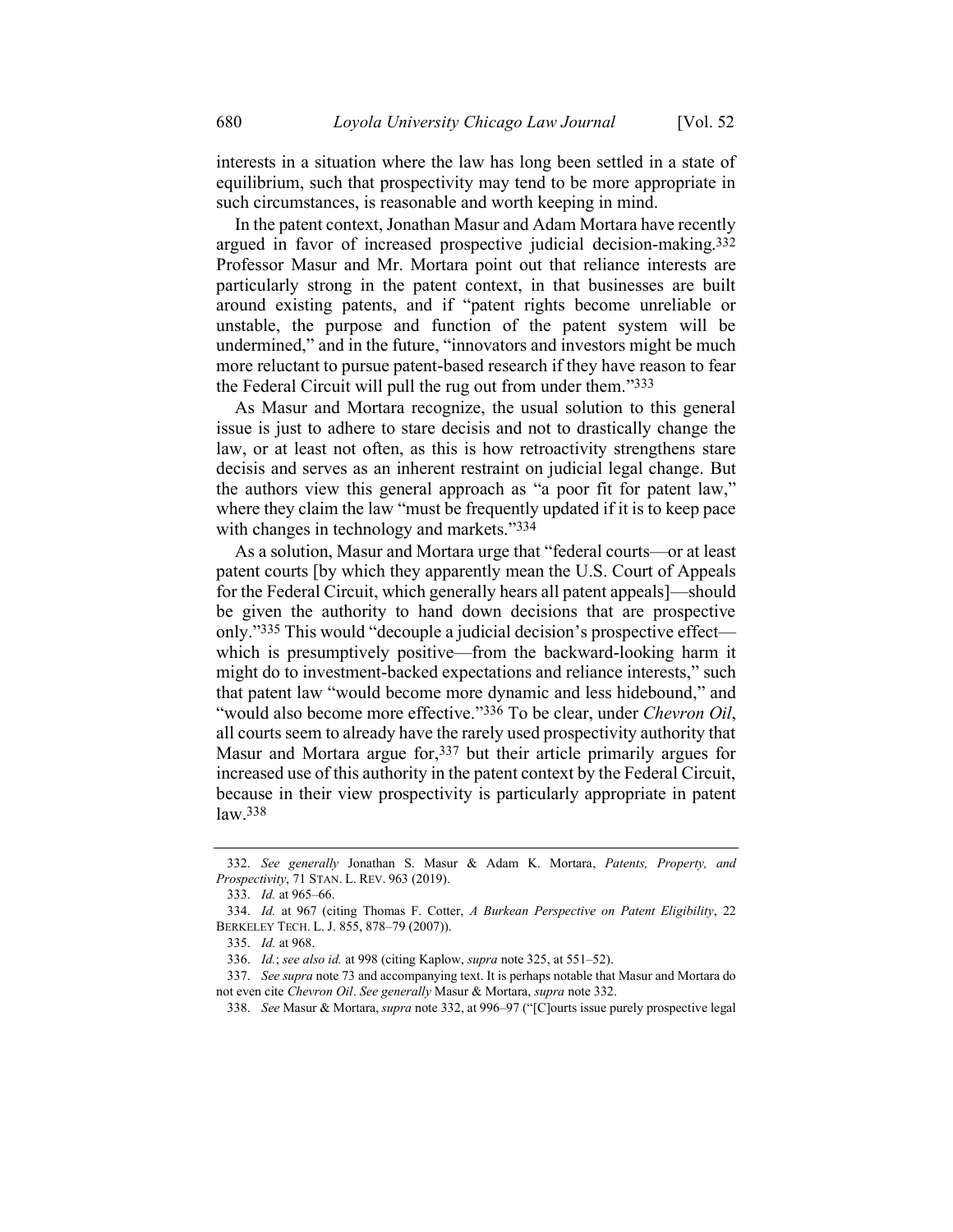interests in a situation where the law has long been settled in a state of equilibrium, such that prospectivity may tend to be more appropriate in such circumstances, is reasonable and worth keeping in mind.

In the patent context, Jonathan Masur and Adam Mortara have recently argued in favor of increased prospective judicial decision-making.[332] Professor Masur and Mr. Mortara point out that reliance interests are particularly strong in the patent context, in that businesses are built around existing patents, and if "patent rights become unreliable or unstable, the purpose and function of the patent system will be undermined," and in the future, "innovators and investors might be much more reluctant to pursue patent-based research if they have reason to fear the Federal Circuit will pull the rug out from under them."[333]

As Masur and Mortara recognize, the usual solution to this general issue is just to adhere to stare decisis and not to drastically change the law, or at least not often, as this is how retroactivity strengthens stare decisis and serves as an inherent restraint on judicial legal change. But the authors view this general approach as "a poor fit for patent law," where they claim the law "must be frequently updated if it is to keep pace with changes in technology and markets."[334]

As a solution, Masur and Mortara urge that "federal courts—or at least patent courts [by which they apparently mean the U.S. Court of Appeals for the Federal Circuit, which generally hears all patent appeals]—should be given the authority to hand down decisions that are prospective only."[335] This would "decouple a judicial decision's prospective effect—which is presumptively positive—from the backward-looking harm it might do to investment-backed expectations and reliance interests," such that patent law "would become more dynamic and less hidebound," and "would also become more effective."[336] To be clear, under *Chevron Oil*, all courts seem to already have the rarely used prospectivity authority that Masur and Mortara argue for,[337] but their article primarily argues for increased use of this authority in the patent context by the Federal Circuit, because in their view prospectivity is particularly appropriate in patent law.[338]

---

332. *See generally* Jonathan S. Masur & Adam K. Mortara, *Patents, Property, and Prospectivity*, 71 STAN. L. REV. 963 (2019).

333. *Id.* at 965–66.

334. *Id.* at 967 (citing Thomas F. Cotter, *A Burkean Perspective on Patent Eligibility*, 22 BERKELEY TECH. L. J. 855, 878–79 (2007)).

335. *Id.* at 968.

336. *Id.*; *see also id.* at 998 (citing Kaplow, *supra* note 325, at 551–52).

337. *See supra* note 73 and accompanying text. It is perhaps notable that Masur and Mortara do not even cite *Chevron Oil*. *See generally* Masur & Mortara, *supra* note 332.

338. *See* Masur & Mortara, *supra* note 332, at 996–97 ("[C]ourts issue purely prospective legal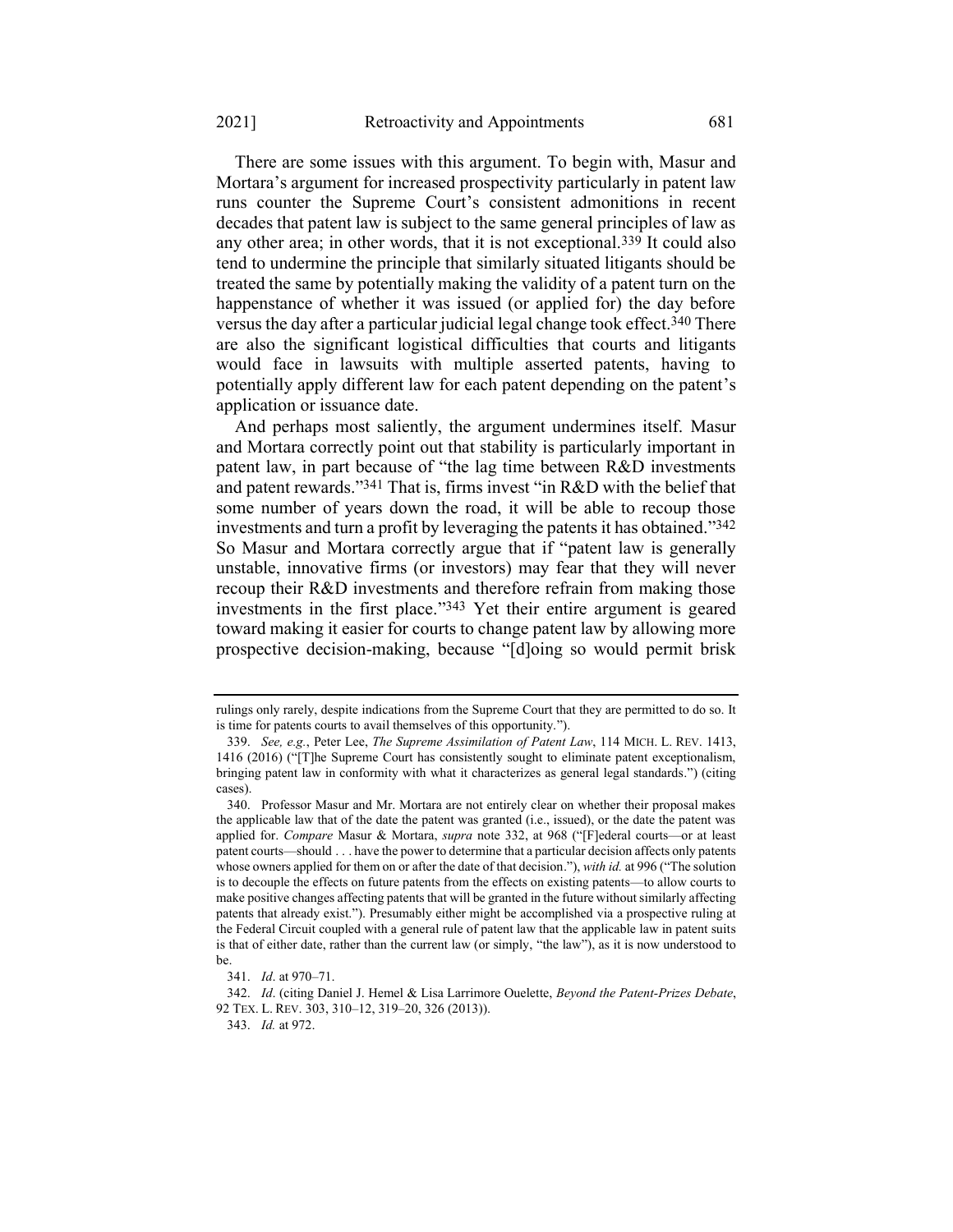There are some issues with this argument. To begin with, Masur and Mortara's argument for increased prospectivity particularly in patent law runs counter the Supreme Court's consistent admonitions in recent decades that patent law is subject to the same general principles of law as any other area; in other words, that it is not exceptional.[339] It could also tend to undermine the principle that similarly situated litigants should be treated the same by potentially making the validity of a patent turn on the happenstance of whether it was issued (or applied for) the day before versus the day after a particular judicial legal change took effect.[340] There are also the significant logistical difficulties that courts and litigants would face in lawsuits with multiple asserted patents, having to potentially apply different law for each patent depending on the patent's application or issuance date.

And perhaps most saliently, the argument undermines itself. Masur and Mortara correctly point out that stability is particularly important in patent law, in part because of "the lag time between R&D investments and patent rewards."[341] That is, firms invest "in R&D with the belief that some number of years down the road, it will be able to recoup those investments and turn a profit by leveraging the patents it has obtained."[342] So Masur and Mortara correctly argue that if "patent law is generally unstable, innovative firms (or investors) may fear that they will never recoup their R&D investments and therefore refrain from making those investments in the first place."[343] Yet their entire argument is geared toward making it easier for courts to change patent law by allowing more prospective decision-making, because "[d]oing so would permit brisk

---

rulings only rarely, despite indications from the Supreme Court that they are permitted to do so. It is time for patents courts to avail themselves of this opportunity.").

339. *See, e.g.*, Peter Lee, *The Supreme Assimilation of Patent Law*, 114 MICH. L. REV. 1413, 1416 (2016) ("[T]he Supreme Court has consistently sought to eliminate patent exceptionalism, bringing patent law in conformity with what it characterizes as general legal standards.") (citing cases).

340. Professor Masur and Mr. Mortara are not entirely clear on whether their proposal makes the applicable law that of the date the patent was granted (i.e., issued), or the date the patent was applied for. *Compare* Masur & Mortara, *supra* note 332, at 968 ("[F]ederal courts—or at least patent courts—should . . . have the power to determine that a particular decision affects only patents whose owners applied for them on or after the date of that decision."), *with id.* at 996 ("The solution is to decouple the effects on future patents from the effects on existing patents—to allow courts to make positive changes affecting patents that will be granted in the future without similarly affecting patents that already exist."). Presumably either might be accomplished via a prospective ruling at the Federal Circuit coupled with a general rule of patent law that the applicable law in patent suits is that of either date, rather than the current law (or simply, "the law"), as it is now understood to be.

341. *Id*. at 970–71.

342. *Id*. (citing Daniel J. Hemel & Lisa Larrimore Ouelette, *Beyond the Patent-Prizes Debate*, 92 TEX. L. REV. 303, 310–12, 319–20, 326 (2013)).

343. *Id.* at 972.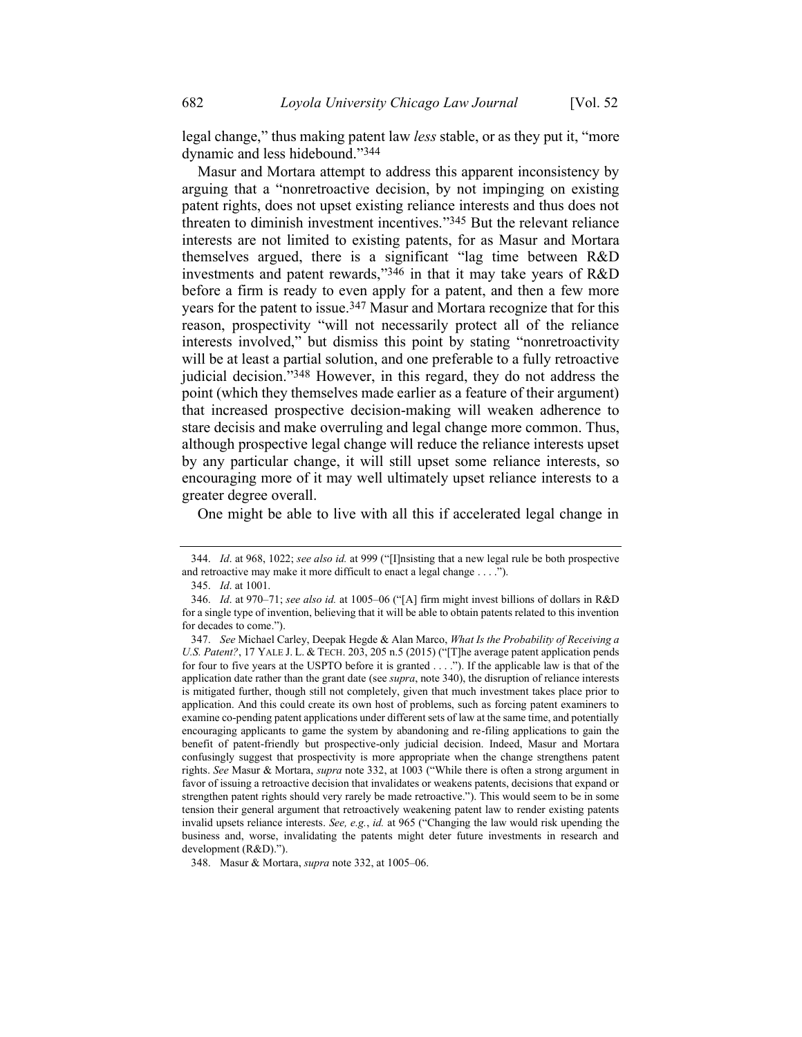legal change," thus making patent law *less* stable, or as they put it, "more dynamic and less hidebound."[344]

Masur and Mortara attempt to address this apparent inconsistency by arguing that a "nonretroactive decision, by not impinging on existing patent rights, does not upset existing reliance interests and thus does not threaten to diminish investment incentives."[345] But the relevant reliance interests are not limited to existing patents, for as Masur and Mortara themselves argued, there is a significant "lag time between R&D investments and patent rewards,"[346] in that it may take years of R&D before a firm is ready to even apply for a patent, and then a few more years for the patent to issue.[347] Masur and Mortara recognize that for this reason, prospectivity "will not necessarily protect all of the reliance interests involved," but dismiss this point by stating "nonretroactivity will be at least a partial solution, and one preferable to a fully retroactive judicial decision."[348] However, in this regard, they do not address the point (which they themselves made earlier as a feature of their argument) that increased prospective decision-making will weaken adherence to stare decisis and make overruling and legal change more common. Thus, although prospective legal change will reduce the reliance interests upset by any particular change, it will still upset some reliance interests, so encouraging more of it may well ultimately upset reliance interests to a greater degree overall.

One might be able to live with all this if accelerated legal change in

---

344. *Id*. at 968, 1022; *see also id.* at 999 ("[I]nsisting that a new legal rule be both prospective and retroactive may make it more difficult to enact a legal change . . . .").

345. *Id*. at 1001.

346. *Id*. at 970–71; *see also id.* at 1005–06 ("[A] firm might invest billions of dollars in R&D for a single type of invention, believing that it will be able to obtain patents related to this invention for decades to come.").

347. *See* Michael Carley, Deepak Hegde & Alan Marco, *What Is the Probability of Receiving a U.S. Patent?*, 17 YALE J. L. & TECH. 203, 205 n.5 (2015) ("[T]he average patent application pends for four to five years at the USPTO before it is granted . . . ."). If the applicable law is that of the application date rather than the grant date (see *supra*, note 340), the disruption of reliance interests is mitigated further, though still not completely, given that much investment takes place prior to application. And this could create its own host of problems, such as forcing patent examiners to examine co-pending patent applications under different sets of law at the same time, and potentially encouraging applicants to game the system by abandoning and re-filing applications to gain the benefit of patent-friendly but prospective-only judicial decision. Indeed, Masur and Mortara confusingly suggest that prospectivity is more appropriate when the change strengthens patent rights. *See* Masur & Mortara, *supra* note 332, at 1003 ("While there is often a strong argument in favor of issuing a retroactive decision that invalidates or weakens patents, decisions that expand or strengthen patent rights should very rarely be made retroactive."). This would seem to be in some tension their general argument that retroactively weakening patent law to render existing patents invalid upsets reliance interests. *See, e.g.*, *id.* at 965 ("Changing the law would risk upending the business and, worse, invalidating the patents might deter future investments in research and development (R&D).").

348. Masur & Mortara, *supra* note 332, at 1005–06.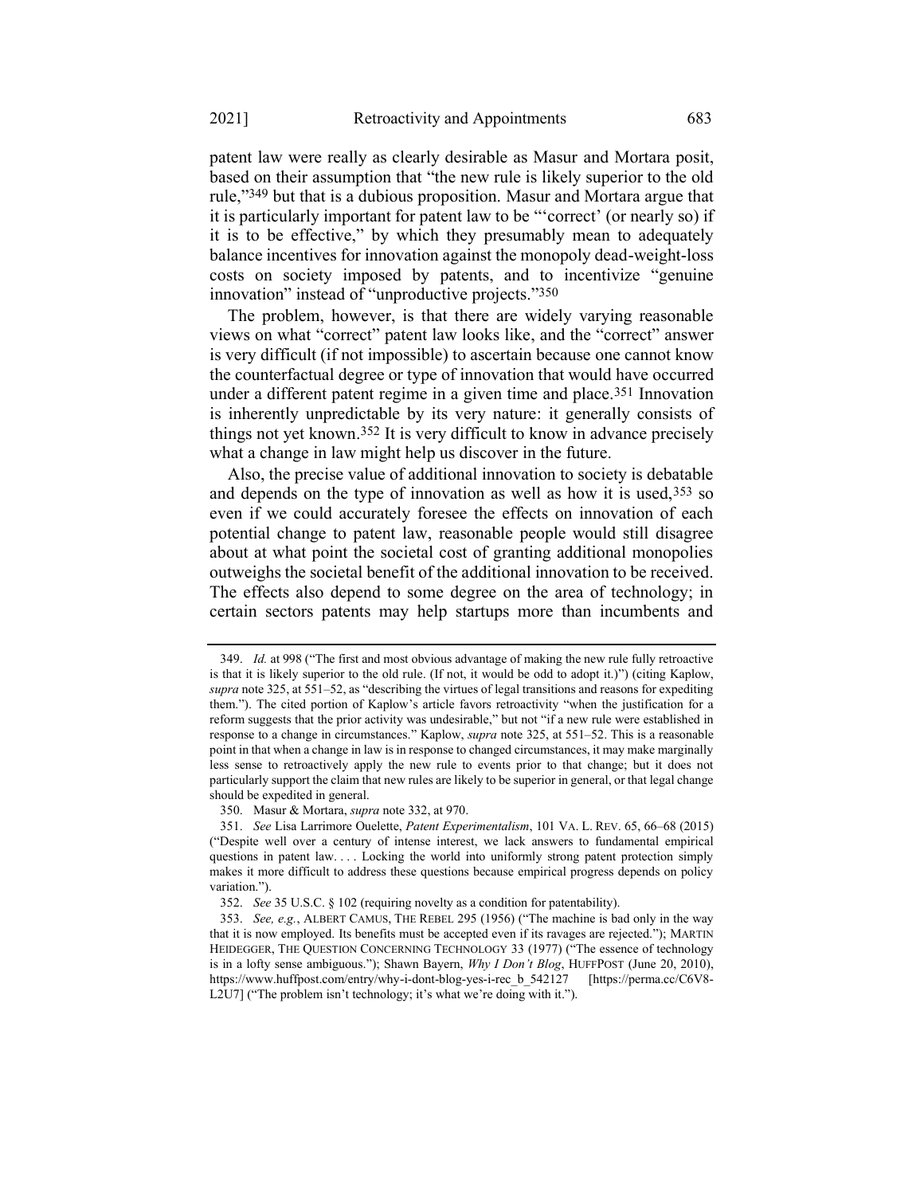patent law were really as clearly desirable as Masur and Mortara posit, based on their assumption that "the new rule is likely superior to the old rule,"[349] but that is a dubious proposition. Masur and Mortara argue that it is particularly important for patent law to be "'correct' (or nearly so) if it is to be effective," by which they presumably mean to adequately balance incentives for innovation against the monopoly dead-weight-loss costs on society imposed by patents, and to incentivize "genuine innovation" instead of "unproductive projects."[350]

The problem, however, is that there are widely varying reasonable views on what "correct" patent law looks like, and the "correct" answer is very difficult (if not impossible) to ascertain because one cannot know the counterfactual degree or type of innovation that would have occurred under a different patent regime in a given time and place.[351] Innovation is inherently unpredictable by its very nature: it generally consists of things not yet known.[352] It is very difficult to know in advance precisely what a change in law might help us discover in the future.

Also, the precise value of additional innovation to society is debatable and depends on the type of innovation as well as how it is used,[353] so even if we could accurately foresee the effects on innovation of each potential change to patent law, reasonable people would still disagree about at what point the societal cost of granting additional monopolies outweighs the societal benefit of the additional innovation to be received. The effects also depend to some degree on the area of technology; in certain sectors patents may help startups more than incumbents and

---

349. *Id.* at 998 ("The first and most obvious advantage of making the new rule fully retroactive is that it is likely superior to the old rule. (If not, it would be odd to adopt it.)") (citing Kaplow, *supra* note 325, at 551–52, as "describing the virtues of legal transitions and reasons for expediting them."). The cited portion of Kaplow's article favors retroactivity "when the justification for a reform suggests that the prior activity was undesirable," but not "if a new rule were established in response to a change in circumstances." Kaplow, *supra* note 325, at 551–52. This is a reasonable point in that when a change in law is in response to changed circumstances, it may make marginally less sense to retroactively apply the new rule to events prior to that change; but it does not particularly support the claim that new rules are likely to be superior in general, or that legal change should be expedited in general.

350. Masur & Mortara, *supra* note 332, at 970.

351. *See* Lisa Larrimore Ouelette, *Patent Experimentalism*, 101 VA. L. REV. 65, 66–68 (2015) ("Despite well over a century of intense interest, we lack answers to fundamental empirical questions in patent law. . . . Locking the world into uniformly strong patent protection simply makes it more difficult to address these questions because empirical progress depends on policy variation.").

352. *See* 35 U.S.C. § 102 (requiring novelty as a condition for patentability).

353. *See, e.g.*, ALBERT CAMUS, THE REBEL 295 (1956) ("The machine is bad only in the way that it is now employed. Its benefits must be accepted even if its ravages are rejected."); MARTIN HEIDEGGER, THE QUESTION CONCERNING TECHNOLOGY 33 (1977) ("The essence of technology is in a lofty sense ambiguous."); Shawn Bayern, *Why I Don't Blog*, HUFFPOST (June 20, 2010), https://www.huffpost.com/entry/why-i-dont-blog-yes-i-rec_b_542127 [https://perma.cc/C6V8-L2U7] ("The problem isn't technology; it's what we're doing with it.").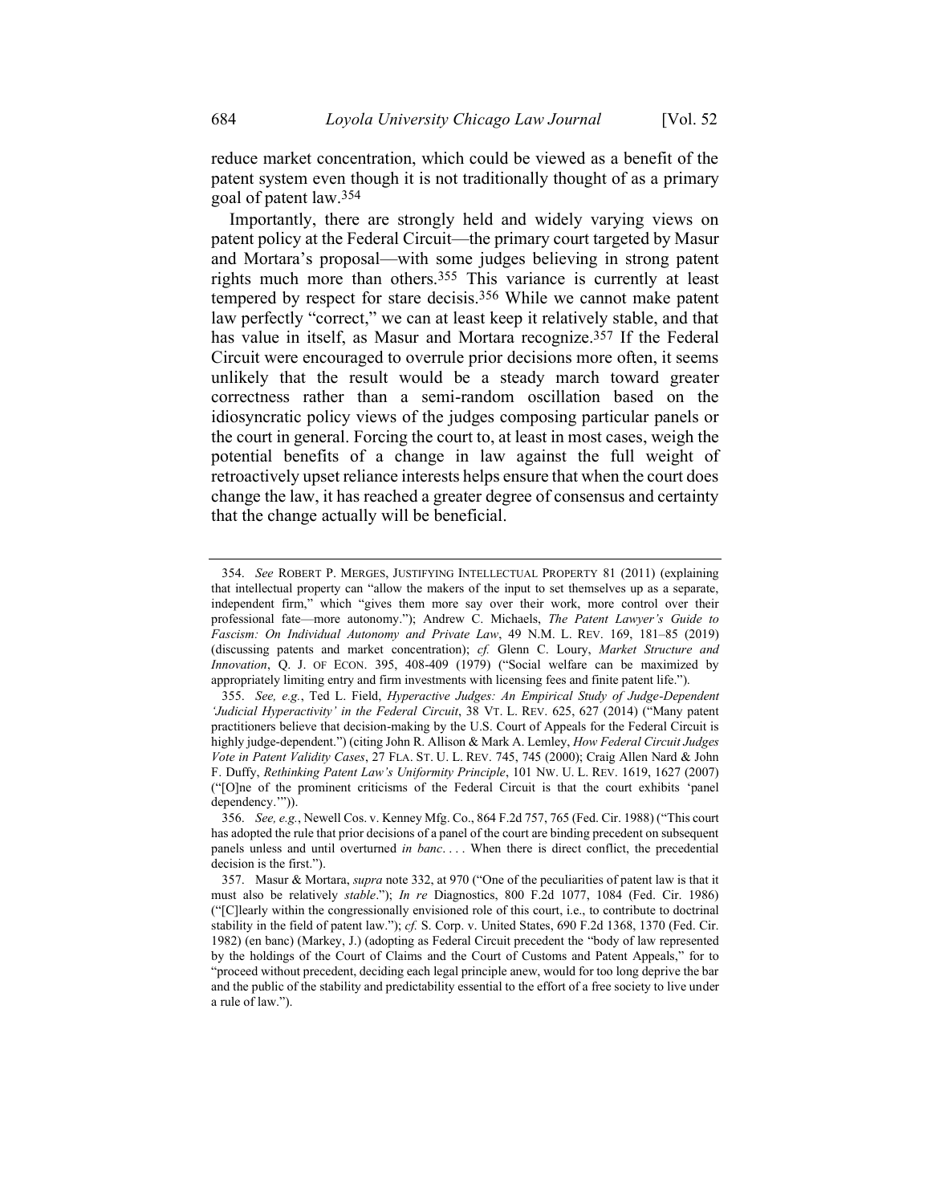reduce market concentration, which could be viewed as a benefit of the patent system even though it is not traditionally thought of as a primary goal of patent law.[354]

Importantly, there are strongly held and widely varying views on patent policy at the Federal Circuit—the primary court targeted by Masur and Mortara's proposal—with some judges believing in strong patent rights much more than others.[355] This variance is currently at least tempered by respect for stare decisis.[356] While we cannot make patent law perfectly "correct," we can at least keep it relatively stable, and that has value in itself, as Masur and Mortara recognize.[357] If the Federal Circuit were encouraged to overrule prior decisions more often, it seems unlikely that the result would be a steady march toward greater correctness rather than a semi-random oscillation based on the idiosyncratic policy views of the judges composing particular panels or the court in general. Forcing the court to, at least in most cases, weigh the potential benefits of a change in law against the full weight of retroactively upset reliance interests helps ensure that when the court does change the law, it has reached a greater degree of consensus and certainty that the change actually will be beneficial.

---

354. *See* ROBERT P. MERGES, JUSTIFYING INTELLECTUAL PROPERTY 81 (2011) (explaining that intellectual property can "allow the makers of the input to set themselves up as a separate, independent firm," which "gives them more say over their work, more control over their professional fate—more autonomy."); Andrew C. Michaels, *The Patent Lawyer's Guide to Fascism: On Individual Autonomy and Private Law*, 49 N.M. L. REV. 169, 181–85 (2019) (discussing patents and market concentration); *cf.* Glenn C. Loury, *Market Structure and Innovation*, Q. J. OF ECON. 395, 408-409 (1979) ("Social welfare can be maximized by appropriately limiting entry and firm investments with licensing fees and finite patent life.").

355. *See, e.g.*, Ted L. Field, *Hyperactive Judges: An Empirical Study of Judge-Dependent 'Judicial Hyperactivity' in the Federal Circuit*, 38 VT. L. REV. 625, 627 (2014) ("Many patent practitioners believe that decision-making by the U.S. Court of Appeals for the Federal Circuit is highly judge-dependent.") (citing John R. Allison & Mark A. Lemley, *How Federal Circuit Judges Vote in Patent Validity Cases*, 27 FLA. ST. U. L. REV. 745, 745 (2000); Craig Allen Nard & John F. Duffy, *Rethinking Patent Law's Uniformity Principle*, 101 NW. U. L. REV. 1619, 1627 (2007) ("[O]ne of the prominent criticisms of the Federal Circuit is that the court exhibits 'panel dependency.'")).

356. *See, e.g.*, Newell Cos. v. Kenney Mfg. Co., 864 F.2d 757, 765 (Fed. Cir. 1988) ("This court has adopted the rule that prior decisions of a panel of the court are binding precedent on subsequent panels unless and until overturned *in banc*. . . . When there is direct conflict, the precedential decision is the first.").

357. Masur & Mortara, *supra* note 332, at 970 ("One of the peculiarities of patent law is that it must also be relatively *stable*."); *In re* Diagnostics, 800 F.2d 1077, 1084 (Fed. Cir. 1986) ("[C]learly within the congressionally envisioned role of this court, i.e., to contribute to doctrinal stability in the field of patent law."); *cf.* S. Corp. v. United States, 690 F.2d 1368, 1370 (Fed. Cir. 1982) (en banc) (Markey, J.) (adopting as Federal Circuit precedent the "body of law represented by the holdings of the Court of Claims and the Court of Customs and Patent Appeals," for to "proceed without precedent, deciding each legal principle anew, would for too long deprive the bar and the public of the stability and predictability essential to the effort of a free society to live under a rule of law.").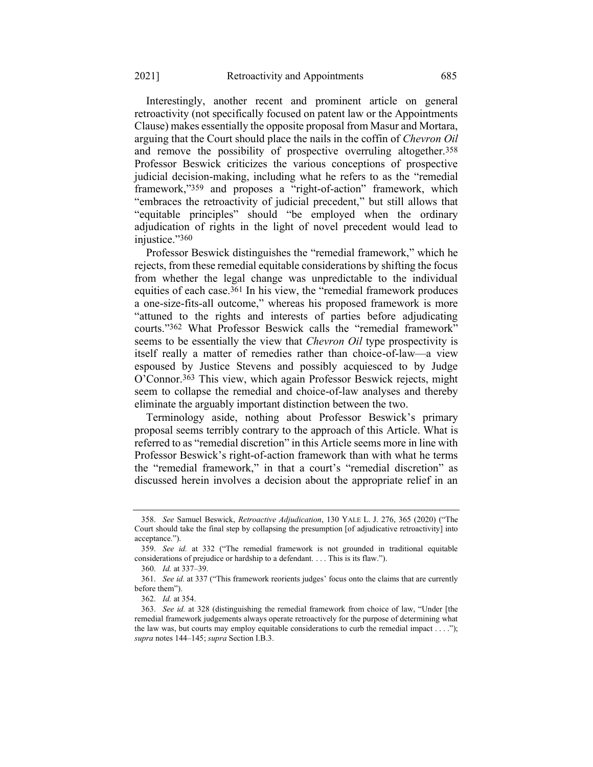Interestingly, another recent and prominent article on general retroactivity (not specifically focused on patent law or the Appointments Clause) makes essentially the opposite proposal from Masur and Mortara, arguing that the Court should place the nails in the coffin of *Chevron Oil* and remove the possibility of prospective overruling altogether.[358] Professor Beswick criticizes the various conceptions of prospective judicial decision-making, including what he refers to as the "remedial framework,"[359] and proposes a "right-of-action" framework, which "embraces the retroactivity of judicial precedent," but still allows that "equitable principles" should "be employed when the ordinary adjudication of rights in the light of novel precedent would lead to injustice."[360]

Professor Beswick distinguishes the "remedial framework," which he rejects, from these remedial equitable considerations by shifting the focus from whether the legal change was unpredictable to the individual equities of each case.[361] In his view, the "remedial framework produces a one-size-fits-all outcome," whereas his proposed framework is more "attuned to the rights and interests of parties before adjudicating courts."[362] What Professor Beswick calls the "remedial framework" seems to be essentially the view that *Chevron Oil* type prospectivity is itself really a matter of remedies rather than choice-of-law—a view espoused by Justice Stevens and possibly acquiesced to by Judge O'Connor.[363] This view, which again Professor Beswick rejects, might seem to collapse the remedial and choice-of-law analyses and thereby eliminate the arguably important distinction between the two.

Terminology aside, nothing about Professor Beswick's primary proposal seems terribly contrary to the approach of this Article. What is referred to as "remedial discretion" in this Article seems more in line with Professor Beswick's right-of-action framework than with what he terms the "remedial framework," in that a court's "remedial discretion" as discussed herein involves a decision about the appropriate relief in an

---

358. *See* Samuel Beswick, *Retroactive Adjudication*, 130 YALE L. J. 276, 365 (2020) ("The Court should take the final step by collapsing the presumption [of adjudicative retroactivity] into acceptance.").

359. *See id.* at 332 ("The remedial framework is not grounded in traditional equitable considerations of prejudice or hardship to a defendant. . . . This is its flaw.").

360. *Id.* at 337–39.

361. *See id.* at 337 ("This framework reorients judges' focus onto the claims that are currently before them").

362. *Id.* at 354.

363. *See id.* at 328 (distinguishing the remedial framework from choice of law, "Under [the remedial framework judgements always operate retroactively for the purpose of determining what the law was, but courts may employ equitable considerations to curb the remedial impact . . . ."); *supra* notes 144–145; *supra* Section I.B.3.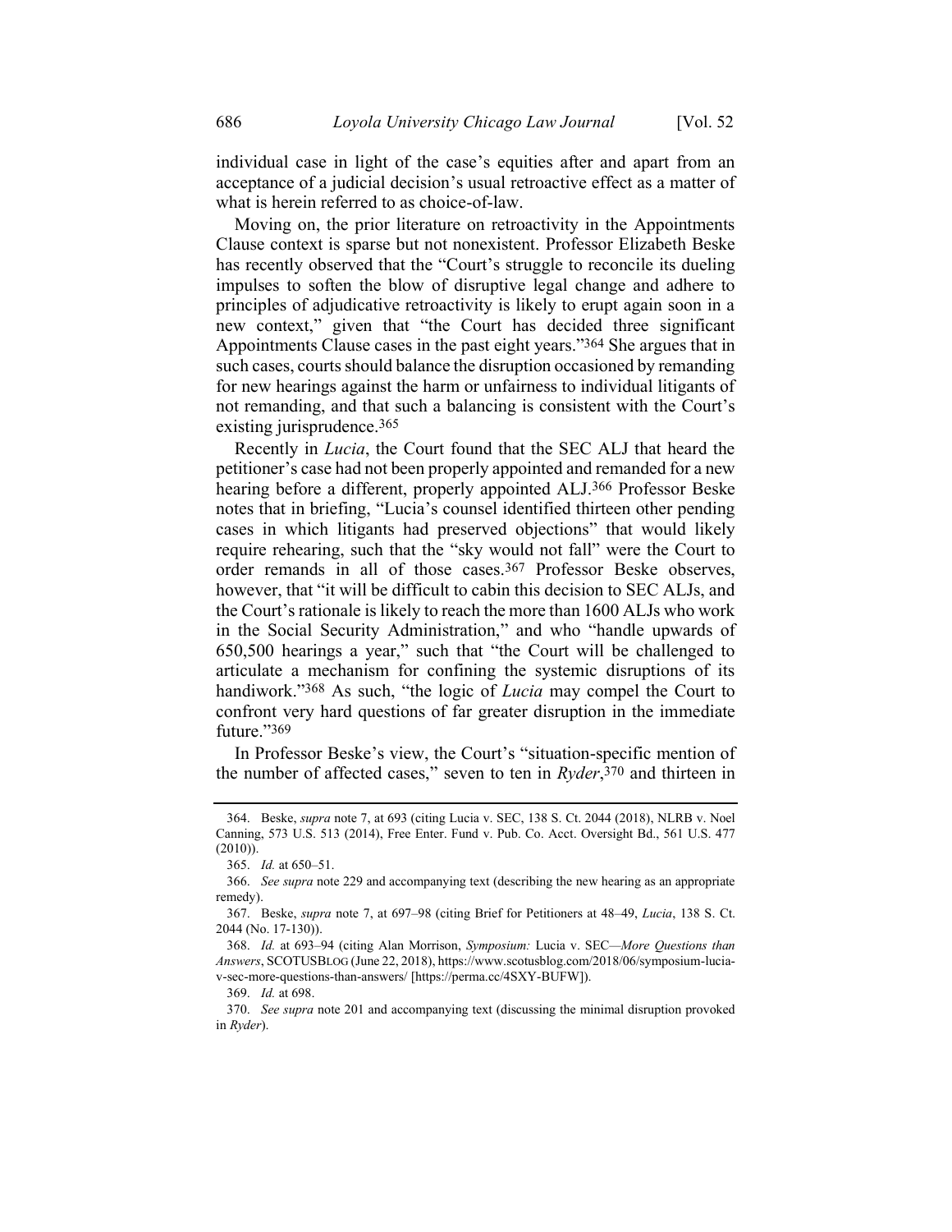individual case in light of the case's equities after and apart from an acceptance of a judicial decision's usual retroactive effect as a matter of what is herein referred to as choice-of-law.

Moving on, the prior literature on retroactivity in the Appointments Clause context is sparse but not nonexistent. Professor Elizabeth Beske has recently observed that the "Court's struggle to reconcile its dueling impulses to soften the blow of disruptive legal change and adhere to principles of adjudicative retroactivity is likely to erupt again soon in a new context," given that "the Court has decided three significant Appointments Clause cases in the past eight years."[364] She argues that in such cases, courts should balance the disruption occasioned by remanding for new hearings against the harm or unfairness to individual litigants of not remanding, and that such a balancing is consistent with the Court's existing jurisprudence.[365]

Recently in *Lucia*, the Court found that the SEC ALJ that heard the petitioner's case had not been properly appointed and remanded for a new hearing before a different, properly appointed ALJ.[366] Professor Beske notes that in briefing, "Lucia's counsel identified thirteen other pending cases in which litigants had preserved objections" that would likely require rehearing, such that the "sky would not fall" were the Court to order remands in all of those cases.[367] Professor Beske observes, however, that "it will be difficult to cabin this decision to SEC ALJs, and the Court's rationale is likely to reach the more than 1600 ALJs who work in the Social Security Administration," and who "handle upwards of 650,500 hearings a year," such that "the Court will be challenged to articulate a mechanism for confining the systemic disruptions of its handiwork."[368] As such, "the logic of *Lucia* may compel the Court to confront very hard questions of far greater disruption in the immediate future."[369]

In Professor Beske's view, the Court's "situation-specific mention of the number of affected cases," seven to ten in *Ryder*,[370] and thirteen in

---

364. Beske, *supra* note 7, at 693 (citing Lucia v. SEC, 138 S. Ct. 2044 (2018), NLRB v. Noel Canning, 573 U.S. 513 (2014), Free Enter. Fund v. Pub. Co. Acct. Oversight Bd., 561 U.S. 477 (2010)).

365. *Id.* at 650–51.

366. *See supra* note 229 and accompanying text (describing the new hearing as an appropriate remedy).

367. Beske, *supra* note 7, at 697–98 (citing Brief for Petitioners at 48–49, *Lucia*, 138 S. Ct. 2044 (No. 17-130)).

368. *Id.* at 693–94 (citing Alan Morrison, *Symposium:* Lucia v. SEC*—More Questions than Answers*, SCOTUSBLOG (June 22, 2018), https://www.scotusblog.com/2018/06/symposium-lucia-v-sec-more-questions-than-answers/ [https://perma.cc/4SXY-BUFW]).

369. *Id.* at 698.

370. *See supra* note 201 and accompanying text (discussing the minimal disruption provoked in *Ryder*).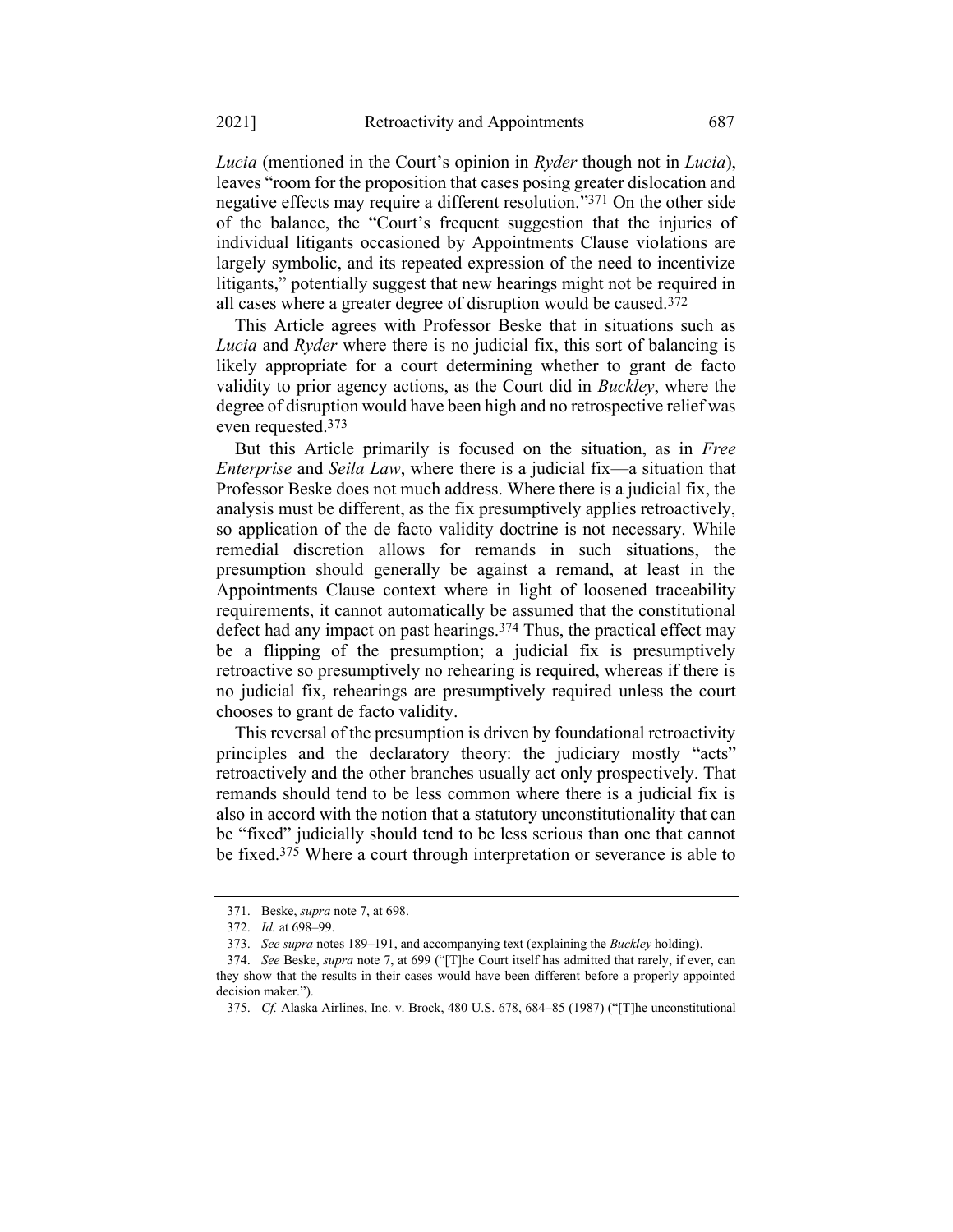*Lucia* (mentioned in the Court's opinion in *Ryder* though not in *Lucia*), leaves "room for the proposition that cases posing greater dislocation and negative effects may require a different resolution."[371] On the other side of the balance, the "Court's frequent suggestion that the injuries of individual litigants occasioned by Appointments Clause violations are largely symbolic, and its repeated expression of the need to incentivize litigants," potentially suggest that new hearings might not be required in all cases where a greater degree of disruption would be caused.[372]

This Article agrees with Professor Beske that in situations such as *Lucia* and *Ryder* where there is no judicial fix, this sort of balancing is likely appropriate for a court determining whether to grant de facto validity to prior agency actions, as the Court did in *Buckley*, where the degree of disruption would have been high and no retrospective relief was even requested.[373]

But this Article primarily is focused on the situation, as in *Free Enterprise* and *Seila Law*, where there is a judicial fix—a situation that Professor Beske does not much address. Where there is a judicial fix, the analysis must be different, as the fix presumptively applies retroactively, so application of the de facto validity doctrine is not necessary. While remedial discretion allows for remands in such situations, the presumption should generally be against a remand, at least in the Appointments Clause context where in light of loosened traceability requirements, it cannot automatically be assumed that the constitutional defect had any impact on past hearings.[374] Thus, the practical effect may be a flipping of the presumption; a judicial fix is presumptively retroactive so presumptively no rehearing is required, whereas if there is no judicial fix, rehearings are presumptively required unless the court chooses to grant de facto validity.

This reversal of the presumption is driven by foundational retroactivity principles and the declaratory theory: the judiciary mostly "acts" retroactively and the other branches usually act only prospectively. That remands should tend to be less common where there is a judicial fix is also in accord with the notion that a statutory unconstitutionality that can be "fixed" judicially should tend to be less serious than one that cannot be fixed.[375] Where a court through interpretation or severance is able to

---

371. Beske, *supra* note 7, at 698.

372. *Id.* at 698–99.

373. *See supra* notes 189–191, and accompanying text (explaining the *Buckley* holding).

374. *See* Beske, *supra* note 7, at 699 ("[T]he Court itself has admitted that rarely, if ever, can they show that the results in their cases would have been different before a properly appointed decision maker.").

375. *Cf.* Alaska Airlines, Inc. v. Brock, 480 U.S. 678, 684–85 (1987) ("[T]he unconstitutional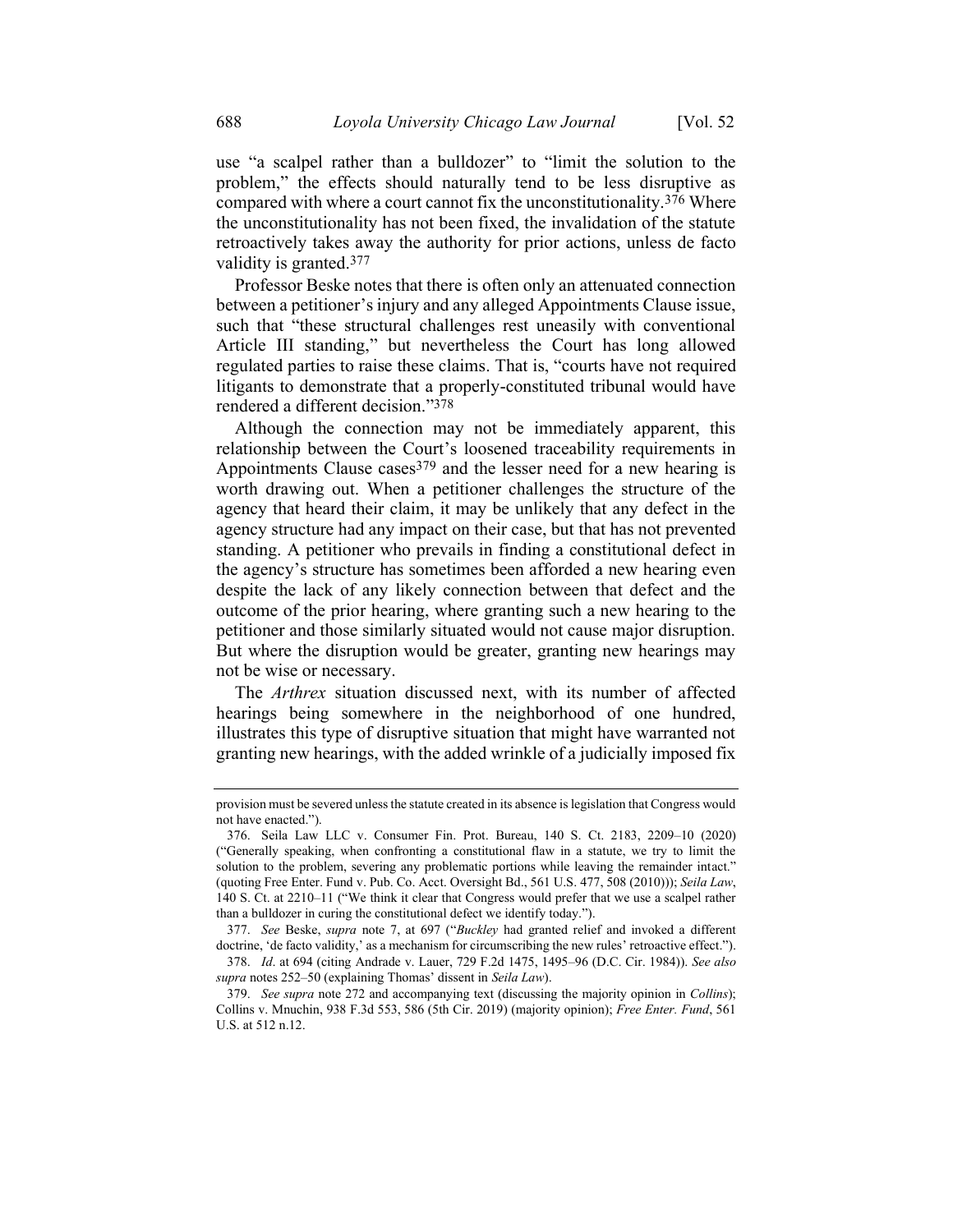use "a scalpel rather than a bulldozer" to "limit the solution to the problem," the effects should naturally tend to be less disruptive as compared with where a court cannot fix the unconstitutionality.[376] Where the unconstitutionality has not been fixed, the invalidation of the statute retroactively takes away the authority for prior actions, unless de facto validity is granted.[377]

Professor Beske notes that there is often only an attenuated connection between a petitioner's injury and any alleged Appointments Clause issue, such that "these structural challenges rest uneasily with conventional Article III standing," but nevertheless the Court has long allowed regulated parties to raise these claims. That is, "courts have not required litigants to demonstrate that a properly-constituted tribunal would have rendered a different decision."[378]

Although the connection may not be immediately apparent, this relationship between the Court's loosened traceability requirements in Appointments Clause cases[379] and the lesser need for a new hearing is worth drawing out. When a petitioner challenges the structure of the agency that heard their claim, it may be unlikely that any defect in the agency structure had any impact on their case, but that has not prevented standing. A petitioner who prevails in finding a constitutional defect in the agency's structure has sometimes been afforded a new hearing even despite the lack of any likely connection between that defect and the outcome of the prior hearing, where granting such a new hearing to the petitioner and those similarly situated would not cause major disruption. But where the disruption would be greater, granting new hearings may not be wise or necessary.

The *Arthrex* situation discussed next, with its number of affected hearings being somewhere in the neighborhood of one hundred, illustrates this type of disruptive situation that might have warranted not granting new hearings, with the added wrinkle of a judicially imposed fix

---

provision must be severed unless the statute created in its absence is legislation that Congress would not have enacted.").

376. Seila Law LLC v. Consumer Fin. Prot. Bureau, 140 S. Ct. 2183, 2209–10 (2020) ("Generally speaking, when confronting a constitutional flaw in a statute, we try to limit the solution to the problem, severing any problematic portions while leaving the remainder intact." (quoting Free Enter. Fund v. Pub. Co. Acct. Oversight Bd., 561 U.S. 477, 508 (2010))); *Seila Law*, 140 S. Ct. at 2210–11 ("We think it clear that Congress would prefer that we use a scalpel rather than a bulldozer in curing the constitutional defect we identify today.").

377. *See* Beske, *supra* note 7, at 697 ("*Buckley* had granted relief and invoked a different doctrine, 'de facto validity,' as a mechanism for circumscribing the new rules' retroactive effect.").

378. *Id*. at 694 (citing Andrade v. Lauer, 729 F.2d 1475, 1495–96 (D.C. Cir. 1984)). *See also supra* notes 252–50 (explaining Thomas' dissent in *Seila Law*).

379. *See supra* note 272 and accompanying text (discussing the majority opinion in *Collins*); Collins v. Mnuchin, 938 F.3d 553, 586 (5th Cir. 2019) (majority opinion); *Free Enter. Fund*, 561 U.S. at 512 n.12.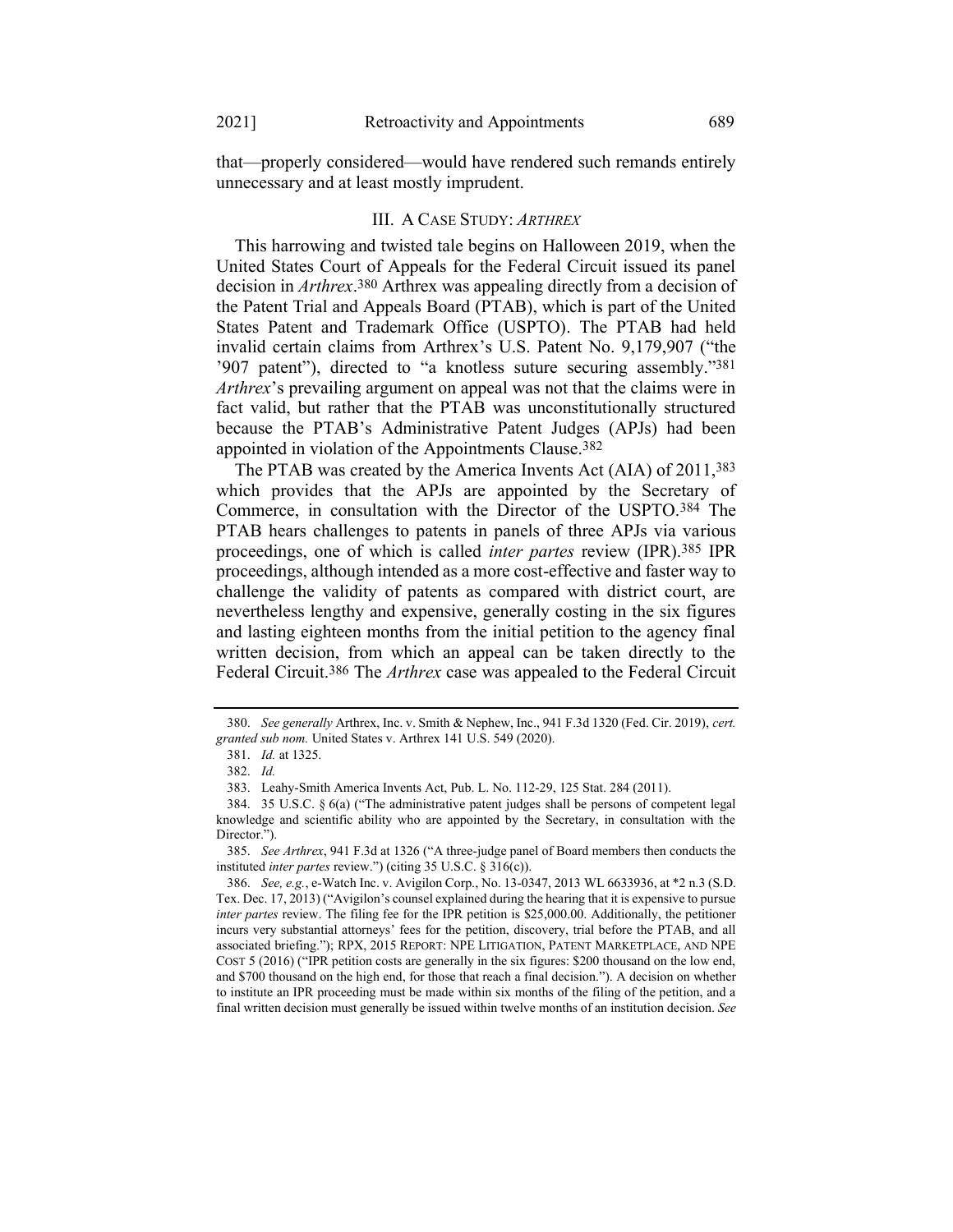that—properly considered—would have rendered such remands entirely unnecessary and at least mostly imprudent.

## III. A CASE STUDY: *ARTHREX*

This harrowing and twisted tale begins on Halloween 2019, when the United States Court of Appeals for the Federal Circuit issued its panel decision in *Arthrex*.[380] Arthrex was appealing directly from a decision of the Patent Trial and Appeals Board (PTAB), which is part of the United States Patent and Trademark Office (USPTO). The PTAB had held invalid certain claims from Arthrex's U.S. Patent No. 9,179,907 ("the '907 patent"), directed to "a knotless suture securing assembly."[381] *Arthrex*'s prevailing argument on appeal was not that the claims were in fact valid, but rather that the PTAB was unconstitutionally structured because the PTAB's Administrative Patent Judges (APJs) had been appointed in violation of the Appointments Clause.[382]

The PTAB was created by the America Invents Act (AIA) of 2011,[383] which provides that the APJs are appointed by the Secretary of Commerce, in consultation with the Director of the USPTO.[384] The PTAB hears challenges to patents in panels of three APJs via various proceedings, one of which is called *inter partes* review (IPR).[385] IPR proceedings, although intended as a more cost-effective and faster way to challenge the validity of patents as compared with district court, are nevertheless lengthy and expensive, generally costing in the six figures and lasting eighteen months from the initial petition to the agency final written decision, from which an appeal can be taken directly to the Federal Circuit.[386] The *Arthrex* case was appealed to the Federal Circuit

---

380. *See generally* Arthrex, Inc. v. Smith & Nephew, Inc., 941 F.3d 1320 (Fed. Cir. 2019), *cert. granted sub nom.* United States v. Arthrex 141 U.S. 549 (2020).

381. *Id.* at 1325.

382. *Id.*

383. Leahy-Smith America Invents Act, Pub. L. No. 112-29, 125 Stat. 284 (2011).

384. 35 U.S.C. § 6(a) ("The administrative patent judges shall be persons of competent legal knowledge and scientific ability who are appointed by the Secretary, in consultation with the Director.").

385. *See Arthrex*, 941 F.3d at 1326 ("A three-judge panel of Board members then conducts the instituted *inter partes* review.") (citing 35 U.S.C. § 316(c)).

386. *See, e.g.*, e-Watch Inc. v. Avigilon Corp., No. 13-0347, 2013 WL 6633936, at *2 n.3 (S.D. Tex. Dec. 17, 2013) ("Avigilon's counsel explained during the hearing that it is expensive to pursue *inter partes* review. The filing fee for the IPR petition is $25,000.00. Additionally, the petitioner incurs very substantial attorneys' fees for the petition, discovery, trial before the PTAB, and all associated briefing."); RPX, 2015 REPORT: NPE LITIGATION, PATENT MARKETPLACE, AND NPE COST 5 (2016) ("IPR petition costs are generally in the six figures: $200 thousand on the low end, and $700 thousand on the high end, for those that reach a final decision."). A decision on whether to institute an IPR proceeding must be made within six months of the filing of the petition, and a final written decision must generally be issued within twelve months of an institution decision. *See*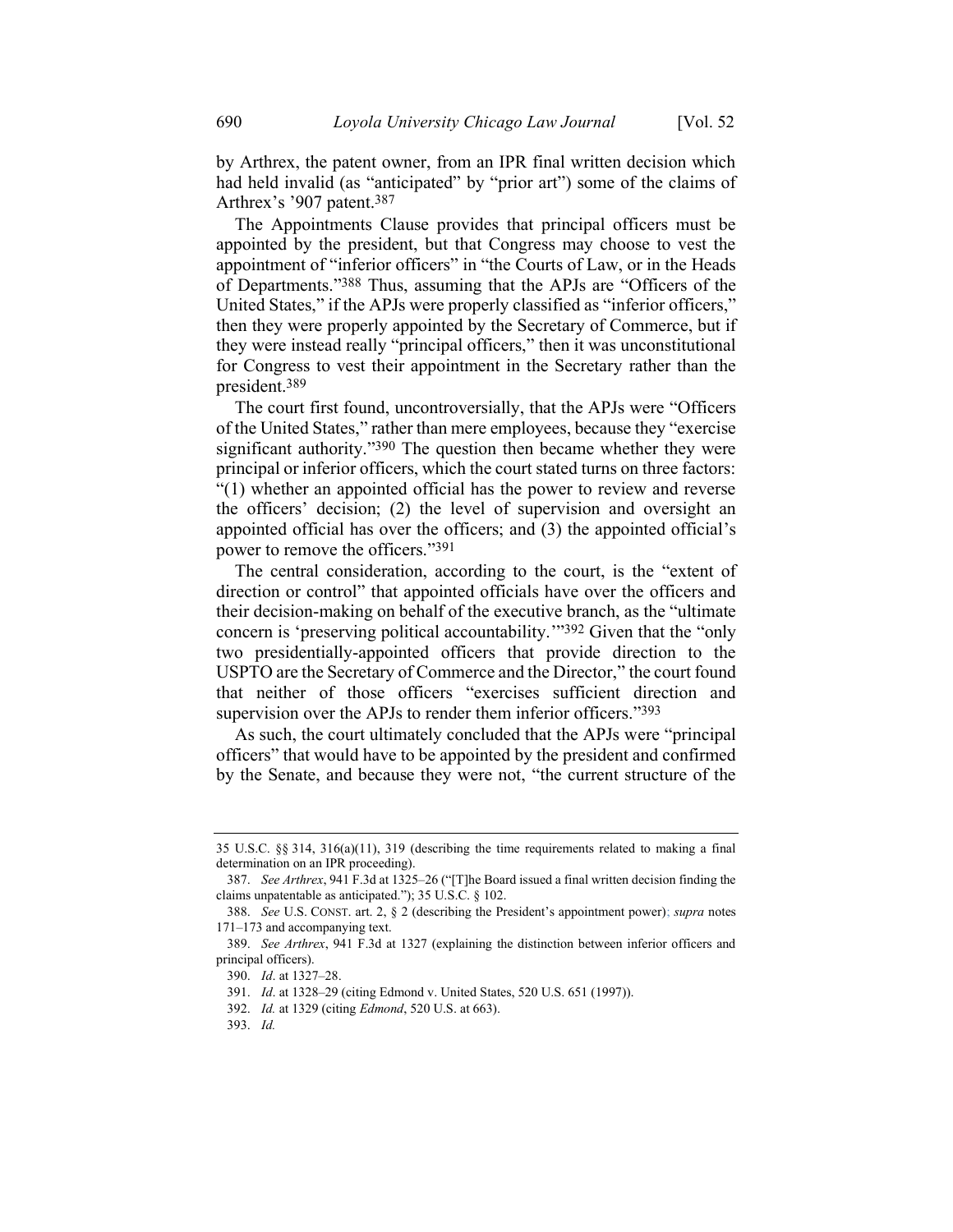by Arthrex, the patent owner, from an IPR final written decision which had held invalid (as "anticipated" by "prior art") some of the claims of Arthrex's '907 patent.[387]

The Appointments Clause provides that principal officers must be appointed by the president, but that Congress may choose to vest the appointment of "inferior officers" in "the Courts of Law, or in the Heads of Departments."[388] Thus, assuming that the APJs are "Officers of the United States," if the APJs were properly classified as "inferior officers," then they were properly appointed by the Secretary of Commerce, but if they were instead really "principal officers," then it was unconstitutional for Congress to vest their appointment in the Secretary rather than the president.[389]

The court first found, uncontroversially, that the APJs were "Officers of the United States," rather than mere employees, because they "exercise significant authority."[390] The question then became whether they were principal or inferior officers, which the court stated turns on three factors: "(1) whether an appointed official has the power to review and reverse the officers' decision; (2) the level of supervision and oversight an appointed official has over the officers; and (3) the appointed official's power to remove the officers."[391]

The central consideration, according to the court, is the "extent of direction or control" that appointed officials have over the officers and their decision-making on behalf of the executive branch, as the "ultimate concern is 'preserving political accountability.'"[392] Given that the "only two presidentially-appointed officers that provide direction to the USPTO are the Secretary of Commerce and the Director," the court found that neither of those officers "exercises sufficient direction and supervision over the APJs to render them inferior officers."[393]

As such, the court ultimately concluded that the APJs were "principal officers" that would have to be appointed by the president and confirmed by the Senate, and because they were not, "the current structure of the

---

35 U.S.C. §§ 314, 316(a)(11), 319 (describing the time requirements related to making a final determination on an IPR proceeding).

387. *See Arthrex*, 941 F.3d at 1325–26 ("[T]he Board issued a final written decision finding the claims unpatentable as anticipated."); 35 U.S.C. § 102.

388. *See* U.S. CONST. art. 2, § 2 (describing the President's appointment power); *supra* notes 171–173 and accompanying text.

389. *See Arthrex*, 941 F.3d at 1327 (explaining the distinction between inferior officers and principal officers).

390. *Id*. at 1327–28.

391. *Id*. at 1328–29 (citing Edmond v. United States, 520 U.S. 651 (1997)).

392. *Id.* at 1329 (citing *Edmond*, 520 U.S. at 663).

393. *Id.*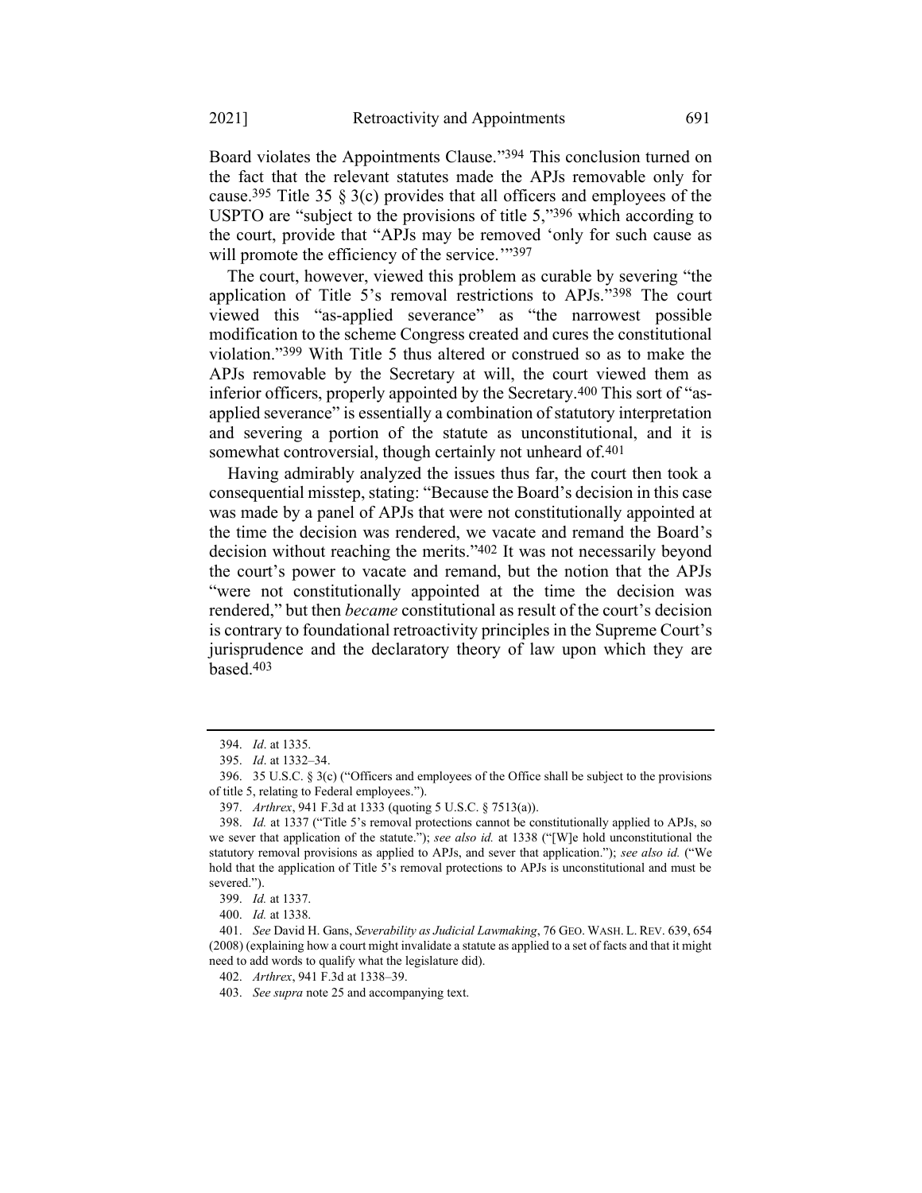Board violates the Appointments Clause."[394] This conclusion turned on the fact that the relevant statutes made the APJs removable only for cause.[395] Title 35 § 3(c) provides that all officers and employees of the USPTO are "subject to the provisions of title 5,"[396] which according to the court, provide that "APJs may be removed 'only for such cause as will promote the efficiency of the service.'"[397]

The court, however, viewed this problem as curable by severing "the application of Title 5's removal restrictions to APJs."[398] The court viewed this "as-applied severance" as "the narrowest possible modification to the scheme Congress created and cures the constitutional violation."[399] With Title 5 thus altered or construed so as to make the APJs removable by the Secretary at will, the court viewed them as inferior officers, properly appointed by the Secretary.[400] This sort of "as-applied severance" is essentially a combination of statutory interpretation and severing a portion of the statute as unconstitutional, and it is somewhat controversial, though certainly not unheard of.[401]

Having admirably analyzed the issues thus far, the court then took a consequential misstep, stating: "Because the Board's decision in this case was made by a panel of APJs that were not constitutionally appointed at the time the decision was rendered, we vacate and remand the Board's decision without reaching the merits."[402] It was not necessarily beyond the court's power to vacate and remand, but the notion that the APJs "were not constitutionally appointed at the time the decision was rendered," but then *became* constitutional as result of the court's decision is contrary to foundational retroactivity principles in the Supreme Court's jurisprudence and the declaratory theory of law upon which they are based.[403]

---

394. *Id*. at 1335.

395. *Id*. at 1332–34.

396. 35 U.S.C. § 3(c) ("Officers and employees of the Office shall be subject to the provisions of title 5, relating to Federal employees.").

397. *Arthrex*, 941 F.3d at 1333 (quoting 5 U.S.C. § 7513(a)).

398. *Id.* at 1337 ("Title 5's removal protections cannot be constitutionally applied to APJs, so we sever that application of the statute."); *see also id.* at 1338 ("[W]e hold unconstitutional the statutory removal provisions as applied to APJs, and sever that application."); *see also id.* ("We hold that the application of Title 5's removal protections to APJs is unconstitutional and must be severed.").

399. *Id.* at 1337.

400. *Id.* at 1338.

401. *See* David H. Gans, *Severability as Judicial Lawmaking*, 76 GEO. WASH. L. REV. 639, 654 (2008) (explaining how a court might invalidate a statute as applied to a set of facts and that it might need to add words to qualify what the legislature did).

402. *Arthrex*, 941 F.3d at 1338–39.

403. *See supra* note 25 and accompanying text.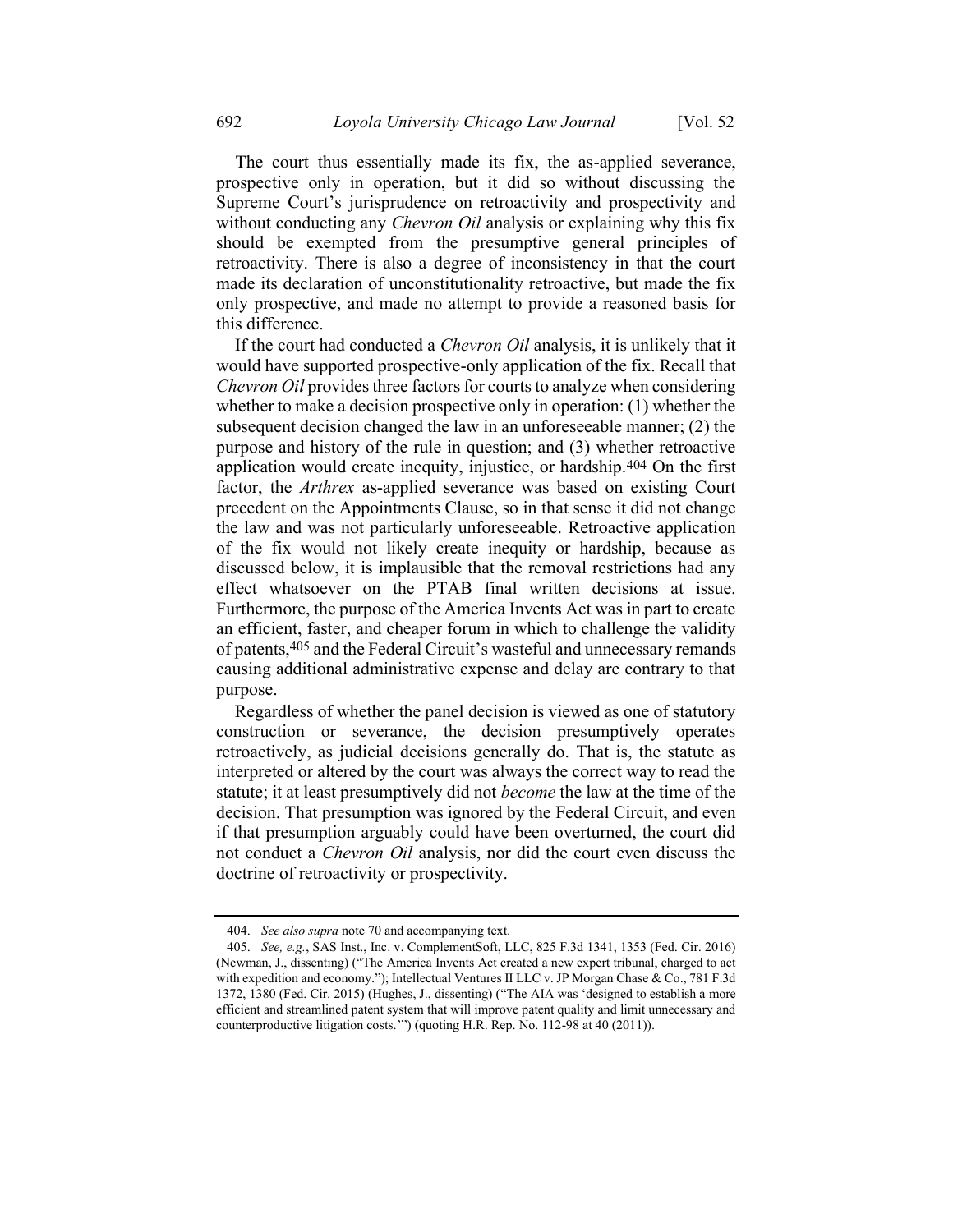The court thus essentially made its fix, the as-applied severance, prospective only in operation, but it did so without discussing the Supreme Court's jurisprudence on retroactivity and prospectivity and without conducting any *Chevron Oil* analysis or explaining why this fix should be exempted from the presumptive general principles of retroactivity. There is also a degree of inconsistency in that the court made its declaration of unconstitutionality retroactive, but made the fix only prospective, and made no attempt to provide a reasoned basis for this difference.

If the court had conducted a *Chevron Oil* analysis, it is unlikely that it would have supported prospective-only application of the fix. Recall that *Chevron Oil* provides three factors for courts to analyze when considering whether to make a decision prospective only in operation: (1) whether the subsequent decision changed the law in an unforeseeable manner; (2) the purpose and history of the rule in question; and (3) whether retroactive application would create inequity, injustice, or hardship.[404] On the first factor, the *Arthrex* as-applied severance was based on existing Court precedent on the Appointments Clause, so in that sense it did not change the law and was not particularly unforeseeable. Retroactive application of the fix would not likely create inequity or hardship, because as discussed below, it is implausible that the removal restrictions had any effect whatsoever on the PTAB final written decisions at issue. Furthermore, the purpose of the America Invents Act was in part to create an efficient, faster, and cheaper forum in which to challenge the validity of patents,[405] and the Federal Circuit's wasteful and unnecessary remands causing additional administrative expense and delay are contrary to that purpose.

Regardless of whether the panel decision is viewed as one of statutory construction or severance, the decision presumptively operates retroactively, as judicial decisions generally do. That is, the statute as interpreted or altered by the court was always the correct way to read the statute; it at least presumptively did not *become* the law at the time of the decision. That presumption was ignored by the Federal Circuit, and even if that presumption arguably could have been overturned, the court did not conduct a *Chevron Oil* analysis, nor did the court even discuss the doctrine of retroactivity or prospectivity.

---

404. *See also supra* note 70 and accompanying text.

405. *See, e.g.*, SAS Inst., Inc. v. ComplementSoft, LLC, 825 F.3d 1341, 1353 (Fed. Cir. 2016) (Newman, J., dissenting) ("The America Invents Act created a new expert tribunal, charged to act with expedition and economy."); Intellectual Ventures II LLC v. JP Morgan Chase & Co., 781 F.3d 1372, 1380 (Fed. Cir. 2015) (Hughes, J., dissenting) ("The AIA was 'designed to establish a more efficient and streamlined patent system that will improve patent quality and limit unnecessary and counterproductive litigation costs.'") (quoting H.R. Rep. No. 112-98 at 40 (2011)).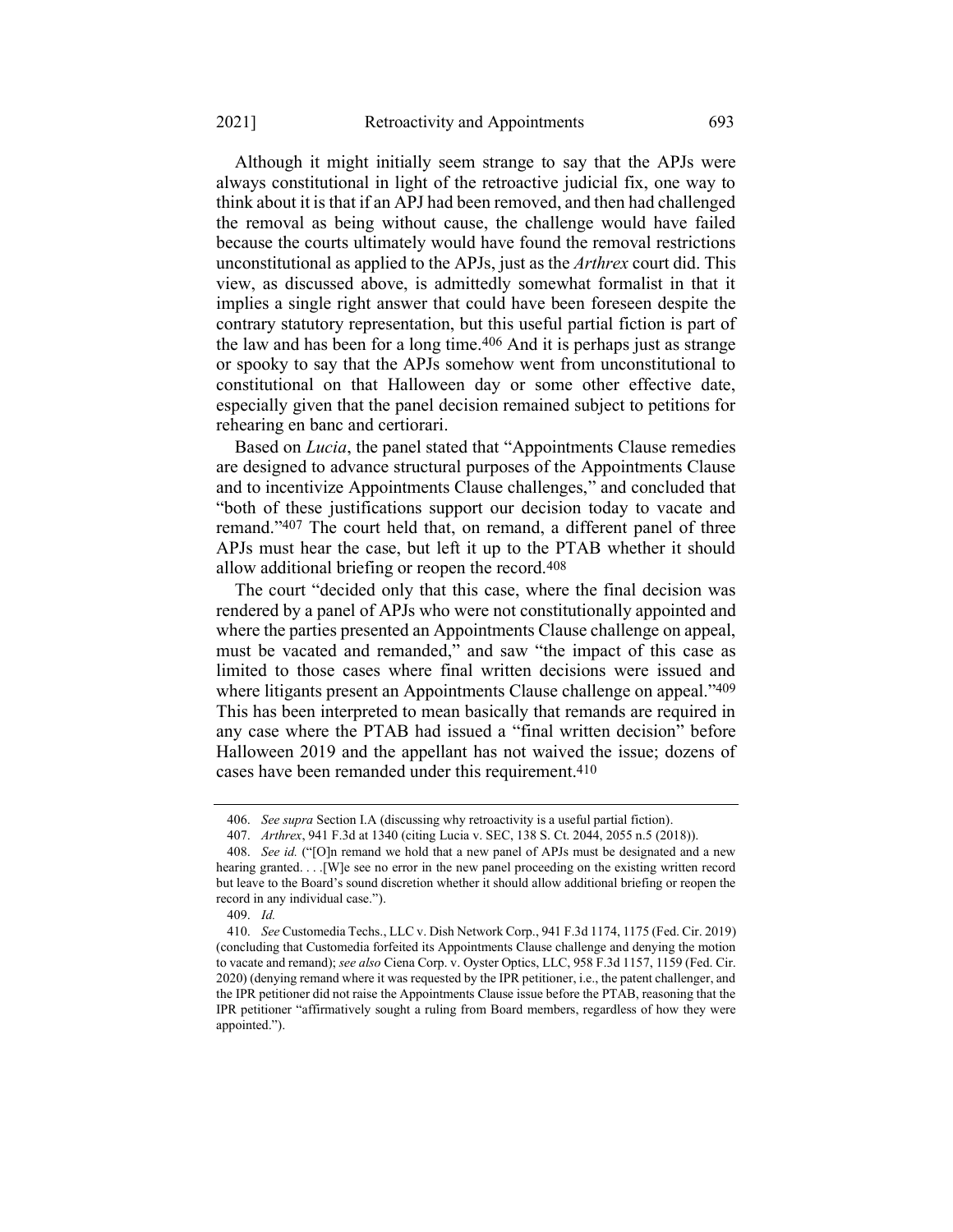Although it might initially seem strange to say that the APJs were always constitutional in light of the retroactive judicial fix, one way to think about it is that if an APJ had been removed, and then had challenged the removal as being without cause, the challenge would have failed because the courts ultimately would have found the removal restrictions unconstitutional as applied to the APJs, just as the *Arthrex* court did. This view, as discussed above, is admittedly somewhat formalist in that it implies a single right answer that could have been foreseen despite the contrary statutory representation, but this useful partial fiction is part of the law and has been for a long time.[406] And it is perhaps just as strange or spooky to say that the APJs somehow went from unconstitutional to constitutional on that Halloween day or some other effective date, especially given that the panel decision remained subject to petitions for rehearing en banc and certiorari.

Based on *Lucia*, the panel stated that "Appointments Clause remedies are designed to advance structural purposes of the Appointments Clause and to incentivize Appointments Clause challenges," and concluded that "both of these justifications support our decision today to vacate and remand."[407] The court held that, on remand, a different panel of three APJs must hear the case, but left it up to the PTAB whether it should allow additional briefing or reopen the record.[408]

The court "decided only that this case, where the final decision was rendered by a panel of APJs who were not constitutionally appointed and where the parties presented an Appointments Clause challenge on appeal, must be vacated and remanded," and saw "the impact of this case as limited to those cases where final written decisions were issued and where litigants present an Appointments Clause challenge on appeal."[409] This has been interpreted to mean basically that remands are required in any case where the PTAB had issued a "final written decision" before Halloween 2019 and the appellant has not waived the issue; dozens of cases have been remanded under this requirement.[410]

---

406. *See supra* Section I.A (discussing why retroactivity is a useful partial fiction).

407. *Arthrex*, 941 F.3d at 1340 (citing Lucia v. SEC, 138 S. Ct. 2044, 2055 n.5 (2018)).

408. *See id.* ("[O]n remand we hold that a new panel of APJs must be designated and a new hearing granted. . . .[W]e see no error in the new panel proceeding on the existing written record but leave to the Board's sound discretion whether it should allow additional briefing or reopen the record in any individual case.").

409. *Id.*

410. *See* Customedia Techs., LLC v. Dish Network Corp., 941 F.3d 1174, 1175 (Fed. Cir. 2019) (concluding that Customedia forfeited its Appointments Clause challenge and denying the motion to vacate and remand); *see also* Ciena Corp. v. Oyster Optics, LLC, 958 F.3d 1157, 1159 (Fed. Cir. 2020) (denying remand where it was requested by the IPR petitioner, i.e., the patent challenger, and the IPR petitioner did not raise the Appointments Clause issue before the PTAB, reasoning that the IPR petitioner "affirmatively sought a ruling from Board members, regardless of how they were appointed.").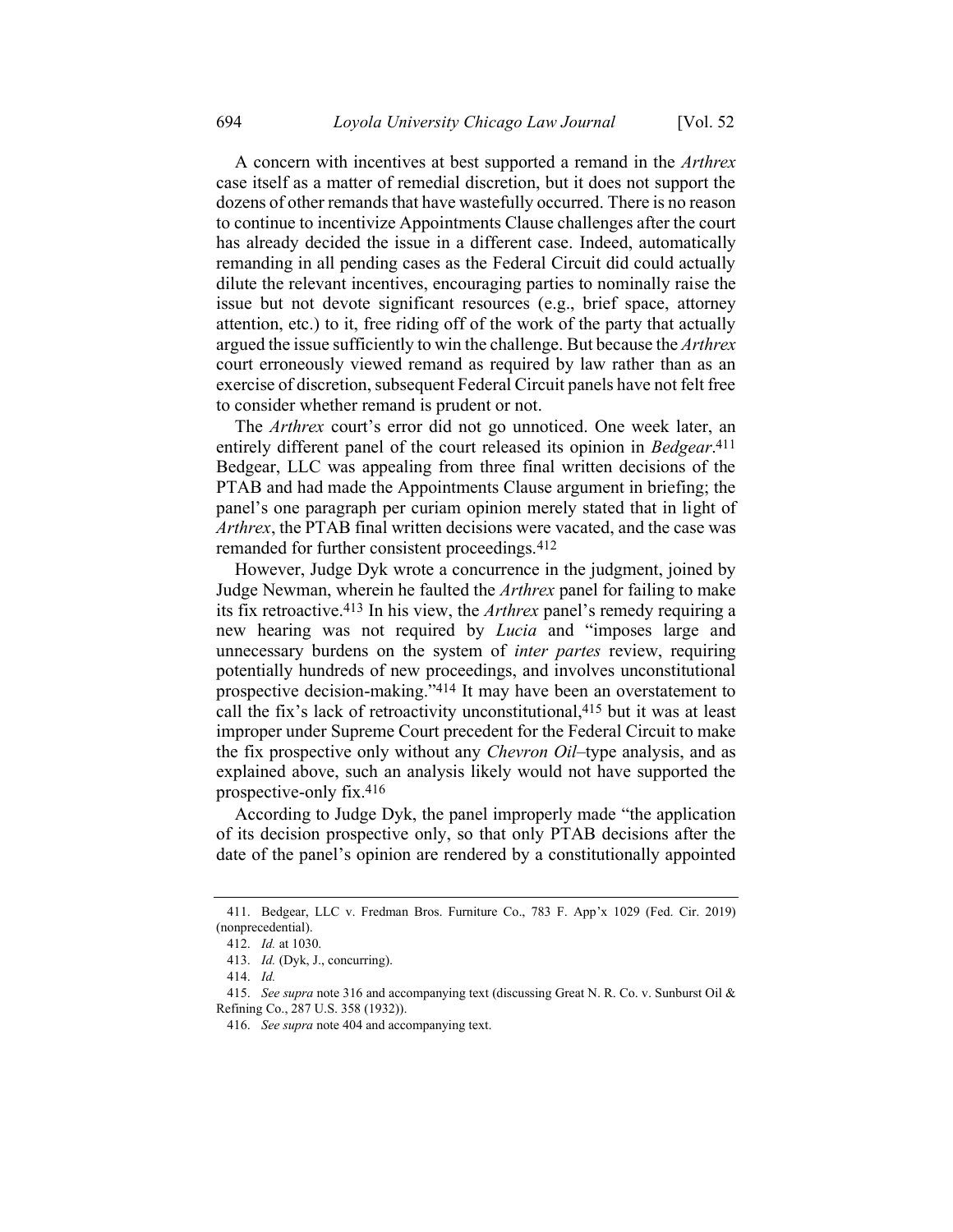A concern with incentives at best supported a remand in the *Arthrex* case itself as a matter of remedial discretion, but it does not support the dozens of other remands that have wastefully occurred. There is no reason to continue to incentivize Appointments Clause challenges after the court has already decided the issue in a different case. Indeed, automatically remanding in all pending cases as the Federal Circuit did could actually dilute the relevant incentives, encouraging parties to nominally raise the issue but not devote significant resources (e.g., brief space, attorney attention, etc.) to it, free riding off of the work of the party that actually argued the issue sufficiently to win the challenge. But because the *Arthrex* court erroneously viewed remand as required by law rather than as an exercise of discretion, subsequent Federal Circuit panels have not felt free to consider whether remand is prudent or not.

The *Arthrex* court's error did not go unnoticed. One week later, an entirely different panel of the court released its opinion in *Bedgear*.[411] Bedgear, LLC was appealing from three final written decisions of the PTAB and had made the Appointments Clause argument in briefing; the panel's one paragraph per curiam opinion merely stated that in light of *Arthrex*, the PTAB final written decisions were vacated, and the case was remanded for further consistent proceedings.[412]

However, Judge Dyk wrote a concurrence in the judgment, joined by Judge Newman, wherein he faulted the *Arthrex* panel for failing to make its fix retroactive.[413] In his view, the *Arthrex* panel's remedy requiring a new hearing was not required by *Lucia* and "imposes large and unnecessary burdens on the system of *inter partes* review, requiring potentially hundreds of new proceedings, and involves unconstitutional prospective decision-making."[414] It may have been an overstatement to call the fix's lack of retroactivity unconstitutional,[415] but it was at least improper under Supreme Court precedent for the Federal Circuit to make the fix prospective only without any *Chevron Oil*–type analysis, and as explained above, such an analysis likely would not have supported the prospective-only fix.[416]

According to Judge Dyk, the panel improperly made "the application of its decision prospective only, so that only PTAB decisions after the date of the panel's opinion are rendered by a constitutionally appointed

---

411. Bedgear, LLC v. Fredman Bros. Furniture Co., 783 F. App'x 1029 (Fed. Cir. 2019) (nonprecedential).

412. *Id.* at 1030.

413. *Id.* (Dyk, J., concurring).

414. *Id.*

415. *See supra* note 316 and accompanying text (discussing Great N. R. Co. v. Sunburst Oil & Refining Co., 287 U.S. 358 (1932)).

416. *See supra* note 404 and accompanying text.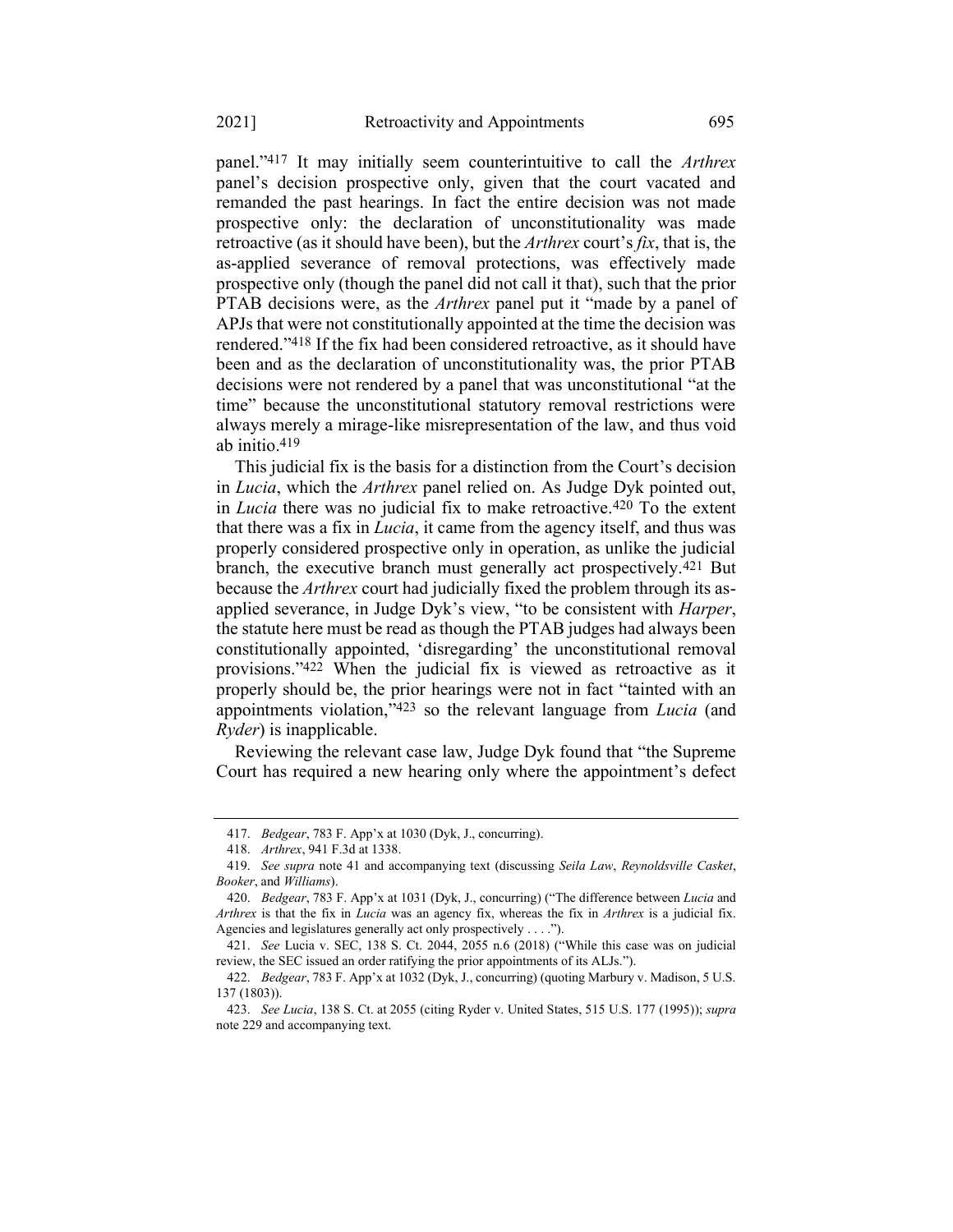panel."[417] It may initially seem counterintuitive to call the *Arthrex* panel's decision prospective only, given that the court vacated and remanded the past hearings. In fact the entire decision was not made prospective only: the declaration of unconstitutionality was made retroactive (as it should have been), but the *Arthrex* court's *fix*, that is, the as-applied severance of removal protections, was effectively made prospective only (though the panel did not call it that), such that the prior PTAB decisions were, as the *Arthrex* panel put it "made by a panel of APJs that were not constitutionally appointed at the time the decision was rendered."[418] If the fix had been considered retroactive, as it should have been and as the declaration of unconstitutionality was, the prior PTAB decisions were not rendered by a panel that was unconstitutional "at the time" because the unconstitutional statutory removal restrictions were always merely a mirage-like misrepresentation of the law, and thus void ab initio.[419]

This judicial fix is the basis for a distinction from the Court's decision in *Lucia*, which the *Arthrex* panel relied on. As Judge Dyk pointed out, in *Lucia* there was no judicial fix to make retroactive.[420] To the extent that there was a fix in *Lucia*, it came from the agency itself, and thus was properly considered prospective only in operation, as unlike the judicial branch, the executive branch must generally act prospectively.[421] But because the *Arthrex* court had judicially fixed the problem through its as-applied severance, in Judge Dyk's view, "to be consistent with *Harper*, the statute here must be read as though the PTAB judges had always been constitutionally appointed, 'disregarding' the unconstitutional removal provisions."[422] When the judicial fix is viewed as retroactive as it properly should be, the prior hearings were not in fact "tainted with an appointments violation,"[423] so the relevant language from *Lucia* (and *Ryder*) is inapplicable.

Reviewing the relevant case law, Judge Dyk found that "the Supreme Court has required a new hearing only where the appointment's defect

---

417. *Bedgear*, 783 F. App'x at 1030 (Dyk, J., concurring).

418. *Arthrex*, 941 F.3d at 1338.

419. *See supra* note 41 and accompanying text (discussing *Seila Law*, *Reynoldsville Casket*, *Booker*, and *Williams*).

420. *Bedgear*, 783 F. App'x at 1031 (Dyk, J., concurring) ("The difference between *Lucia* and *Arthrex* is that the fix in *Lucia* was an agency fix, whereas the fix in *Arthrex* is a judicial fix. Agencies and legislatures generally act only prospectively . . . .").

421. *See* Lucia v. SEC, 138 S. Ct. 2044, 2055 n.6 (2018) ("While this case was on judicial review, the SEC issued an order ratifying the prior appointments of its ALJs.").

422. *Bedgear*, 783 F. App'x at 1032 (Dyk, J., concurring) (quoting Marbury v. Madison, 5 U.S. 137 (1803)).

423. *See Lucia*, 138 S. Ct. at 2055 (citing Ryder v. United States, 515 U.S. 177 (1995)); *supra* note 229 and accompanying text.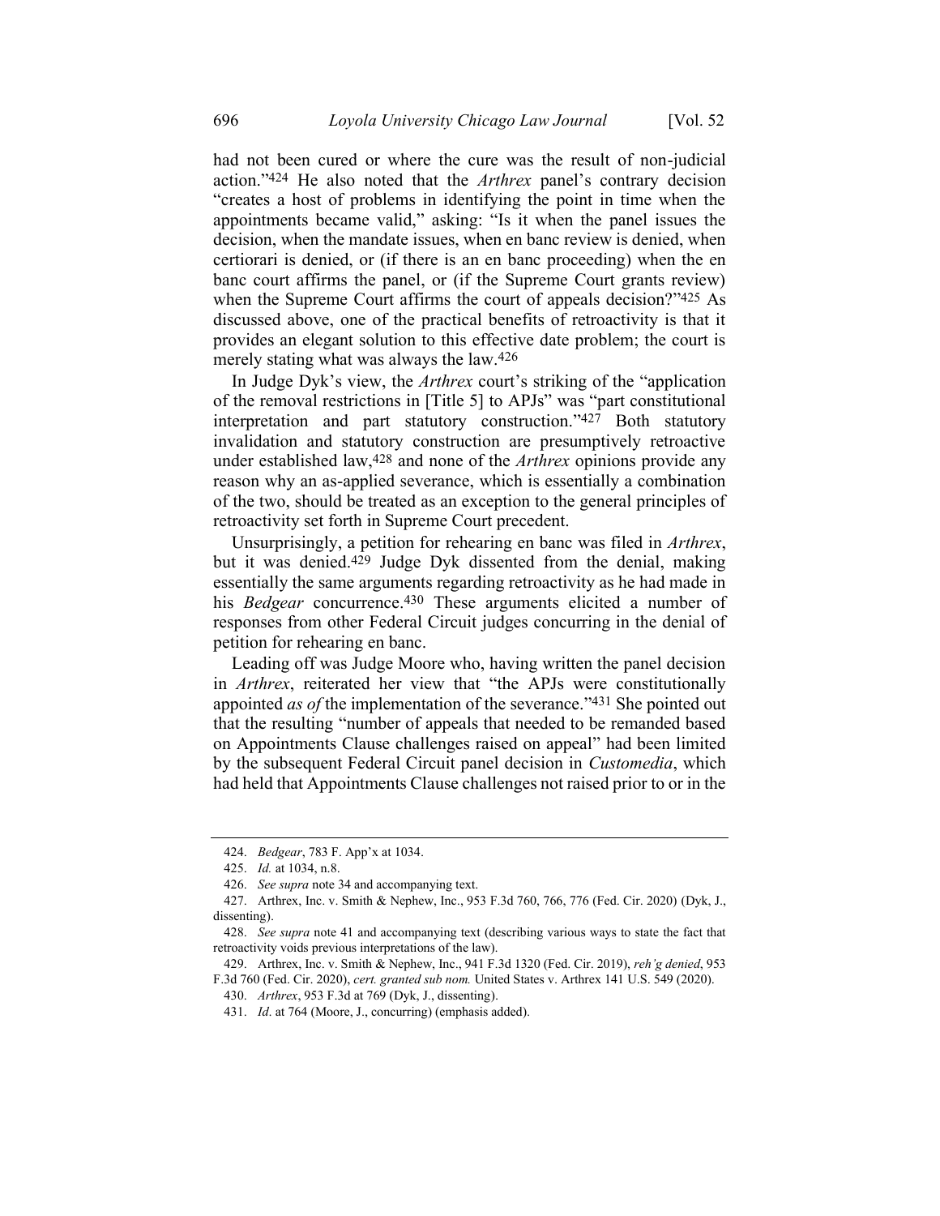had not been cured or where the cure was the result of non-judicial action."[424] He also noted that the *Arthrex* panel's contrary decision "creates a host of problems in identifying the point in time when the appointments became valid," asking: "Is it when the panel issues the decision, when the mandate issues, when en banc review is denied, when certiorari is denied, or (if there is an en banc proceeding) when the en banc court affirms the panel, or (if the Supreme Court grants review) when the Supreme Court affirms the court of appeals decision?"[425] As discussed above, one of the practical benefits of retroactivity is that it provides an elegant solution to this effective date problem; the court is merely stating what was always the law.[426]

In Judge Dyk's view, the *Arthrex* court's striking of the "application of the removal restrictions in [Title 5] to APJs" was "part constitutional interpretation and part statutory construction."[427] Both statutory invalidation and statutory construction are presumptively retroactive under established law,[428] and none of the *Arthrex* opinions provide any reason why an as-applied severance, which is essentially a combination of the two, should be treated as an exception to the general principles of retroactivity set forth in Supreme Court precedent.

Unsurprisingly, a petition for rehearing en banc was filed in *Arthrex*, but it was denied.[429] Judge Dyk dissented from the denial, making essentially the same arguments regarding retroactivity as he had made in his *Bedgear* concurrence.[430] These arguments elicited a number of responses from other Federal Circuit judges concurring in the denial of petition for rehearing en banc.

Leading off was Judge Moore who, having written the panel decision in *Arthrex*, reiterated her view that "the APJs were constitutionally appointed *as of* the implementation of the severance."[431] She pointed out that the resulting "number of appeals that needed to be remanded based on Appointments Clause challenges raised on appeal" had been limited by the subsequent Federal Circuit panel decision in *Customedia*, which had held that Appointments Clause challenges not raised prior to or in the

---

424. *Bedgear*, 783 F. App'x at 1034.

425. *Id.* at 1034, n.8.

426. *See supra* note 34 and accompanying text.

427. Arthrex, Inc. v. Smith & Nephew, Inc., 953 F.3d 760, 766, 776 (Fed. Cir. 2020) (Dyk, J., dissenting).

428. *See supra* note 41 and accompanying text (describing various ways to state the fact that retroactivity voids previous interpretations of the law).

429. Arthrex, Inc. v. Smith & Nephew, Inc., 941 F.3d 1320 (Fed. Cir. 2019), *reh'g denied*, 953 F.3d 760 (Fed. Cir. 2020), *cert. granted sub nom.* United States v. Arthrex 141 U.S. 549 (2020).

430. *Arthrex*, 953 F.3d at 769 (Dyk, J., dissenting).

431. *Id*. at 764 (Moore, J., concurring) (emphasis added).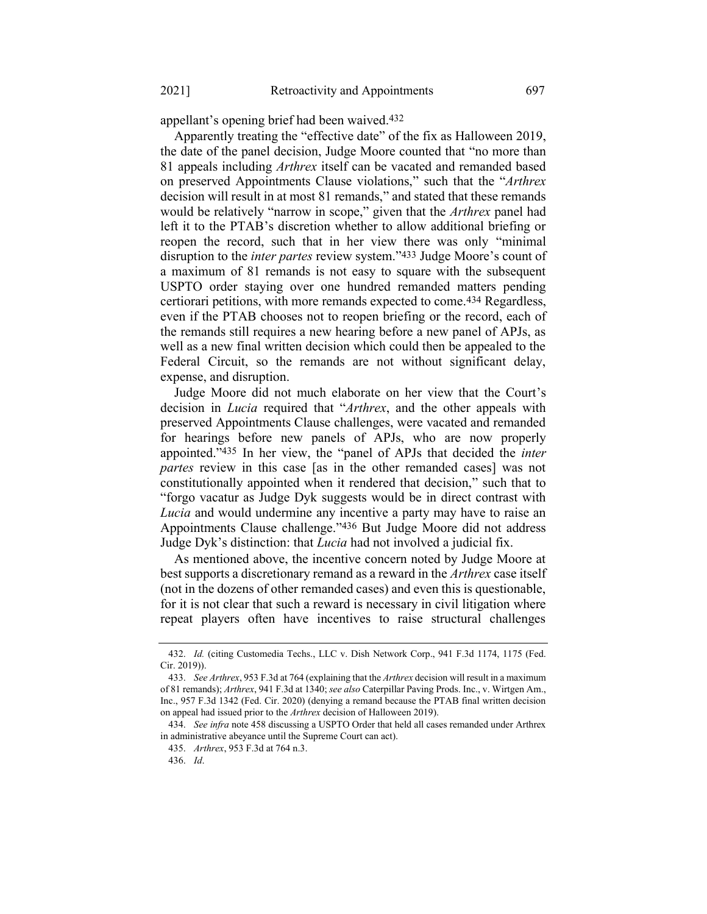appellant's opening brief had been waived.[432]

Apparently treating the "effective date" of the fix as Halloween 2019, the date of the panel decision, Judge Moore counted that "no more than 81 appeals including *Arthrex* itself can be vacated and remanded based on preserved Appointments Clause violations," such that the "*Arthrex* decision will result in at most 81 remands," and stated that these remands would be relatively "narrow in scope," given that the *Arthrex* panel had left it to the PTAB's discretion whether to allow additional briefing or reopen the record, such that in her view there was only "minimal disruption to the *inter partes* review system."[433] Judge Moore's count of a maximum of 81 remands is not easy to square with the subsequent USPTO order staying over one hundred remanded matters pending certiorari petitions, with more remands expected to come.[434] Regardless, even if the PTAB chooses not to reopen briefing or the record, each of the remands still requires a new hearing before a new panel of APJs, as well as a new final written decision which could then be appealed to the Federal Circuit, so the remands are not without significant delay, expense, and disruption.

Judge Moore did not much elaborate on her view that the Court's decision in *Lucia* required that "*Arthrex*, and the other appeals with preserved Appointments Clause challenges, were vacated and remanded for hearings before new panels of APJs, who are now properly appointed."[435] In her view, the "panel of APJs that decided the *inter partes* review in this case [as in the other remanded cases] was not constitutionally appointed when it rendered that decision," such that to "forgo vacatur as Judge Dyk suggests would be in direct contrast with *Lucia* and would undermine any incentive a party may have to raise an Appointments Clause challenge."[436] But Judge Moore did not address Judge Dyk's distinction: that *Lucia* had not involved a judicial fix.

As mentioned above, the incentive concern noted by Judge Moore at best supports a discretionary remand as a reward in the *Arthrex* case itself (not in the dozens of other remanded cases) and even this is questionable, for it is not clear that such a reward is necessary in civil litigation where repeat players often have incentives to raise structural challenges

---

432. *Id.* (citing Customedia Techs., LLC v. Dish Network Corp., 941 F.3d 1174, 1175 (Fed. Cir. 2019)).

433. *See Arthrex*, 953 F.3d at 764 (explaining that the *Arthrex* decision will result in a maximum of 81 remands); *Arthrex*, 941 F.3d at 1340; *see also* Caterpillar Paving Prods. Inc., v. Wirtgen Am., Inc., 957 F.3d 1342 (Fed. Cir. 2020) (denying a remand because the PTAB final written decision on appeal had issued prior to the *Arthrex* decision of Halloween 2019).

434. *See infra* note 458 discussing a USPTO Order that held all cases remanded under Arthrex in administrative abeyance until the Supreme Court can act).

435. *Arthrex*, 953 F.3d at 764 n.3.

436. *Id*.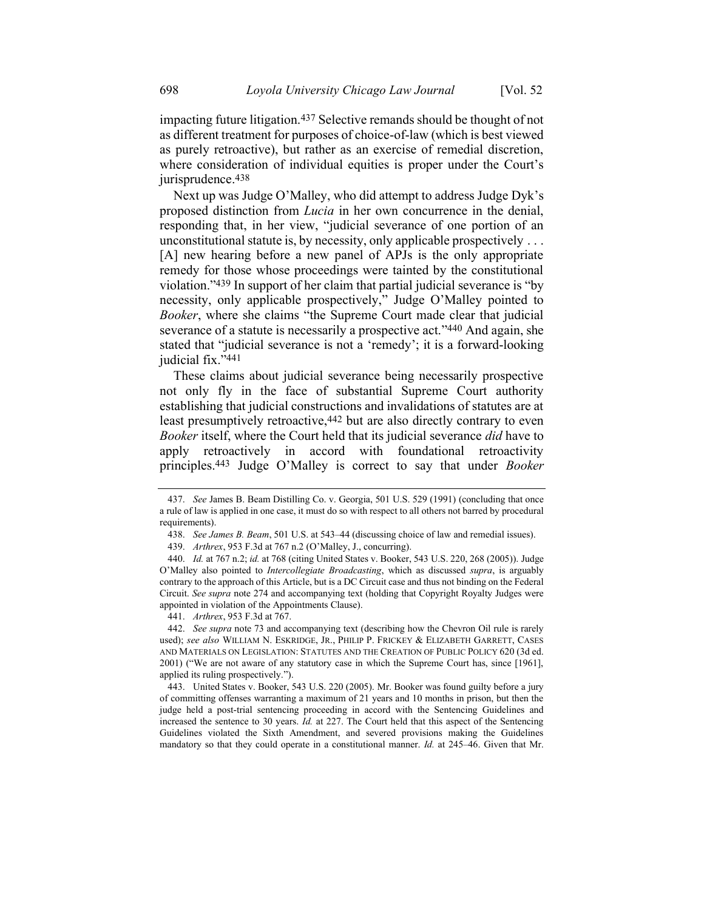impacting future litigation.[437] Selective remands should be thought of not as different treatment for purposes of choice-of-law (which is best viewed as purely retroactive), but rather as an exercise of remedial discretion, where consideration of individual equities is proper under the Court's jurisprudence.[438]

Next up was Judge O'Malley, who did attempt to address Judge Dyk's proposed distinction from *Lucia* in her own concurrence in the denial, responding that, in her view, "judicial severance of one portion of an unconstitutional statute is, by necessity, only applicable prospectively . . . [A] new hearing before a new panel of APJs is the only appropriate remedy for those whose proceedings were tainted by the constitutional violation."[439] In support of her claim that partial judicial severance is "by necessity, only applicable prospectively," Judge O'Malley pointed to *Booker*, where she claims "the Supreme Court made clear that judicial severance of a statute is necessarily a prospective act."[440] And again, she stated that "judicial severance is not a 'remedy'; it is a forward-looking judicial fix."[441]

These claims about judicial severance being necessarily prospective not only fly in the face of substantial Supreme Court authority establishing that judicial constructions and invalidations of statutes are at least presumptively retroactive,[442] but are also directly contrary to even *Booker* itself, where the Court held that its judicial severance *did* have to apply retroactively in accord with foundational retroactivity principles.[443] Judge O'Malley is correct to say that under *Booker*

---

437. *See* James B. Beam Distilling Co. v. Georgia, 501 U.S. 529 (1991) (concluding that once a rule of law is applied in one case, it must do so with respect to all others not barred by procedural requirements).

438. *See James B. Beam*, 501 U.S. at 543–44 (discussing choice of law and remedial issues).

439. *Arthrex*, 953 F.3d at 767 n.2 (O'Malley, J., concurring).

440. *Id.* at 767 n.2; *id.* at 768 (citing United States v. Booker, 543 U.S. 220, 268 (2005)). Judge O'Malley also pointed to *Intercollegiate Broadcasting*, which as discussed *supra*, is arguably contrary to the approach of this Article, but is a DC Circuit case and thus not binding on the Federal Circuit. *See supra* note 274 and accompanying text (holding that Copyright Royalty Judges were appointed in violation of the Appointments Clause).

441. *Arthrex*, 953 F.3d at 767.

442. *See supra* note 73 and accompanying text (describing how the Chevron Oil rule is rarely used); *see also* WILLIAM N. ESKRIDGE, JR., PHILIP P. FRICKEY & ELIZABETH GARRETT, CASES AND MATERIALS ON LEGISLATION: STATUTES AND THE CREATION OF PUBLIC POLICY 620 (3d ed. 2001) ("We are not aware of any statutory case in which the Supreme Court has, since [1961], applied its ruling prospectively.").

443. United States v. Booker, 543 U.S. 220 (2005). Mr. Booker was found guilty before a jury of committing offenses warranting a maximum of 21 years and 10 months in prison, but then the judge held a post-trial sentencing proceeding in accord with the Sentencing Guidelines and increased the sentence to 30 years. *Id.* at 227. The Court held that this aspect of the Sentencing Guidelines violated the Sixth Amendment, and severed provisions making the Guidelines mandatory so that they could operate in a constitutional manner. *Id.* at 245–46. Given that Mr.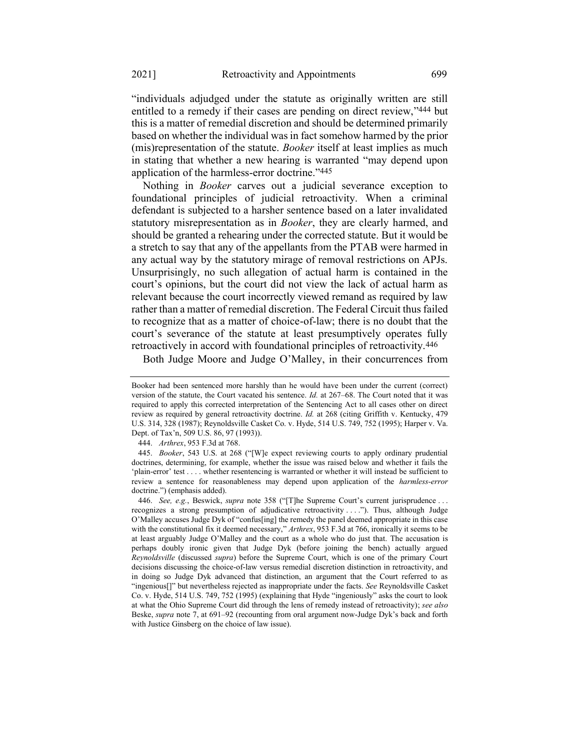"individuals adjudged under the statute as originally written are still entitled to a remedy if their cases are pending on direct review,"[444] but this is a matter of remedial discretion and should be determined primarily based on whether the individual was in fact somehow harmed by the prior (mis)representation of the statute. *Booker* itself at least implies as much in stating that whether a new hearing is warranted "may depend upon application of the harmless-error doctrine."[445]

Nothing in *Booker* carves out a judicial severance exception to foundational principles of judicial retroactivity. When a criminal defendant is subjected to a harsher sentence based on a later invalidated statutory misrepresentation as in *Booker*, they are clearly harmed, and should be granted a rehearing under the corrected statute. But it would be a stretch to say that any of the appellants from the PTAB were harmed in any actual way by the statutory mirage of removal restrictions on APJs. Unsurprisingly, no such allegation of actual harm is contained in the court's opinions, but the court did not view the lack of actual harm as relevant because the court incorrectly viewed remand as required by law rather than a matter of remedial discretion. The Federal Circuit thus failed to recognize that as a matter of choice-of-law; there is no doubt that the court's severance of the statute at least presumptively operates fully retroactively in accord with foundational principles of retroactivity.[446]

Both Judge Moore and Judge O'Malley, in their concurrences from

---

Booker had been sentenced more harshly than he would have been under the current (correct) version of the statute, the Court vacated his sentence. *Id.* at 267–68. The Court noted that it was required to apply this corrected interpretation of the Sentencing Act to all cases other on direct review as required by general retroactivity doctrine. *Id.* at 268 (citing Griffith v. Kentucky, 479 U.S. 314, 328 (1987); Reynoldsville Casket Co. v. Hyde, 514 U.S. 749, 752 (1995); Harper v. Va. Dept. of Tax'n, 509 U.S. 86, 97 (1993)).

444. *Arthrex*, 953 F.3d at 768.

445. *Booker*, 543 U.S. at 268 ("[W]e expect reviewing courts to apply ordinary prudential doctrines, determining, for example, whether the issue was raised below and whether it fails the 'plain-error' test . . . . whether resentencing is warranted or whether it will instead be sufficient to review a sentence for reasonableness may depend upon application of the *harmless-error* doctrine.") (emphasis added).

446. *See, e.g.*, Beswick, *supra* note 358 ("[T]he Supreme Court's current jurisprudence . . . recognizes a strong presumption of adjudicative retroactivity . . . ."). Thus, although Judge O'Malley accuses Judge Dyk of "confus[ing] the remedy the panel deemed appropriate in this case with the constitutional fix it deemed necessary," *Arthrex*, 953 F.3d at 766, ironically it seems to be at least arguably Judge O'Malley and the court as a whole who do just that. The accusation is perhaps doubly ironic given that Judge Dyk (before joining the bench) actually argued *Reynoldsville* (discussed *supra*) before the Supreme Court, which is one of the primary Court decisions discussing the choice-of-law versus remedial discretion distinction in retroactivity, and in doing so Judge Dyk advanced that distinction, an argument that the Court referred to as "ingenious[]" but nevertheless rejected as inappropriate under the facts. *See* Reynoldsville Casket Co. v. Hyde, 514 U.S. 749, 752 (1995) (explaining that Hyde "ingeniously" asks the court to look at what the Ohio Supreme Court did through the lens of remedy instead of retroactivity); *see also* Beske, *supra* note 7, at 691–92 (recounting from oral argument now-Judge Dyk's back and forth with Justice Ginsberg on the choice of law issue).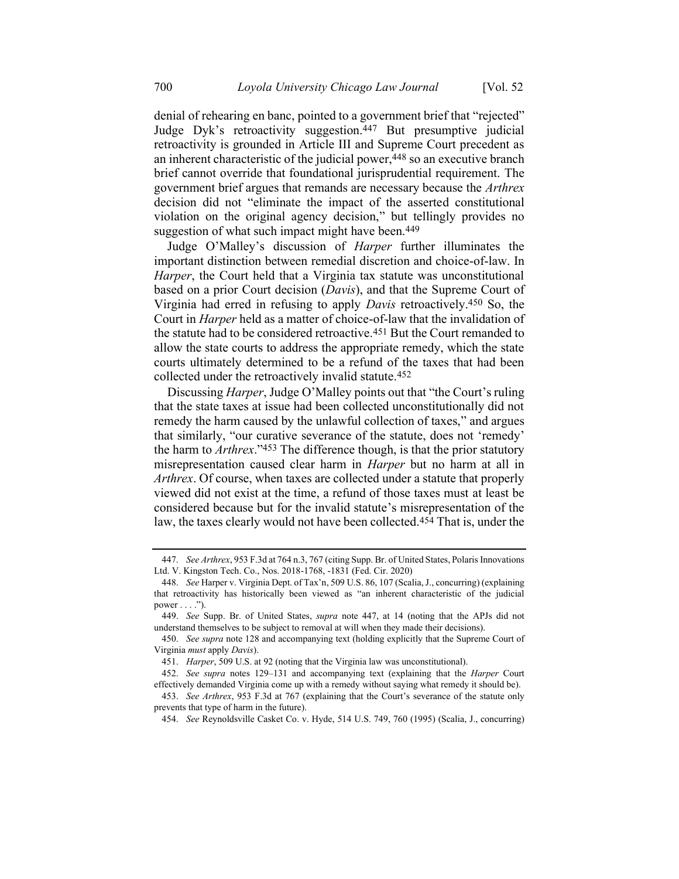denial of rehearing en banc, pointed to a government brief that "rejected" Judge Dyk's retroactivity suggestion.[447] But presumptive judicial retroactivity is grounded in Article III and Supreme Court precedent as an inherent characteristic of the judicial power,[448] so an executive branch brief cannot override that foundational jurisprudential requirement. The government brief argues that remands are necessary because the *Arthrex* decision did not "eliminate the impact of the asserted constitutional violation on the original agency decision," but tellingly provides no suggestion of what such impact might have been.[449]

Judge O'Malley's discussion of *Harper* further illuminates the important distinction between remedial discretion and choice-of-law. In *Harper*, the Court held that a Virginia tax statute was unconstitutional based on a prior Court decision (*Davis*), and that the Supreme Court of Virginia had erred in refusing to apply *Davis* retroactively.[450] So, the Court in *Harper* held as a matter of choice-of-law that the invalidation of the statute had to be considered retroactive.[451] But the Court remanded to allow the state courts to address the appropriate remedy, which the state courts ultimately determined to be a refund of the taxes that had been collected under the retroactively invalid statute.[452]

Discussing *Harper*, Judge O'Malley points out that "the Court's ruling that the state taxes at issue had been collected unconstitutionally did not remedy the harm caused by the unlawful collection of taxes," and argues that similarly, "our curative severance of the statute, does not 'remedy' the harm to *Arthrex*."[453] The difference though, is that the prior statutory misrepresentation caused clear harm in *Harper* but no harm at all in *Arthrex*. Of course, when taxes are collected under a statute that properly viewed did not exist at the time, a refund of those taxes must at least be considered because but for the invalid statute's misrepresentation of the law, the taxes clearly would not have been collected.[454] That is, under the

---

447. *See Arthrex*, 953 F.3d at 764 n.3, 767 (citing Supp. Br. of United States, Polaris Innovations Ltd. V. Kingston Tech. Co., Nos. 2018-1768, -1831 (Fed. Cir. 2020)

448. *See* Harper v. Virginia Dept. of Tax'n, 509 U.S. 86, 107 (Scalia, J., concurring) (explaining that retroactivity has historically been viewed as "an inherent characteristic of the judicial power . . . .").

449. *See* Supp. Br. of United States, *supra* note 447, at 14 (noting that the APJs did not understand themselves to be subject to removal at will when they made their decisions).

450. *See supra* note 128 and accompanying text (holding explicitly that the Supreme Court of Virginia *must* apply *Davis*).

451. *Harper*, 509 U.S. at 92 (noting that the Virginia law was unconstitutional).

452. *See supra* notes 129–131 and accompanying text (explaining that the *Harper* Court effectively demanded Virginia come up with a remedy without saying what remedy it should be).

453. *See Arthrex*, 953 F.3d at 767 (explaining that the Court's severance of the statute only prevents that type of harm in the future).

454. *See* Reynoldsville Casket Co. v. Hyde, 514 U.S. 749, 760 (1995) (Scalia, J., concurring)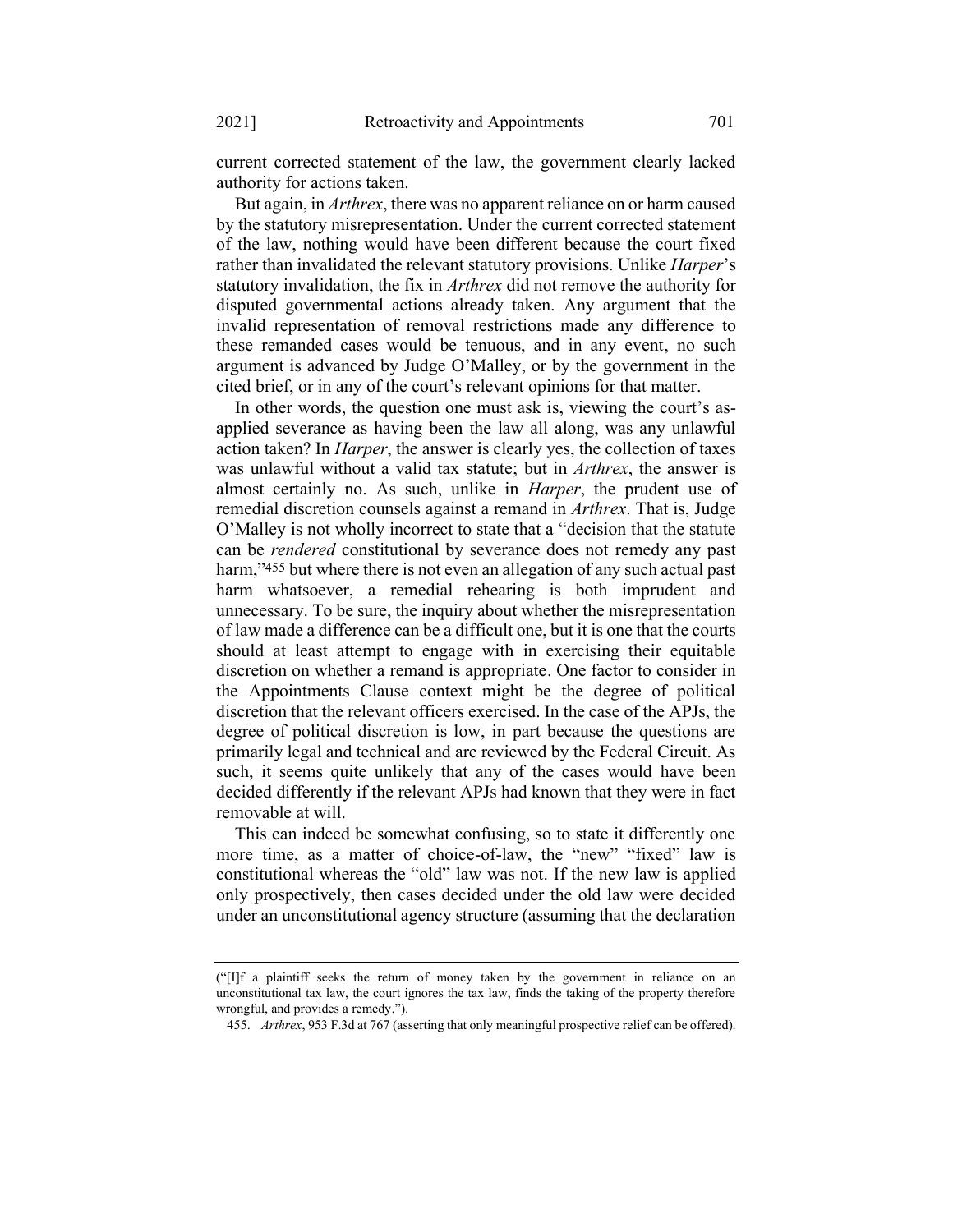current corrected statement of the law, the government clearly lacked authority for actions taken.

But again, in *Arthrex*, there was no apparent reliance on or harm caused by the statutory misrepresentation. Under the current corrected statement of the law, nothing would have been different because the court fixed rather than invalidated the relevant statutory provisions. Unlike *Harper*'s statutory invalidation, the fix in *Arthrex* did not remove the authority for disputed governmental actions already taken. Any argument that the invalid representation of removal restrictions made any difference to these remanded cases would be tenuous, and in any event, no such argument is advanced by Judge O'Malley, or by the government in the cited brief, or in any of the court's relevant opinions for that matter.

In other words, the question one must ask is, viewing the court's as-applied severance as having been the law all along, was any unlawful action taken? In *Harper*, the answer is clearly yes, the collection of taxes was unlawful without a valid tax statute; but in *Arthrex*, the answer is almost certainly no. As such, unlike in *Harper*, the prudent use of remedial discretion counsels against a remand in *Arthrex*. That is, Judge O'Malley is not wholly incorrect to state that a "decision that the statute can be *rendered* constitutional by severance does not remedy any past harm,"[455] but where there is not even an allegation of any such actual past harm whatsoever, a remedial rehearing is both imprudent and unnecessary. To be sure, the inquiry about whether the misrepresentation of law made a difference can be a difficult one, but it is one that the courts should at least attempt to engage with in exercising their equitable discretion on whether a remand is appropriate. One factor to consider in the Appointments Clause context might be the degree of political discretion that the relevant officers exercised. In the case of the APJs, the degree of political discretion is low, in part because the questions are primarily legal and technical and are reviewed by the Federal Circuit. As such, it seems quite unlikely that any of the cases would have been decided differently if the relevant APJs had known that they were in fact removable at will.

This can indeed be somewhat confusing, so to state it differently one more time, as a matter of choice-of-law, the "new" "fixed" law is constitutional whereas the "old" law was not. If the new law is applied only prospectively, then cases decided under the old law were decided under an unconstitutional agency structure (assuming that the declaration

---

("[I]f a plaintiff seeks the return of money taken by the government in reliance on an unconstitutional tax law, the court ignores the tax law, finds the taking of the property therefore wrongful, and provides a remedy.").

455. *Arthrex*, 953 F.3d at 767 (asserting that only meaningful prospective relief can be offered).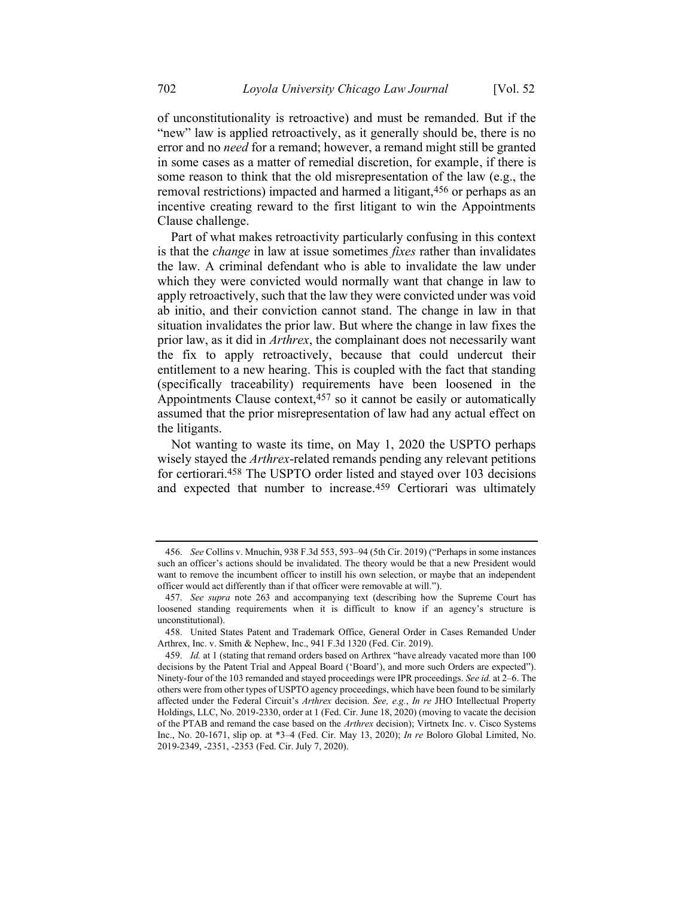of unconstitutionality is retroactive) and must be remanded. But if the "new" law is applied retroactively, as it generally should be, there is no error and no *need* for a remand; however, a remand might still be granted in some cases as a matter of remedial discretion, for example, if there is some reason to think that the old misrepresentation of the law (e.g., the removal restrictions) impacted and harmed a litigant,[456] or perhaps as an incentive creating reward to the first litigant to win the Appointments Clause challenge.

Part of what makes retroactivity particularly confusing in this context is that the *change* in law at issue sometimes *fixes* rather than invalidates the law. A criminal defendant who is able to invalidate the law under which they were convicted would normally want that change in law to apply retroactively, such that the law they were convicted under was void ab initio, and their conviction cannot stand. The change in law in that situation invalidates the prior law. But where the change in law fixes the prior law, as it did in *Arthrex*, the complainant does not necessarily want the fix to apply retroactively, because that could undercut their entitlement to a new hearing. This is coupled with the fact that standing (specifically traceability) requirements have been loosened in the Appointments Clause context,[457] so it cannot be easily or automatically assumed that the prior misrepresentation of law had any actual effect on the litigants.

Not wanting to waste its time, on May 1, 2020 the USPTO perhaps wisely stayed the *Arthrex*-related remands pending any relevant petitions for certiorari.[458] The USPTO order listed and stayed over 103 decisions and expected that number to increase.[459] Certiorari was ultimately

---

456. *See* Collins v. Mnuchin, 938 F.3d 553, 593–94 (5th Cir. 2019) ("Perhaps in some instances such an officer's actions should be invalidated. The theory would be that a new President would want to remove the incumbent officer to instill his own selection, or maybe that an independent officer would act differently than if that officer were removable at will.").

457. *See supra* note 263 and accompanying text (describing how the Supreme Court has loosened standing requirements when it is difficult to know if an agency's structure is unconstitutional).

458. United States Patent and Trademark Office, General Order in Cases Remanded Under Arthrex, Inc. v. Smith & Nephew, Inc., 941 F.3d 1320 (Fed. Cir. 2019).

459. *Id.* at 1 (stating that remand orders based on Arthrex "have already vacated more than 100 decisions by the Patent Trial and Appeal Board ('Board'), and more such Orders are expected"). Ninety-four of the 103 remanded and stayed proceedings were IPR proceedings. *See id.* at 2–6. The others were from other types of USPTO agency proceedings, which have been found to be similarly affected under the Federal Circuit's *Arthrex* decision. *See, e.g.*, *In re* JHO Intellectual Property Holdings, LLC, No. 2019-2330, order at 1 (Fed. Cir. June 18, 2020) (moving to vacate the decision of the PTAB and remand the case based on the *Arthrex* decision); Virtnetx Inc. v. Cisco Systems Inc., No. 20-1671, slip op. at *3–4 (Fed. Cir. May 13, 2020); *In re* Boloro Global Limited, No. 2019-2349, -2351, -2353 (Fed. Cir. July 7, 2020).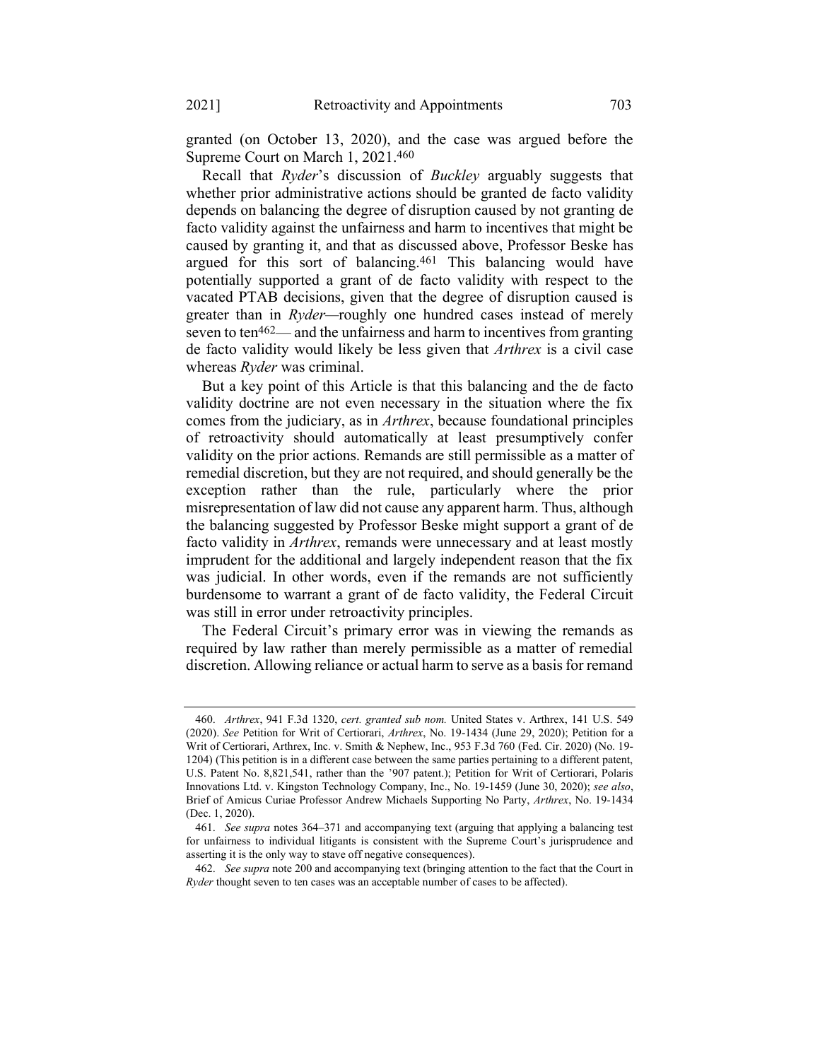granted (on October 13, 2020), and the case was argued before the Supreme Court on March 1, 2021.[460]

Recall that *Ryder*'s discussion of *Buckley* arguably suggests that whether prior administrative actions should be granted de facto validity depends on balancing the degree of disruption caused by not granting de facto validity against the unfairness and harm to incentives that might be caused by granting it, and that as discussed above, Professor Beske has argued for this sort of balancing.[461] This balancing would have potentially supported a grant of de facto validity with respect to the vacated PTAB decisions, given that the degree of disruption caused is greater than in *Ryder*—roughly one hundred cases instead of merely seven to ten[462]— and the unfairness and harm to incentives from granting de facto validity would likely be less given that *Arthrex* is a civil case whereas *Ryder* was criminal.

But a key point of this Article is that this balancing and the de facto validity doctrine are not even necessary in the situation where the fix comes from the judiciary, as in *Arthrex*, because foundational principles of retroactivity should automatically at least presumptively confer validity on the prior actions. Remands are still permissible as a matter of remedial discretion, but they are not required, and should generally be the exception rather than the rule, particularly where the prior misrepresentation of law did not cause any apparent harm. Thus, although the balancing suggested by Professor Beske might support a grant of de facto validity in *Arthrex*, remands were unnecessary and at least mostly imprudent for the additional and largely independent reason that the fix was judicial. In other words, even if the remands are not sufficiently burdensome to warrant a grant of de facto validity, the Federal Circuit was still in error under retroactivity principles.

The Federal Circuit's primary error was in viewing the remands as required by law rather than merely permissible as a matter of remedial discretion. Allowing reliance or actual harm to serve as a basis for remand

---

460. *Arthrex*, 941 F.3d 1320, *cert. granted sub nom.* United States v. Arthrex, 141 U.S. 549 (2020). *See* Petition for Writ of Certiorari, *Arthrex*, No. 19-1434 (June 29, 2020); Petition for a Writ of Certiorari, Arthrex, Inc. v. Smith & Nephew, Inc., 953 F.3d 760 (Fed. Cir. 2020) (No. 19-1204) (This petition is in a different case between the same parties pertaining to a different patent, U.S. Patent No. 8,821,541, rather than the '907 patent.); Petition for Writ of Certiorari, Polaris Innovations Ltd. v. Kingston Technology Company, Inc., No. 19-1459 (June 30, 2020); *see also*, Brief of Amicus Curiae Professor Andrew Michaels Supporting No Party, *Arthrex*, No. 19-1434 (Dec. 1, 2020).

461. *See supra* notes 364–371 and accompanying text (arguing that applying a balancing test for unfairness to individual litigants is consistent with the Supreme Court's jurisprudence and asserting it is the only way to stave off negative consequences).

462. *See supra* note 200 and accompanying text (bringing attention to the fact that the Court in *Ryder* thought seven to ten cases was an acceptable number of cases to be affected).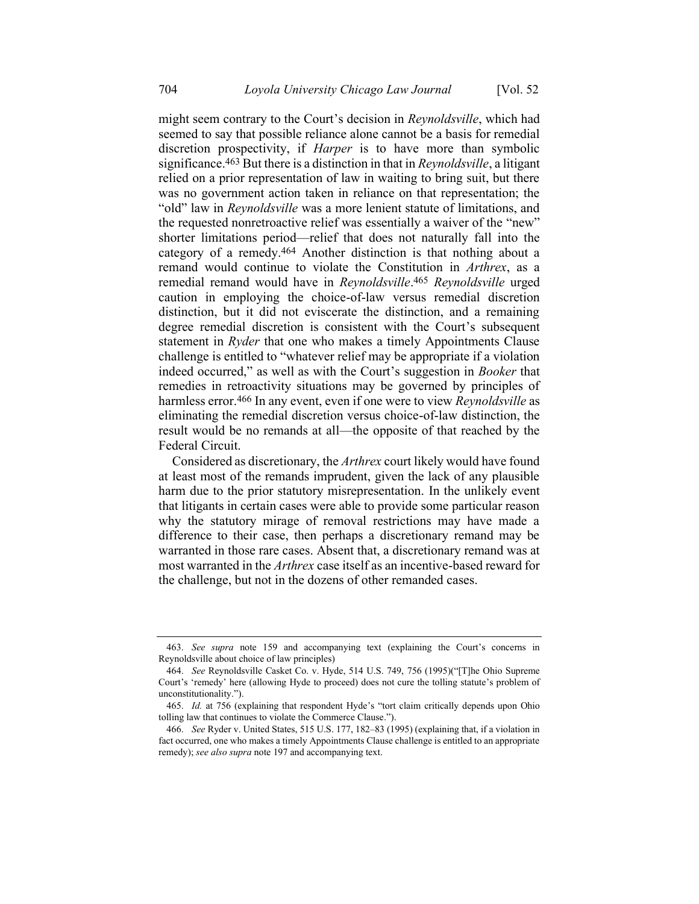might seem contrary to the Court's decision in *Reynoldsville*, which had seemed to say that possible reliance alone cannot be a basis for remedial discretion prospectivity, if *Harper* is to have more than symbolic significance.[463] But there is a distinction in that in *Reynoldsville*, a litigant relied on a prior representation of law in waiting to bring suit, but there was no government action taken in reliance on that representation; the "old" law in *Reynoldsville* was a more lenient statute of limitations, and the requested nonretroactive relief was essentially a waiver of the "new" shorter limitations period—relief that does not naturally fall into the category of a remedy.[464] Another distinction is that nothing about a remand would continue to violate the Constitution in *Arthrex*, as a remedial remand would have in *Reynoldsville*.[465] *Reynoldsville* urged caution in employing the choice-of-law versus remedial discretion distinction, but it did not eviscerate the distinction, and a remaining degree remedial discretion is consistent with the Court's subsequent statement in *Ryder* that one who makes a timely Appointments Clause challenge is entitled to "whatever relief may be appropriate if a violation indeed occurred," as well as with the Court's suggestion in *Booker* that remedies in retroactivity situations may be governed by principles of harmless error.[466] In any event, even if one were to view *Reynoldsville* as eliminating the remedial discretion versus choice-of-law distinction, the result would be no remands at all—the opposite of that reached by the Federal Circuit.

Considered as discretionary, the *Arthrex* court likely would have found at least most of the remands imprudent, given the lack of any plausible harm due to the prior statutory misrepresentation. In the unlikely event that litigants in certain cases were able to provide some particular reason why the statutory mirage of removal restrictions may have made a difference to their case, then perhaps a discretionary remand may be warranted in those rare cases. Absent that, a discretionary remand was at most warranted in the *Arthrex* case itself as an incentive-based reward for the challenge, but not in the dozens of other remanded cases.

---

463. *See supra* note 159 and accompanying text (explaining the Court's concerns in Reynoldsville about choice of law principles)

464. *See* Reynoldsville Casket Co. v. Hyde, 514 U.S. 749, 756 (1995)("[T]he Ohio Supreme Court's 'remedy' here (allowing Hyde to proceed) does not cure the tolling statute's problem of unconstitutionality.").

465. *Id.* at 756 (explaining that respondent Hyde's "tort claim critically depends upon Ohio tolling law that continues to violate the Commerce Clause.").

466. *See* Ryder v. United States, 515 U.S. 177, 182–83 (1995) (explaining that, if a violation in fact occurred, one who makes a timely Appointments Clause challenge is entitled to an appropriate remedy); *see also supra* note 197 and accompanying text.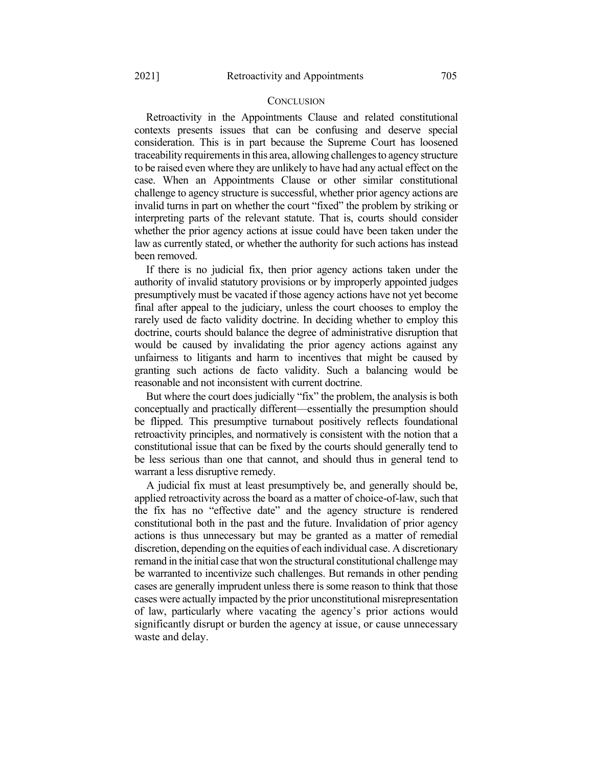## CONCLUSION

Retroactivity in the Appointments Clause and related constitutional contexts presents issues that can be confusing and deserve special consideration. This is in part because the Supreme Court has loosened traceability requirements in this area, allowing challenges to agency structure to be raised even where they are unlikely to have had any actual effect on the case. When an Appointments Clause or other similar constitutional challenge to agency structure is successful, whether prior agency actions are invalid turns in part on whether the court "fixed" the problem by striking or interpreting parts of the relevant statute. That is, courts should consider whether the prior agency actions at issue could have been taken under the law as currently stated, or whether the authority for such actions has instead been removed.

If there is no judicial fix, then prior agency actions taken under the authority of invalid statutory provisions or by improperly appointed judges presumptively must be vacated if those agency actions have not yet become final after appeal to the judiciary, unless the court chooses to employ the rarely used de facto validity doctrine. In deciding whether to employ this doctrine, courts should balance the degree of administrative disruption that would be caused by invalidating the prior agency actions against any unfairness to litigants and harm to incentives that might be caused by granting such actions de facto validity. Such a balancing would be reasonable and not inconsistent with current doctrine.

But where the court does judicially "fix" the problem, the analysis is both conceptually and practically different—essentially the presumption should be flipped. This presumptive turnabout positively reflects foundational retroactivity principles, and normatively is consistent with the notion that a constitutional issue that can be fixed by the courts should generally tend to be less serious than one that cannot, and should thus in general tend to warrant a less disruptive remedy.

A judicial fix must at least presumptively be, and generally should be, applied retroactivity across the board as a matter of choice-of-law, such that the fix has no "effective date" and the agency structure is rendered constitutional both in the past and the future. Invalidation of prior agency actions is thus unnecessary but may be granted as a matter of remedial discretion, depending on the equities of each individual case. A discretionary remand in the initial case that won the structural constitutional challenge may be warranted to incentivize such challenges. But remands in other pending cases are generally imprudent unless there is some reason to think that those cases were actually impacted by the prior unconstitutional misrepresentation of law, particularly where vacating the agency's prior actions would significantly disrupt or burden the agency at issue, or cause unnecessary waste and delay.